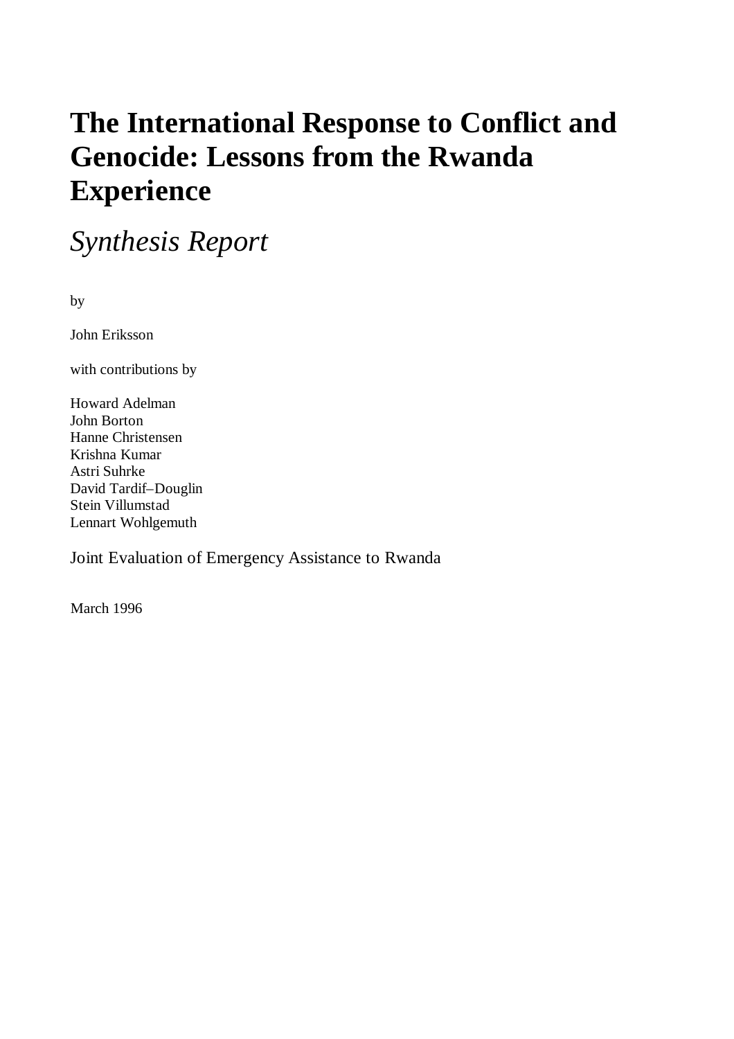# The International Response to Conflict and Genocide: Lessons from the Rwanda Experience

## *Synthesis Report*

by

John Eriksson

with contributions by

Howard Adelman
John Borton
Hanne Christensen
Krishna Kumar
Astri Suhrke
David Tardif–Douglin
Stein Villumstad
Lennart Wohlgemuth

Joint Evaluation of Emergency Assistance to Rwanda

March 1996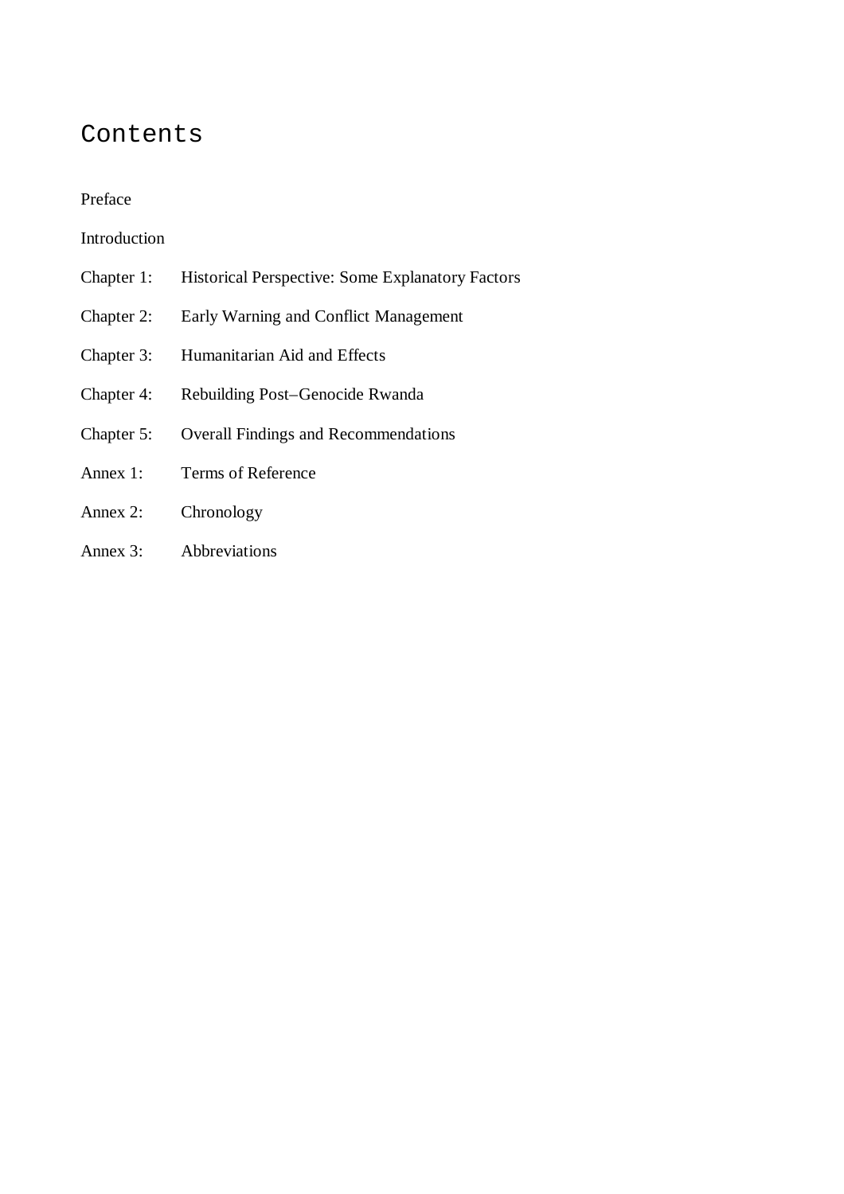# Contents

Preface

Introduction

Chapter 1: Historical Perspective: Some Explanatory Factors

Chapter 2: Early Warning and Conflict Management

Chapter 3: Humanitarian Aid and Effects

Chapter 4: Rebuilding Post–Genocide Rwanda

Chapter 5: Overall Findings and Recommendations

Annex 1: Terms of Reference

Annex 2: Chronology

Annex 3: Abbreviations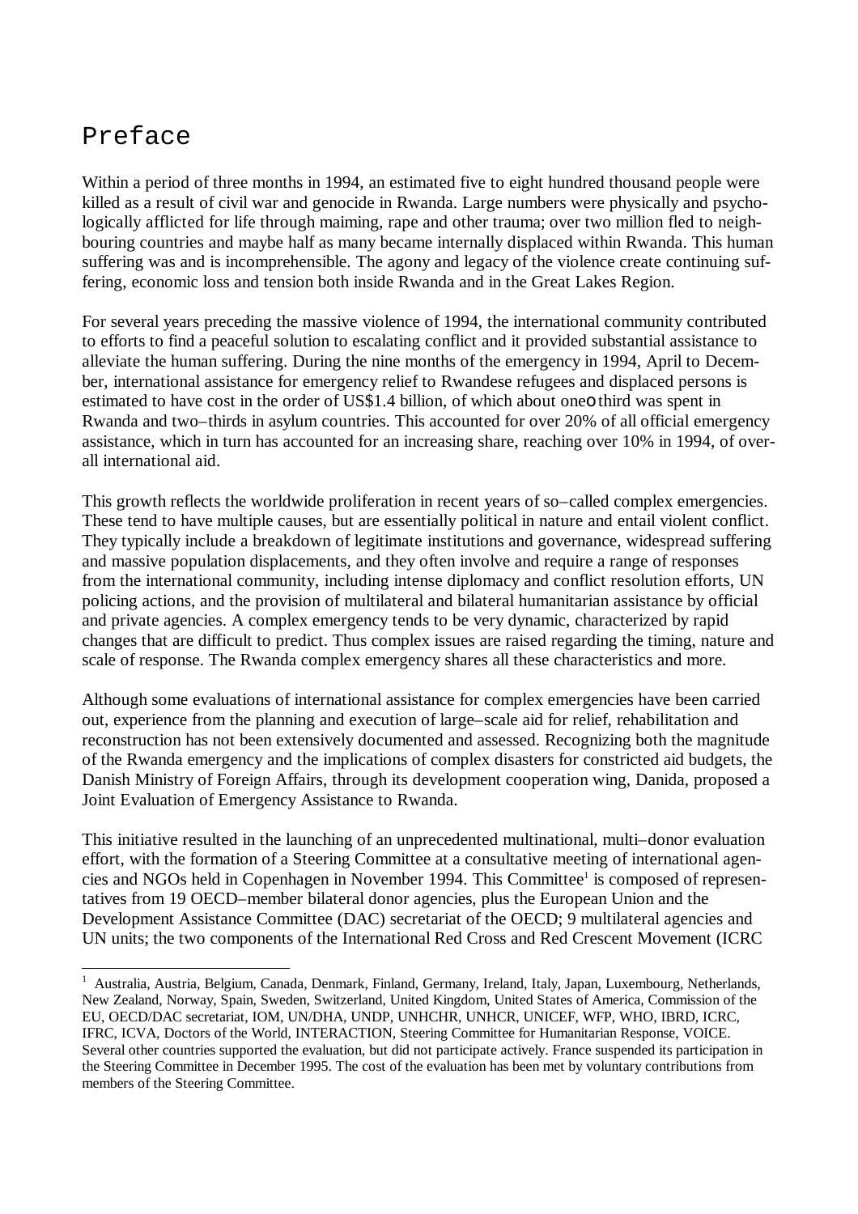# Preface

Within a period of three months in 1994, an estimated five to eight hundred thousand people were killed as a result of civil war and genocide in Rwanda. Large numbers were physically and psychologically afflicted for life through maiming, rape and other trauma; over two million fled to neighbouring countries and maybe half as many became internally displaced within Rwanda. This human suffering was and is incomprehensible. The agony and legacy of the violence create continuing suffering, economic loss and tension both inside Rwanda and in the Great Lakes Region.

For several years preceding the massive violence of 1994, the international community contributed to efforts to find a peaceful solution to escalating conflict and it provided substantial assistance to alleviate the human suffering. During the nine months of the emergency in 1994, April to December, international assistance for emergency relief to Rwandese refugees and displaced persons is estimated to have cost in the order of US$1.4 billion, of which about one–third was spent in Rwanda and two–thirds in asylum countries. This accounted for over 20% of all official emergency assistance, which in turn has accounted for an increasing share, reaching over 10% in 1994, of overall international aid.

This growth reflects the worldwide proliferation in recent years of so–called complex emergencies. These tend to have multiple causes, but are essentially political in nature and entail violent conflict. They typically include a breakdown of legitimate institutions and governance, widespread suffering and massive population displacements, and they often involve and require a range of responses from the international community, including intense diplomacy and conflict resolution efforts, UN policing actions, and the provision of multilateral and bilateral humanitarian assistance by official and private agencies. A complex emergency tends to be very dynamic, characterized by rapid changes that are difficult to predict. Thus complex issues are raised regarding the timing, nature and scale of response. The Rwanda complex emergency shares all these characteristics and more.

Although some evaluations of international assistance for complex emergencies have been carried out, experience from the planning and execution of large–scale aid for relief, rehabilitation and reconstruction has not been extensively documented and assessed. Recognizing both the magnitude of the Rwanda emergency and the implications of complex disasters for constricted aid budgets, the Danish Ministry of Foreign Affairs, through its development cooperation wing, Danida, proposed a Joint Evaluation of Emergency Assistance to Rwanda.

This initiative resulted in the launching of an unprecedented multinational, multi–donor evaluation effort, with the formation of a Steering Committee at a consultative meeting of international agencies and NGOs held in Copenhagen in November 1994. This Committee[1] is composed of representatives from 19 OECD–member bilateral donor agencies, plus the European Union and the Development Assistance Committee (DAC) secretariat of the OECD; 9 multilateral agencies and UN units; the two components of the International Red Cross and Red Crescent Movement (ICRC

[1] Australia, Austria, Belgium, Canada, Denmark, Finland, Germany, Ireland, Italy, Japan, Luxembourg, Netherlands, New Zealand, Norway, Spain, Sweden, Switzerland, United Kingdom, United States of America, Commission of the EU, OECD/DAC secretariat, IOM, UN/DHA, UNDP, UNHCHR, UNHCR, UNICEF, WFP, WHO, IBRD, ICRC, IFRC, ICVA, Doctors of the World, INTERACTION, Steering Committee for Humanitarian Response, VOICE. Several other countries supported the evaluation, but did not participate actively. France suspended its participation in the Steering Committee in December 1995. The cost of the evaluation has been met by voluntary contributions from members of the Steering Committee.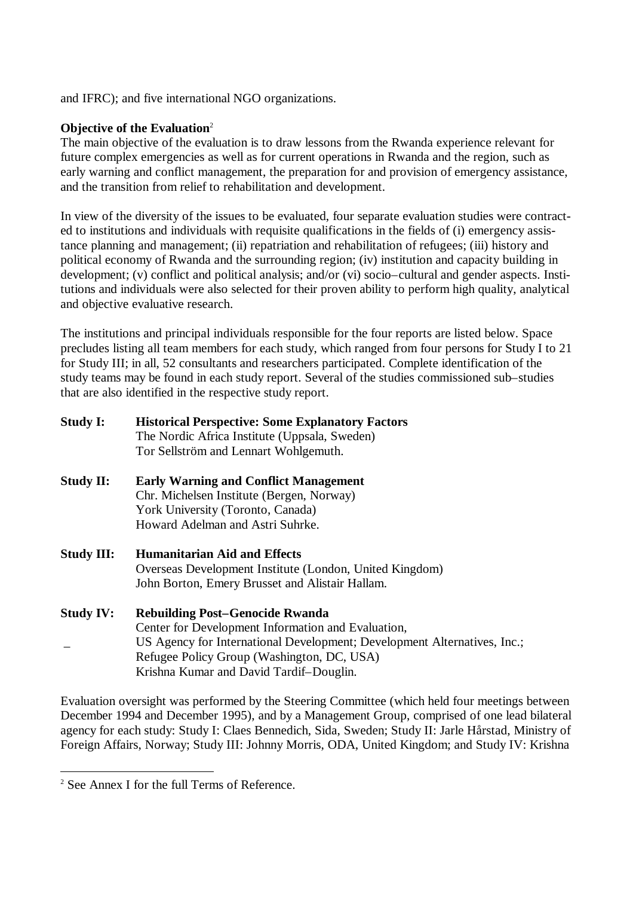and IFRC); and five international NGO organizations.

**Objective of the Evaluation**[2]

The main objective of the evaluation is to draw lessons from the Rwanda experience relevant for future complex emergencies as well as for current operations in Rwanda and the region, such as early warning and conflict management, the preparation for and provision of emergency assistance, and the transition from relief to rehabilitation and development.

In view of the diversity of the issues to be evaluated, four separate evaluation studies were contracted to institutions and individuals with requisite qualifications in the fields of (i) emergency assistance planning and management; (ii) repatriation and rehabilitation of refugees; (iii) history and political economy of Rwanda and the surrounding region; (iv) institution and capacity building in development; (v) conflict and political analysis; and/or (vi) socio–cultural and gender aspects. Institutions and individuals were also selected for their proven ability to perform high quality, analytical and objective evaluative research.

The institutions and principal individuals responsible for the four reports are listed below. Space precludes listing all team members for each study, which ranged from four persons for Study I to 21 for Study III; in all, 52 consultants and researchers participated. Complete identification of the study teams may be found in each study report. Several of the studies commissioned sub–studies that are also identified in the respective study report.

**Study I:** **Historical Perspective: Some Explanatory Factors**
The Nordic Africa Institute (Uppsala, Sweden)
Tor Sellström and Lennart Wohlgemuth.

**Study II:** **Early Warning and Conflict Management**
Chr. Michelsen Institute (Bergen, Norway)
York University (Toronto, Canada)
Howard Adelman and Astri Suhrke.

**Study III:** **Humanitarian Aid and Effects**
Overseas Development Institute (London, United Kingdom)
John Borton, Emery Brusset and Alistair Hallam.

**Study IV:** **Rebuilding Post–Genocide Rwanda**
Center for Development Information and Evaluation,
US Agency for International Development; Development Alternatives, Inc.;
Refugee Policy Group (Washington, DC, USA)
Krishna Kumar and David Tardif–Douglin.

Evaluation oversight was performed by the Steering Committee (which held four meetings between December 1994 and December 1995), and by a Management Group, comprised of one lead bilateral agency for each study: Study I: Claes Bennedich, Sida, Sweden; Study II: Jarle Hårstad, Ministry of Foreign Affairs, Norway; Study III: Johnny Morris, ODA, United Kingdom; and Study IV: Krishna

[2] See Annex I for the full Terms of Reference.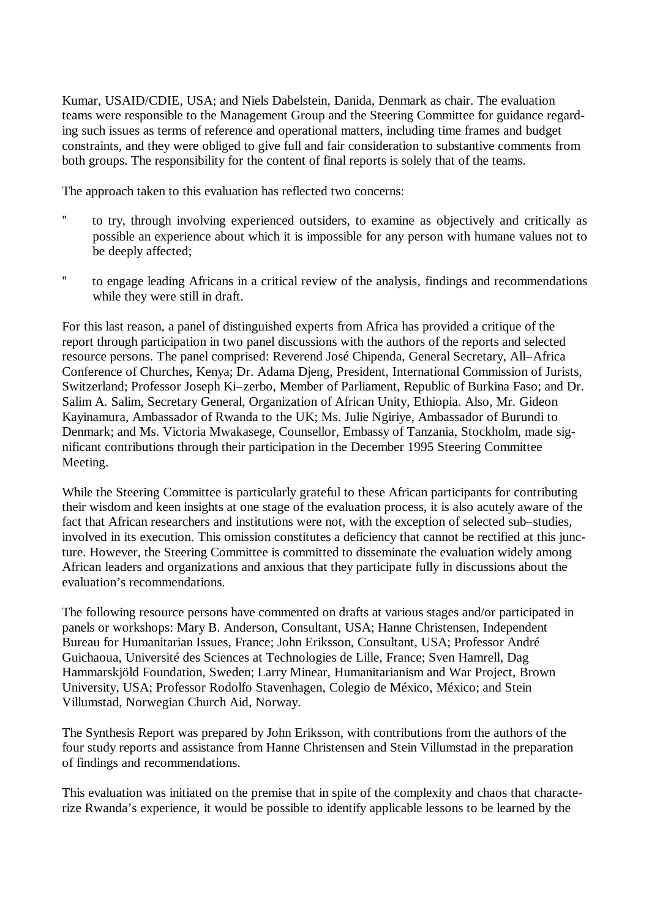Kumar, USAID/CDIE, USA; and Niels Dabelstein, Danida, Denmark as chair. The evaluation teams were responsible to the Management Group and the Steering Committee for guidance regarding such issues as terms of reference and operational matters, including time frames and budget constraints, and they were obliged to give full and fair consideration to substantive comments from both groups. The responsibility for the content of final reports is solely that of the teams.

The approach taken to this evaluation has reflected two concerns:

- to try, through involving experienced outsiders, to examine as objectively and critically as possible an experience about which it is impossible for any person with humane values not to be deeply affected;
- to engage leading Africans in a critical review of the analysis, findings and recommendations while they were still in draft.

For this last reason, a panel of distinguished experts from Africa has provided a critique of the report through participation in two panel discussions with the authors of the reports and selected resource persons. The panel comprised: Reverend José Chipenda, General Secretary, All–Africa Conference of Churches, Kenya; Dr. Adama Djeng, President, International Commission of Jurists, Switzerland; Professor Joseph Ki–zerbo, Member of Parliament, Republic of Burkina Faso; and Dr. Salim A. Salim, Secretary General, Organization of African Unity, Ethiopia. Also, Mr. Gideon Kayinamura, Ambassador of Rwanda to the UK; Ms. Julie Ngiriye, Ambassador of Burundi to Denmark; and Ms. Victoria Mwakasege, Counsellor, Embassy of Tanzania, Stockholm, made significant contributions through their participation in the December 1995 Steering Committee Meeting.

While the Steering Committee is particularly grateful to these African participants for contributing their wisdom and keen insights at one stage of the evaluation process, it is also acutely aware of the fact that African researchers and institutions were not, with the exception of selected sub–studies, involved in its execution. This omission constitutes a deficiency that cannot be rectified at this juncture. However, the Steering Committee is committed to disseminate the evaluation widely among African leaders and organizations and anxious that they participate fully in discussions about the evaluation's recommendations.

The following resource persons have commented on drafts at various stages and/or participated in panels or workshops: Mary B. Anderson, Consultant, USA; Hanne Christensen, Independent Bureau for Humanitarian Issues, France; John Eriksson, Consultant, USA; Professor André Guichaoua, Université des Sciences at Technologies de Lille, France; Sven Hamrell, Dag Hammarskjöld Foundation, Sweden; Larry Minear, Humanitarianism and War Project, Brown University, USA; Professor Rodolfo Stavenhagen, Colegio de México, México; and Stein Villumstad, Norwegian Church Aid, Norway.

The Synthesis Report was prepared by John Eriksson, with contributions from the authors of the four study reports and assistance from Hanne Christensen and Stein Villumstad in the preparation of findings and recommendations.

This evaluation was initiated on the premise that in spite of the complexity and chaos that characterize Rwanda's experience, it would be possible to identify applicable lessons to be learned by the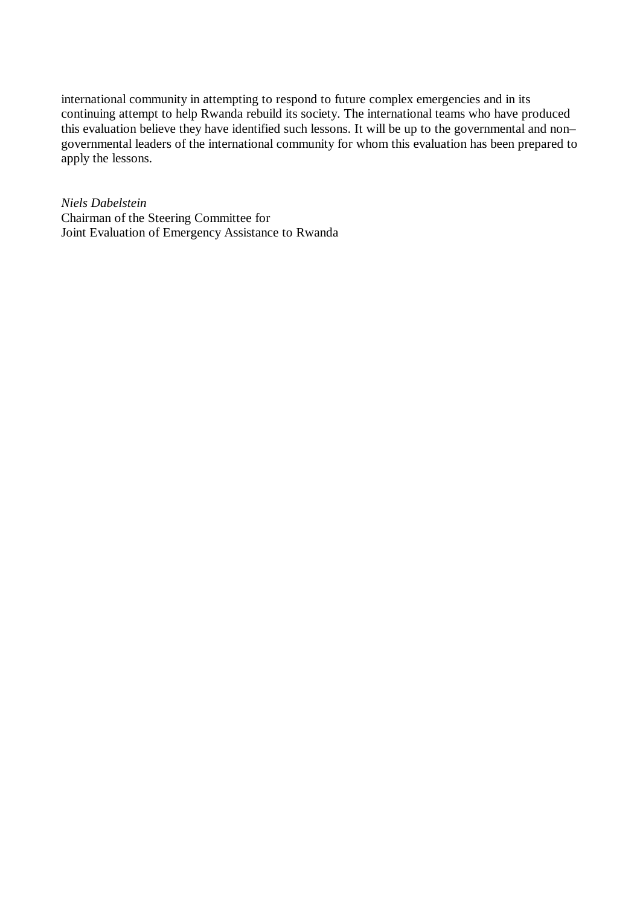international community in attempting to respond to future complex emergencies and in its continuing attempt to help Rwanda rebuild its society. The international teams who have produced this evaluation believe they have identified such lessons. It will be up to the governmental and non–governmental leaders of the international community for whom this evaluation has been prepared to apply the lessons.

*Niels Dabelstein*
Chairman of the Steering Committee for
Joint Evaluation of Emergency Assistance to Rwanda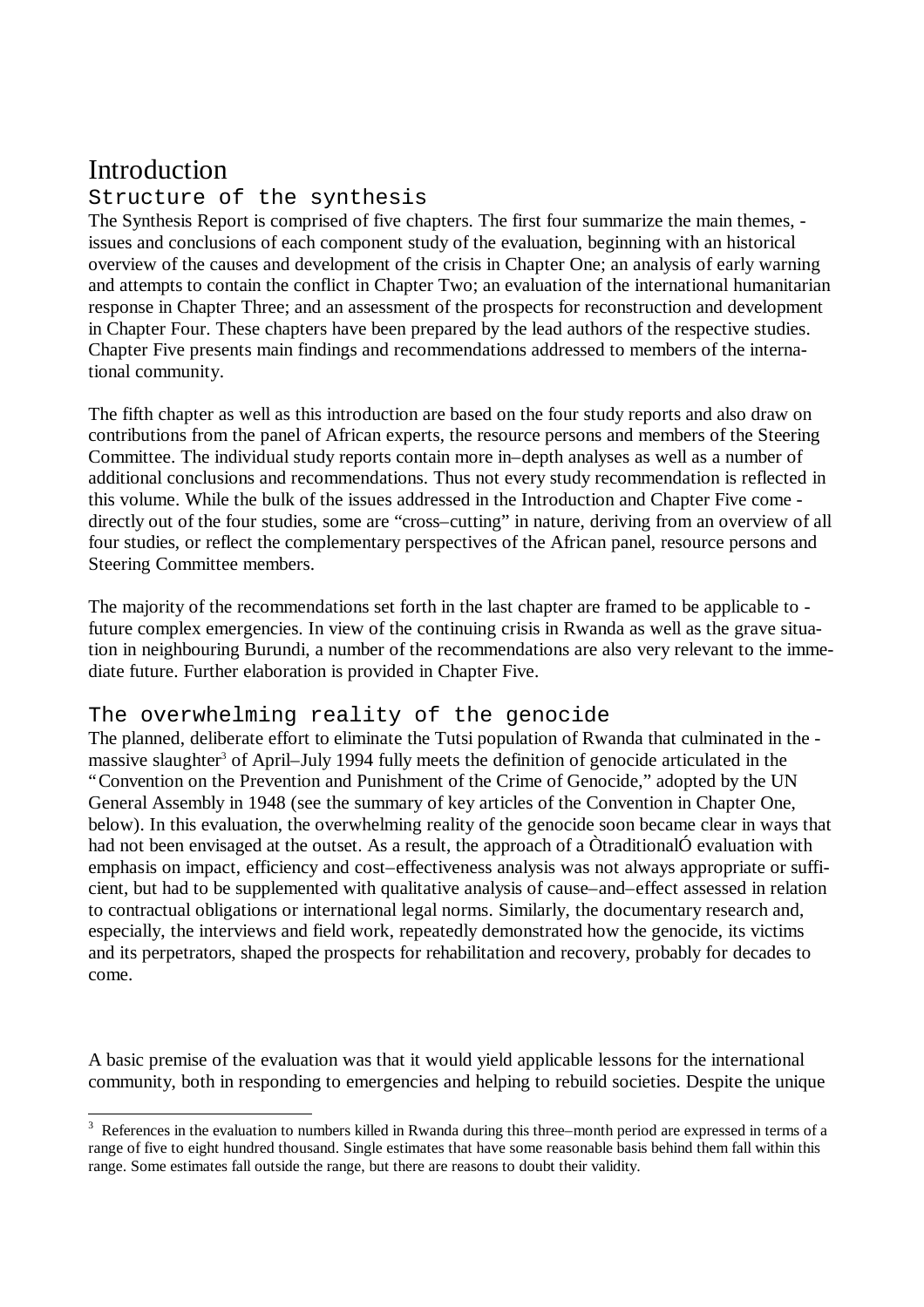# Introduction

## Structure of the synthesis

The Synthesis Report is comprised of five chapters. The first four summarize the main themes, issues and conclusions of each component study of the evaluation, beginning with an historical overview of the causes and development of the crisis in Chapter One; an analysis of early warning and attempts to contain the conflict in Chapter Two; an evaluation of the international humanitarian response in Chapter Three; and an assessment of the prospects for reconstruction and development in Chapter Four. These chapters have been prepared by the lead authors of the respective studies. Chapter Five presents main findings and recommendations addressed to members of the international community.

The fifth chapter as well as this introduction are based on the four study reports and also draw on contributions from the panel of African experts, the resource persons and members of the Steering Committee. The individual study reports contain more in–depth analyses as well as a number of additional conclusions and recommendations. Thus not every study recommendation is reflected in this volume. While the bulk of the issues addressed in the Introduction and Chapter Five come directly out of the four studies, some are "cross–cutting" in nature, deriving from an overview of all four studies, or reflect the complementary perspectives of the African panel, resource persons and Steering Committee members.

The majority of the recommendations set forth in the last chapter are framed to be applicable to future complex emergencies. In view of the continuing crisis in Rwanda as well as the grave situation in neighbouring Burundi, a number of the recommendations are also very relevant to the immediate future. Further elaboration is provided in Chapter Five.

## The overwhelming reality of the genocide

The planned, deliberate effort to eliminate the Tutsi population of Rwanda that culminated in the massive slaughter[3] of April–July 1994 fully meets the definition of genocide articulated in the "Convention on the Prevention and Punishment of the Crime of Genocide," adopted by the UN General Assembly in 1948 (see the summary of key articles of the Convention in Chapter One, below). In this evaluation, the overwhelming reality of the genocide soon became clear in ways that had not been envisaged at the outset. As a result, the approach of a ÒtraditionalÓ evaluation with emphasis on impact, efficiency and cost–effectiveness analysis was not always appropriate or sufficient, but had to be supplemented with qualitative analysis of cause–and–effect assessed in relation to contractual obligations or international legal norms. Similarly, the documentary research and, especially, the interviews and field work, repeatedly demonstrated how the genocide, its victims and its perpetrators, shaped the prospects for rehabilitation and recovery, probably for decades to come.

A basic premise of the evaluation was that it would yield applicable lessons for the international community, both in responding to emergencies and helping to rebuild societies. Despite the unique

[3] References in the evaluation to numbers killed in Rwanda during this three–month period are expressed in terms of a range of five to eight hundred thousand. Single estimates that have some reasonable basis behind them fall within this range. Some estimates fall outside the range, but there are reasons to doubt their validity.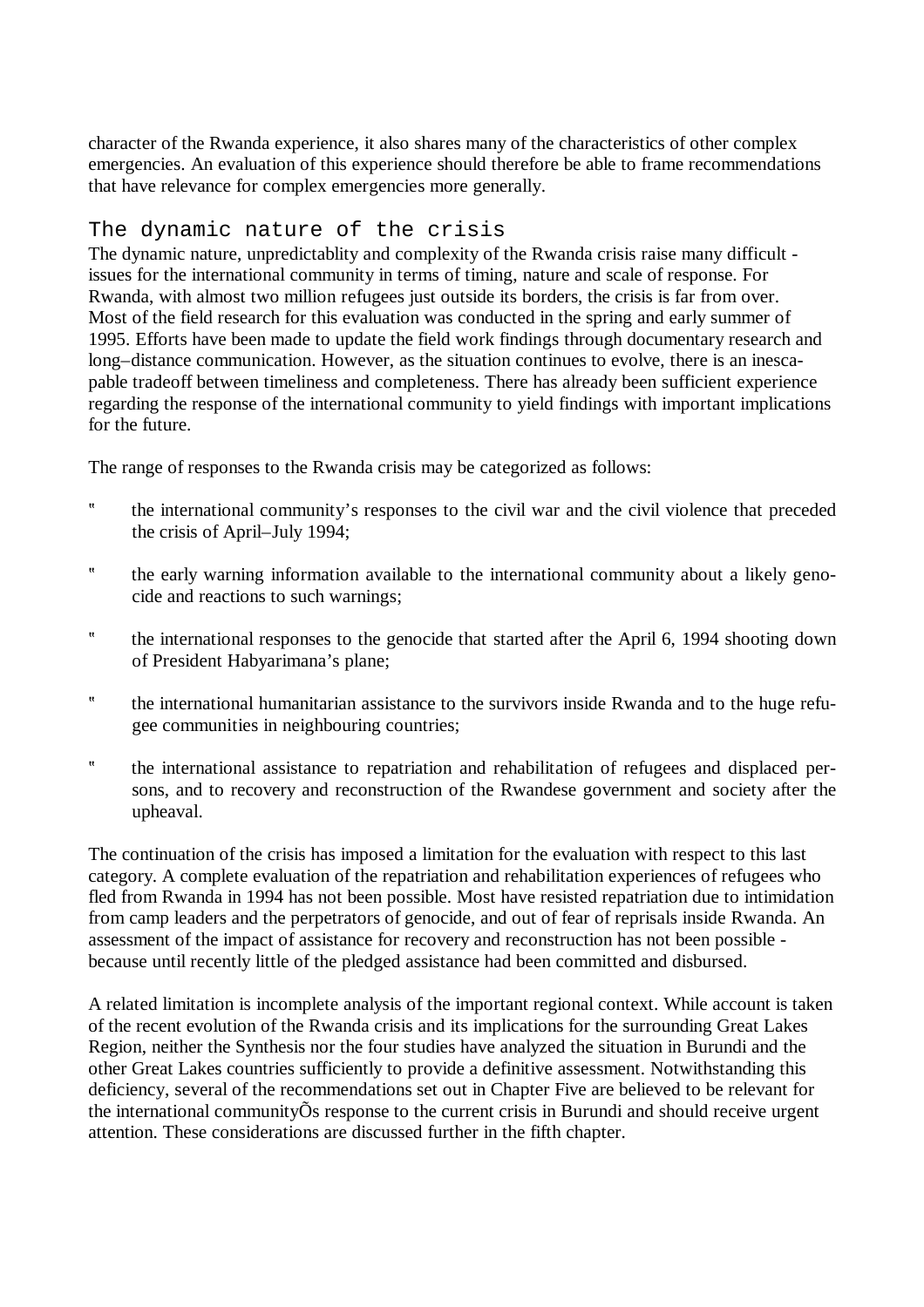character of the Rwanda experience, it also shares many of the characteristics of other complex emergencies. An evaluation of this experience should therefore be able to frame recommendations that have relevance for complex emergencies more generally.

## The dynamic nature of the crisis

The dynamic nature, unpredictablity and complexity of the Rwanda crisis raise many difficult - issues for the international community in terms of timing, nature and scale of response. For Rwanda, with almost two million refugees just outside its borders, the crisis is far from over. Most of the field research for this evaluation was conducted in the spring and early summer of 1995. Efforts have been made to update the field work findings through documentary research and long–distance communication. However, as the situation continues to evolve, there is an inescapable tradeoff between timeliness and completeness. There has already been sufficient experience regarding the response of the international community to yield findings with important implications for the future.

The range of responses to the Rwanda crisis may be categorized as follows:

- the international communityÕs responses to the civil war and the civil violence that preceded the crisis of April–July 1994;
- the early warning information available to the international community about a likely genocide and reactions to such warnings;
- the international responses to the genocide that started after the April 6, 1994 shooting down of President Habyarimana's plane;
- the international humanitarian assistance to the survivors inside Rwanda and to the huge refugee communities in neighbouring countries;
- the international assistance to repatriation and rehabilitation of refugees and displaced persons, and to recovery and reconstruction of the Rwandese government and society after the upheaval.

The continuation of the crisis has imposed a limitation for the evaluation with respect to this last category. A complete evaluation of the repatriation and rehabilitation experiences of refugees who fled from Rwanda in 1994 has not been possible. Most have resisted repatriation due to intimidation from camp leaders and the perpetrators of genocide, and out of fear of reprisals inside Rwanda. An assessment of the impact of assistance for recovery and reconstruction has not been possible - because until recently little of the pledged assistance had been committed and disbursed.

A related limitation is incomplete analysis of the important regional context. While account is taken of the recent evolution of the Rwanda crisis and its implications for the surrounding Great Lakes Region, neither the Synthesis nor the four studies have analyzed the situation in Burundi and the other Great Lakes countries sufficiently to provide a definitive assessment. Notwithstanding this deficiency, several of the recommendations set out in Chapter Five are believed to be relevant for the international communityÕs response to the current crisis in Burundi and should receive urgent attention. These considerations are discussed further in the fifth chapter.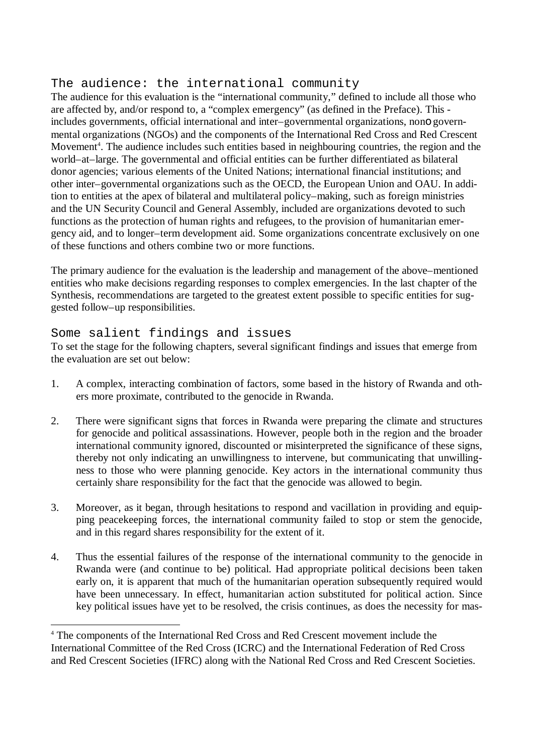## The audience: the international community

The audience for this evaluation is the "international community," defined to include all those who are affected by, and/or respond to, a "complex emergency" (as defined in the Preface). This - includes governments, official international and inter–governmental organizations, nonogovernmental organizations (NGOs) and the components of the International Red Cross and Red Crescent Movement[4]. The audience includes such entities based in neighbouring countries, the region and the world–at–large. The governmental and official entities can be further differentiated as bilateral donor agencies; various elements of the United Nations; international financial institutions; and other inter–governmental organizations such as the OECD, the European Union and OAU. In addition to entities at the apex of bilateral and multilateral policy–making, such as foreign ministries and the UN Security Council and General Assembly, included are organizations devoted to such functions as the protection of human rights and refugees, to the provision of humanitarian emergency aid, and to longer–term development aid. Some organizations concentrate exclusively on one of these functions and others combine two or more functions.

The primary audience for the evaluation is the leadership and management of the above–mentioned entities who make decisions regarding responses to complex emergencies. In the last chapter of the Synthesis, recommendations are targeted to the greatest extent possible to specific entities for suggested follow–up responsibilities.

## Some salient findings and issues

To set the stage for the following chapters, several significant findings and issues that emerge from the evaluation are set out below:

1. A complex, interacting combination of factors, some based in the history of Rwanda and others more proximate, contributed to the genocide in Rwanda.

2. There were significant signs that forces in Rwanda were preparing the climate and structures for genocide and political assassinations. However, people both in the region and the broader international community ignored, discounted or misinterpreted the significance of these signs, thereby not only indicating an unwillingness to intervene, but communicating that unwillingness to those who were planning genocide. Key actors in the international community thus certainly share responsibility for the fact that the genocide was allowed to begin.

3. Moreover, as it began, through hesitations to respond and vacillation in providing and equipping peacekeeping forces, the international community failed to stop or stem the genocide, and in this regard shares responsibility for the extent of it.

4. Thus the essential failures of the response of the international community to the genocide in Rwanda were (and continue to be) political. Had appropriate political decisions been taken early on, it is apparent that much of the humanitarian operation subsequently required would have been unnecessary. In effect, humanitarian action substituted for political action. Since key political issues have yet to be resolved, the crisis continues, as does the necessity for mas-

[4] The components of the International Red Cross and Red Crescent movement include the International Committee of the Red Cross (ICRC) and the International Federation of Red Cross and Red Crescent Societies (IFRC) along with the National Red Cross and Red Crescent Societies.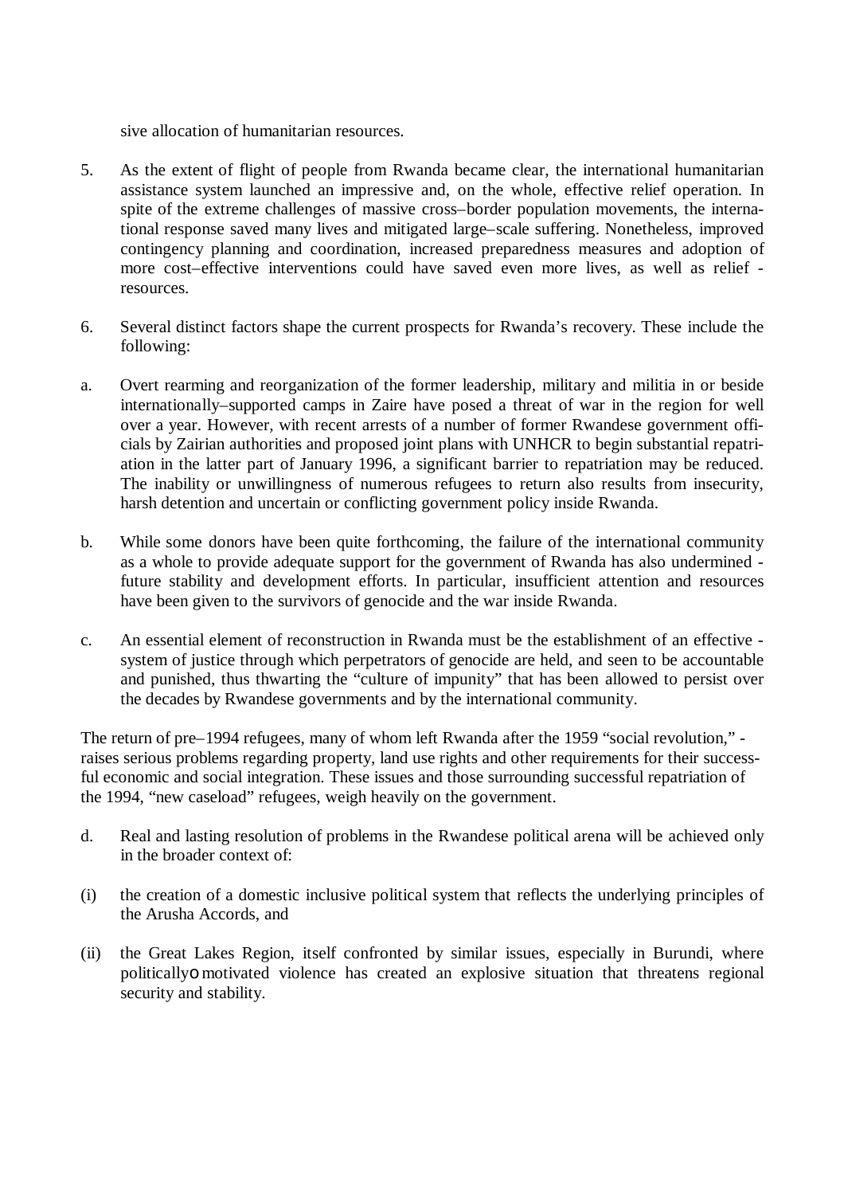sive allocation of humanitarian resources.

5. As the extent of flight of people from Rwanda became clear, the international humanitarian assistance system launched an impressive and, on the whole, effective relief operation. In spite of the extreme challenges of massive cross–border population movements, the international response saved many lives and mitigated large–scale suffering. Nonetheless, improved contingency planning and coordination, increased preparedness measures and adoption of more cost–effective interventions could have saved even more lives, as well as relief - resources.

6. Several distinct factors shape the current prospects for Rwanda's recovery. These include the following:

a. Overt rearming and reorganization of the former leadership, military and militia in or beside internationally–supported camps in Zaire have posed a threat of war in the region for well over a year. However, with recent arrests of a number of former Rwandese government officials by Zairian authorities and proposed joint plans with UNHCR to begin substantial repatriation in the latter part of January 1996, a significant barrier to repatriation may be reduced. The inability or unwillingness of numerous refugees to return also results from insecurity, harsh detention and uncertain or conflicting government policy inside Rwanda.

b. While some donors have been quite forthcoming, the failure of the international community as a whole to provide adequate support for the government of Rwanda has also undermined - future stability and development efforts. In particular, insufficient attention and resources have been given to the survivors of genocide and the war inside Rwanda.

c. An essential element of reconstruction in Rwanda must be the establishment of an effective - system of justice through which perpetrators of genocide are held, and seen to be accountable and punished, thus thwarting the "culture of impunity" that has been allowed to persist over the decades by Rwandese governments and by the international community.

The return of pre–1994 refugees, many of whom left Rwanda after the 1959 "social revolution," - raises serious problems regarding property, land use rights and other requirements for their successful economic and social integration. These issues and those surrounding successful repatriation of the 1994, "new caseload" refugees, weigh heavily on the government.

d. Real and lasting resolution of problems in the Rwandese political arena will be achieved only in the broader context of:

(i) the creation of a domestic inclusive political system that reflects the underlying principles of the Arusha Accords, and

(ii) the Great Lakes Region, itself confronted by similar issues, especially in Burundi, where politicallyo motivated violence has created an explosive situation that threatens regional security and stability.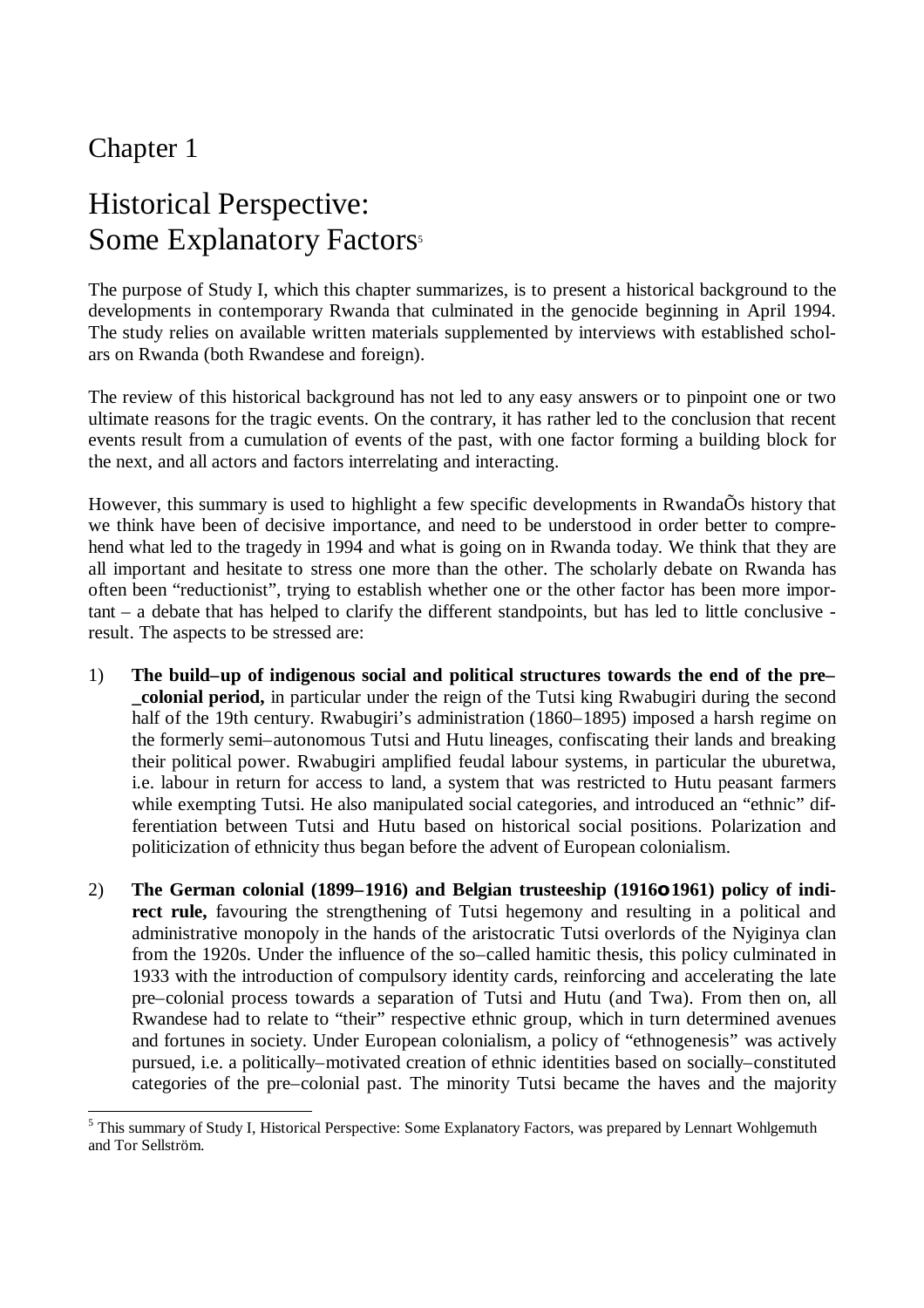# Chapter 1

# Historical Perspective: Some Explanatory Factors[5]

The purpose of Study I, which this chapter summarizes, is to present a historical background to the developments in contemporary Rwanda that culminated in the genocide beginning in April 1994. The study relies on available written materials supplemented by interviews with established scholars on Rwanda (both Rwandese and foreign).

The review of this historical background has not led to any easy answers or to pinpoint one or two ultimate reasons for the tragic events. On the contrary, it has rather led to the conclusion that recent events result from a cumulation of events of the past, with one factor forming a building block for the next, and all actors and factors interrelating and interacting.

However, this summary is used to highlight a few specific developments in RwandaÕs history that we think have been of decisive importance, and need to be understood in order better to comprehend what led to the tragedy in 1994 and what is going on in Rwanda today. We think that they are all important and hesitate to stress one more than the other. The scholarly debate on Rwanda has often been "reductionist", trying to establish whether one or the other factor has been more important – a debate that has helped to clarify the different standpoints, but has led to little conclusive -result. The aspects to be stressed are:

1) **The build–up of indigenous social and political structures towards the end of the pre–_colonial period,** in particular under the reign of the Tutsi king Rwabugiri during the second half of the 19th century. Rwabugiri's administration (1860–1895) imposed a harsh regime on the formerly semi–autonomous Tutsi and Hutu lineages, confiscating their lands and breaking their political power. Rwabugiri amplified feudal labour systems, in particular the uburetwa, i.e. labour in return for access to land, a system that was restricted to Hutu peasant farmers while exempting Tutsi. He also manipulated social categories, and introduced an "ethnic" differentiation between Tutsi and Hutu based on historical social positions. Polarization and politicization of ethnicity thus began before the advent of European colonialism.

2) **The German colonial (1899–1916) and Belgian trusteeship (1916o1961) policy of indirect rule,** favouring the strengthening of Tutsi hegemony and resulting in a political and administrative monopoly in the hands of the aristocratic Tutsi overlords of the Nyiginya clan from the 1920s. Under the influence of the so–called hamitic thesis, this policy culminated in 1933 with the introduction of compulsory identity cards, reinforcing and accelerating the late pre–colonial process towards a separation of Tutsi and Hutu (and Twa). From then on, all Rwandese had to relate to "their" respective ethnic group, which in turn determined avenues and fortunes in society. Under European colonialism, a policy of "ethnogenesis" was actively pursued, i.e. a politically–motivated creation of ethnic identities based on socially–constituted categories of the pre–colonial past. The minority Tutsi became the haves and the majority

[5] This summary of Study I, Historical Perspective: Some Explanatory Factors, was prepared by Lennart Wohlgemuth and Tor Sellström.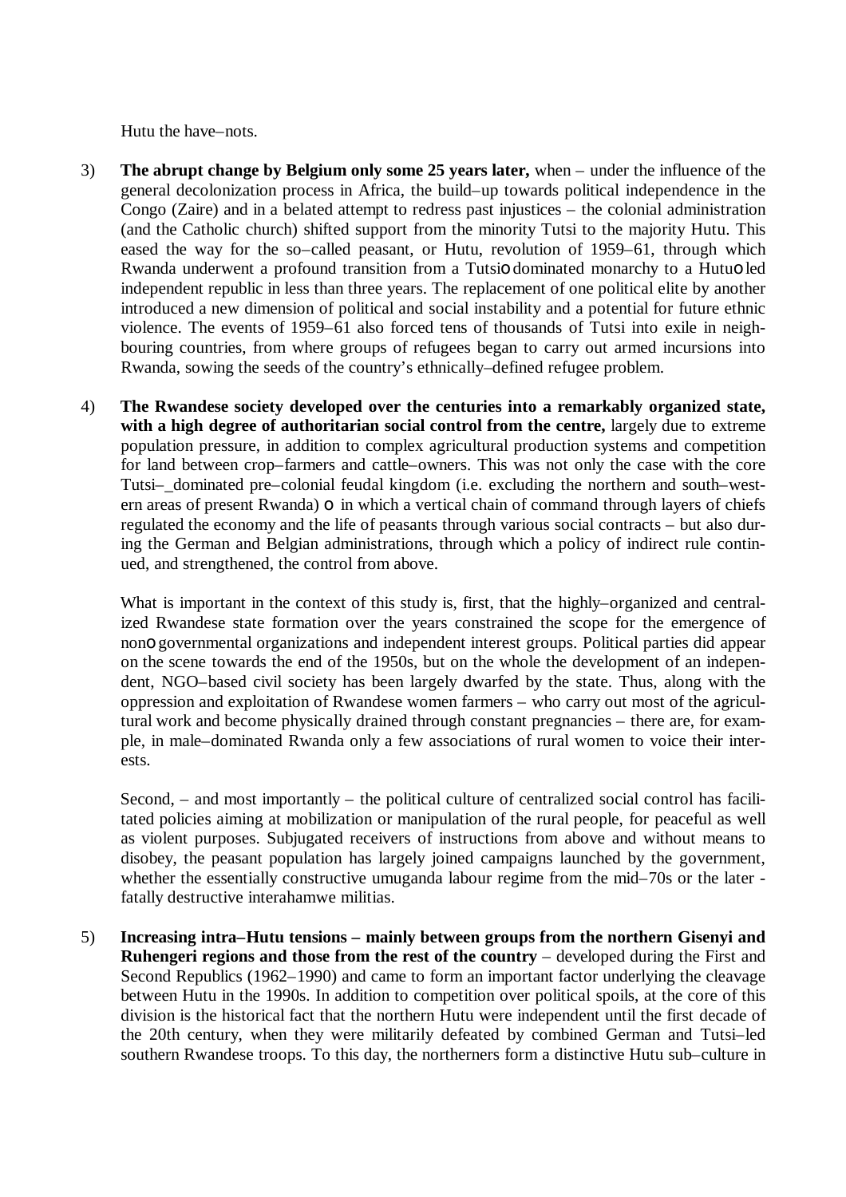Hutu the have–nots.

3) **The abrupt change by Belgium only some 25 years later,** when – under the influence of the general decolonization process in Africa, the build–up towards political independence in the Congo (Zaire) and in a belated attempt to redress past injustices – the colonial administration (and the Catholic church) shifted support from the minority Tutsi to the majority Hutu. This eased the way for the so–called peasant, or Hutu, revolution of 1959–61, through which Rwanda underwent a profound transition from a Tutsi–dominated monarchy to a Hutu–led independent republic in less than three years. The replacement of one political elite by another introduced a new dimension of political and social instability and a potential for future ethnic violence. The events of 1959–61 also forced tens of thousands of Tutsi into exile in neighbouring countries, from where groups of refugees began to carry out armed incursions into Rwanda, sowing the seeds of the country's ethnically–defined refugee problem.

4) **The Rwandese society developed over the centuries into a remarkably organized state, with a high degree of authoritarian social control from the centre,** largely due to extreme population pressure, in addition to complex agricultural production systems and competition for land between crop–farmers and cattle–owners. This was not only the case with the core Tutsi–_dominated pre–colonial feudal kingdom (i.e. excluding the northern and south–western areas of present Rwanda) – in which a vertical chain of command through layers of chiefs regulated the economy and the life of peasants through various social contracts – but also during the German and Belgian administrations, through which a policy of indirect rule continued, and strengthened, the control from above.

   What is important in the context of this study is, first, that the highly–organized and centralized Rwandese state formation over the years constrained the scope for the emergence of non–governmental organizations and independent interest groups. Political parties did appear on the scene towards the end of the 1950s, but on the whole the development of an independent, NGO–based civil society has been largely dwarfed by the state. Thus, along with the oppression and exploitation of Rwandese women farmers – who carry out most of the agricultural work and become physically drained through constant pregnancies – there are, for example, in male–dominated Rwanda only a few associations of rural women to voice their interests.

   Second, – and most importantly – the political culture of centralized social control has facilitated policies aiming at mobilization or manipulation of the rural people, for peaceful as well as violent purposes. Subjugated receivers of instructions from above and without means to disobey, the peasant population has largely joined campaigns launched by the government, whether the essentially constructive umuganda labour regime from the mid–70s or the later - fatally destructive interahamwe militias.

5) **Increasing intra–Hutu tensions – mainly between groups from the northern Gisenyi and Ruhengeri regions and those from the rest of the country** – developed during the First and Second Republics (1962–1990) and came to form an important factor underlying the cleavage between Hutu in the 1990s. In addition to competition over political spoils, at the core of this division is the historical fact that the northern Hutu were independent until the first decade of the 20th century, when they were militarily defeated by combined German and Tutsi–led southern Rwandese troops. To this day, the northerners form a distinctive Hutu sub–culture in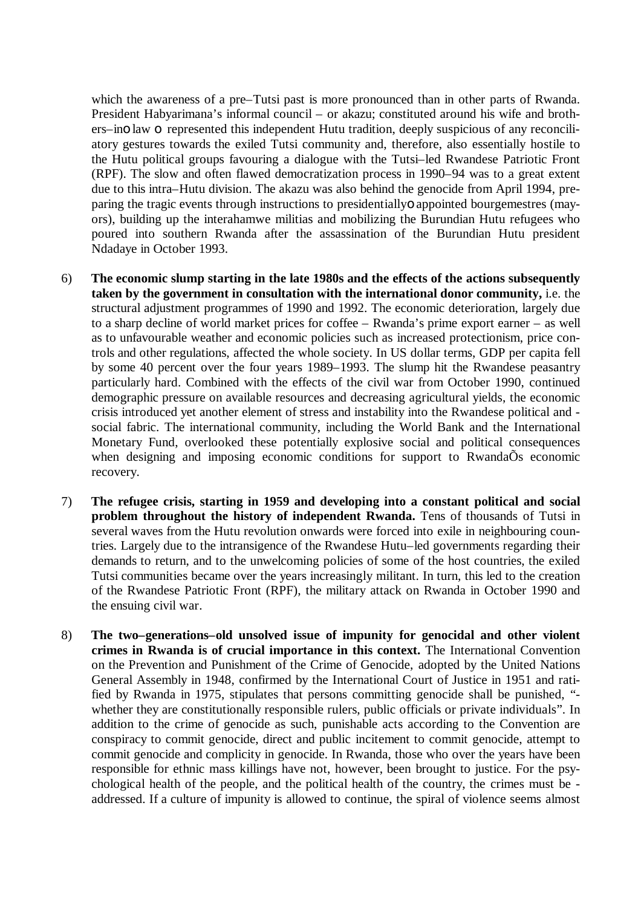which the awareness of a pre–Tutsi past is more pronounced than in other parts of Rwanda. President Habyarimana's informal council – or akazu; constituted around his wife and brothers–inO law O represented this independent Hutu tradition, deeply suspicious of any reconciliatory gestures towards the exiled Tutsi community and, therefore, also essentially hostile to the Hutu political groups favouring a dialogue with the Tutsi–led Rwandese Patriotic Front (RPF). The slow and often flawed democratization process in 1990–94 was to a great extent due to this intra–Hutu division. The akazu was also behind the genocide from April 1994, preparing the tragic events through instructions to presidentiallyO appointed bourgemestres (mayors), building up the interahamwe militias and mobilizing the Burundian Hutu refugees who poured into southern Rwanda after the assassination of the Burundian Hutu president Ndadaye in October 1993.

6) **The economic slump starting in the late 1980s and the effects of the actions subsequently taken by the government in consultation with the international donor community,** i.e. the structural adjustment programmes of 1990 and 1992. The economic deterioration, largely due to a sharp decline of world market prices for coffee – Rwanda's prime export earner – as well as to unfavourable weather and economic policies such as increased protectionism, price controls and other regulations, affected the whole society. In US dollar terms, GDP per capita fell by some 40 percent over the four years 1989–1993. The slump hit the Rwandese peasantry particularly hard. Combined with the effects of the civil war from October 1990, continued demographic pressure on available resources and decreasing agricultural yields, the economic crisis introduced yet another element of stress and instability into the Rwandese political and -social fabric. The international community, including the World Bank and the International Monetary Fund, overlooked these potentially explosive social and political consequences when designing and imposing economic conditions for support to RwandaÕs economic recovery.

7) **The refugee crisis, starting in 1959 and developing into a constant political and social problem throughout the history of independent Rwanda.** Tens of thousands of Tutsi in several waves from the Hutu revolution onwards were forced into exile in neighbouring countries. Largely due to the intransigence of the Rwandese Hutu–led governments regarding their demands to return, and to the unwelcoming policies of some of the host countries, the exiled Tutsi communities became over the years increasingly militant. In turn, this led to the creation of the Rwandese Patriotic Front (RPF), the military attack on Rwanda in October 1990 and the ensuing civil war.

8) **The two–generations–old unsolved issue of impunity for genocidal and other violent crimes in Rwanda is of crucial importance in this context.** The International Convention on the Prevention and Punishment of the Crime of Genocide, adopted by the United Nations General Assembly in 1948, confirmed by the International Court of Justice in 1951 and ratified by Rwanda in 1975, stipulates that persons committing genocide shall be punished, "-whether they are constitutionally responsible rulers, public officials or private individuals". In addition to the crime of genocide as such, punishable acts according to the Convention are conspiracy to commit genocide, direct and public incitement to commit genocide, attempt to commit genocide and complicity in genocide. In Rwanda, those who over the years have been responsible for ethnic mass killings have not, however, been brought to justice. For the psychological health of the people, and the political health of the country, the crimes must be -addressed. If a culture of impunity is allowed to continue, the spiral of violence seems almost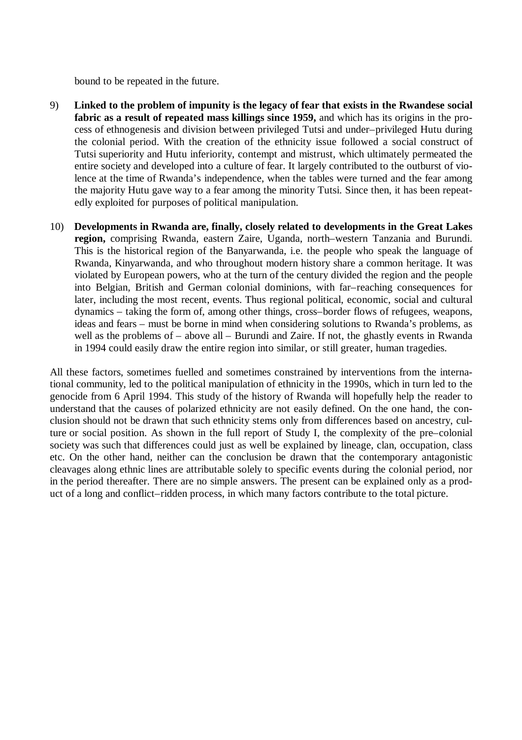bound to be repeated in the future.

9) **Linked to the problem of impunity is the legacy of fear that exists in the Rwandese social fabric as a result of repeated mass killings since 1959,** and which has its origins in the process of ethnogenesis and division between privileged Tutsi and under–privileged Hutu during the colonial period. With the creation of the ethnicity issue followed a social construct of Tutsi superiority and Hutu inferiority, contempt and mistrust, which ultimately permeated the entire society and developed into a culture of fear. It largely contributed to the outburst of violence at the time of Rwanda's independence, when the tables were turned and the fear among the majority Hutu gave way to a fear among the minority Tutsi. Since then, it has been repeatedly exploited for purposes of political manipulation.

10) **Developments in Rwanda are, finally, closely related to developments in the Great Lakes region,** comprising Rwanda, eastern Zaire, Uganda, north–western Tanzania and Burundi. This is the historical region of the Banyarwanda, i.e. the people who speak the language of Rwanda, Kinyarwanda, and who throughout modern history share a common heritage. It was violated by European powers, who at the turn of the century divided the region and the people into Belgian, British and German colonial dominions, with far–reaching consequences for later, including the most recent, events. Thus regional political, economic, social and cultural dynamics – taking the form of, among other things, cross–border flows of refugees, weapons, ideas and fears – must be borne in mind when considering solutions to Rwanda's problems, as well as the problems of – above all – Burundi and Zaire. If not, the ghastly events in Rwanda in 1994 could easily draw the entire region into similar, or still greater, human tragedies.

All these factors, sometimes fuelled and sometimes constrained by interventions from the international community, led to the political manipulation of ethnicity in the 1990s, which in turn led to the genocide from 6 April 1994. This study of the history of Rwanda will hopefully help the reader to understand that the causes of polarized ethnicity are not easily defined. On the one hand, the conclusion should not be drawn that such ethnicity stems only from differences based on ancestry, culture or social position. As shown in the full report of Study I, the complexity of the pre–colonial society was such that differences could just as well be explained by lineage, clan, occupation, class etc. On the other hand, neither can the conclusion be drawn that the contemporary antagonistic cleavages along ethnic lines are attributable solely to specific events during the colonial period, nor in the period thereafter. There are no simple answers. The present can be explained only as a product of a long and conflict–ridden process, in which many factors contribute to the total picture.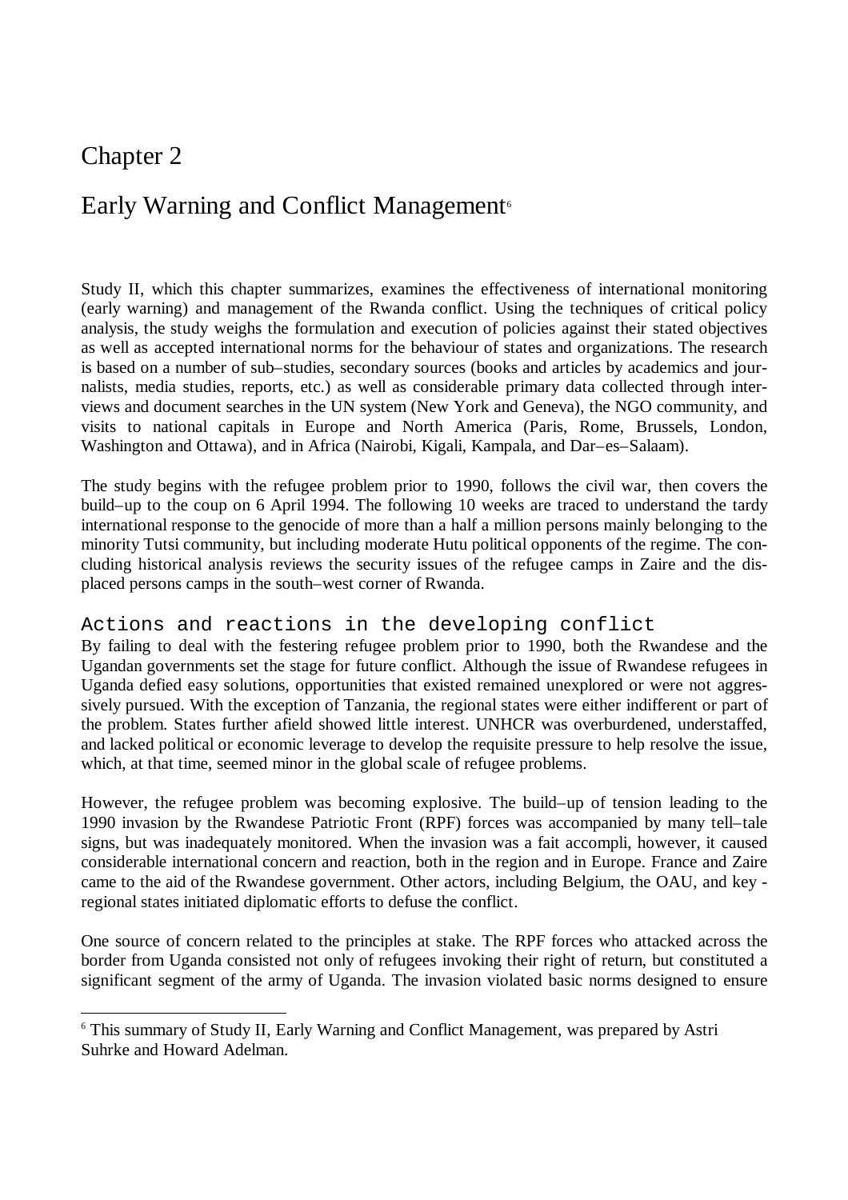# Chapter 2

# Early Warning and Conflict Management[6]

Study II, which this chapter summarizes, examines the effectiveness of international monitoring (early warning) and management of the Rwanda conflict. Using the techniques of critical policy analysis, the study weighs the formulation and execution of policies against their stated objectives as well as accepted international norms for the behaviour of states and organizations. The research is based on a number of sub–studies, secondary sources (books and articles by academics and journalists, media studies, reports, etc.) as well as considerable primary data collected through interviews and document searches in the UN system (New York and Geneva), the NGO community, and visits to national capitals in Europe and North America (Paris, Rome, Brussels, London, Washington and Ottawa), and in Africa (Nairobi, Kigali, Kampala, and Dar–es–Salaam).

The study begins with the refugee problem prior to 1990, follows the civil war, then covers the build–up to the coup on 6 April 1994. The following 10 weeks are traced to understand the tardy international response to the genocide of more than a half a million persons mainly belonging to the minority Tutsi community, but including moderate Hutu political opponents of the regime. The concluding historical analysis reviews the security issues of the refugee camps in Zaire and the displaced persons camps in the south–west corner of Rwanda.

## Actions and reactions in the developing conflict

By failing to deal with the festering refugee problem prior to 1990, both the Rwandese and the Ugandan governments set the stage for future conflict. Although the issue of Rwandese refugees in Uganda defied easy solutions, opportunities that existed remained unexplored or were not aggressively pursued. With the exception of Tanzania, the regional states were either indifferent or part of the problem. States further afield showed little interest. UNHCR was overburdened, understaffed, and lacked political or economic leverage to develop the requisite pressure to help resolve the issue, which, at that time, seemed minor in the global scale of refugee problems.

However, the refugee problem was becoming explosive. The build–up of tension leading to the 1990 invasion by the Rwandese Patriotic Front (RPF) forces was accompanied by many tell–tale signs, but was inadequately monitored. When the invasion was a fait accompli, however, it caused considerable international concern and reaction, both in the region and in Europe. France and Zaire came to the aid of the Rwandese government. Other actors, including Belgium, the OAU, and key - regional states initiated diplomatic efforts to defuse the conflict.

One source of concern related to the principles at stake. The RPF forces who attacked across the border from Uganda consisted not only of refugees invoking their right of return, but constituted a significant segment of the army of Uganda. The invasion violated basic norms designed to ensure

[6] This summary of Study II, Early Warning and Conflict Management, was prepared by Astri Suhrke and Howard Adelman.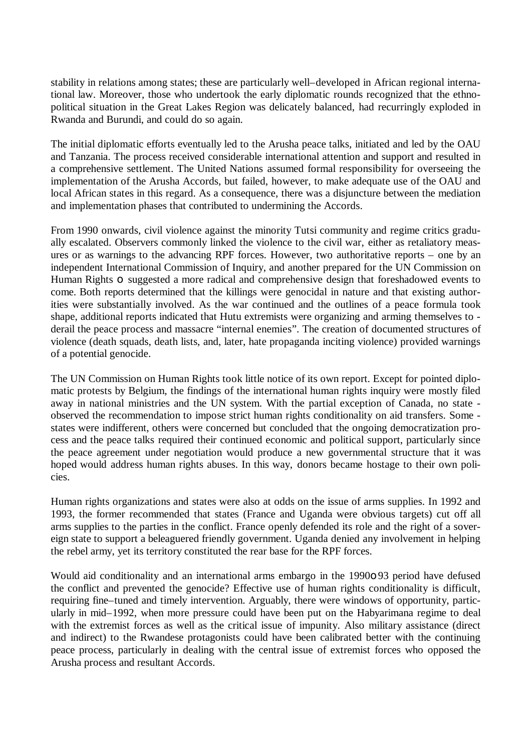stability in relations among states; these are particularly well–developed in African regional international law. Moreover, those who undertook the early diplomatic rounds recognized that the ethno-political situation in the Great Lakes Region was delicately balanced, had recurringly exploded in Rwanda and Burundi, and could do so again.

The initial diplomatic efforts eventually led to the Arusha peace talks, initiated and led by the OAU and Tanzania. The process received considerable international attention and support and resulted in a comprehensive settlement. The United Nations assumed formal responsibility for overseeing the implementation of the Arusha Accords, but failed, however, to make adequate use of the OAU and local African states in this regard. As a consequence, there was a disjuncture between the mediation and implementation phases that contributed to undermining the Accords.

From 1990 onwards, civil violence against the minority Tutsi community and regime critics gradually escalated. Observers commonly linked the violence to the civil war, either as retaliatory measures or as warnings to the advancing RPF forces. However, two authoritative reports – one by an independent International Commission of Inquiry, and another prepared for the UN Commission on Human Rights – suggested a more radical and comprehensive design that foreshadowed events to come. Both reports determined that the killings were genocidal in nature and that existing authorities were substantially involved. As the war continued and the outlines of a peace formula took shape, additional reports indicated that Hutu extremists were organizing and arming themselves to derail the peace process and massacre "internal enemies". The creation of documented structures of violence (death squads, death lists, and, later, hate propaganda inciting violence) provided warnings of a potential genocide.

The UN Commission on Human Rights took little notice of its own report. Except for pointed diplomatic protests by Belgium, the findings of the international human rights inquiry were mostly filed away in national ministries and the UN system. With the partial exception of Canada, no state observed the recommendation to impose strict human rights conditionality on aid transfers. Some states were indifferent, others were concerned but concluded that the ongoing democratization process and the peace talks required their continued economic and political support, particularly since the peace agreement under negotiation would produce a new governmental structure that it was hoped would address human rights abuses. In this way, donors became hostage to their own policies.

Human rights organizations and states were also at odds on the issue of arms supplies. In 1992 and 1993, the former recommended that states (France and Uganda were obvious targets) cut off all arms supplies to the parties in the conflict. France openly defended its role and the right of a sovereign state to support a beleaguered friendly government. Uganda denied any involvement in helping the rebel army, yet its territory constituted the rear base for the RPF forces.

Would aid conditionality and an international arms embargo in the 1990–93 period have defused the conflict and prevented the genocide? Effective use of human rights conditionality is difficult, requiring fine–tuned and timely intervention. Arguably, there were windows of opportunity, particularly in mid–1992, when more pressure could have been put on the Habyarimana regime to deal with the extremist forces as well as the critical issue of impunity. Also military assistance (direct and indirect) to the Rwandese protagonists could have been calibrated better with the continuing peace process, particularly in dealing with the central issue of extremist forces who opposed the Arusha process and resultant Accords.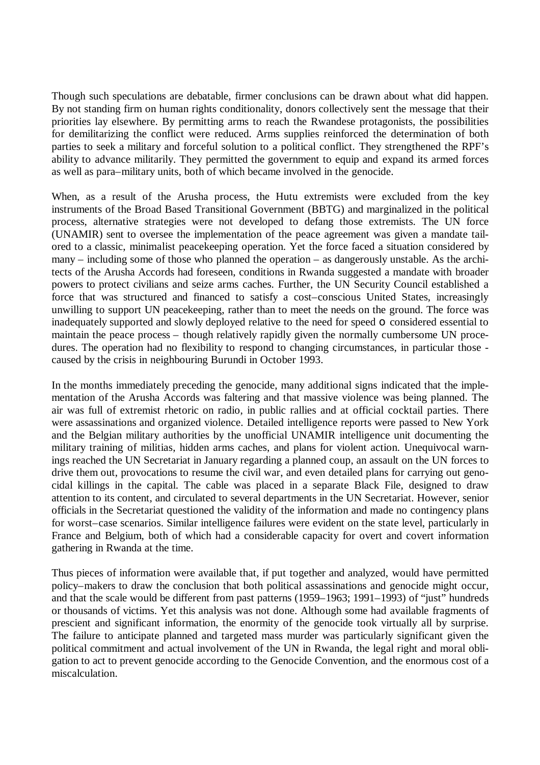Though such speculations are debatable, firmer conclusions can be drawn about what did happen. By not standing firm on human rights conditionality, donors collectively sent the message that their priorities lay elsewhere. By permitting arms to reach the Rwandese protagonists, the possibilities for demilitarizing the conflict were reduced. Arms supplies reinforced the determination of both parties to seek a military and forceful solution to a political conflict. They strengthened the RPF's ability to advance militarily. They permitted the government to equip and expand its armed forces as well as para–military units, both of which became involved in the genocide.

When, as a result of the Arusha process, the Hutu extremists were excluded from the key instruments of the Broad Based Transitional Government (BBTG) and marginalized in the political process, alternative strategies were not developed to defang those extremists. The UN force (UNAMIR) sent to oversee the implementation of the peace agreement was given a mandate tailored to a classic, minimalist peacekeeping operation. Yet the force faced a situation considered by many – including some of those who planned the operation – as dangerously unstable. As the architects of the Arusha Accords had foreseen, conditions in Rwanda suggested a mandate with broader powers to protect civilians and seize arms caches. Further, the UN Security Council established a force that was structured and financed to satisfy a cost–conscious United States, increasingly unwilling to support UN peacekeeping, rather than to meet the needs on the ground. The force was inadequately supported and slowly deployed relative to the need for speed o considered essential to maintain the peace process – though relatively rapidly given the normally cumbersome UN procedures. The operation had no flexibility to respond to changing circumstances, in particular those - caused by the crisis in neighbouring Burundi in October 1993.

In the months immediately preceding the genocide, many additional signs indicated that the implementation of the Arusha Accords was faltering and that massive violence was being planned. The air was full of extremist rhetoric on radio, in public rallies and at official cocktail parties. There were assassinations and organized violence. Detailed intelligence reports were passed to New York and the Belgian military authorities by the unofficial UNAMIR intelligence unit documenting the military training of militias, hidden arms caches, and plans for violent action. Unequivocal warnings reached the UN Secretariat in January regarding a planned coup, an assault on the UN forces to drive them out, provocations to resume the civil war, and even detailed plans for carrying out genocidal killings in the capital. The cable was placed in a separate Black File, designed to draw attention to its content, and circulated to several departments in the UN Secretariat. However, senior officials in the Secretariat questioned the validity of the information and made no contingency plans for worst–case scenarios. Similar intelligence failures were evident on the state level, particularly in France and Belgium, both of which had a considerable capacity for overt and covert information gathering in Rwanda at the time.

Thus pieces of information were available that, if put together and analyzed, would have permitted policy–makers to draw the conclusion that both political assassinations and genocide might occur, and that the scale would be different from past patterns (1959–1963; 1991–1993) of "just" hundreds or thousands of victims. Yet this analysis was not done. Although some had available fragments of prescient and significant information, the enormity of the genocide took virtually all by surprise. The failure to anticipate planned and targeted mass murder was particularly significant given the political commitment and actual involvement of the UN in Rwanda, the legal right and moral obligation to act to prevent genocide according to the Genocide Convention, and the enormous cost of a miscalculation.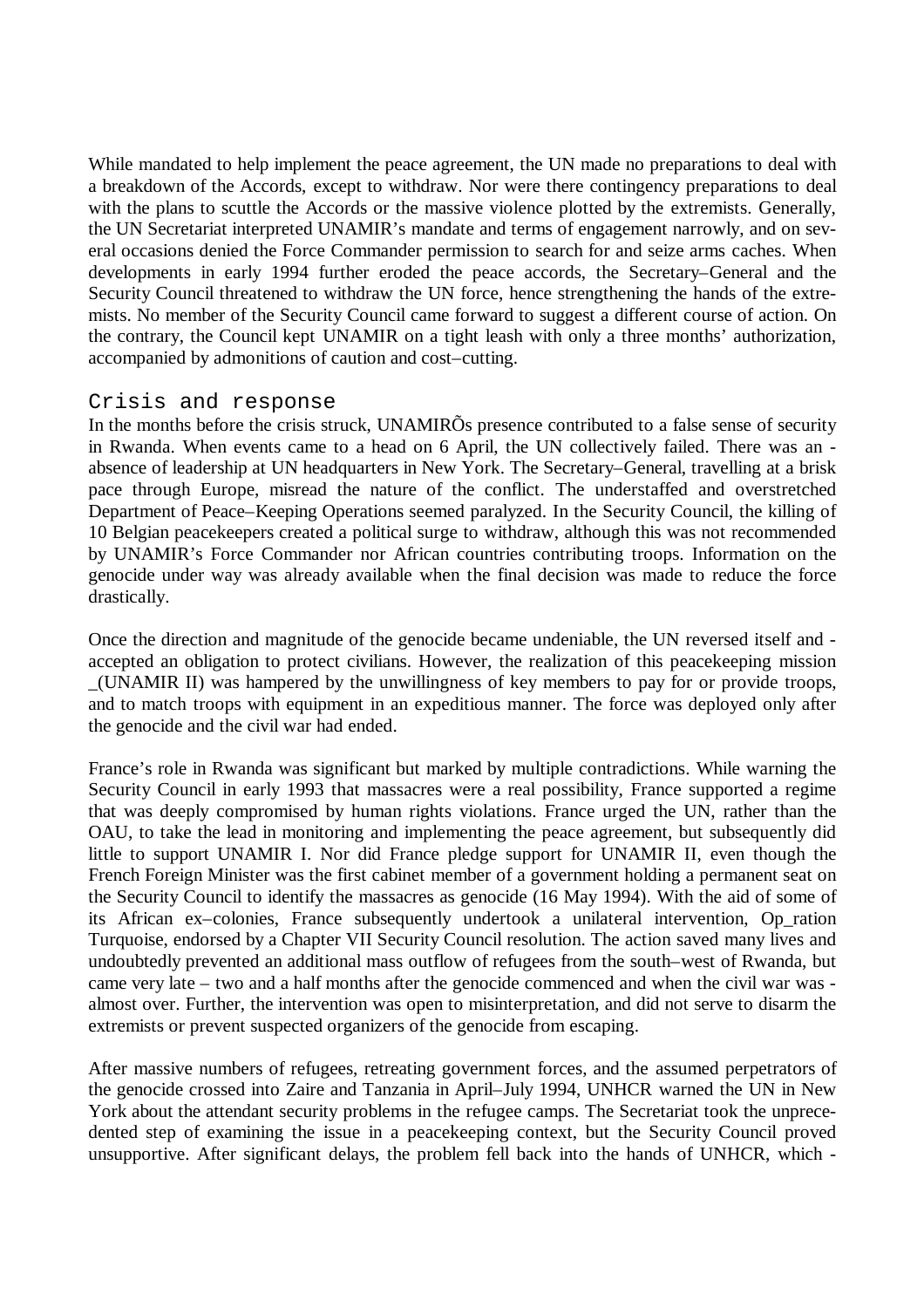While mandated to help implement the peace agreement, the UN made no preparations to deal with a breakdown of the Accords, except to withdraw. Nor were there contingency preparations to deal with the plans to scuttle the Accords or the massive violence plotted by the extremists. Generally, the UN Secretariat interpreted UNAMIR's mandate and terms of engagement narrowly, and on several occasions denied the Force Commander permission to search for and seize arms caches. When developments in early 1994 further eroded the peace accords, the Secretary–General and the Security Council threatened to withdraw the UN force, hence strengthening the hands of the extremists. No member of the Security Council came forward to suggest a different course of action. On the contrary, the Council kept UNAMIR on a tight leash with only a three months' authorization, accompanied by admonitions of caution and cost–cutting.

## Crisis and response

In the months before the crisis struck, UNAMIRÕs presence contributed to a false sense of security in Rwanda. When events came to a head on 6 April, the UN collectively failed. There was an - absence of leadership at UN headquarters in New York. The Secretary–General, travelling at a brisk pace through Europe, misread the nature of the conflict. The understaffed and overstretched Department of Peace–Keeping Operations seemed paralyzed. In the Security Council, the killing of 10 Belgian peacekeepers created a political surge to withdraw, although this was not recommended by UNAMIR's Force Commander nor African countries contributing troops. Information on the genocide under way was already available when the final decision was made to reduce the force drastically.

Once the direction and magnitude of the genocide became undeniable, the UN reversed itself and - accepted an obligation to protect civilians. However, the realization of this peacekeeping mission _(UNAMIR II) was hampered by the unwillingness of key members to pay for or provide troops, and to match troops with equipment in an expeditious manner. The force was deployed only after the genocide and the civil war had ended.

France's role in Rwanda was significant but marked by multiple contradictions. While warning the Security Council in early 1993 that massacres were a real possibility, France supported a regime that was deeply compromised by human rights violations. France urged the UN, rather than the OAU, to take the lead in monitoring and implementing the peace agreement, but subsequently did little to support UNAMIR I. Nor did France pledge support for UNAMIR II, even though the French Foreign Minister was the first cabinet member of a government holding a permanent seat on the Security Council to identify the massacres as genocide (16 May 1994). With the aid of some of its African ex–colonies, France subsequently undertook a unilateral intervention, Op_ration Turquoise, endorsed by a Chapter VII Security Council resolution. The action saved many lives and undoubtedly prevented an additional mass outflow of refugees from the south–west of Rwanda, but came very late – two and a half months after the genocide commenced and when the civil war was - almost over. Further, the intervention was open to misinterpretation, and did not serve to disarm the extremists or prevent suspected organizers of the genocide from escaping.

After massive numbers of refugees, retreating government forces, and the assumed perpetrators of the genocide crossed into Zaire and Tanzania in April–July 1994, UNHCR warned the UN in New York about the attendant security problems in the refugee camps. The Secretariat took the unprecedented step of examining the issue in a peacekeeping context, but the Security Council proved unsupportive. After significant delays, the problem fell back into the hands of UNHCR, which -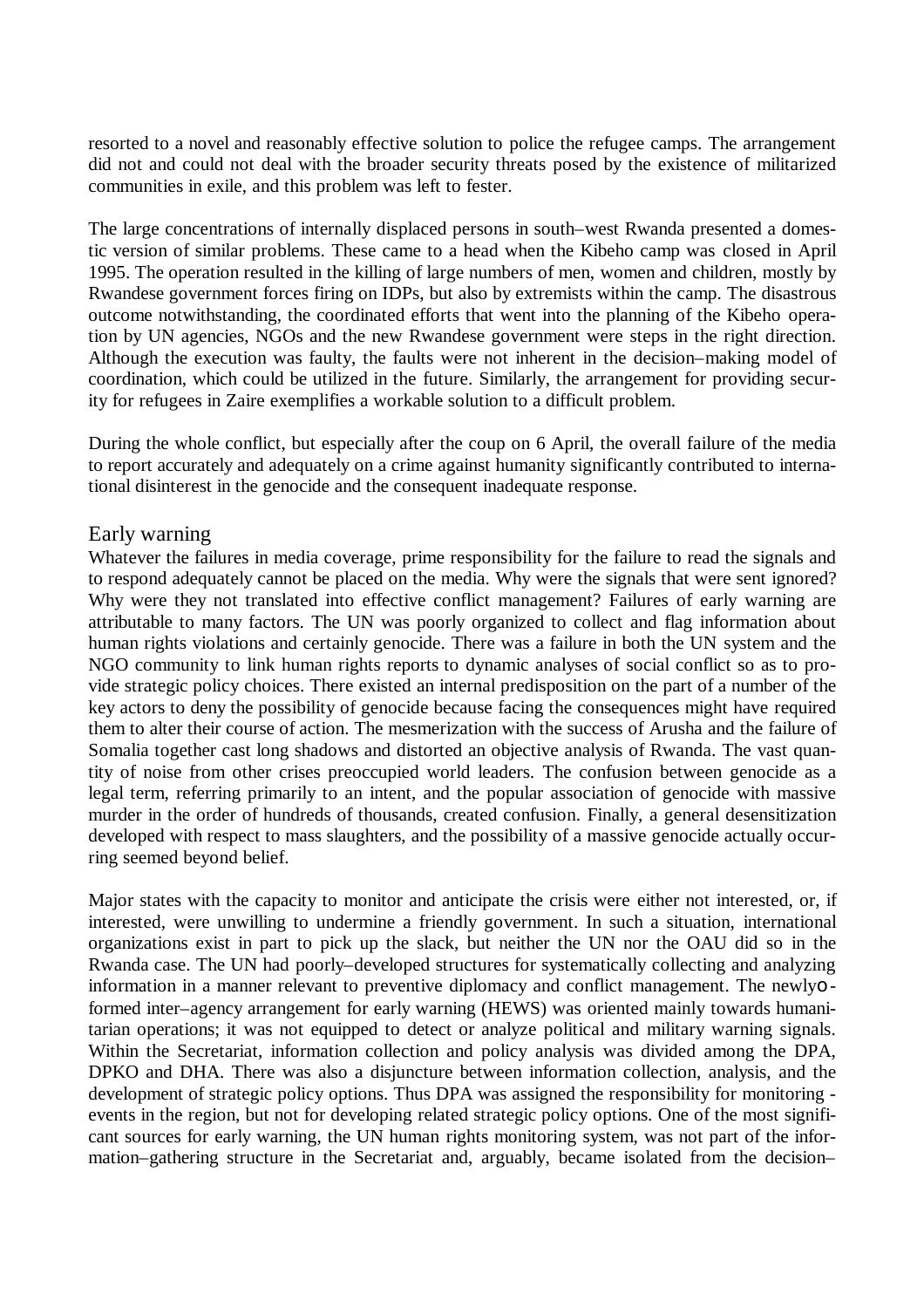resorted to a novel and reasonably effective solution to police the refugee camps. The arrangement did not and could not deal with the broader security threats posed by the existence of militarized communities in exile, and this problem was left to fester.

The large concentrations of internally displaced persons in south–west Rwanda presented a domestic version of similar problems. These came to a head when the Kibeho camp was closed in April 1995. The operation resulted in the killing of large numbers of men, women and children, mostly by Rwandese government forces firing on IDPs, but also by extremists within the camp. The disastrous outcome notwithstanding, the coordinated efforts that went into the planning of the Kibeho operation by UN agencies, NGOs and the new Rwandese government were steps in the right direction. Although the execution was faulty, the faults were not inherent in the decision–making model of coordination, which could be utilized in the future. Similarly, the arrangement for providing security for refugees in Zaire exemplifies a workable solution to a difficult problem.

During the whole conflict, but especially after the coup on 6 April, the overall failure of the media to report accurately and adequately on a crime against humanity significantly contributed to international disinterest in the genocide and the consequent inadequate response.

## Early warning

Whatever the failures in media coverage, prime responsibility for the failure to read the signals and to respond adequately cannot be placed on the media. Why were the signals that were sent ignored? Why were they not translated into effective conflict management? Failures of early warning are attributable to many factors. The UN was poorly organized to collect and flag information about human rights violations and certainly genocide. There was a failure in both the UN system and the NGO community to link human rights reports to dynamic analyses of social conflict so as to provide strategic policy choices. There existed an internal predisposition on the part of a number of the key actors to deny the possibility of genocide because facing the consequences might have required them to alter their course of action. The mesmerization with the success of Arusha and the failure of Somalia together cast long shadows and distorted an objective analysis of Rwanda. The vast quantity of noise from other crises preoccupied world leaders. The confusion between genocide as a legal term, referring primarily to an intent, and the popular association of genocide with massive murder in the order of hundreds of thousands, created confusion. Finally, a general desensitization developed with respect to mass slaughters, and the possibility of a massive genocide actually occurring seemed beyond belief.

Major states with the capacity to monitor and anticipate the crisis were either not interested, or, if interested, were unwilling to undermine a friendly government. In such a situation, international organizations exist in part to pick up the slack, but neither the UN nor the OAU did so in the Rwanda case. The UN had poorly–developed structures for systematically collecting and analyzing information in a manner relevant to preventive diplomacy and conflict management. The newly-formed inter–agency arrangement for early warning (HEWS) was oriented mainly towards humanitarian operations; it was not equipped to detect or analyze political and military warning signals. Within the Secretariat, information collection and policy analysis was divided among the DPA, DPKO and DHA. There was also a disjuncture between information collection, analysis, and the development of strategic policy options. Thus DPA was assigned the responsibility for monitoring events in the region, but not for developing related strategic policy options. One of the most significant sources for early warning, the UN human rights monitoring system, was not part of the information–gathering structure in the Secretariat and, arguably, became isolated from the decision–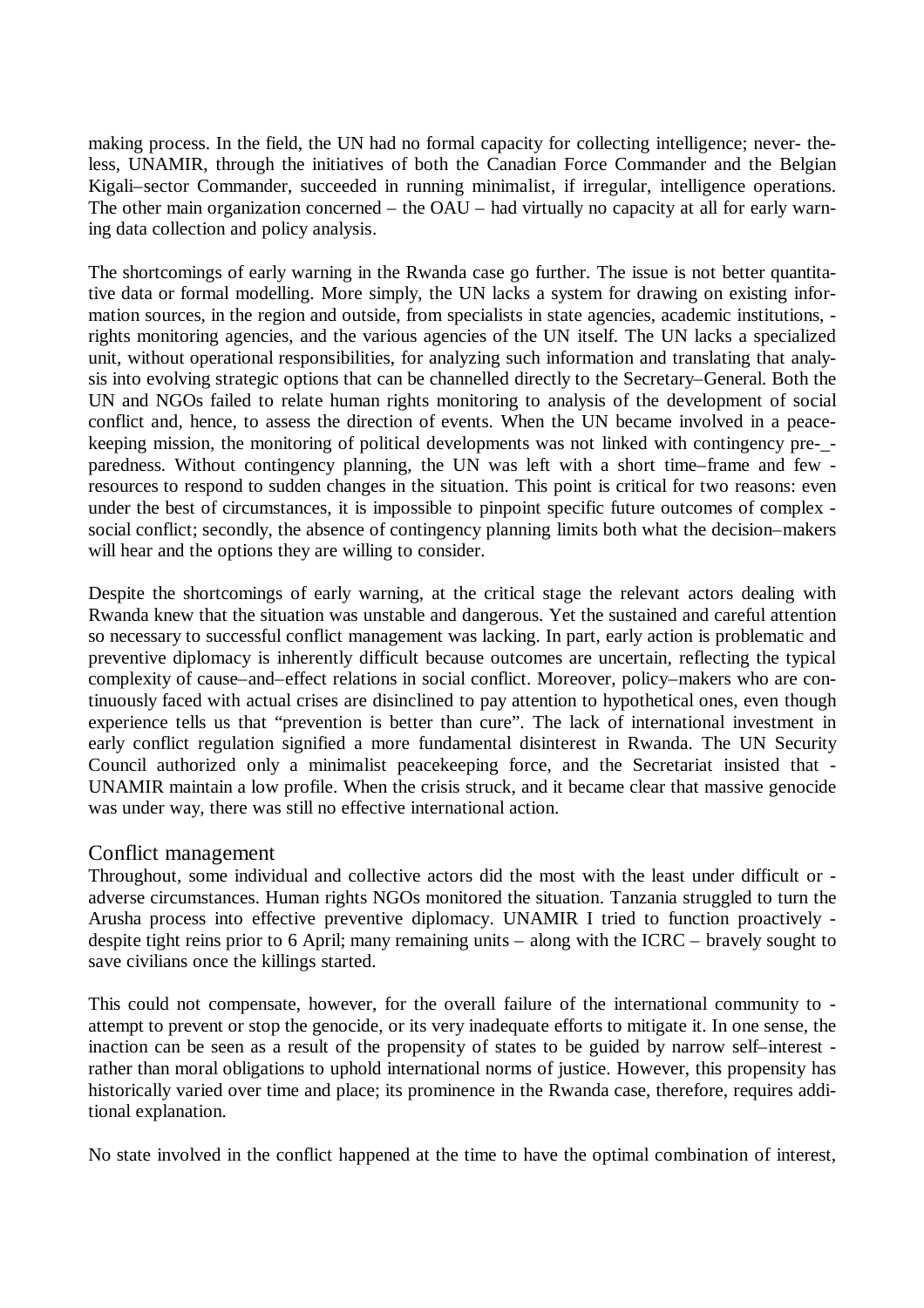making process. In the field, the UN had no formal capacity for collecting intelligence; nevertheless, UNAMIR, through the initiatives of both the Canadian Force Commander and the Belgian Kigali–sector Commander, succeeded in running minimalist, if irregular, intelligence operations. The other main organization concerned – the OAU – had virtually no capacity at all for early warning data collection and policy analysis.

The shortcomings of early warning in the Rwanda case go further. The issue is not better quantitative data or formal modelling. More simply, the UN lacks a system for drawing on existing information sources, in the region and outside, from specialists in state agencies, academic institutions, rights monitoring agencies, and the various agencies of the UN itself. The UN lacks a specialized unit, without operational responsibilities, for analyzing such information and translating that analysis into evolving strategic options that can be channelled directly to the Secretary–General. Both the UN and NGOs failed to relate human rights monitoring to analysis of the development of social conflict and, hence, to assess the direction of events. When the UN became involved in a peacekeeping mission, the monitoring of political developments was not linked with contingency preparedness. Without contingency planning, the UN was left with a short time–frame and few resources to respond to sudden changes in the situation. This point is critical for two reasons: even under the best of circumstances, it is impossible to pinpoint specific future outcomes of complex social conflict; secondly, the absence of contingency planning limits both what the decision–makers will hear and the options they are willing to consider.

Despite the shortcomings of early warning, at the critical stage the relevant actors dealing with Rwanda knew that the situation was unstable and dangerous. Yet the sustained and careful attention so necessary to successful conflict management was lacking. In part, early action is problematic and preventive diplomacy is inherently difficult because outcomes are uncertain, reflecting the typical complexity of cause–and–effect relations in social conflict. Moreover, policy–makers who are continuously faced with actual crises are disinclined to pay attention to hypothetical ones, even though experience tells us that "prevention is better than cure". The lack of international investment in early conflict regulation signified a more fundamental disinterest in Rwanda. The UN Security Council authorized only a minimalist peacekeeping force, and the Secretariat insisted that UNAMIR maintain a low profile. When the crisis struck, and it became clear that massive genocide was under way, there was still no effective international action.

## Conflict management

Throughout, some individual and collective actors did the most with the least under difficult or adverse circumstances. Human rights NGOs monitored the situation. Tanzania struggled to turn the Arusha process into effective preventive diplomacy. UNAMIR I tried to function proactively despite tight reins prior to 6 April; many remaining units – along with the ICRC – bravely sought to save civilians once the killings started.

This could not compensate, however, for the overall failure of the international community to attempt to prevent or stop the genocide, or its very inadequate efforts to mitigate it. In one sense, the inaction can be seen as a result of the propensity of states to be guided by narrow self–interest rather than moral obligations to uphold international norms of justice. However, this propensity has historically varied over time and place; its prominence in the Rwanda case, therefore, requires additional explanation.

No state involved in the conflict happened at the time to have the optimal combination of interest,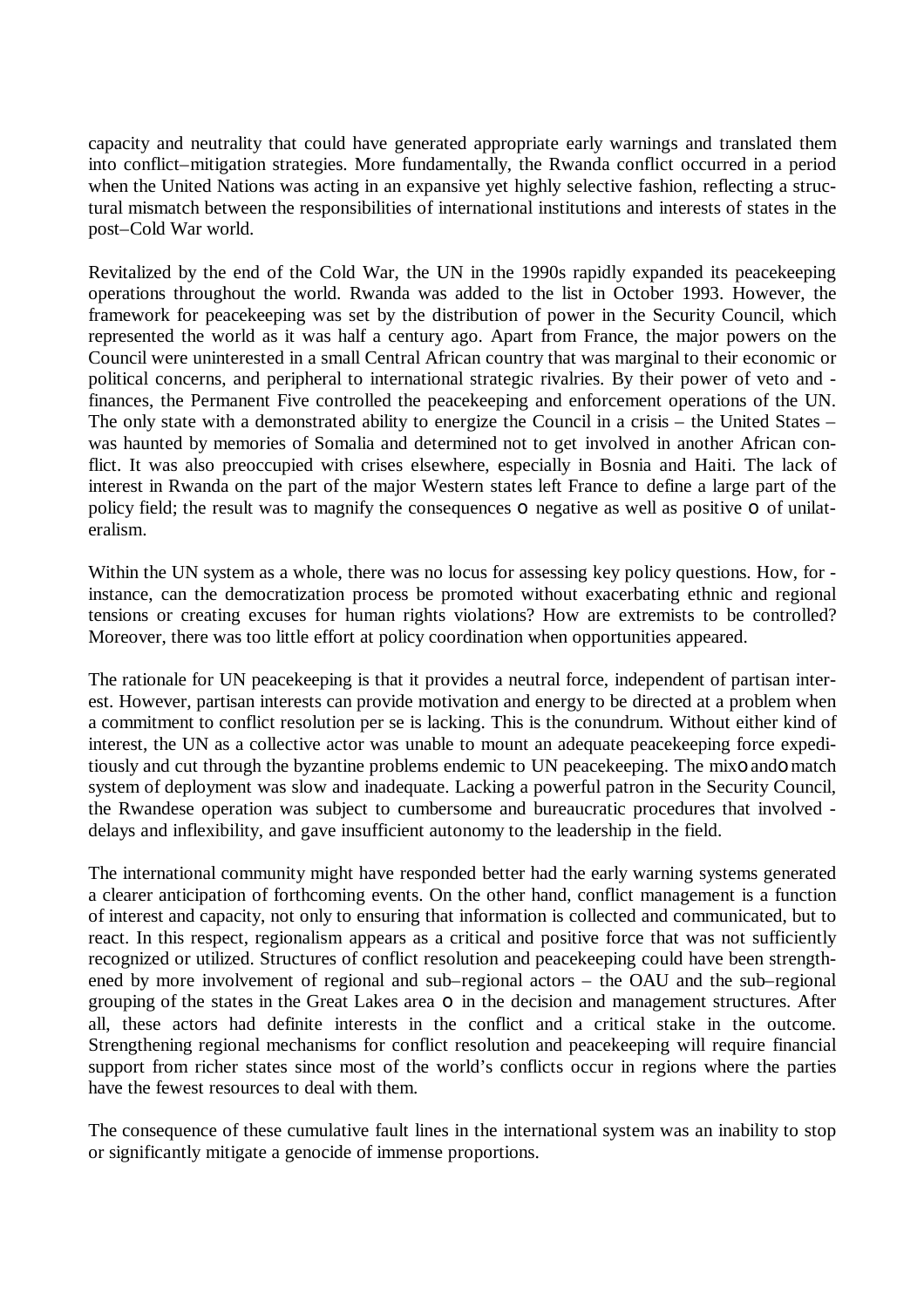capacity and neutrality that could have generated appropriate early warnings and translated them into conflict–mitigation strategies. More fundamentally, the Rwanda conflict occurred in a period when the United Nations was acting in an expansive yet highly selective fashion, reflecting a structural mismatch between the responsibilities of international institutions and interests of states in the post–Cold War world.

Revitalized by the end of the Cold War, the UN in the 1990s rapidly expanded its peacekeeping operations throughout the world. Rwanda was added to the list in October 1993. However, the framework for peacekeeping was set by the distribution of power in the Security Council, which represented the world as it was half a century ago. Apart from France, the major powers on the Council were uninterested in a small Central African country that was marginal to their economic or political concerns, and peripheral to international strategic rivalries. By their power of veto and finances, the Permanent Five controlled the peacekeeping and enforcement operations of the UN. The only state with a demonstrated ability to energize the Council in a crisis – the United States – was haunted by memories of Somalia and determined not to get involved in another African conflict. It was also preoccupied with crises elsewhere, especially in Bosnia and Haiti. The lack of interest in Rwanda on the part of the major Western states left France to define a large part of the policy field; the result was to magnify the consequences o negative as well as positive o of unilateralism.

Within the UN system as a whole, there was no locus for assessing key policy questions. How, for instance, can the democratization process be promoted without exacerbating ethnic and regional tensions or creating excuses for human rights violations? How are extremists to be controlled? Moreover, there was too little effort at policy coordination when opportunities appeared.

The rationale for UN peacekeeping is that it provides a neutral force, independent of partisan interest. However, partisan interests can provide motivation and energy to be directed at a problem when a commitment to conflict resolution per se is lacking. This is the conundrum. Without either kind of interest, the UN as a collective actor was unable to mount an adequate peacekeeping force expeditiously and cut through the byzantine problems endemic to UN peacekeeping. The mixoandomatch system of deployment was slow and inadequate. Lacking a powerful patron in the Security Council, the Rwandese operation was subject to cumbersome and bureaucratic procedures that involved delays and inflexibility, and gave insufficient autonomy to the leadership in the field.

The international community might have responded better had the early warning systems generated a clearer anticipation of forthcoming events. On the other hand, conflict management is a function of interest and capacity, not only to ensuring that information is collected and communicated, but to react. In this respect, regionalism appears as a critical and positive force that was not sufficiently recognized or utilized. Structures of conflict resolution and peacekeeping could have been strengthened by more involvement of regional and sub–regional actors – the OAU and the sub–regional grouping of the states in the Great Lakes area o in the decision and management structures. After all, these actors had definite interests in the conflict and a critical stake in the outcome. Strengthening regional mechanisms for conflict resolution and peacekeeping will require financial support from richer states since most of the world's conflicts occur in regions where the parties have the fewest resources to deal with them.

The consequence of these cumulative fault lines in the international system was an inability to stop or significantly mitigate a genocide of immense proportions.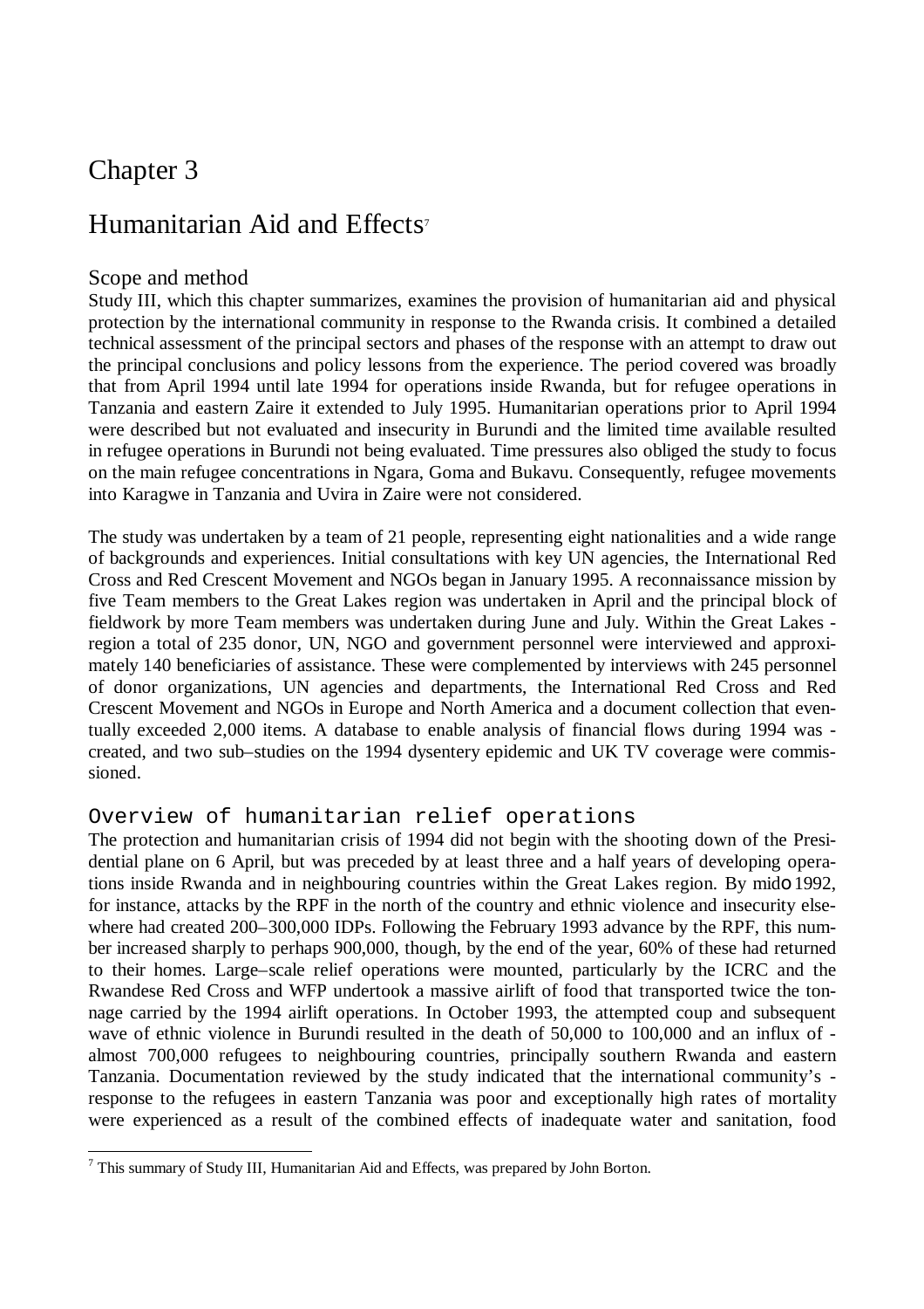// Chapter 3

## Humanitarian Aid and Effects[7]

### Scope and method

Study III, which this chapter summarizes, examines the provision of humanitarian aid and physical protection by the international community in response to the Rwanda crisis. It combined a detailed technical assessment of the principal sectors and phases of the response with an attempt to draw out the principal conclusions and policy lessons from the experience. The period covered was broadly that from April 1994 until late 1994 for operations inside Rwanda, but for refugee operations in Tanzania and eastern Zaire it extended to July 1995. Humanitarian operations prior to April 1994 were described but not evaluated and insecurity in Burundi and the limited time available resulted in refugee operations in Burundi not being evaluated. Time pressures also obliged the study to focus on the main refugee concentrations in Ngara, Goma and Bukavu. Consequently, refugee movements into Karagwe in Tanzania and Uvira in Zaire were not considered.

The study was undertaken by a team of 21 people, representing eight nationalities and a wide range of backgrounds and experiences. Initial consultations with key UN agencies, the International Red Cross and Red Crescent Movement and NGOs began in January 1995. A reconnaissance mission by five Team members to the Great Lakes region was undertaken in April and the principal block of fieldwork by more Team members was undertaken during June and July. Within the Great Lakes region a total of 235 donor, UN, NGO and government personnel were interviewed and approximately 140 beneficiaries of assistance. These were complemented by interviews with 245 personnel of donor organizations, UN agencies and departments, the International Red Cross and Red Crescent Movement and NGOs in Europe and North America and a document collection that eventually exceeded 2,000 items. A database to enable analysis of financial flows during 1994 was created, and two sub–studies on the 1994 dysentery epidemic and UK TV coverage were commissioned.

### Overview of humanitarian relief operations

The protection and humanitarian crisis of 1994 did not begin with the shooting down of the Presidential plane on 6 April, but was preceded by at least three and a half years of developing operations inside Rwanda and in neighbouring countries within the Great Lakes region. By mid–1992, for instance, attacks by the RPF in the north of the country and ethnic violence and insecurity elsewhere had created 200–300,000 IDPs. Following the February 1993 advance by the RPF, this number increased sharply to perhaps 900,000, though, by the end of the year, 60% of these had returned to their homes. Large–scale relief operations were mounted, particularly by the ICRC and the Rwandese Red Cross and WFP undertook a massive airlift of food that transported twice the tonnage carried by the 1994 airlift operations. In October 1993, the attempted coup and subsequent wave of ethnic violence in Burundi resulted in the death of 50,000 to 100,000 and an influx of almost 700,000 refugees to neighbouring countries, principally southern Rwanda and eastern Tanzania. Documentation reviewed by the study indicated that the international community's response to the refugees in eastern Tanzania was poor and exceptionally high rates of mortality were experienced as a result of the combined effects of inadequate water and sanitation, food

[7] This summary of Study III, Humanitarian Aid and Effects, was prepared by John Borton.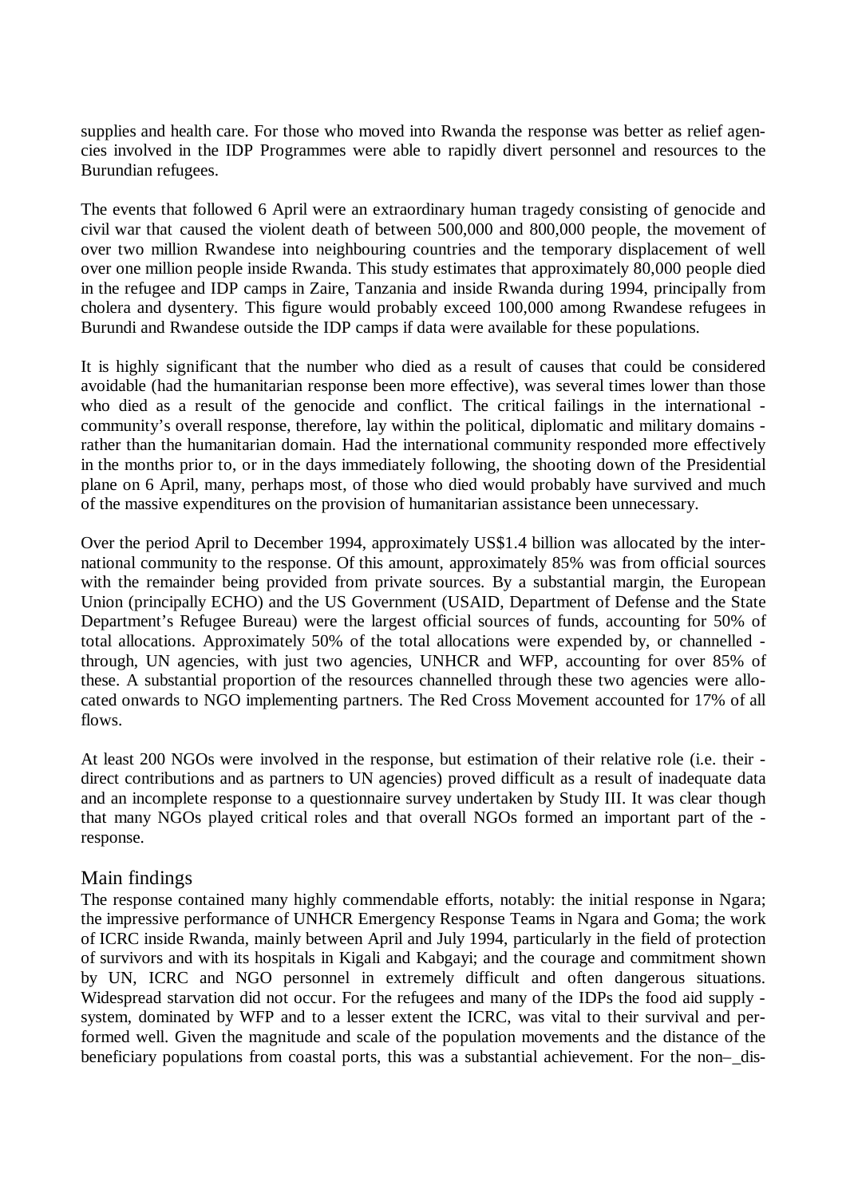supplies and health care. For those who moved into Rwanda the response was better as relief agencies involved in the IDP Programmes were able to rapidly divert personnel and resources to the Burundian refugees.

The events that followed 6 April were an extraordinary human tragedy consisting of genocide and civil war that caused the violent death of between 500,000 and 800,000 people, the movement of over two million Rwandese into neighbouring countries and the temporary displacement of well over one million people inside Rwanda. This study estimates that approximately 80,000 people died in the refugee and IDP camps in Zaire, Tanzania and inside Rwanda during 1994, principally from cholera and dysentery. This figure would probably exceed 100,000 among Rwandese refugees in Burundi and Rwandese outside the IDP camps if data were available for these populations.

It is highly significant that the number who died as a result of causes that could be considered avoidable (had the humanitarian response been more effective), was several times lower than those who died as a result of the genocide and conflict. The critical failings in the international community's overall response, therefore, lay within the political, diplomatic and military domains rather than the humanitarian domain. Had the international community responded more effectively in the months prior to, or in the days immediately following, the shooting down of the Presidential plane on 6 April, many, perhaps most, of those who died would probably have survived and much of the massive expenditures on the provision of humanitarian assistance been unnecessary.

Over the period April to December 1994, approximately US$1.4 billion was allocated by the international community to the response. Of this amount, approximately 85% was from official sources with the remainder being provided from private sources. By a substantial margin, the European Union (principally ECHO) and the US Government (USAID, Department of Defense and the State Department's Refugee Bureau) were the largest official sources of funds, accounting for 50% of total allocations. Approximately 50% of the total allocations were expended by, or channelled through, UN agencies, with just two agencies, UNHCR and WFP, accounting for over 85% of these. A substantial proportion of the resources channelled through these two agencies were allocated onwards to NGO implementing partners. The Red Cross Movement accounted for 17% of all flows.

At least 200 NGOs were involved in the response, but estimation of their relative role (i.e. their direct contributions and as partners to UN agencies) proved difficult as a result of inadequate data and an incomplete response to a questionnaire survey undertaken by Study III. It was clear though that many NGOs played critical roles and that overall NGOs formed an important part of the response.

## Main findings

The response contained many highly commendable efforts, notably: the initial response in Ngara; the impressive performance of UNHCR Emergency Response Teams in Ngara and Goma; the work of ICRC inside Rwanda, mainly between April and July 1994, particularly in the field of protection of survivors and with its hospitals in Kigali and Kabgayi; and the courage and commitment shown by UN, ICRC and NGO personnel in extremely difficult and often dangerous situations. Widespread starvation did not occur. For the refugees and many of the IDPs the food aid supply system, dominated by WFP and to a lesser extent the ICRC, was vital to their survival and performed well. Given the magnitude and scale of the population movements and the distance of the beneficiary populations from coastal ports, this was a substantial achievement. For the non-dis-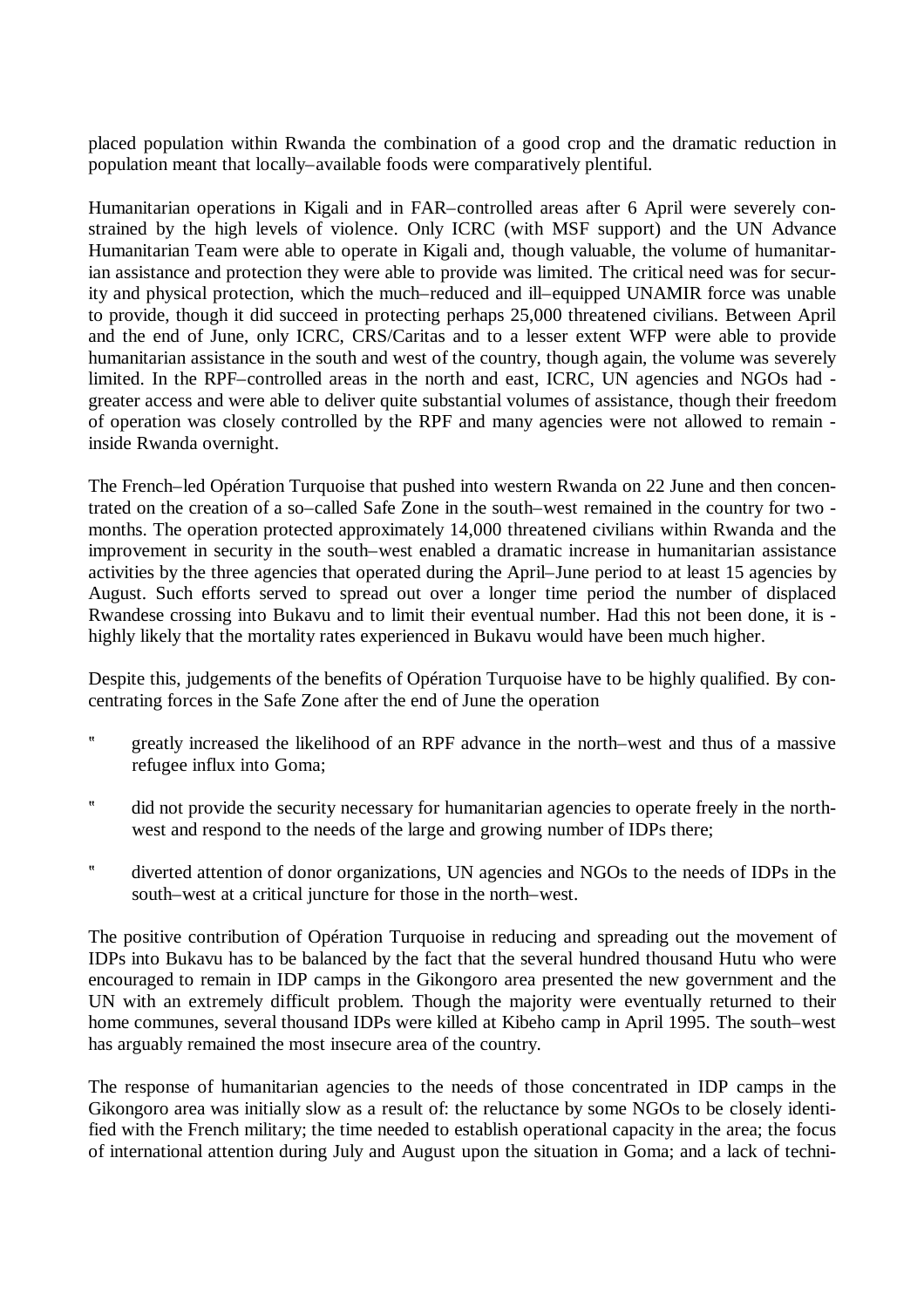placed population within Rwanda the combination of a good crop and the dramatic reduction in population meant that locally–available foods were comparatively plentiful.

Humanitarian operations in Kigali and in FAR–controlled areas after 6 April were severely constrained by the high levels of violence. Only ICRC (with MSF support) and the UN Advance Humanitarian Team were able to operate in Kigali and, though valuable, the volume of humanitarian assistance and protection they were able to provide was limited. The critical need was for security and physical protection, which the much–reduced and ill–equipped UNAMIR force was unable to provide, though it did succeed in protecting perhaps 25,000 threatened civilians. Between April and the end of June, only ICRC, CRS/Caritas and to a lesser extent WFP were able to provide humanitarian assistance in the south and west of the country, though again, the volume was severely limited. In the RPF–controlled areas in the north and east, ICRC, UN agencies and NGOs had greater access and were able to deliver quite substantial volumes of assistance, though their freedom of operation was closely controlled by the RPF and many agencies were not allowed to remain inside Rwanda overnight.

The French–led Opération Turquoise that pushed into western Rwanda on 22 June and then concentrated on the creation of a so–called Safe Zone in the south–west remained in the country for two months. The operation protected approximately 14,000 threatened civilians within Rwanda and the improvement in security in the south–west enabled a dramatic increase in humanitarian assistance activities by the three agencies that operated during the April–June period to at least 15 agencies by August. Such efforts served to spread out over a longer time period the number of displaced Rwandese crossing into Bukavu and to limit their eventual number. Had this not been done, it is highly likely that the mortality rates experienced in Bukavu would have been much higher.

Despite this, judgements of the benefits of Opération Turquoise have to be highly qualified. By concentrating forces in the Safe Zone after the end of June the operation

- greatly increased the likelihood of an RPF advance in the north–west and thus of a massive refugee influx into Goma;
- did not provide the security necessary for humanitarian agencies to operate freely in the north-west and respond to the needs of the large and growing number of IDPs there;
- diverted attention of donor organizations, UN agencies and NGOs to the needs of IDPs in the south–west at a critical juncture for those in the north–west.

The positive contribution of Opération Turquoise in reducing and spreading out the movement of IDPs into Bukavu has to be balanced by the fact that the several hundred thousand Hutu who were encouraged to remain in IDP camps in the Gikongoro area presented the new government and the UN with an extremely difficult problem. Though the majority were eventually returned to their home communes, several thousand IDPs were killed at Kibeho camp in April 1995. The south–west has arguably remained the most insecure area of the country.

The response of humanitarian agencies to the needs of those concentrated in IDP camps in the Gikongoro area was initially slow as a result of: the reluctance by some NGOs to be closely identified with the French military; the time needed to establish operational capacity in the area; the focus of international attention during July and August upon the situation in Goma; and a lack of techni-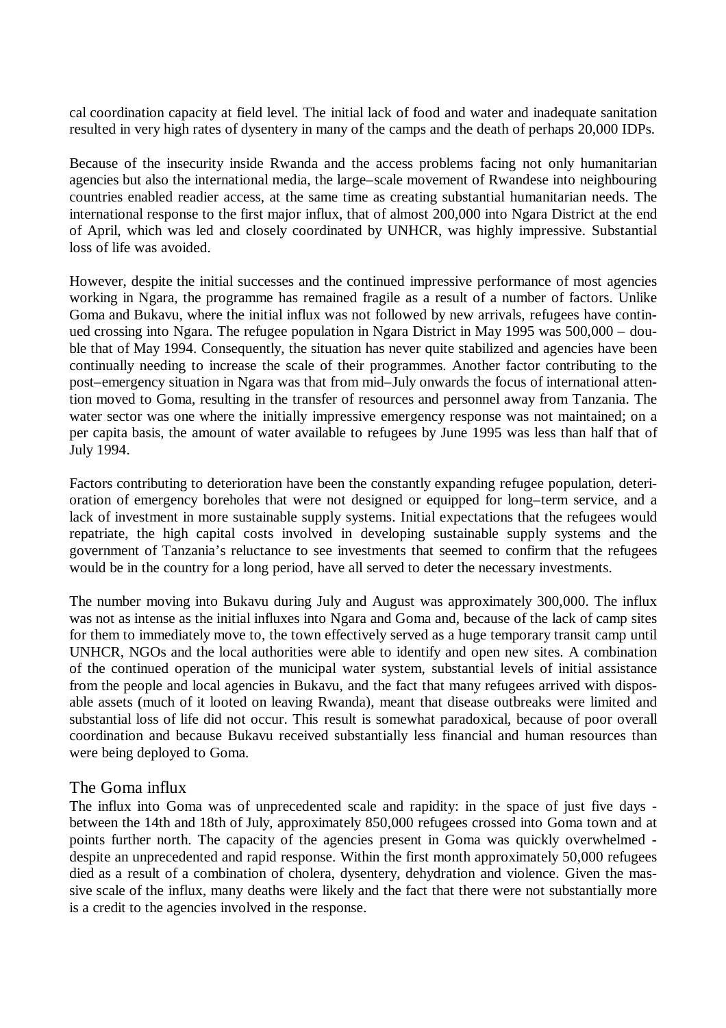cal coordination capacity at field level. The initial lack of food and water and inadequate sanitation resulted in very high rates of dysentery in many of the camps and the death of perhaps 20,000 IDPs.

Because of the insecurity inside Rwanda and the access problems facing not only humanitarian agencies but also the international media, the large–scale movement of Rwandese into neighbouring countries enabled readier access, at the same time as creating substantial humanitarian needs. The international response to the first major influx, that of almost 200,000 into Ngara District at the end of April, which was led and closely coordinated by UNHCR, was highly impressive. Substantial loss of life was avoided.

However, despite the initial successes and the continued impressive performance of most agencies working in Ngara, the programme has remained fragile as a result of a number of factors. Unlike Goma and Bukavu, where the initial influx was not followed by new arrivals, refugees have continued crossing into Ngara. The refugee population in Ngara District in May 1995 was 500,000 – double that of May 1994. Consequently, the situation has never quite stabilized and agencies have been continually needing to increase the scale of their programmes. Another factor contributing to the post–emergency situation in Ngara was that from mid–July onwards the focus of international attention moved to Goma, resulting in the transfer of resources and personnel away from Tanzania. The water sector was one where the initially impressive emergency response was not maintained; on a per capita basis, the amount of water available to refugees by June 1995 was less than half that of July 1994.

Factors contributing to deterioration have been the constantly expanding refugee population, deterioration of emergency boreholes that were not designed or equipped for long–term service, and a lack of investment in more sustainable supply systems. Initial expectations that the refugees would repatriate, the high capital costs involved in developing sustainable supply systems and the government of Tanzania's reluctance to see investments that seemed to confirm that the refugees would be in the country for a long period, have all served to deter the necessary investments.

The number moving into Bukavu during July and August was approximately 300,000. The influx was not as intense as the initial influxes into Ngara and Goma and, because of the lack of camp sites for them to immediately move to, the town effectively served as a huge temporary transit camp until UNHCR, NGOs and the local authorities were able to identify and open new sites. A combination of the continued operation of the municipal water system, substantial levels of initial assistance from the people and local agencies in Bukavu, and the fact that many refugees arrived with disposable assets (much of it looted on leaving Rwanda), meant that disease outbreaks were limited and substantial loss of life did not occur. This result is somewhat paradoxical, because of poor overall coordination and because Bukavu received substantially less financial and human resources than were being deployed to Goma.

## The Goma influx

The influx into Goma was of unprecedented scale and rapidity: in the space of just five days - between the 14th and 18th of July, approximately 850,000 refugees crossed into Goma town and at points further north. The capacity of the agencies present in Goma was quickly overwhelmed - despite an unprecedented and rapid response. Within the first month approximately 50,000 refugees died as a result of a combination of cholera, dysentery, dehydration and violence. Given the massive scale of the influx, many deaths were likely and the fact that there were not substantially more is a credit to the agencies involved in the response.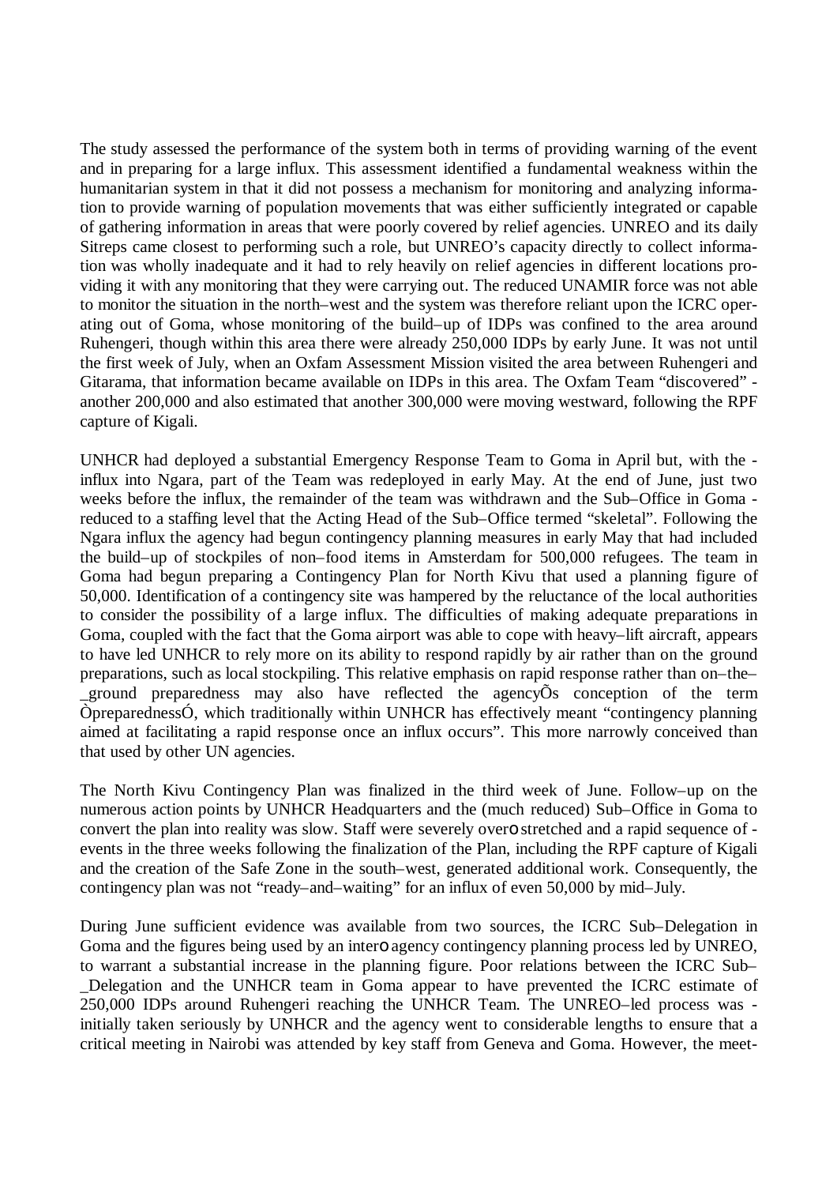The study assessed the performance of the system both in terms of providing warning of the event and in preparing for a large influx. This assessment identified a fundamental weakness within the humanitarian system in that it did not possess a mechanism for monitoring and analyzing information to provide warning of population movements that was either sufficiently integrated or capable of gathering information in areas that were poorly covered by relief agencies. UNREO and its daily Sitreps came closest to performing such a role, but UNREO's capacity directly to collect information was wholly inadequate and it had to rely heavily on relief agencies in different locations providing it with any monitoring that they were carrying out. The reduced UNAMIR force was not able to monitor the situation in the north–west and the system was therefore reliant upon the ICRC operating out of Goma, whose monitoring of the build–up of IDPs was confined to the area around Ruhengeri, though within this area there were already 250,000 IDPs by early June. It was not until the first week of July, when an Oxfam Assessment Mission visited the area between Ruhengeri and Gitarama, that information became available on IDPs in this area. The Oxfam Team "discovered" - another 200,000 and also estimated that another 300,000 were moving westward, following the RPF capture of Kigali.

UNHCR had deployed a substantial Emergency Response Team to Goma in April but, with the - influx into Ngara, part of the Team was redeployed in early May. At the end of June, just two weeks before the influx, the remainder of the team was withdrawn and the Sub–Office in Goma - reduced to a staffing level that the Acting Head of the Sub–Office termed "skeletal". Following the Ngara influx the agency had begun contingency planning measures in early May that had included the build–up of stockpiles of non–food items in Amsterdam for 500,000 refugees. The team in Goma had begun preparing a Contingency Plan for North Kivu that used a planning figure of 50,000. Identification of a contingency site was hampered by the reluctance of the local authorities to consider the possibility of a large influx. The difficulties of making adequate preparations in Goma, coupled with the fact that the Goma airport was able to cope with heavy–lift aircraft, appears to have led UNHCR to rely more on its ability to respond rapidly by air rather than on the ground preparations, such as local stockpiling. This relative emphasis on rapid response rather than on–the–_ground preparedness may also have reflected the agencyÕs conception of the term ÒpreparednessÓ, which traditionally within UNHCR has effectively meant "contingency planning aimed at facilitating a rapid response once an influx occurs". This more narrowly conceived than that used by other UN agencies.

The North Kivu Contingency Plan was finalized in the third week of June. Follow–up on the numerous action points by UNHCR Headquarters and the (much reduced) Sub–Office in Goma to convert the plan into reality was slow. Staff were severely overo stretched and a rapid sequence of - events in the three weeks following the finalization of the Plan, including the RPF capture of Kigali and the creation of the Safe Zone in the south–west, generated additional work. Consequently, the contingency plan was not "ready–and–waiting" for an influx of even 50,000 by mid–July.

During June sufficient evidence was available from two sources, the ICRC Sub–Delegation in Goma and the figures being used by an intero agency contingency planning process led by UNREO, to warrant a substantial increase in the planning figure. Poor relations between the ICRC Sub–_Delegation and the UNHCR team in Goma appear to have prevented the ICRC estimate of 250,000 IDPs around Ruhengeri reaching the UNHCR Team. The UNREO–led process was - initially taken seriously by UNHCR and the agency went to considerable lengths to ensure that a critical meeting in Nairobi was attended by key staff from Geneva and Goma. However, the meet-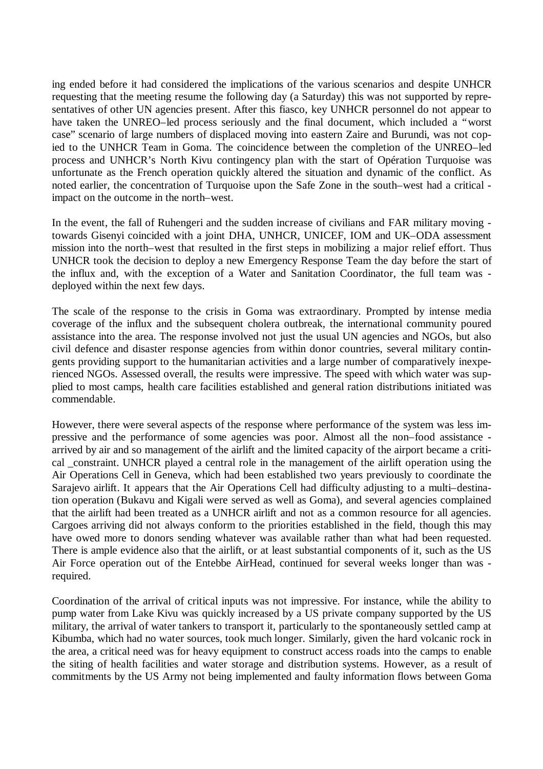ing ended before it had considered the implications of the various scenarios and despite UNHCR requesting that the meeting resume the following day (a Saturday) this was not supported by representatives of other UN agencies present. After this fiasco, key UNHCR personnel do not appear to have taken the UNREO–led process seriously and the final document, which included a "worst case" scenario of large numbers of displaced moving into eastern Zaire and Burundi, was not copied to the UNHCR Team in Goma. The coincidence between the completion of the UNREO–led process and UNHCR's North Kivu contingency plan with the start of Opération Turquoise was unfortunate as the French operation quickly altered the situation and dynamic of the conflict. As noted earlier, the concentration of Turquoise upon the Safe Zone in the south–west had a critical impact on the outcome in the north–west.

In the event, the fall of Ruhengeri and the sudden increase of civilians and FAR military moving towards Gisenyi coincided with a joint DHA, UNHCR, UNICEF, IOM and UK–ODA assessment mission into the north–west that resulted in the first steps in mobilizing a major relief effort. Thus UNHCR took the decision to deploy a new Emergency Response Team the day before the start of the influx and, with the exception of a Water and Sanitation Coordinator, the full team was deployed within the next few days.

The scale of the response to the crisis in Goma was extraordinary. Prompted by intense media coverage of the influx and the subsequent cholera outbreak, the international community poured assistance into the area. The response involved not just the usual UN agencies and NGOs, but also civil defence and disaster response agencies from within donor countries, several military contingents providing support to the humanitarian activities and a large number of comparatively inexperienced NGOs. Assessed overall, the results were impressive. The speed with which water was supplied to most camps, health care facilities established and general ration distributions initiated was commendable.

However, there were several aspects of the response where performance of the system was less impressive and the performance of some agencies was poor. Almost all the non–food assistance arrived by air and so management of the airlift and the limited capacity of the airport became a critical constraint. UNHCR played a central role in the management of the airlift operation using the Air Operations Cell in Geneva, which had been established two years previously to coordinate the Sarajevo airlift. It appears that the Air Operations Cell had difficulty adjusting to a multi–destination operation (Bukavu and Kigali were served as well as Goma), and several agencies complained that the airlift had been treated as a UNHCR airlift and not as a common resource for all agencies. Cargoes arriving did not always conform to the priorities established in the field, though this may have owed more to donors sending whatever was available rather than what had been requested. There is ample evidence also that the airlift, or at least substantial components of it, such as the US Air Force operation out of the Entebbe AirHead, continued for several weeks longer than was required.

Coordination of the arrival of critical inputs was not impressive. For instance, while the ability to pump water from Lake Kivu was quickly increased by a US private company supported by the US military, the arrival of water tankers to transport it, particularly to the spontaneously settled camp at Kibumba, which had no water sources, took much longer. Similarly, given the hard volcanic rock in the area, a critical need was for heavy equipment to construct access roads into the camps to enable the siting of health facilities and water storage and distribution systems. However, as a result of commitments by the US Army not being implemented and faulty information flows between Goma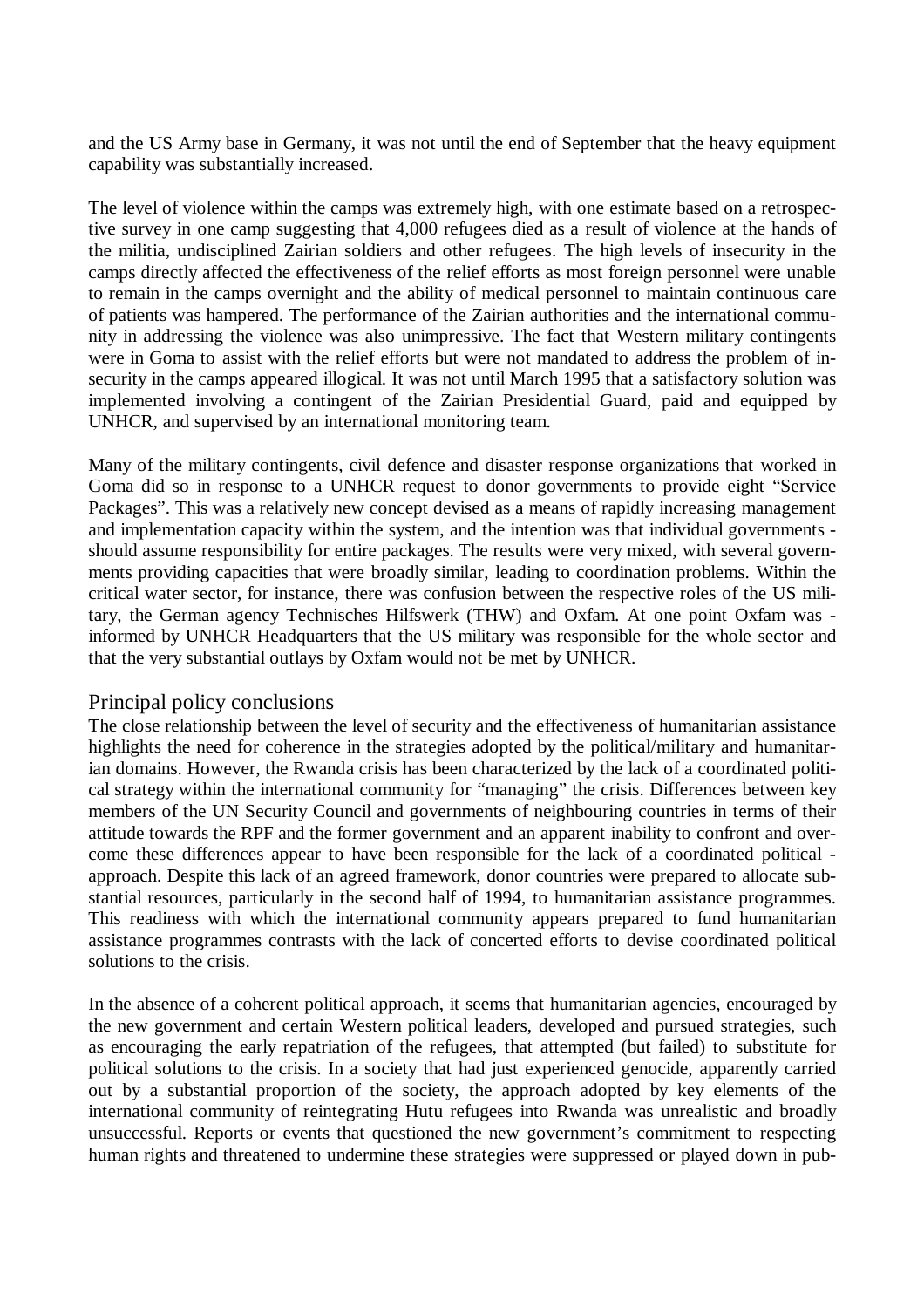and the US Army base in Germany, it was not until the end of September that the heavy equipment capability was substantially increased.

The level of violence within the camps was extremely high, with one estimate based on a retrospective survey in one camp suggesting that 4,000 refugees died as a result of violence at the hands of the militia, undisciplined Zairian soldiers and other refugees. The high levels of insecurity in the camps directly affected the effectiveness of the relief efforts as most foreign personnel were unable to remain in the camps overnight and the ability of medical personnel to maintain continuous care of patients was hampered. The performance of the Zairian authorities and the international community in addressing the violence was also unimpressive. The fact that Western military contingents were in Goma to assist with the relief efforts but were not mandated to address the problem of insecurity in the camps appeared illogical. It was not until March 1995 that a satisfactory solution was implemented involving a contingent of the Zairian Presidential Guard, paid and equipped by UNHCR, and supervised by an international monitoring team.

Many of the military contingents, civil defence and disaster response organizations that worked in Goma did so in response to a UNHCR request to donor governments to provide eight "Service Packages". This was a relatively new concept devised as a means of rapidly increasing management and implementation capacity within the system, and the intention was that individual governments should assume responsibility for entire packages. The results were very mixed, with several governments providing capacities that were broadly similar, leading to coordination problems. Within the critical water sector, for instance, there was confusion between the respective roles of the US military, the German agency Technisches Hilfswerk (THW) and Oxfam. At one point Oxfam was informed by UNHCR Headquarters that the US military was responsible for the whole sector and that the very substantial outlays by Oxfam would not be met by UNHCR.

## Principal policy conclusions

The close relationship between the level of security and the effectiveness of humanitarian assistance highlights the need for coherence in the strategies adopted by the political/military and humanitarian domains. However, the Rwanda crisis has been characterized by the lack of a coordinated political strategy within the international community for "managing" the crisis. Differences between key members of the UN Security Council and governments of neighbouring countries in terms of their attitude towards the RPF and the former government and an apparent inability to confront and overcome these differences appear to have been responsible for the lack of a coordinated political approach. Despite this lack of an agreed framework, donor countries were prepared to allocate substantial resources, particularly in the second half of 1994, to humanitarian assistance programmes. This readiness with which the international community appears prepared to fund humanitarian assistance programmes contrasts with the lack of concerted efforts to devise coordinated political solutions to the crisis.

In the absence of a coherent political approach, it seems that humanitarian agencies, encouraged by the new government and certain Western political leaders, developed and pursued strategies, such as encouraging the early repatriation of the refugees, that attempted (but failed) to substitute for political solutions to the crisis. In a society that had just experienced genocide, apparently carried out by a substantial proportion of the society, the approach adopted by key elements of the international community of reintegrating Hutu refugees into Rwanda was unrealistic and broadly unsuccessful. Reports or events that questioned the new government's commitment to respecting human rights and threatened to undermine these strategies were suppressed or played down in pub-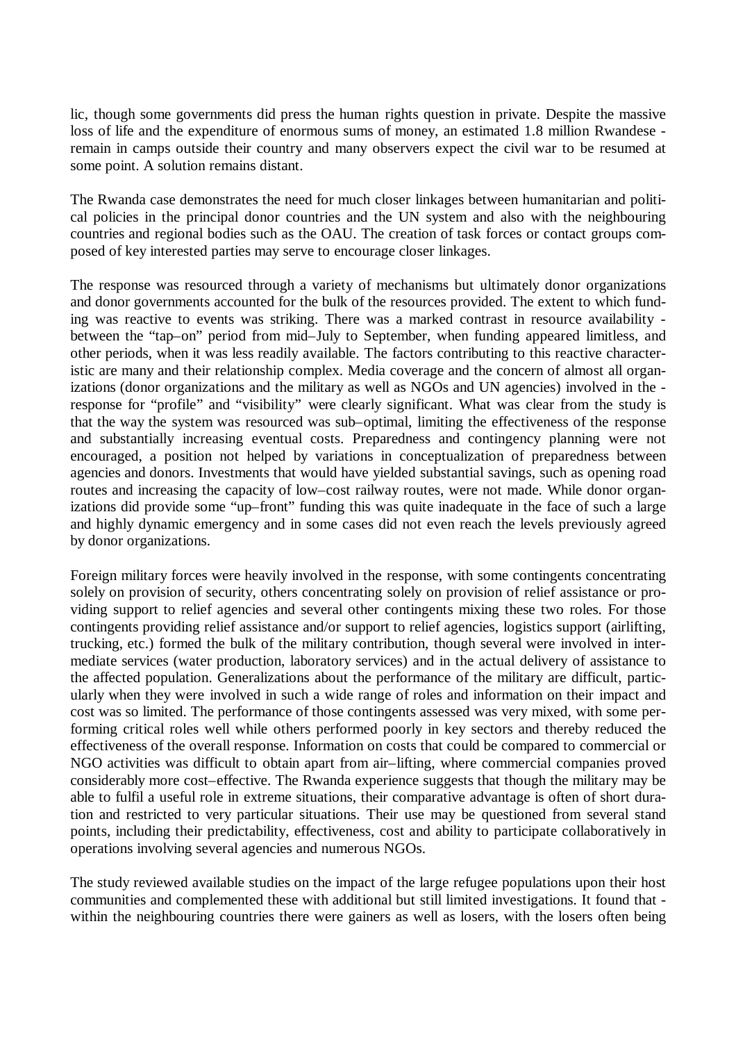lic, though some governments did press the human rights question in private. Despite the massive loss of life and the expenditure of enormous sums of money, an estimated 1.8 million Rwandese remain in camps outside their country and many observers expect the civil war to be resumed at some point. A solution remains distant.

The Rwanda case demonstrates the need for much closer linkages between humanitarian and political policies in the principal donor countries and the UN system and also with the neighbouring countries and regional bodies such as the OAU. The creation of task forces or contact groups composed of key interested parties may serve to encourage closer linkages.

The response was resourced through a variety of mechanisms but ultimately donor organizations and donor governments accounted for the bulk of the resources provided. The extent to which funding was reactive to events was striking. There was a marked contrast in resource availability between the "tap–on" period from mid–July to September, when funding appeared limitless, and other periods, when it was less readily available. The factors contributing to this reactive characteristic are many and their relationship complex. Media coverage and the concern of almost all organizations (donor organizations and the military as well as NGOs and UN agencies) involved in the response for "profile" and "visibility" were clearly significant. What was clear from the study is that the way the system was resourced was sub–optimal, limiting the effectiveness of the response and substantially increasing eventual costs. Preparedness and contingency planning were not encouraged, a position not helped by variations in conceptualization of preparedness between agencies and donors. Investments that would have yielded substantial savings, such as opening road routes and increasing the capacity of low–cost railway routes, were not made. While donor organizations did provide some "up–front" funding this was quite inadequate in the face of such a large and highly dynamic emergency and in some cases did not even reach the levels previously agreed by donor organizations.

Foreign military forces were heavily involved in the response, with some contingents concentrating solely on provision of security, others concentrating solely on provision of relief assistance or providing support to relief agencies and several other contingents mixing these two roles. For those contingents providing relief assistance and/or support to relief agencies, logistics support (airlifting, trucking, etc.) formed the bulk of the military contribution, though several were involved in intermediate services (water production, laboratory services) and in the actual delivery of assistance to the affected population. Generalizations about the performance of the military are difficult, particularly when they were involved in such a wide range of roles and information on their impact and cost was so limited. The performance of those contingents assessed was very mixed, with some performing critical roles well while others performed poorly in key sectors and thereby reduced the effectiveness of the overall response. Information on costs that could be compared to commercial or NGO activities was difficult to obtain apart from air–lifting, where commercial companies proved considerably more cost–effective. The Rwanda experience suggests that though the military may be able to fulfil a useful role in extreme situations, their comparative advantage is often of short duration and restricted to very particular situations. Their use may be questioned from several stand points, including their predictability, effectiveness, cost and ability to participate collaboratively in operations involving several agencies and numerous NGOs.

The study reviewed available studies on the impact of the large refugee populations upon their host communities and complemented these with additional but still limited investigations. It found that within the neighbouring countries there were gainers as well as losers, with the losers often being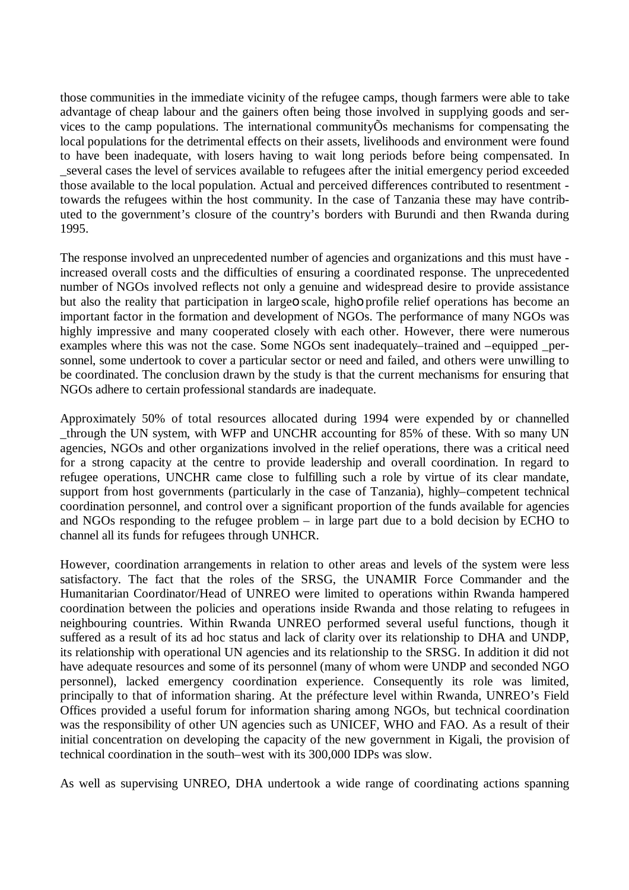those communities in the immediate vicinity of the refugee camps, though farmers were able to take advantage of cheap labour and the gainers often being those involved in supplying goods and services to the camp populations. The international communityÕs mechanisms for compensating the local populations for the detrimental effects on their assets, livelihoods and environment were found to have been inadequate, with losers having to wait long periods before being compensated. In several cases the level of services available to refugees after the initial emergency period exceeded those available to the local population. Actual and perceived differences contributed to resentment towards the refugees within the host community. In the case of Tanzania these may have contributed to the government's closure of the country's borders with Burundi and then Rwanda during 1995.

The response involved an unprecedented number of agencies and organizations and this must have increased overall costs and the difficulties of ensuring a coordinated response. The unprecedented number of NGOs involved reflects not only a genuine and widespread desire to provide assistance but also the reality that participation in large scale, high profile relief operations has become an important factor in the formation and development of NGOs. The performance of many NGOs was highly impressive and many cooperated closely with each other. However, there were numerous examples where this was not the case. Some NGOs sent inadequately–trained and –equipped personnel, some undertook to cover a particular sector or need and failed, and others were unwilling to be coordinated. The conclusion drawn by the study is that the current mechanisms for ensuring that NGOs adhere to certain professional standards are inadequate.

Approximately 50% of total resources allocated during 1994 were expended by or channelled through the UN system, with WFP and UNCHR accounting for 85% of these. With so many UN agencies, NGOs and other organizations involved in the relief operations, there was a critical need for a strong capacity at the centre to provide leadership and overall coordination. In regard to refugee operations, UNCHR came close to fulfilling such a role by virtue of its clear mandate, support from host governments (particularly in the case of Tanzania), highly–competent technical coordination personnel, and control over a significant proportion of the funds available for agencies and NGOs responding to the refugee problem – in large part due to a bold decision by ECHO to channel all its funds for refugees through UNHCR.

However, coordination arrangements in relation to other areas and levels of the system were less satisfactory. The fact that the roles of the SRSG, the UNAMIR Force Commander and the Humanitarian Coordinator/Head of UNREO were limited to operations within Rwanda hampered coordination between the policies and operations inside Rwanda and those relating to refugees in neighbouring countries. Within Rwanda UNREO performed several useful functions, though it suffered as a result of its ad hoc status and lack of clarity over its relationship to DHA and UNDP, its relationship with operational UN agencies and its relationship to the SRSG. In addition it did not have adequate resources and some of its personnel (many of whom were UNDP and seconded NGO personnel), lacked emergency coordination experience. Consequently its role was limited, principally to that of information sharing. At the préfecture level within Rwanda, UNREO's Field Offices provided a useful forum for information sharing among NGOs, but technical coordination was the responsibility of other UN agencies such as UNICEF, WHO and FAO. As a result of their initial concentration on developing the capacity of the new government in Kigali, the provision of technical coordination in the south–west with its 300,000 IDPs was slow.

As well as supervising UNREO, DHA undertook a wide range of coordinating actions spanning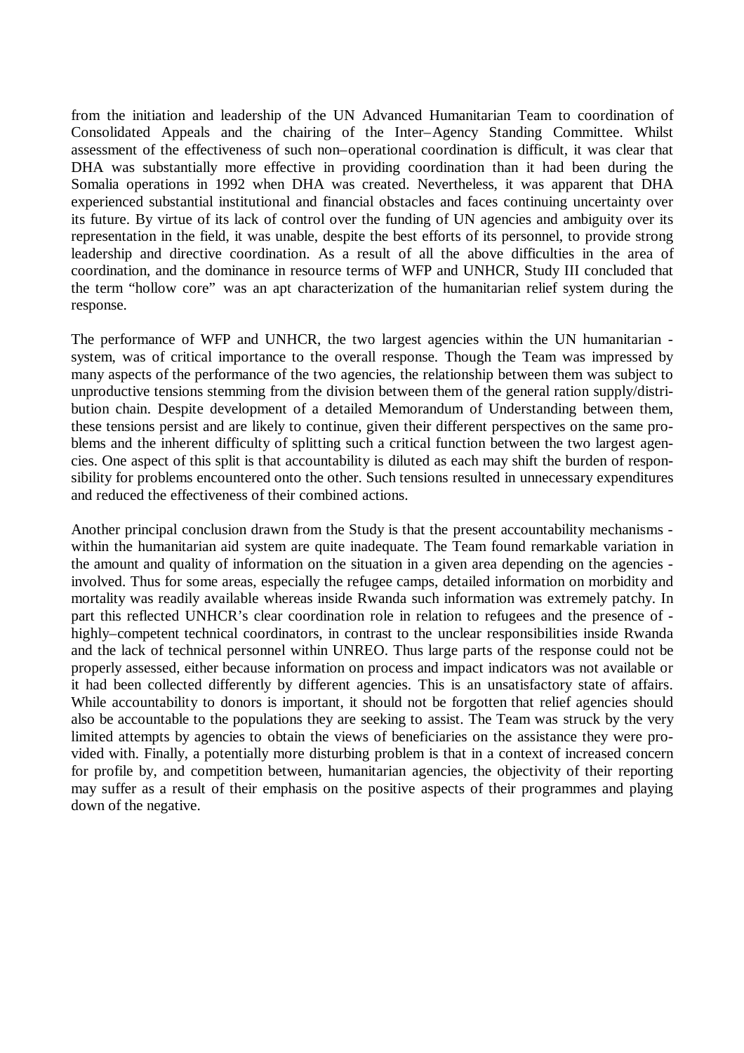from the initiation and leadership of the UN Advanced Humanitarian Team to coordination of Consolidated Appeals and the chairing of the Inter–Agency Standing Committee. Whilst assessment of the effectiveness of such non–operational coordination is difficult, it was clear that DHA was substantially more effective in providing coordination than it had been during the Somalia operations in 1992 when DHA was created. Nevertheless, it was apparent that DHA experienced substantial institutional and financial obstacles and faces continuing uncertainty over its future. By virtue of its lack of control over the funding of UN agencies and ambiguity over its representation in the field, it was unable, despite the best efforts of its personnel, to provide strong leadership and directive coordination. As a result of all the above difficulties in the area of coordination, and the dominance in resource terms of WFP and UNHCR, Study III concluded that the term "hollow core" was an apt characterization of the humanitarian relief system during the response.

The performance of WFP and UNHCR, the two largest agencies within the UN humanitarian system, was of critical importance to the overall response. Though the Team was impressed by many aspects of the performance of the two agencies, the relationship between them was subject to unproductive tensions stemming from the division between them of the general ration supply/distribution chain. Despite development of a detailed Memorandum of Understanding between them, these tensions persist and are likely to continue, given their different perspectives on the same problems and the inherent difficulty of splitting such a critical function between the two largest agencies. One aspect of this split is that accountability is diluted as each may shift the burden of responsibility for problems encountered onto the other. Such tensions resulted in unnecessary expenditures and reduced the effectiveness of their combined actions.

Another principal conclusion drawn from the Study is that the present accountability mechanisms within the humanitarian aid system are quite inadequate. The Team found remarkable variation in the amount and quality of information on the situation in a given area depending on the agencies involved. Thus for some areas, especially the refugee camps, detailed information on morbidity and mortality was readily available whereas inside Rwanda such information was extremely patchy. In part this reflected UNHCR's clear coordination role in relation to refugees and the presence of highly–competent technical coordinators, in contrast to the unclear responsibilities inside Rwanda and the lack of technical personnel within UNREO. Thus large parts of the response could not be properly assessed, either because information on process and impact indicators was not available or it had been collected differently by different agencies. This is an unsatisfactory state of affairs. While accountability to donors is important, it should not be forgotten that relief agencies should also be accountable to the populations they are seeking to assist. The Team was struck by the very limited attempts by agencies to obtain the views of beneficiaries on the assistance they were provided with. Finally, a potentially more disturbing problem is that in a context of increased concern for profile by, and competition between, humanitarian agencies, the objectivity of their reporting may suffer as a result of their emphasis on the positive aspects of their programmes and playing down of the negative.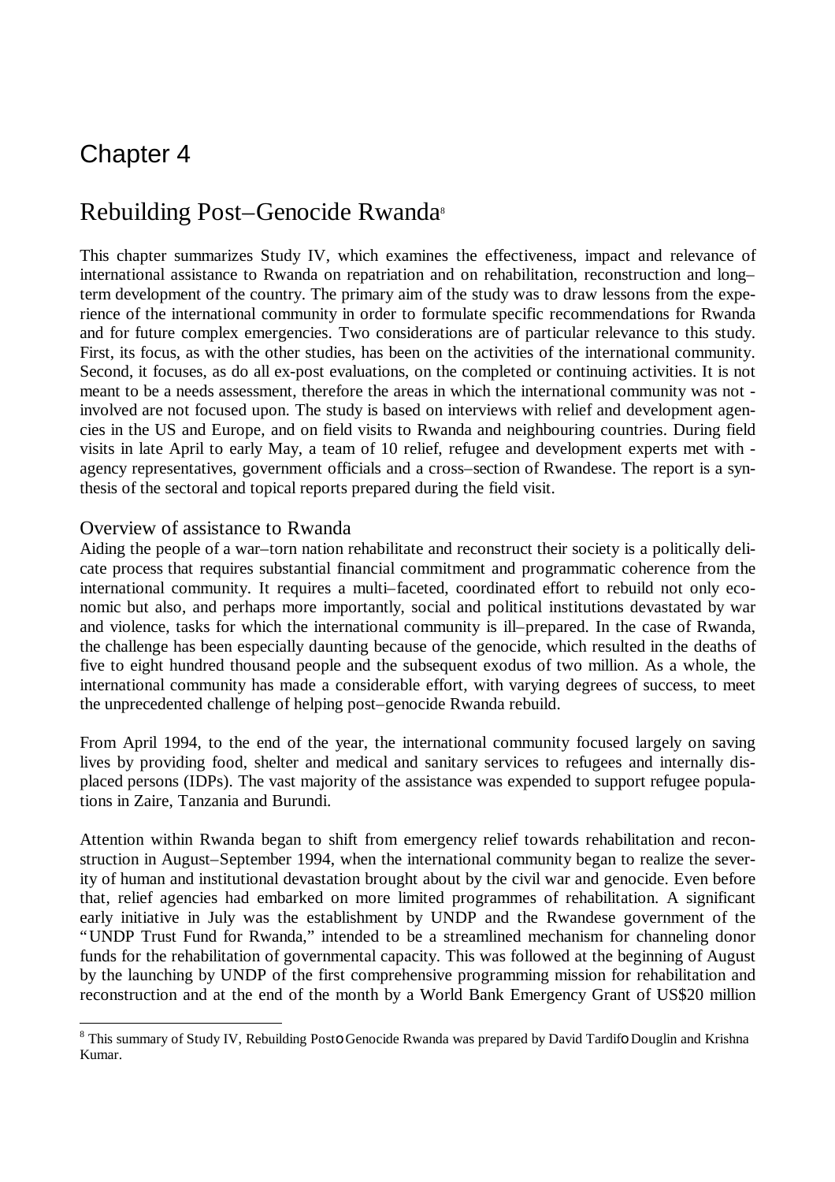# Chapter 4

## Rebuilding Post–Genocide Rwanda[8]

This chapter summarizes Study IV, which examines the effectiveness, impact and relevance of international assistance to Rwanda on repatriation and on rehabilitation, reconstruction and long–term development of the country. The primary aim of the study was to draw lessons from the experience of the international community in order to formulate specific recommendations for Rwanda and for future complex emergencies. Two considerations are of particular relevance to this study. First, its focus, as with the other studies, has been on the activities of the international community. Second, it focuses, as do all ex-post evaluations, on the completed or continuing activities. It is not meant to be a needs assessment, therefore the areas in which the international community was not -involved are not focused upon. The study is based on interviews with relief and development agencies in the US and Europe, and on field visits to Rwanda and neighbouring countries. During field visits in late April to early May, a team of 10 relief, refugee and development experts met with -agency representatives, government officials and a cross–section of Rwandese. The report is a synthesis of the sectoral and topical reports prepared during the field visit.

### Overview of assistance to Rwanda

Aiding the people of a war–torn nation rehabilitate and reconstruct their society is a politically delicate process that requires substantial financial commitment and programmatic coherence from the international community. It requires a multi–faceted, coordinated effort to rebuild not only economic but also, and perhaps more importantly, social and political institutions devastated by war and violence, tasks for which the international community is ill–prepared. In the case of Rwanda, the challenge has been especially daunting because of the genocide, which resulted in the deaths of five to eight hundred thousand people and the subsequent exodus of two million. As a whole, the international community has made a considerable effort, with varying degrees of success, to meet the unprecedented challenge of helping post–genocide Rwanda rebuild.

From April 1994, to the end of the year, the international community focused largely on saving lives by providing food, shelter and medical and sanitary services to refugees and internally displaced persons (IDPs). The vast majority of the assistance was expended to support refugee populations in Zaire, Tanzania and Burundi.

Attention within Rwanda began to shift from emergency relief towards rehabilitation and reconstruction in August–September 1994, when the international community began to realize the severity of human and institutional devastation brought about by the civil war and genocide. Even before that, relief agencies had embarked on more limited programmes of rehabilitation. A significant early initiative in July was the establishment by UNDP and the Rwandese government of the "UNDP Trust Fund for Rwanda," intended to be a streamlined mechanism for channeling donor funds for the rehabilitation of governmental capacity. This was followed at the beginning of August by the launching by UNDP of the first comprehensive programming mission for rehabilitation and reconstruction and at the end of the month by a World Bank Emergency Grant of US$20 million

---

[8] This summary of Study IV, Rebuilding Post–Genocide Rwanda was prepared by David Tardif–Douglin and Krishna Kumar.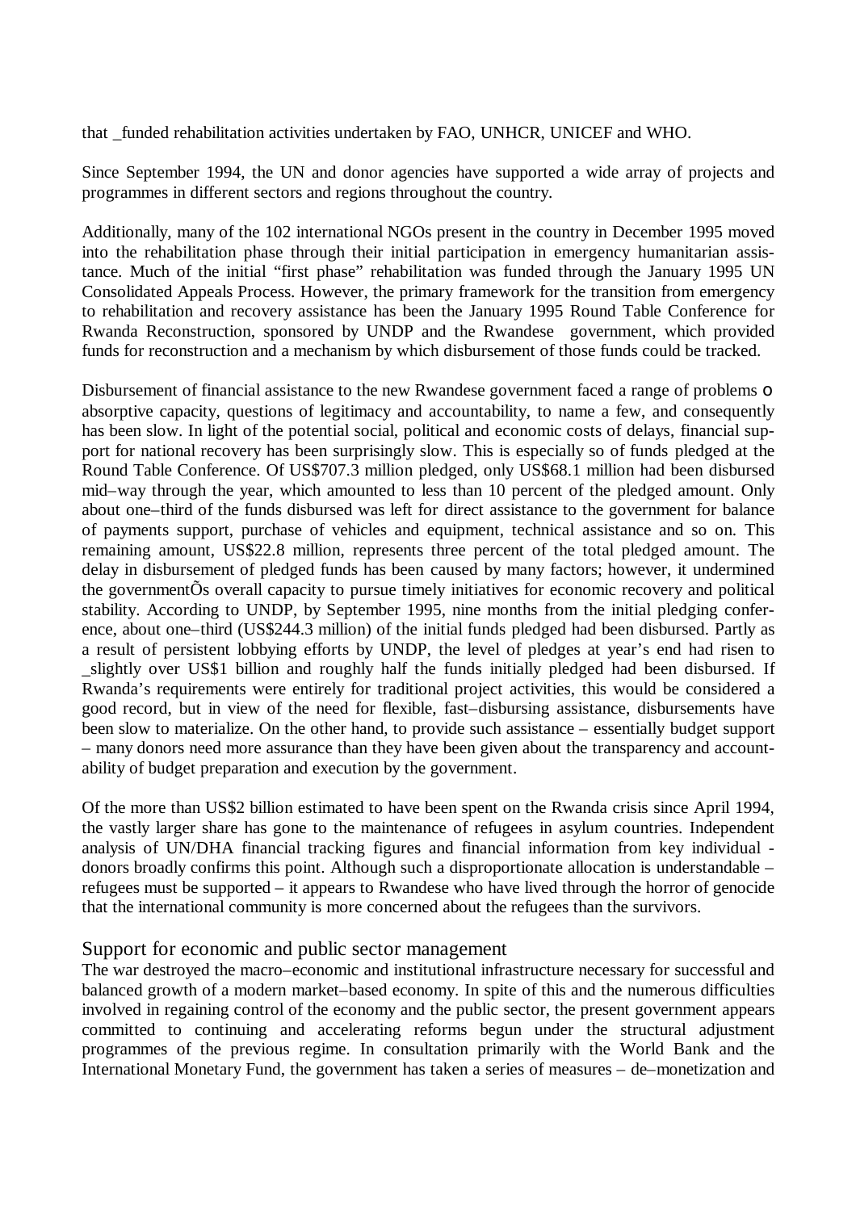that _funded rehabilitation activities undertaken by FAO, UNHCR, UNICEF and WHO.

Since September 1994, the UN and donor agencies have supported a wide array of projects and programmes in different sectors and regions throughout the country.

Additionally, many of the 102 international NGOs present in the country in December 1995 moved into the rehabilitation phase through their initial participation in emergency humanitarian assistance. Much of the initial "first phase" rehabilitation was funded through the January 1995 UN Consolidated Appeals Process. However, the primary framework for the transition from emergency to rehabilitation and recovery assistance has been the January 1995 Round Table Conference for Rwanda Reconstruction, sponsored by UNDP and the Rwandese government, which provided funds for reconstruction and a mechanism by which disbursement of those funds could be tracked.

Disbursement of financial assistance to the new Rwandese government faced a range of problems o absorptive capacity, questions of legitimacy and accountability, to name a few, and consequently has been slow. In light of the potential social, political and economic costs of delays, financial support for national recovery has been surprisingly slow. This is especially so of funds pledged at the Round Table Conference. Of US$707.3 million pledged, only US$68.1 million had been disbursed mid–way through the year, which amounted to less than 10 percent of the pledged amount. Only about one–third of the funds disbursed was left for direct assistance to the government for balance of payments support, purchase of vehicles and equipment, technical assistance and so on. This remaining amount, US$22.8 million, represents three percent of the total pledged amount. The delay in disbursement of pledged funds has been caused by many factors; however, it undermined the governmentÕs overall capacity to pursue timely initiatives for economic recovery and political stability. According to UNDP, by September 1995, nine months from the initial pledging conference, about one–third (US$244.3 million) of the initial funds pledged had been disbursed. Partly as a result of persistent lobbying efforts by UNDP, the level of pledges at year's end had risen to _slightly over US$1 billion and roughly half the funds initially pledged had been disbursed. If Rwanda's requirements were entirely for traditional project activities, this would be considered a good record, but in view of the need for flexible, fast–disbursing assistance, disbursements have been slow to materialize. On the other hand, to provide such assistance – essentially budget support – many donors need more assurance than they have been given about the transparency and accountability of budget preparation and execution by the government.

Of the more than US$2 billion estimated to have been spent on the Rwanda crisis since April 1994, the vastly larger share has gone to the maintenance of refugees in asylum countries. Independent analysis of UN/DHA financial tracking figures and financial information from key individual -donors broadly confirms this point. Although such a disproportionate allocation is understandable – refugees must be supported – it appears to Rwandese who have lived through the horror of genocide that the international community is more concerned about the refugees than the survivors.

## Support for economic and public sector management

The war destroyed the macro–economic and institutional infrastructure necessary for successful and balanced growth of a modern market–based economy. In spite of this and the numerous difficulties involved in regaining control of the economy and the public sector, the present government appears committed to continuing and accelerating reforms begun under the structural adjustment programmes of the previous regime. In consultation primarily with the World Bank and the International Monetary Fund, the government has taken a series of measures – de–monetization and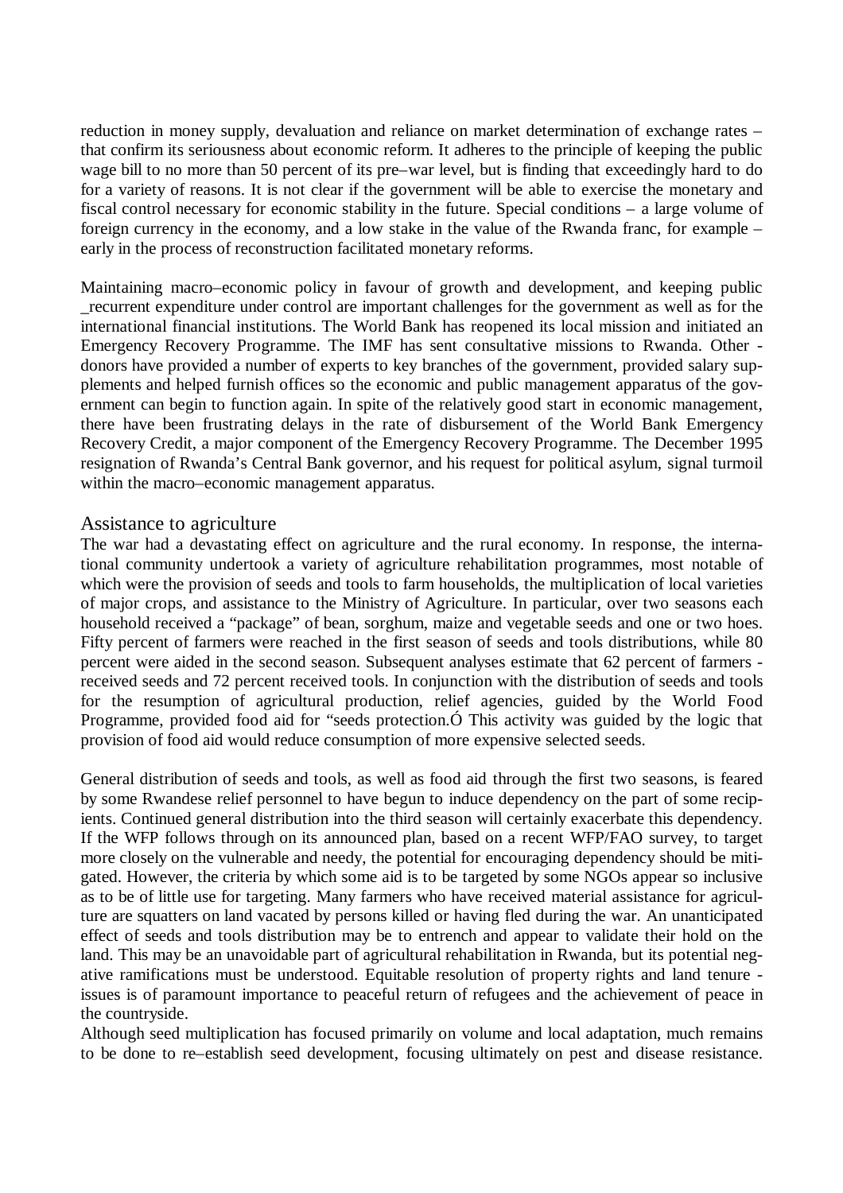reduction in money supply, devaluation and reliance on market determination of exchange rates – that confirm its seriousness about economic reform. It adheres to the principle of keeping the public wage bill to no more than 50 percent of its pre–war level, but is finding that exceedingly hard to do for a variety of reasons. It is not clear if the government will be able to exercise the monetary and fiscal control necessary for economic stability in the future. Special conditions – a large volume of foreign currency in the economy, and a low stake in the value of the Rwanda franc, for example – early in the process of reconstruction facilitated monetary reforms.

Maintaining macro–economic policy in favour of growth and development, and keeping public _recurrent expenditure under control are important challenges for the government as well as for the international financial institutions. The World Bank has reopened its local mission and initiated an Emergency Recovery Programme. The IMF has sent consultative missions to Rwanda. Other - donors have provided a number of experts to key branches of the government, provided salary supplements and helped furnish offices so the economic and public management apparatus of the government can begin to function again. In spite of the relatively good start in economic management, there have been frustrating delays in the rate of disbursement of the World Bank Emergency Recovery Credit, a major component of the Emergency Recovery Programme. The December 1995 resignation of Rwanda's Central Bank governor, and his request for political asylum, signal turmoil within the macro–economic management apparatus.

## Assistance to agriculture

The war had a devastating effect on agriculture and the rural economy. In response, the international community undertook a variety of agriculture rehabilitation programmes, most notable of which were the provision of seeds and tools to farm households, the multiplication of local varieties of major crops, and assistance to the Ministry of Agriculture. In particular, over two seasons each household received a "package" of bean, sorghum, maize and vegetable seeds and one or two hoes. Fifty percent of farmers were reached in the first season of seeds and tools distributions, while 80 percent were aided in the second season. Subsequent analyses estimate that 62 percent of farmers - received seeds and 72 percent received tools. In conjunction with the distribution of seeds and tools for the resumption of agricultural production, relief agencies, guided by the World Food Programme, provided food aid for "seeds protection.Ó This activity was guided by the logic that provision of food aid would reduce consumption of more expensive selected seeds.

General distribution of seeds and tools, as well as food aid through the first two seasons, is feared by some Rwandese relief personnel to have begun to induce dependency on the part of some recipients. Continued general distribution into the third season will certainly exacerbate this dependency. If the WFP follows through on its announced plan, based on a recent WFP/FAO survey, to target more closely on the vulnerable and needy, the potential for encouraging dependency should be mitigated. However, the criteria by which some aid is to be targeted by some NGOs appear so inclusive as to be of little use for targeting. Many farmers who have received material assistance for agriculture are squatters on land vacated by persons killed or having fled during the war. An unanticipated effect of seeds and tools distribution may be to entrench and appear to validate their hold on the land. This may be an unavoidable part of agricultural rehabilitation in Rwanda, but its potential negative ramifications must be understood. Equitable resolution of property rights and land tenure - issues is of paramount importance to peaceful return of refugees and the achievement of peace in the countryside.

Although seed multiplication has focused primarily on volume and local adaptation, much remains to be done to re–establish seed development, focusing ultimately on pest and disease resistance.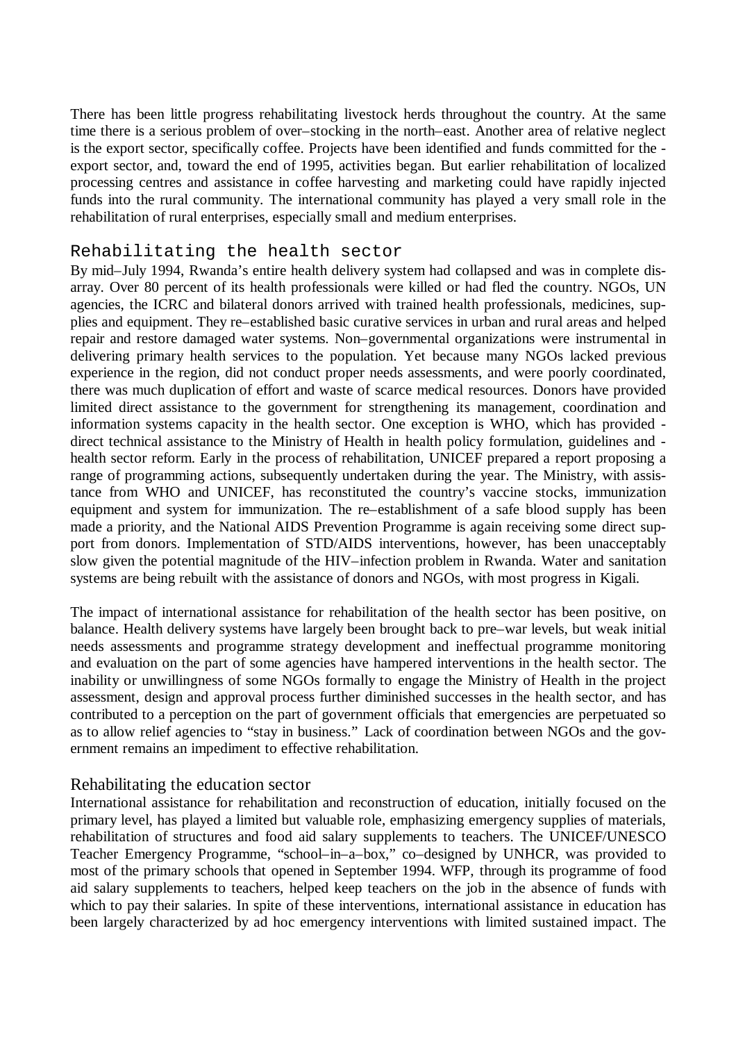There has been little progress rehabilitating livestock herds throughout the country. At the same time there is a serious problem of over–stocking in the north–east. Another area of relative neglect is the export sector, specifically coffee. Projects have been identified and funds committed for the export sector, and, toward the end of 1995, activities began. But earlier rehabilitation of localized processing centres and assistance in coffee harvesting and marketing could have rapidly injected funds into the rural community. The international community has played a very small role in the rehabilitation of rural enterprises, especially small and medium enterprises.

## Rehabilitating the health sector

By mid–July 1994, Rwanda's entire health delivery system had collapsed and was in complete disarray. Over 80 percent of its health professionals were killed or had fled the country. NGOs, UN agencies, the ICRC and bilateral donors arrived with trained health professionals, medicines, supplies and equipment. They re–established basic curative services in urban and rural areas and helped repair and restore damaged water systems. Non–governmental organizations were instrumental in delivering primary health services to the population. Yet because many NGOs lacked previous experience in the region, did not conduct proper needs assessments, and were poorly coordinated, there was much duplication of effort and waste of scarce medical resources. Donors have provided limited direct assistance to the government for strengthening its management, coordination and information systems capacity in the health sector. One exception is WHO, which has provided direct technical assistance to the Ministry of Health in health policy formulation, guidelines and health sector reform. Early in the process of rehabilitation, UNICEF prepared a report proposing a range of programming actions, subsequently undertaken during the year. The Ministry, with assistance from WHO and UNICEF, has reconstituted the country's vaccine stocks, immunization equipment and system for immunization. The re–establishment of a safe blood supply has been made a priority, and the National AIDS Prevention Programme is again receiving some direct support from donors. Implementation of STD/AIDS interventions, however, has been unacceptably slow given the potential magnitude of the HIV–infection problem in Rwanda. Water and sanitation systems are being rebuilt with the assistance of donors and NGOs, with most progress in Kigali.

The impact of international assistance for rehabilitation of the health sector has been positive, on balance. Health delivery systems have largely been brought back to pre–war levels, but weak initial needs assessments and programme strategy development and ineffectual programme monitoring and evaluation on the part of some agencies have hampered interventions in the health sector. The inability or unwillingness of some NGOs formally to engage the Ministry of Health in the project assessment, design and approval process further diminished successes in the health sector, and has contributed to a perception on the part of government officials that emergencies are perpetuated so as to allow relief agencies to "stay in business." Lack of coordination between NGOs and the government remains an impediment to effective rehabilitation.

## Rehabilitating the education sector

International assistance for rehabilitation and reconstruction of education, initially focused on the primary level, has played a limited but valuable role, emphasizing emergency supplies of materials, rehabilitation of structures and food aid salary supplements to teachers. The UNICEF/UNESCO Teacher Emergency Programme, "school–in–a–box," co–designed by UNHCR, was provided to most of the primary schools that opened in September 1994. WFP, through its programme of food aid salary supplements to teachers, helped keep teachers on the job in the absence of funds with which to pay their salaries. In spite of these interventions, international assistance in education has been largely characterized by ad hoc emergency interventions with limited sustained impact. The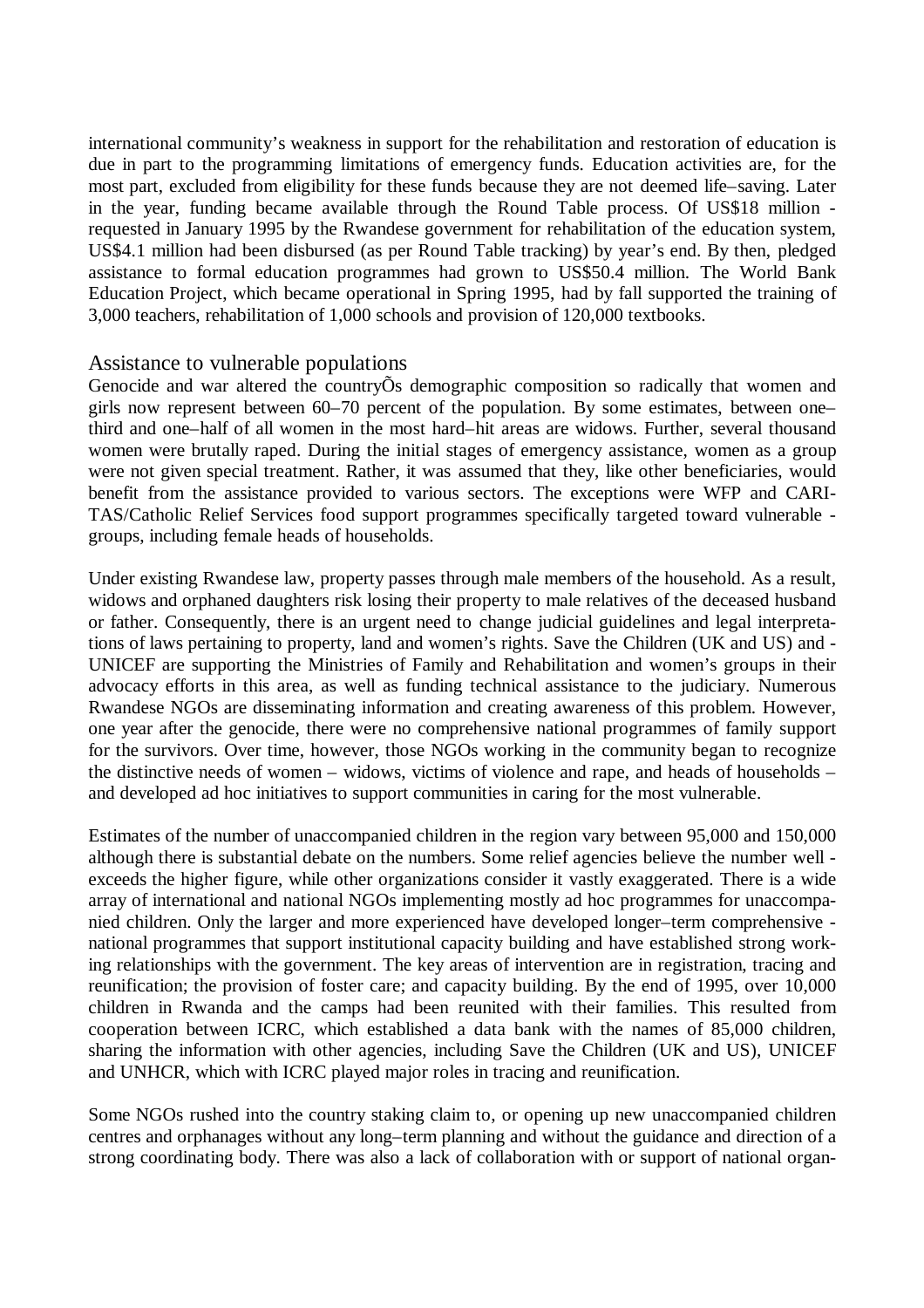international community's weakness in support for the rehabilitation and restoration of education is due in part to the programming limitations of emergency funds. Education activities are, for the most part, excluded from eligibility for these funds because they are not deemed life–saving. Later in the year, funding became available through the Round Table process. Of US$18 million requested in January 1995 by the Rwandese government for rehabilitation of the education system, US$4.1 million had been disbursed (as per Round Table tracking) by year's end. By then, pledged assistance to formal education programmes had grown to US$50.4 million. The World Bank Education Project, which became operational in Spring 1995, had by fall supported the training of 3,000 teachers, rehabilitation of 1,000 schools and provision of 120,000 textbooks.

## Assistance to vulnerable populations

Genocide and war altered the countryÕs demographic composition so radically that women and girls now represent between 60–70 percent of the population. By some estimates, between one–third and one–half of all women in the most hard–hit areas are widows. Further, several thousand women were brutally raped. During the initial stages of emergency assistance, women as a group were not given special treatment. Rather, it was assumed that they, like other beneficiaries, would benefit from the assistance provided to various sectors. The exceptions were WFP and CARITAS/Catholic Relief Services food support programmes specifically targeted toward vulnerable groups, including female heads of households.

Under existing Rwandese law, property passes through male members of the household. As a result, widows and orphaned daughters risk losing their property to male relatives of the deceased husband or father. Consequently, there is an urgent need to change judicial guidelines and legal interpretations of laws pertaining to property, land and women's rights. Save the Children (UK and US) and UNICEF are supporting the Ministries of Family and Rehabilitation and women's groups in their advocacy efforts in this area, as well as funding technical assistance to the judiciary. Numerous Rwandese NGOs are disseminating information and creating awareness of this problem. However, one year after the genocide, there were no comprehensive national programmes of family support for the survivors. Over time, however, those NGOs working in the community began to recognize the distinctive needs of women – widows, victims of violence and rape, and heads of households – and developed ad hoc initiatives to support communities in caring for the most vulnerable.

Estimates of the number of unaccompanied children in the region vary between 95,000 and 150,000 although there is substantial debate on the numbers. Some relief agencies believe the number well exceeds the higher figure, while other organizations consider it vastly exaggerated. There is a wide array of international and national NGOs implementing mostly ad hoc programmes for unaccompanied children. Only the larger and more experienced have developed longer–term comprehensive national programmes that support institutional capacity building and have established strong working relationships with the government. The key areas of intervention are in registration, tracing and reunification; the provision of foster care; and capacity building. By the end of 1995, over 10,000 children in Rwanda and the camps had been reunited with their families. This resulted from cooperation between ICRC, which established a data bank with the names of 85,000 children, sharing the information with other agencies, including Save the Children (UK and US), UNICEF and UNHCR, which with ICRC played major roles in tracing and reunification.

Some NGOs rushed into the country staking claim to, or opening up new unaccompanied children centres and orphanages without any long–term planning and without the guidance and direction of a strong coordinating body. There was also a lack of collaboration with or support of national organ-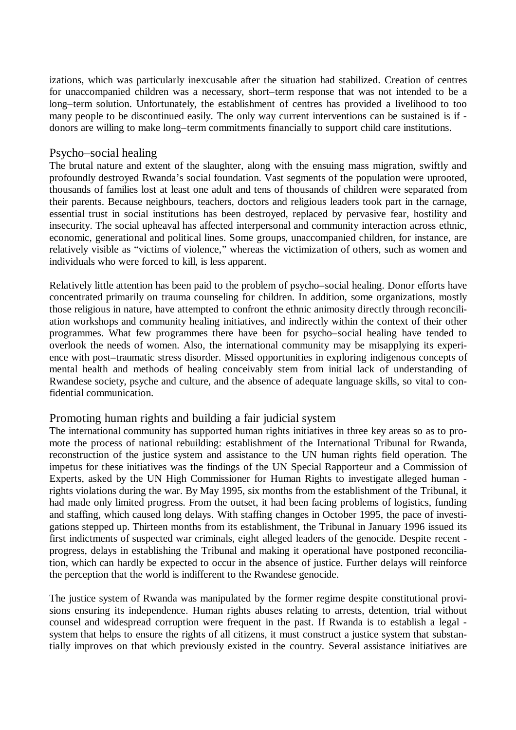izations, which was particularly inexcusable after the situation had stabilized. Creation of centres for unaccompanied children was a necessary, short–term response that was not intended to be a long–term solution. Unfortunately, the establishment of centres has provided a livelihood to too many people to be discontinued easily. The only way current interventions can be sustained is if donors are willing to make long–term commitments financially to support child care institutions.

## Psycho–social healing

The brutal nature and extent of the slaughter, along with the ensuing mass migration, swiftly and profoundly destroyed Rwanda's social foundation. Vast segments of the population were uprooted, thousands of families lost at least one adult and tens of thousands of children were separated from their parents. Because neighbours, teachers, doctors and religious leaders took part in the carnage, essential trust in social institutions has been destroyed, replaced by pervasive fear, hostility and insecurity. The social upheaval has affected interpersonal and community interaction across ethnic, economic, generational and political lines. Some groups, unaccompanied children, for instance, are relatively visible as "victims of violence," whereas the victimization of others, such as women and individuals who were forced to kill, is less apparent.

Relatively little attention has been paid to the problem of psycho–social healing. Donor efforts have concentrated primarily on trauma counseling for children. In addition, some organizations, mostly those religious in nature, have attempted to confront the ethnic animosity directly through reconciliation workshops and community healing initiatives, and indirectly within the context of their other programmes. What few programmes there have been for psycho–social healing have tended to overlook the needs of women. Also, the international community may be misapplying its experience with post–traumatic stress disorder. Missed opportunities in exploring indigenous concepts of mental health and methods of healing conceivably stem from initial lack of understanding of Rwandese society, psyche and culture, and the absence of adequate language skills, so vital to confidential communication.

## Promoting human rights and building a fair judicial system

The international community has supported human rights initiatives in three key areas so as to promote the process of national rebuilding: establishment of the International Tribunal for Rwanda, reconstruction of the justice system and assistance to the UN human rights field operation. The impetus for these initiatives was the findings of the UN Special Rapporteur and a Commission of Experts, asked by the UN High Commissioner for Human Rights to investigate alleged human rights violations during the war. By May 1995, six months from the establishment of the Tribunal, it had made only limited progress. From the outset, it had been facing problems of logistics, funding and staffing, which caused long delays. With staffing changes in October 1995, the pace of investigations stepped up. Thirteen months from its establishment, the Tribunal in January 1996 issued its first indictments of suspected war criminals, eight alleged leaders of the genocide. Despite recent progress, delays in establishing the Tribunal and making it operational have postponed reconciliation, which can hardly be expected to occur in the absence of justice. Further delays will reinforce the perception that the world is indifferent to the Rwandese genocide.

The justice system of Rwanda was manipulated by the former regime despite constitutional provisions ensuring its independence. Human rights abuses relating to arrests, detention, trial without counsel and widespread corruption were frequent in the past. If Rwanda is to establish a legal system that helps to ensure the rights of all citizens, it must construct a justice system that substantially improves on that which previously existed in the country. Several assistance initiatives are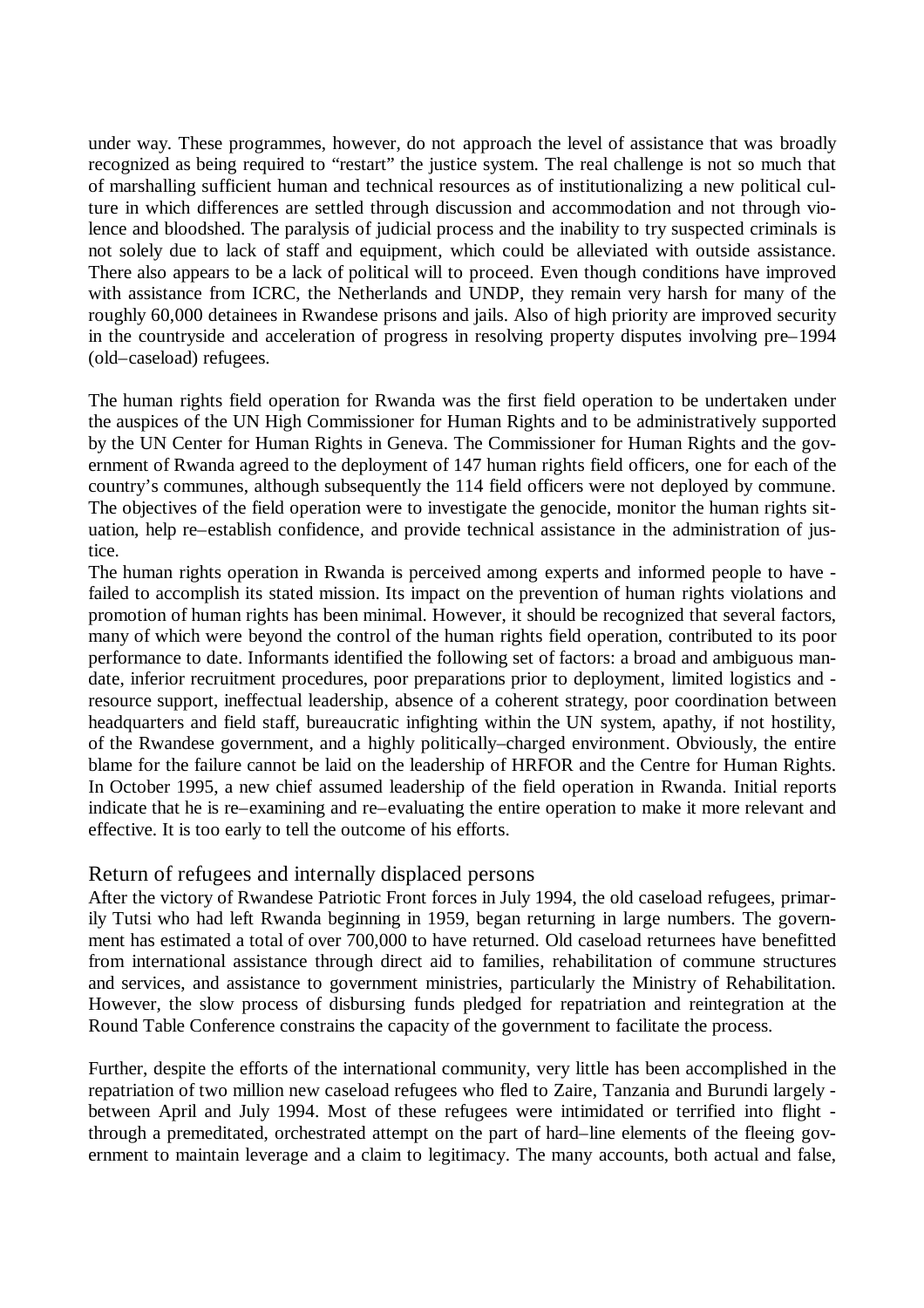under way. These programmes, however, do not approach the level of assistance that was broadly recognized as being required to "restart" the justice system. The real challenge is not so much that of marshalling sufficient human and technical resources as of institutionalizing a new political culture in which differences are settled through discussion and accommodation and not through violence and bloodshed. The paralysis of judicial process and the inability to try suspected criminals is not solely due to lack of staff and equipment, which could be alleviated with outside assistance. There also appears to be a lack of political will to proceed. Even though conditions have improved with assistance from ICRC, the Netherlands and UNDP, they remain very harsh for many of the roughly 60,000 detainees in Rwandese prisons and jails. Also of high priority are improved security in the countryside and acceleration of progress in resolving property disputes involving pre–1994 (old–caseload) refugees.

The human rights field operation for Rwanda was the first field operation to be undertaken under the auspices of the UN High Commissioner for Human Rights and to be administratively supported by the UN Center for Human Rights in Geneva. The Commissioner for Human Rights and the government of Rwanda agreed to the deployment of 147 human rights field officers, one for each of the country's communes, although subsequently the 114 field officers were not deployed by commune. The objectives of the field operation were to investigate the genocide, monitor the human rights situation, help re–establish confidence, and provide technical assistance in the administration of justice.

The human rights operation in Rwanda is perceived among experts and informed people to have failed to accomplish its stated mission. Its impact on the prevention of human rights violations and promotion of human rights has been minimal. However, it should be recognized that several factors, many of which were beyond the control of the human rights field operation, contributed to its poor performance to date. Informants identified the following set of factors: a broad and ambiguous mandate, inferior recruitment procedures, poor preparations prior to deployment, limited logistics and resource support, ineffectual leadership, absence of a coherent strategy, poor coordination between headquarters and field staff, bureaucratic infighting within the UN system, apathy, if not hostility, of the Rwandese government, and a highly politically–charged environment. Obviously, the entire blame for the failure cannot be laid on the leadership of HRFOR and the Centre for Human Rights. In October 1995, a new chief assumed leadership of the field operation in Rwanda. Initial reports indicate that he is re–examining and re–evaluating the entire operation to make it more relevant and effective. It is too early to tell the outcome of his efforts.

## Return of refugees and internally displaced persons

After the victory of Rwandese Patriotic Front forces in July 1994, the old caseload refugees, primarily Tutsi who had left Rwanda beginning in 1959, began returning in large numbers. The government has estimated a total of over 700,000 to have returned. Old caseload returnees have benefitted from international assistance through direct aid to families, rehabilitation of commune structures and services, and assistance to government ministries, particularly the Ministry of Rehabilitation. However, the slow process of disbursing funds pledged for repatriation and reintegration at the Round Table Conference constrains the capacity of the government to facilitate the process.

Further, despite the efforts of the international community, very little has been accomplished in the repatriation of two million new caseload refugees who fled to Zaire, Tanzania and Burundi largely between April and July 1994. Most of these refugees were intimidated or terrified into flight through a premeditated, orchestrated attempt on the part of hard–line elements of the fleeing government to maintain leverage and a claim to legitimacy. The many accounts, both actual and false,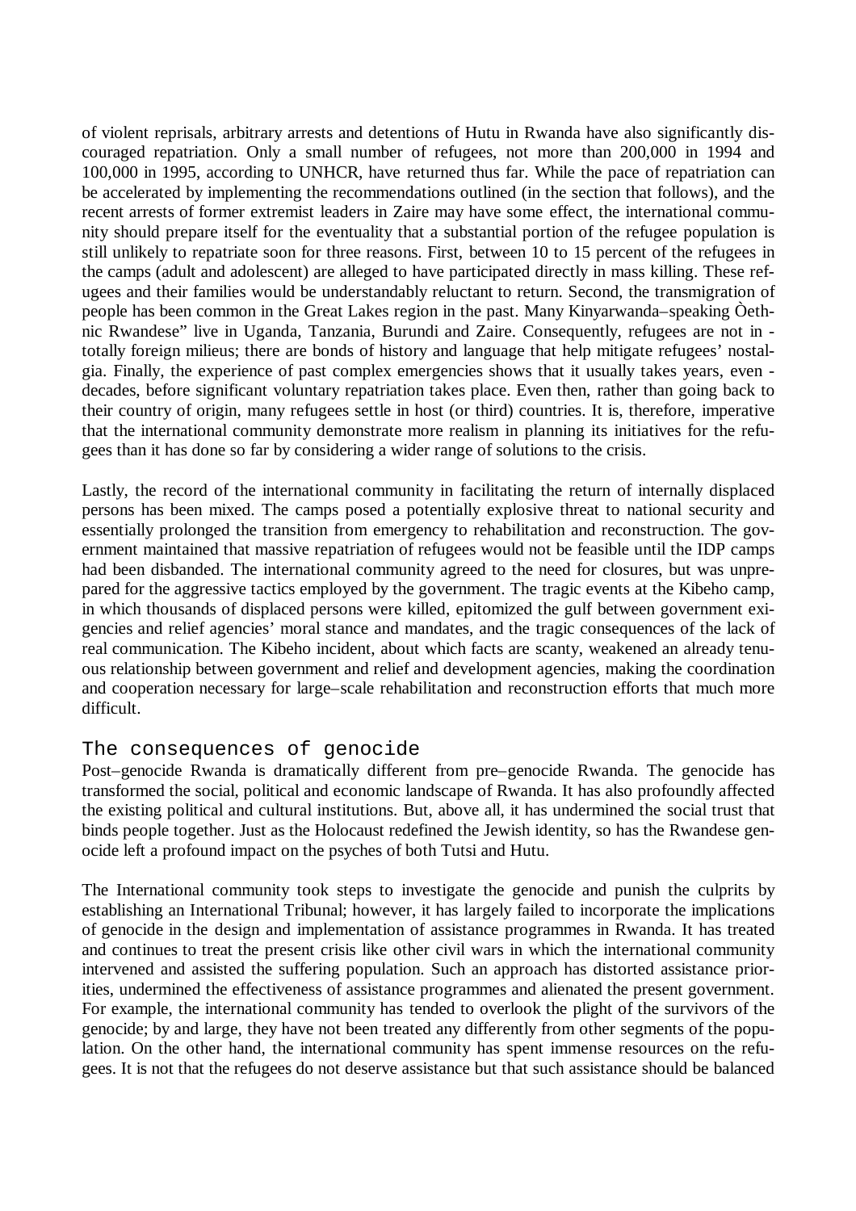of violent reprisals, arbitrary arrests and detentions of Hutu in Rwanda have also significantly discouraged repatriation. Only a small number of refugees, not more than 200,000 in 1994 and 100,000 in 1995, according to UNHCR, have returned thus far. While the pace of repatriation can be accelerated by implementing the recommendations outlined (in the section that follows), and the recent arrests of former extremist leaders in Zaire may have some effect, the international community should prepare itself for the eventuality that a substantial portion of the refugee population is still unlikely to repatriate soon for three reasons. First, between 10 to 15 percent of the refugees in the camps (adult and adolescent) are alleged to have participated directly in mass killing. These refugees and their families would be understandably reluctant to return. Second, the transmigration of people has been common in the Great Lakes region in the past. Many Kinyarwanda–speaking Òethnic Rwandese" live in Uganda, Tanzania, Burundi and Zaire. Consequently, refugees are not in - totally foreign milieus; there are bonds of history and language that help mitigate refugees' nostalgia. Finally, the experience of past complex emergencies shows that it usually takes years, even - decades, before significant voluntary repatriation takes place. Even then, rather than going back to their country of origin, many refugees settle in host (or third) countries. It is, therefore, imperative that the international community demonstrate more realism in planning its initiatives for the refugees than it has done so far by considering a wider range of solutions to the crisis.

Lastly, the record of the international community in facilitating the return of internally displaced persons has been mixed. The camps posed a potentially explosive threat to national security and essentially prolonged the transition from emergency to rehabilitation and reconstruction. The government maintained that massive repatriation of refugees would not be feasible until the IDP camps had been disbanded. The international community agreed to the need for closures, but was unprepared for the aggressive tactics employed by the government. The tragic events at the Kibeho camp, in which thousands of displaced persons were killed, epitomized the gulf between government exigencies and relief agencies' moral stance and mandates, and the tragic consequences of the lack of real communication. The Kibeho incident, about which facts are scanty, weakened an already tenuous relationship between government and relief and development agencies, making the coordination and cooperation necessary for large–scale rehabilitation and reconstruction efforts that much more difficult.

## The consequences of genocide

Post–genocide Rwanda is dramatically different from pre–genocide Rwanda. The genocide has transformed the social, political and economic landscape of Rwanda. It has also profoundly affected the existing political and cultural institutions. But, above all, it has undermined the social trust that binds people together. Just as the Holocaust redefined the Jewish identity, so has the Rwandese genocide left a profound impact on the psyches of both Tutsi and Hutu.

The International community took steps to investigate the genocide and punish the culprits by establishing an International Tribunal; however, it has largely failed to incorporate the implications of genocide in the design and implementation of assistance programmes in Rwanda. It has treated and continues to treat the present crisis like other civil wars in which the international community intervened and assisted the suffering population. Such an approach has distorted assistance priorities, undermined the effectiveness of assistance programmes and alienated the present government. For example, the international community has tended to overlook the plight of the survivors of the genocide; by and large, they have not been treated any differently from other segments of the population. On the other hand, the international community has spent immense resources on the refugees. It is not that the refugees do not deserve assistance but that such assistance should be balanced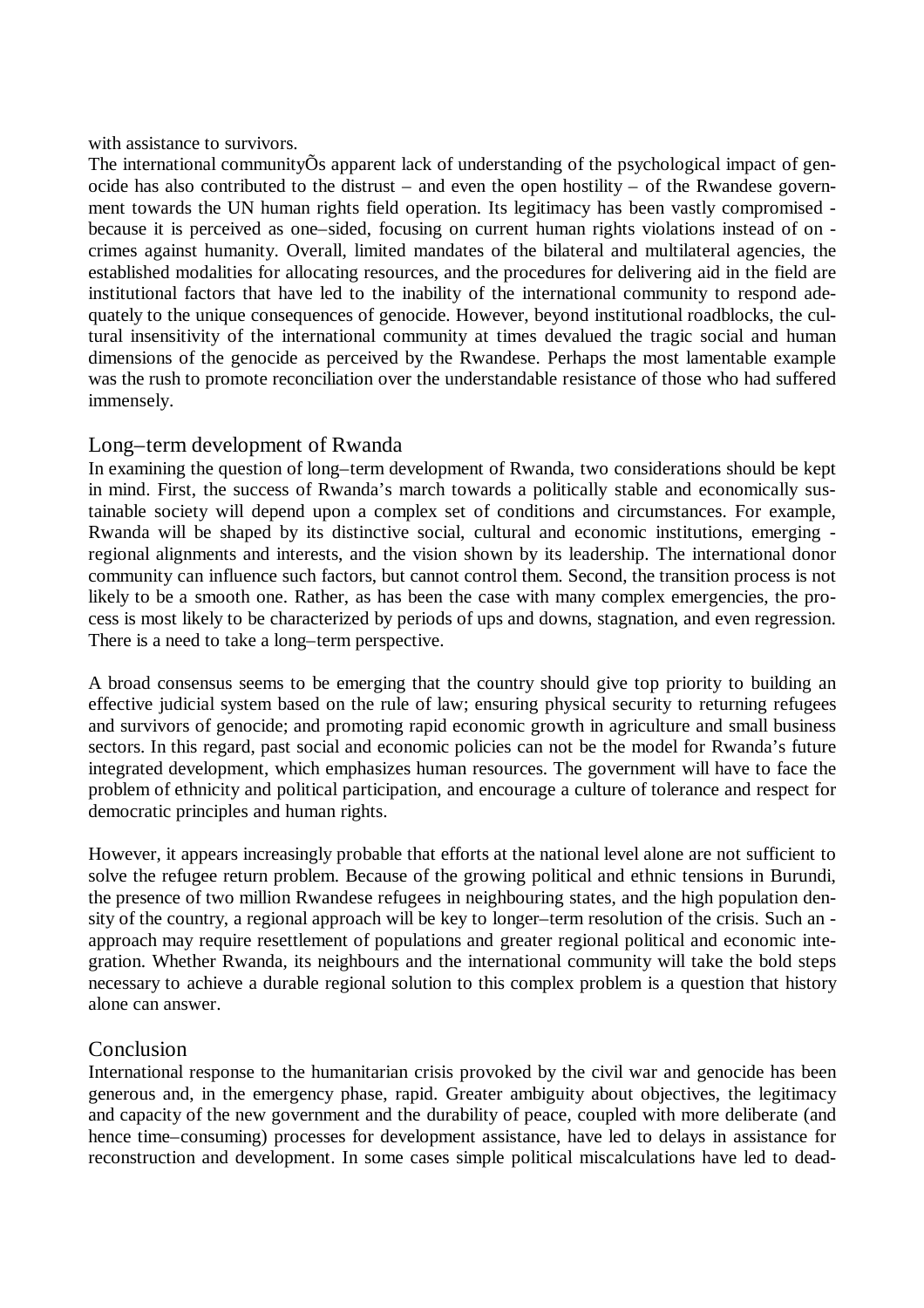with assistance to survivors.

The international communityÕs apparent lack of understanding of the psychological impact of genocide has also contributed to the distrust – and even the open hostility – of the Rwandese government towards the UN human rights field operation. Its legitimacy has been vastly compromised - because it is perceived as one–sided, focusing on current human rights violations instead of on - crimes against humanity. Overall, limited mandates of the bilateral and multilateral agencies, the established modalities for allocating resources, and the procedures for delivering aid in the field are institutional factors that have led to the inability of the international community to respond adequately to the unique consequences of genocide. However, beyond institutional roadblocks, the cultural insensitivity of the international community at times devalued the tragic social and human dimensions of the genocide as perceived by the Rwandese. Perhaps the most lamentable example was the rush to promote reconciliation over the understandable resistance of those who had suffered immensely.

## Long–term development of Rwanda

In examining the question of long–term development of Rwanda, two considerations should be kept in mind. First, the success of Rwanda's march towards a politically stable and economically sustainable society will depend upon a complex set of conditions and circumstances. For example, Rwanda will be shaped by its distinctive social, cultural and economic institutions, emerging - regional alignments and interests, and the vision shown by its leadership. The international donor community can influence such factors, but cannot control them. Second, the transition process is not likely to be a smooth one. Rather, as has been the case with many complex emergencies, the process is most likely to be characterized by periods of ups and downs, stagnation, and even regression. There is a need to take a long–term perspective.

A broad consensus seems to be emerging that the country should give top priority to building an effective judicial system based on the rule of law; ensuring physical security to returning refugees and survivors of genocide; and promoting rapid economic growth in agriculture and small business sectors. In this regard, past social and economic policies can not be the model for Rwanda's future integrated development, which emphasizes human resources. The government will have to face the problem of ethnicity and political participation, and encourage a culture of tolerance and respect for democratic principles and human rights.

However, it appears increasingly probable that efforts at the national level alone are not sufficient to solve the refugee return problem. Because of the growing political and ethnic tensions in Burundi, the presence of two million Rwandese refugees in neighbouring states, and the high population density of the country, a regional approach will be key to longer–term resolution of the crisis. Such an - approach may require resettlement of populations and greater regional political and economic integration. Whether Rwanda, its neighbours and the international community will take the bold steps necessary to achieve a durable regional solution to this complex problem is a question that history alone can answer.

## Conclusion

International response to the humanitarian crisis provoked by the civil war and genocide has been generous and, in the emergency phase, rapid. Greater ambiguity about objectives, the legitimacy and capacity of the new government and the durability of peace, coupled with more deliberate (and hence time–consuming) processes for development assistance, have led to delays in assistance for reconstruction and development. In some cases simple political miscalculations have led to dead-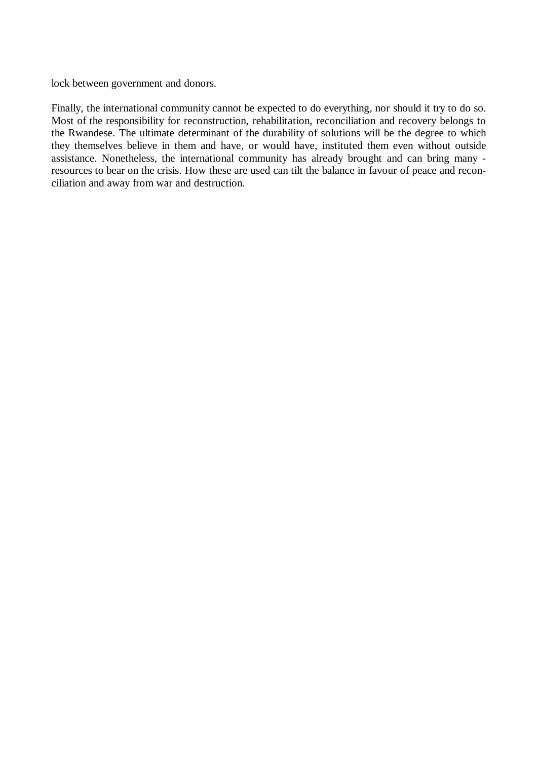lock between government and donors.

Finally, the international community cannot be expected to do everything, nor should it try to do so. Most of the responsibility for reconstruction, rehabilitation, reconciliation and recovery belongs to the Rwandese. The ultimate determinant of the durability of solutions will be the degree to which they themselves believe in them and have, or would have, instituted them even without outside assistance. Nonetheless, the international community has already brought and can bring many - resources to bear on the crisis. How these are used can tilt the balance in favour of peace and reconciliation and away from war and destruction.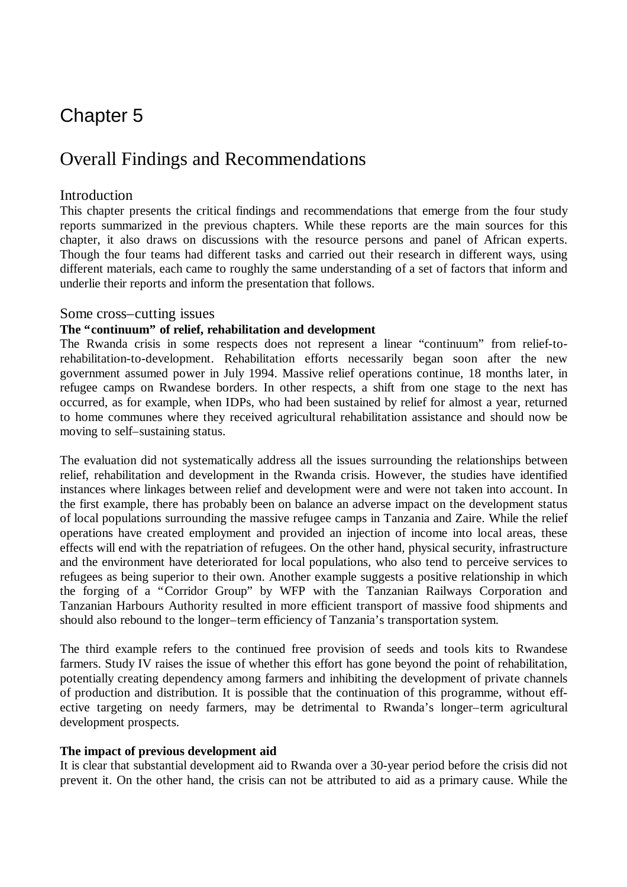# Chapter 5

# Overall Findings and Recommendations

## Introduction

This chapter presents the critical findings and recommendations that emerge from the four study reports summarized in the previous chapters. While these reports are the main sources for this chapter, it also draws on discussions with the resource persons and panel of African experts. Though the four teams had different tasks and carried out their research in different ways, using different materials, each came to roughly the same understanding of a set of factors that inform and underlie their reports and inform the presentation that follows.

## Some cross–cutting issues

### The "continuum" of relief, rehabilitation and development

The Rwanda crisis in some respects does not represent a linear "continuum" from relief-to-rehabilitation-to-development. Rehabilitation efforts necessarily began soon after the new government assumed power in July 1994. Massive relief operations continue, 18 months later, in refugee camps on Rwandese borders. In other respects, a shift from one stage to the next has occurred, as for example, when IDPs, who had been sustained by relief for almost a year, returned to home communes where they received agricultural rehabilitation assistance and should now be moving to self–sustaining status.

The evaluation did not systematically address all the issues surrounding the relationships between relief, rehabilitation and development in the Rwanda crisis. However, the studies have identified instances where linkages between relief and development were and were not taken into account. In the first example, there has probably been on balance an adverse impact on the development status of local populations surrounding the massive refugee camps in Tanzania and Zaire. While the relief operations have created employment and provided an injection of income into local areas, these effects will end with the repatriation of refugees. On the other hand, physical security, infrastructure and the environment have deteriorated for local populations, who also tend to perceive services to refugees as being superior to their own. Another example suggests a positive relationship in which the forging of a "Corridor Group" by WFP with the Tanzanian Railways Corporation and Tanzanian Harbours Authority resulted in more efficient transport of massive food shipments and should also rebound to the longer–term efficiency of Tanzania's transportation system.

The third example refers to the continued free provision of seeds and tools kits to Rwandese farmers. Study IV raises the issue of whether this effort has gone beyond the point of rehabilitation, potentially creating dependency among farmers and inhibiting the development of private channels of production and distribution. It is possible that the continuation of this programme, without effective targeting on needy farmers, may be detrimental to Rwanda's longer–term agricultural development prospects.

### The impact of previous development aid

It is clear that substantial development aid to Rwanda over a 30-year period before the crisis did not prevent it. On the other hand, the crisis can not be attributed to aid as a primary cause. While the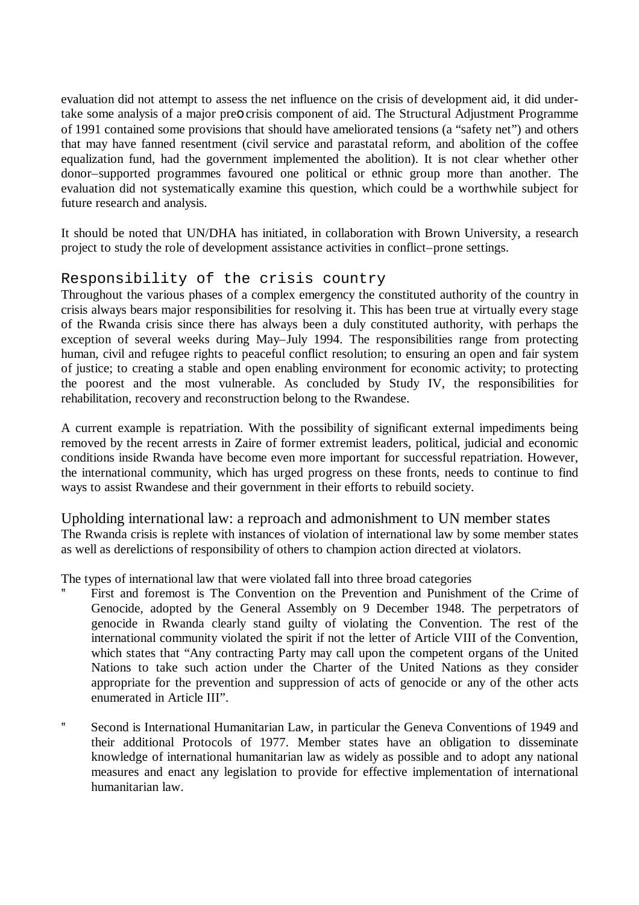evaluation did not attempt to assess the net influence on the crisis of development aid, it did undertake some analysis of a major preo crisis component of aid. The Structural Adjustment Programme of 1991 contained some provisions that should have ameliorated tensions (a "safety net") and others that may have fanned resentment (civil service and parastatal reform, and abolition of the coffee equalization fund, had the government implemented the abolition). It is not clear whether other donor–supported programmes favoured one political or ethnic group more than another. The evaluation did not systematically examine this question, which could be a worthwhile subject for future research and analysis.

It should be noted that UN/DHA has initiated, in collaboration with Brown University, a research project to study the role of development assistance activities in conflict–prone settings.

## Responsibility of the crisis country

Throughout the various phases of a complex emergency the constituted authority of the country in crisis always bears major responsibilities for resolving it. This has been true at virtually every stage of the Rwanda crisis since there has always been a duly constituted authority, with perhaps the exception of several weeks during May–July 1994. The responsibilities range from protecting human, civil and refugee rights to peaceful conflict resolution; to ensuring an open and fair system of justice; to creating a stable and open enabling environment for economic activity; to protecting the poorest and the most vulnerable. As concluded by Study IV, the responsibilities for rehabilitation, recovery and reconstruction belong to the Rwandese.

A current example is repatriation. With the possibility of significant external impediments being removed by the recent arrests in Zaire of former extremist leaders, political, judicial and economic conditions inside Rwanda have become even more important for successful repatriation. However, the international community, which has urged progress on these fronts, needs to continue to find ways to assist Rwandese and their government in their efforts to rebuild society.

## Upholding international law: a reproach and admonishment to UN member states

The Rwanda crisis is replete with instances of violation of international law by some member states as well as derelictions of responsibility of others to champion action directed at violators.

The types of international law that were violated fall into three broad categories

- First and foremost is The Convention on the Prevention and Punishment of the Crime of Genocide, adopted by the General Assembly on 9 December 1948. The perpetrators of genocide in Rwanda clearly stand guilty of violating the Convention. The rest of the international community violated the spirit if not the letter of Article VIII of the Convention, which states that "Any contracting Party may call upon the competent organs of the United Nations to take such action under the Charter of the United Nations as they consider appropriate for the prevention and suppression of acts of genocide or any of the other acts enumerated in Article III".

- Second is International Humanitarian Law, in particular the Geneva Conventions of 1949 and their additional Protocols of 1977. Member states have an obligation to disseminate knowledge of international humanitarian law as widely as possible and to adopt any national measures and enact any legislation to provide for effective implementation of international humanitarian law.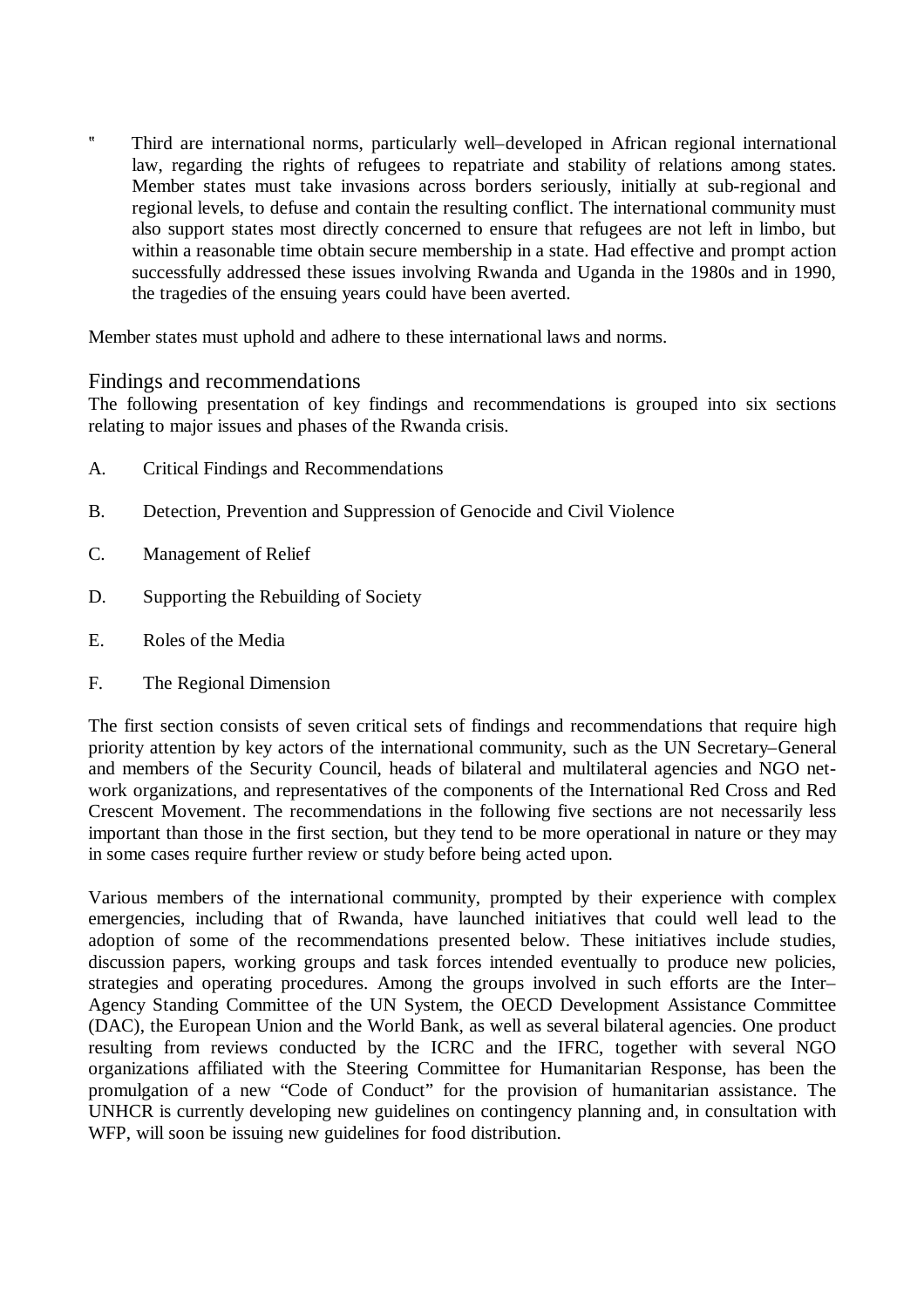- Third are international norms, particularly well–developed in African regional international law, regarding the rights of refugees to repatriate and stability of relations among states. Member states must take invasions across borders seriously, initially at sub-regional and regional levels, to defuse and contain the resulting conflict. The international community must also support states most directly concerned to ensure that refugees are not left in limbo, but within a reasonable time obtain secure membership in a state. Had effective and prompt action successfully addressed these issues involving Rwanda and Uganda in the 1980s and in 1990, the tragedies of the ensuing years could have been averted.

Member states must uphold and adhere to these international laws and norms.

## Findings and recommendations

The following presentation of key findings and recommendations is grouped into six sections relating to major issues and phases of the Rwanda crisis.

A. Critical Findings and Recommendations

B. Detection, Prevention and Suppression of Genocide and Civil Violence

C. Management of Relief

D. Supporting the Rebuilding of Society

E. Roles of the Media

F. The Regional Dimension

The first section consists of seven critical sets of findings and recommendations that require high priority attention by key actors of the international community, such as the UN Secretary–General and members of the Security Council, heads of bilateral and multilateral agencies and NGO network organizations, and representatives of the components of the International Red Cross and Red Crescent Movement. The recommendations in the following five sections are not necessarily less important than those in the first section, but they tend to be more operational in nature or they may in some cases require further review or study before being acted upon.

Various members of the international community, prompted by their experience with complex emergencies, including that of Rwanda, have launched initiatives that could well lead to the adoption of some of the recommendations presented below. These initiatives include studies, discussion papers, working groups and task forces intended eventually to produce new policies, strategies and operating procedures. Among the groups involved in such efforts are the Inter–Agency Standing Committee of the UN System, the OECD Development Assistance Committee (DAC), the European Union and the World Bank, as well as several bilateral agencies. One product resulting from reviews conducted by the ICRC and the IFRC, together with several NGO organizations affiliated with the Steering Committee for Humanitarian Response, has been the promulgation of a new "Code of Conduct" for the provision of humanitarian assistance. The UNHCR is currently developing new guidelines on contingency planning and, in consultation with WFP, will soon be issuing new guidelines for food distribution.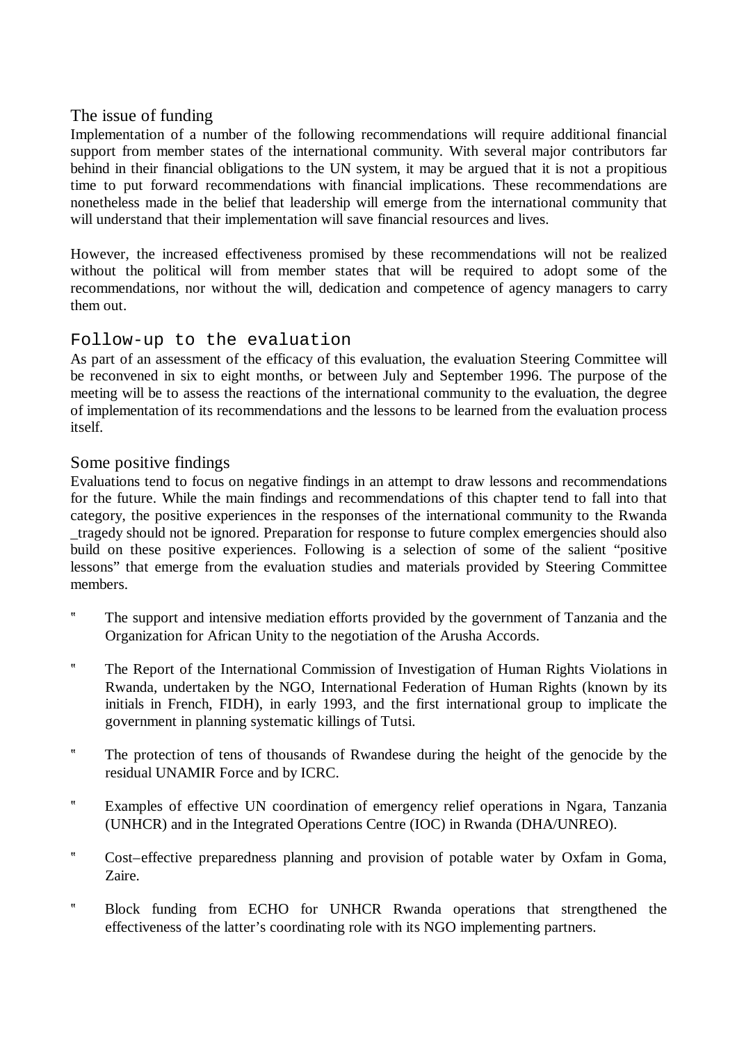## The issue of funding

Implementation of a number of the following recommendations will require additional financial support from member states of the international community. With several major contributors far behind in their financial obligations to the UN system, it may be argued that it is not a propitious time to put forward recommendations with financial implications. These recommendations are nonetheless made in the belief that leadership will emerge from the international community that will understand that their implementation will save financial resources and lives.

However, the increased effectiveness promised by these recommendations will not be realized without the political will from member states that will be required to adopt some of the recommendations, nor without the will, dedication and competence of agency managers to carry them out.

## Follow-up to the evaluation

As part of an assessment of the efficacy of this evaluation, the evaluation Steering Committee will be reconvened in six to eight months, or between July and September 1996. The purpose of the meeting will be to assess the reactions of the international community to the evaluation, the degree of implementation of its recommendations and the lessons to be learned from the evaluation process itself.

## Some positive findings

Evaluations tend to focus on negative findings in an attempt to draw lessons and recommendations for the future. While the main findings and recommendations of this chapter tend to fall into that category, the positive experiences in the responses of the international community to the Rwanda _tragedy should not be ignored. Preparation for response to future complex emergencies should also build on these positive experiences. Following is a selection of some of the salient "positive lessons" that emerge from the evaluation studies and materials provided by Steering Committee members.

- The support and intensive mediation efforts provided by the government of Tanzania and the Organization for African Unity to the negotiation of the Arusha Accords.
- The Report of the International Commission of Investigation of Human Rights Violations in Rwanda, undertaken by the NGO, International Federation of Human Rights (known by its initials in French, FIDH), in early 1993, and the first international group to implicate the government in planning systematic killings of Tutsi.
- The protection of tens of thousands of Rwandese during the height of the genocide by the residual UNAMIR Force and by ICRC.
- Examples of effective UN coordination of emergency relief operations in Ngara, Tanzania (UNHCR) and in the Integrated Operations Centre (IOC) in Rwanda (DHA/UNREO).
- Cost–effective preparedness planning and provision of potable water by Oxfam in Goma, Zaire.
- Block funding from ECHO for UNHCR Rwanda operations that strengthened the effectiveness of the latter's coordinating role with its NGO implementing partners.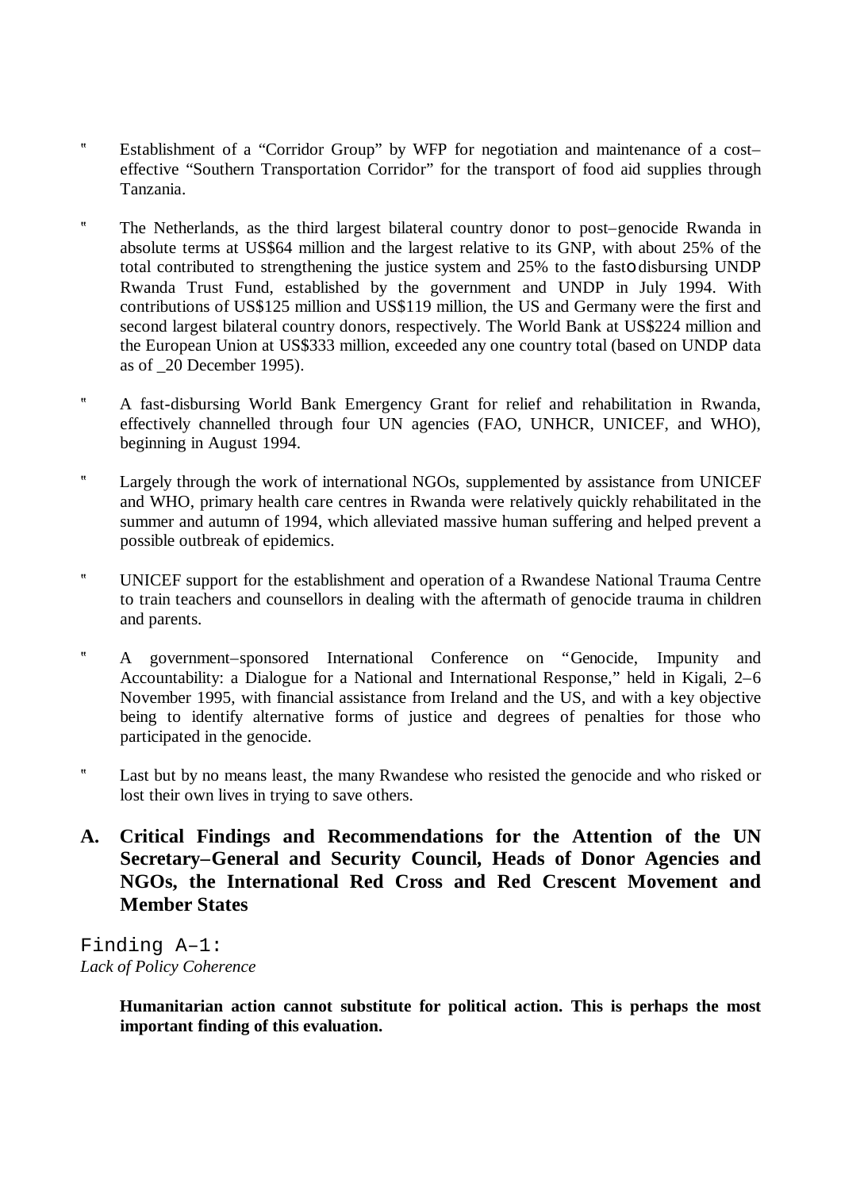- Establishment of a "Corridor Group" by WFP for negotiation and maintenance of a cost–effective "Southern Transportation Corridor" for the transport of food aid supplies through Tanzania.

- The Netherlands, as the third largest bilateral country donor to post–genocide Rwanda in absolute terms at US$64 million and the largest relative to its GNP, with about 25% of the total contributed to strengthening the justice system and 25% to the fasto disbursing UNDP Rwanda Trust Fund, established by the government and UNDP in July 1994. With contributions of US$125 million and US$119 million, the US and Germany were the first and second largest bilateral country donors, respectively. The World Bank at US$224 million and the European Union at US$333 million, exceeded any one country total (based on UNDP data as of _20 December 1995).

- A fast-disbursing World Bank Emergency Grant for relief and rehabilitation in Rwanda, effectively channelled through four UN agencies (FAO, UNHCR, UNICEF, and WHO), beginning in August 1994.

- Largely through the work of international NGOs, supplemented by assistance from UNICEF and WHO, primary health care centres in Rwanda were relatively quickly rehabilitated in the summer and autumn of 1994, which alleviated massive human suffering and helped prevent a possible outbreak of epidemics.

- UNICEF support for the establishment and operation of a Rwandese National Trauma Centre to train teachers and counsellors in dealing with the aftermath of genocide trauma in children and parents.

- A government–sponsored International Conference on "Genocide, Impunity and Accountability: a Dialogue for a National and International Response," held in Kigali, 2–6 November 1995, with financial assistance from Ireland and the US, and with a key objective being to identify alternative forms of justice and degrees of penalties for those who participated in the genocide.

- Last but by no means least, the many Rwandese who resisted the genocide and who risked or lost their own lives in trying to save others.

## A. Critical Findings and Recommendations for the Attention of the UN Secretary–General and Security Council, Heads of Donor Agencies and NGOs, the International Red Cross and Red Crescent Movement and Member States

Finding A–1:
*Lack of Policy Coherence*

**Humanitarian action cannot substitute for political action. This is perhaps the most important finding of this evaluation.**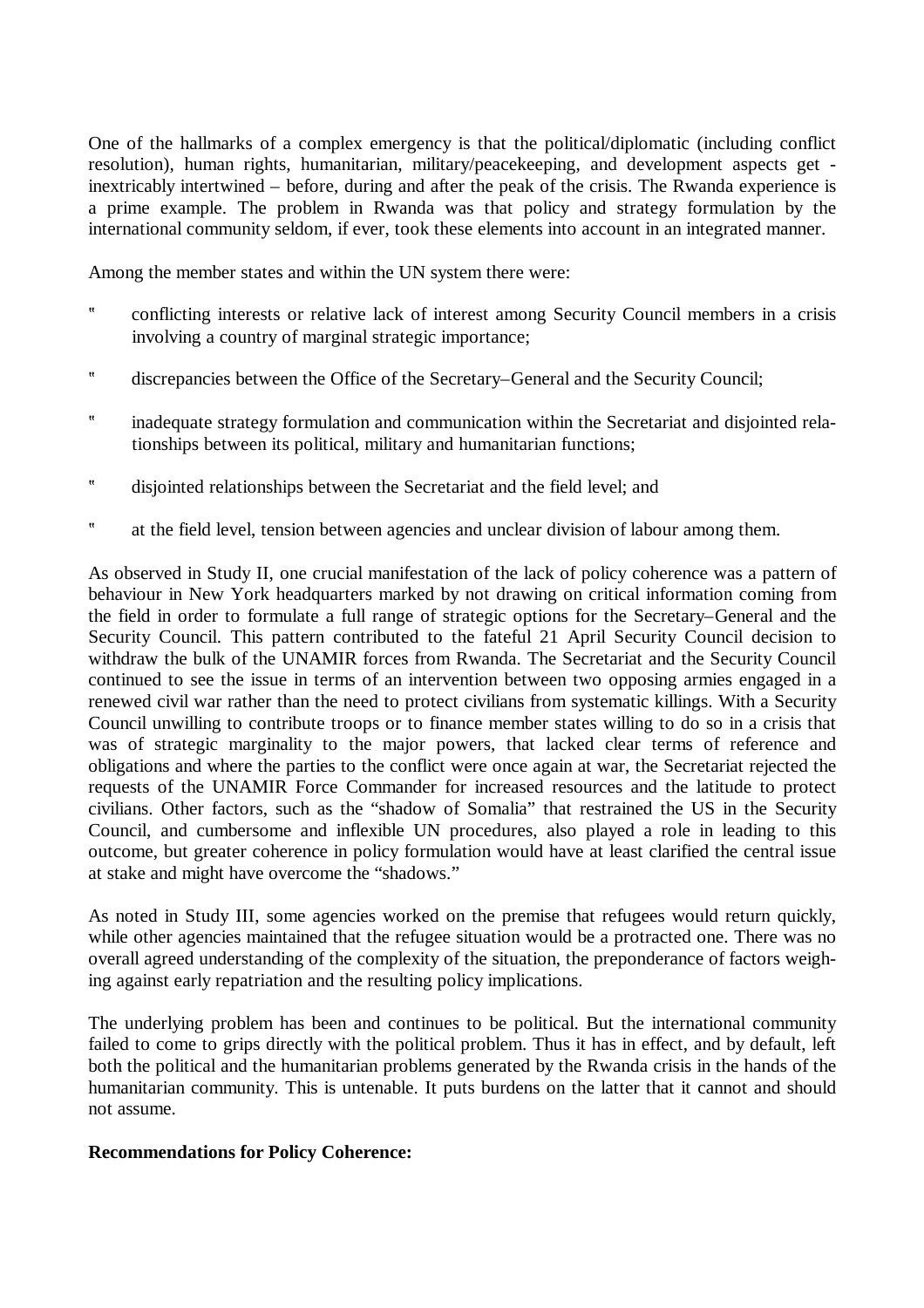One of the hallmarks of a complex emergency is that the political/diplomatic (including conflict resolution), human rights, humanitarian, military/peacekeeping, and development aspects get - inextricably intertwined – before, during and after the peak of the crisis. The Rwanda experience is a prime example. The problem in Rwanda was that policy and strategy formulation by the international community seldom, if ever, took these elements into account in an integrated manner.

Among the member states and within the UN system there were:

- conflicting interests or relative lack of interest among Security Council members in a crisis involving a country of marginal strategic importance;
- discrepancies between the Office of the Secretary–General and the Security Council;
- inadequate strategy formulation and communication within the Secretariat and disjointed relationships between its political, military and humanitarian functions;
- disjointed relationships between the Secretariat and the field level; and
- at the field level, tension between agencies and unclear division of labour among them.

As observed in Study II, one crucial manifestation of the lack of policy coherence was a pattern of behaviour in New York headquarters marked by not drawing on critical information coming from the field in order to formulate a full range of strategic options for the Secretary–General and the Security Council. This pattern contributed to the fateful 21 April Security Council decision to withdraw the bulk of the UNAMIR forces from Rwanda. The Secretariat and the Security Council continued to see the issue in terms of an intervention between two opposing armies engaged in a renewed civil war rather than the need to protect civilians from systematic killings. With a Security Council unwilling to contribute troops or to finance member states willing to do so in a crisis that was of strategic marginality to the major powers, that lacked clear terms of reference and obligations and where the parties to the conflict were once again at war, the Secretariat rejected the requests of the UNAMIR Force Commander for increased resources and the latitude to protect civilians. Other factors, such as the "shadow of Somalia" that restrained the US in the Security Council, and cumbersome and inflexible UN procedures, also played a role in leading to this outcome, but greater coherence in policy formulation would have at least clarified the central issue at stake and might have overcome the "shadows."

As noted in Study III, some agencies worked on the premise that refugees would return quickly, while other agencies maintained that the refugee situation would be a protracted one. There was no overall agreed understanding of the complexity of the situation, the preponderance of factors weighing against early repatriation and the resulting policy implications.

The underlying problem has been and continues to be political. But the international community failed to come to grips directly with the political problem. Thus it has in effect, and by default, left both the political and the humanitarian problems generated by the Rwanda crisis in the hands of the humanitarian community. This is untenable. It puts burdens on the latter that it cannot and should not assume.

**Recommendations for Policy Coherence:**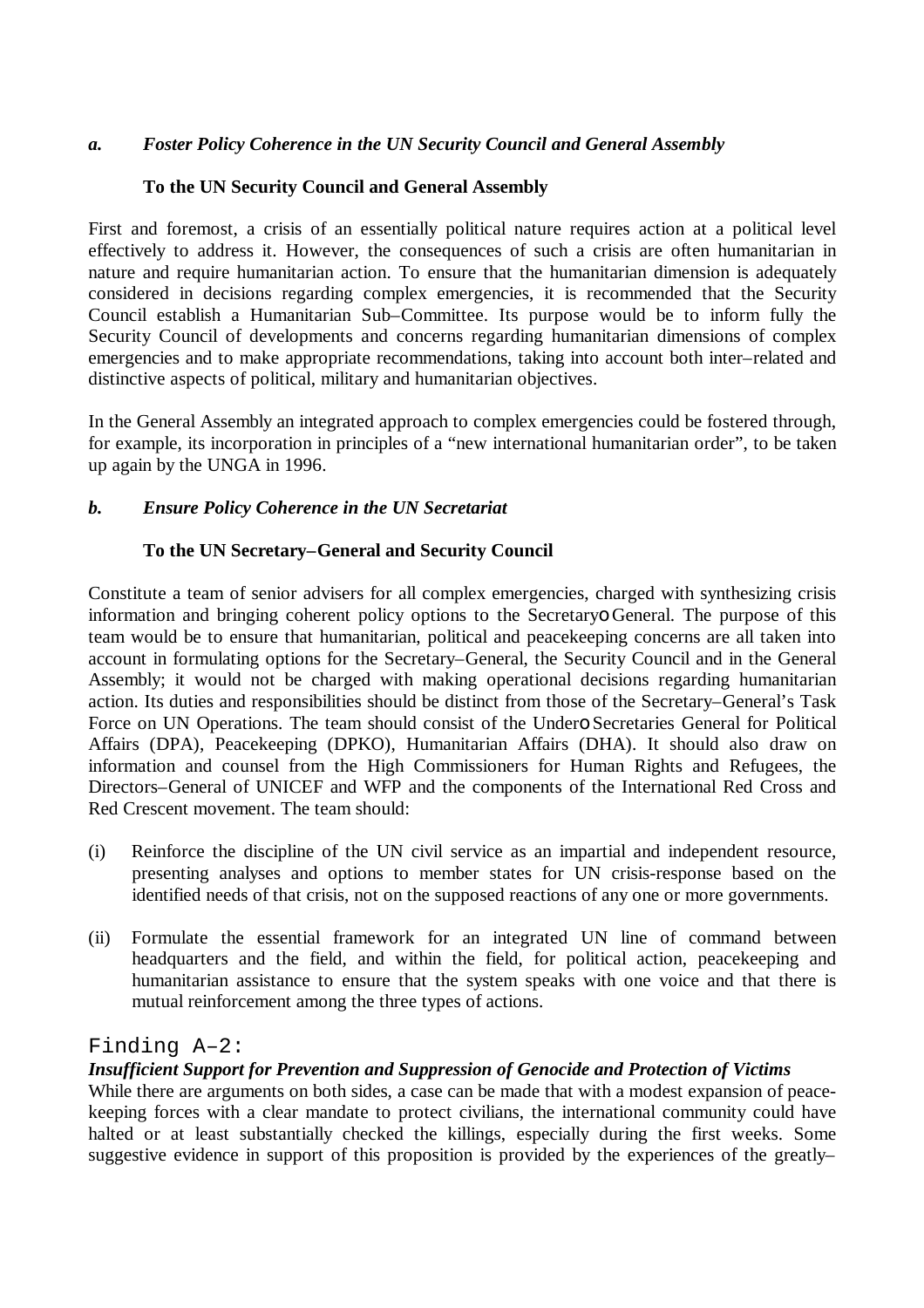*a.* ***Foster Policy Coherence in the UN Security Council and General Assembly***

**To the UN Security Council and General Assembly**

First and foremost, a crisis of an essentially political nature requires action at a political level effectively to address it. However, the consequences of such a crisis are often humanitarian in nature and require humanitarian action. To ensure that the humanitarian dimension is adequately considered in decisions regarding complex emergencies, it is recommended that the Security Council establish a Humanitarian Sub–Committee. Its purpose would be to inform fully the Security Council of developments and concerns regarding humanitarian dimensions of complex emergencies and to make appropriate recommendations, taking into account both inter–related and distinctive aspects of political, military and humanitarian objectives.

In the General Assembly an integrated approach to complex emergencies could be fostered through, for example, its incorporation in principles of a "new international humanitarian order", to be taken up again by the UNGA in 1996.

*b.* ***Ensure Policy Coherence in the UN Secretariat***

**To the UN Secretary–General and Security Council**

Constitute a team of senior advisers for all complex emergencies, charged with synthesizing crisis information and bringing coherent policy options to the Secretary–General. The purpose of this team would be to ensure that humanitarian, political and peacekeeping concerns are all taken into account in formulating options for the Secretary–General, the Security Council and in the General Assembly; it would not be charged with making operational decisions regarding humanitarian action. Its duties and responsibilities should be distinct from those of the Secretary–General's Task Force on UN Operations. The team should consist of the Under–Secretaries General for Political Affairs (DPA), Peacekeeping (DPKO), Humanitarian Affairs (DHA). It should also draw on information and counsel from the High Commissioners for Human Rights and Refugees, the Directors–General of UNICEF and WFP and the components of the International Red Cross and Red Crescent movement. The team should:

(i) Reinforce the discipline of the UN civil service as an impartial and independent resource, presenting analyses and options to member states for UN crisis-response based on the identified needs of that crisis, not on the supposed reactions of any one or more governments.

(ii) Formulate the essential framework for an integrated UN line of command between headquarters and the field, and within the field, for political action, peacekeeping and humanitarian assistance to ensure that the system speaks with one voice and that there is mutual reinforcement among the three types of actions.

## Finding A–2:

***Insufficient Support for Prevention and Suppression of Genocide and Protection of Victims***

While there are arguments on both sides, a case can be made that with a modest expansion of peace-keeping forces with a clear mandate to protect civilians, the international community could have halted or at least substantially checked the killings, especially during the first weeks. Some suggestive evidence in support of this proposition is provided by the experiences of the greatly–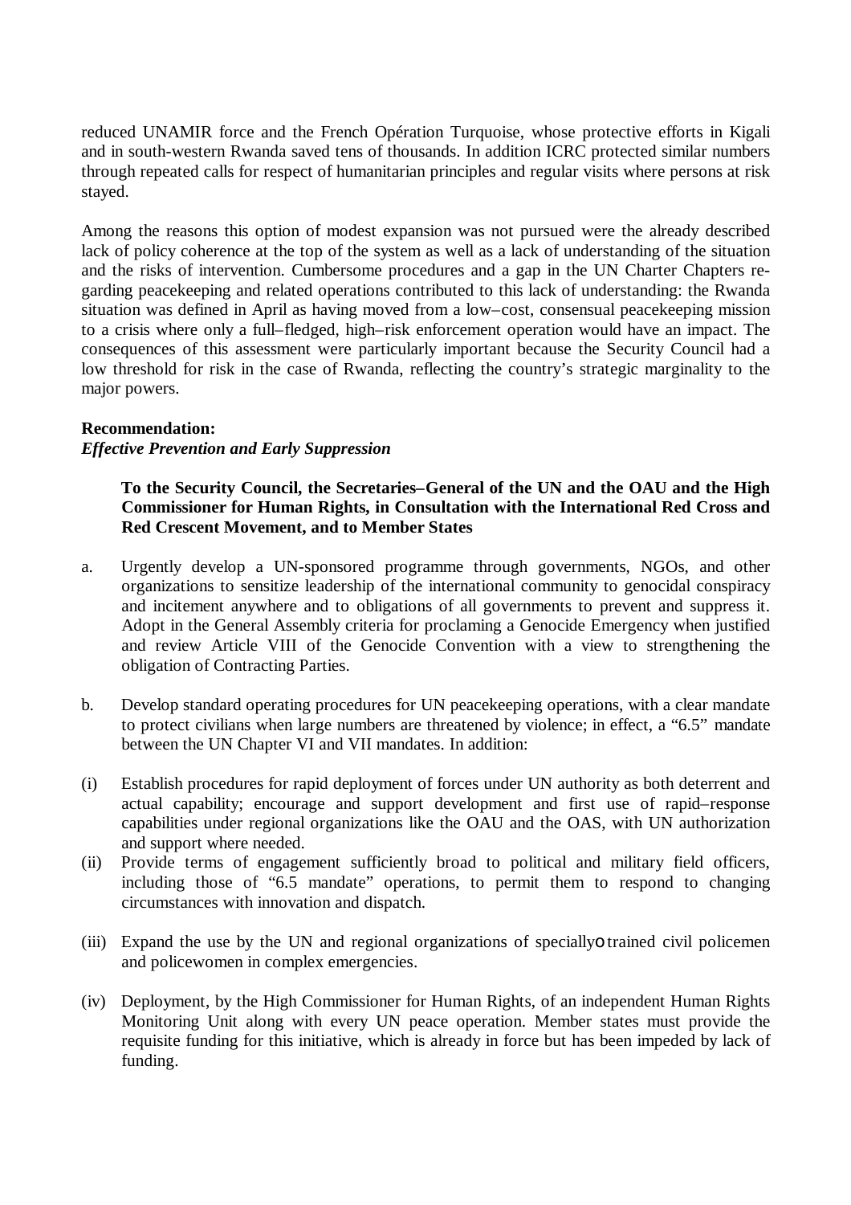reduced UNAMIR force and the French Opération Turquoise, whose protective efforts in Kigali and in south-western Rwanda saved tens of thousands. In addition ICRC protected similar numbers through repeated calls for respect of humanitarian principles and regular visits where persons at risk stayed.

Among the reasons this option of modest expansion was not pursued were the already described lack of policy coherence at the top of the system as well as a lack of understanding of the situation and the risks of intervention. Cumbersome procedures and a gap in the UN Charter Chapters regarding peacekeeping and related operations contributed to this lack of understanding: the Rwanda situation was defined in April as having moved from a low–cost, consensual peacekeeping mission to a crisis where only a full–fledged, high–risk enforcement operation would have an impact. The consequences of this assessment were particularly important because the Security Council had a low threshold for risk in the case of Rwanda, reflecting the country's strategic marginality to the major powers.

**Recommendation:**
***Effective Prevention and Early Suppression***

> **To the Security Council, the Secretaries–General of the UN and the OAU and the High Commissioner for Human Rights, in Consultation with the International Red Cross and Red Crescent Movement, and to Member States**

a. Urgently develop a UN-sponsored programme through governments, NGOs, and other organizations to sensitize leadership of the international community to genocidal conspiracy and incitement anywhere and to obligations of all governments to prevent and suppress it. Adopt in the General Assembly criteria for proclaming a Genocide Emergency when justified and review Article VIII of the Genocide Convention with a view to strengthening the obligation of Contracting Parties.

b. Develop standard operating procedures for UN peacekeeping operations, with a clear mandate to protect civilians when large numbers are threatened by violence; in effect, a "6.5" mandate between the UN Chapter VI and VII mandates. In addition:

(i) Establish procedures for rapid deployment of forces under UN authority as both deterrent and actual capability; encourage and support development and first use of rapid–response capabilities under regional organizations like the OAU and the OAS, with UN authorization and support where needed.

(ii) Provide terms of engagement sufficiently broad to political and military field officers, including those of "6.5 mandate" operations, to permit them to respond to changing circumstances with innovation and dispatch.

(iii) Expand the use by the UN and regional organizations of specially trained civil policemen and policewomen in complex emergencies.

(iv) Deployment, by the High Commissioner for Human Rights, of an independent Human Rights Monitoring Unit along with every UN peace operation. Member states must provide the requisite funding for this initiative, which is already in force but has been impeded by lack of funding.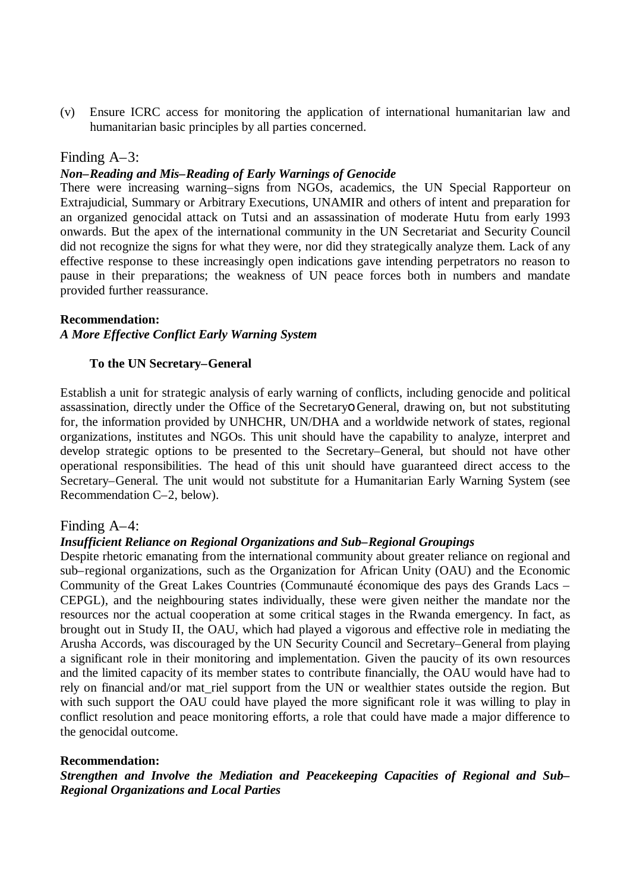(v) Ensure ICRC access for monitoring the application of international humanitarian law and humanitarian basic principles by all parties concerned.

## Finding A–3:

***Non–Reading and Mis–Reading of Early Warnings of Genocide***

There were increasing warning–signs from NGOs, academics, the UN Special Rapporteur on Extrajudicial, Summary or Arbitrary Executions, UNAMIR and others of intent and preparation for an organized genocidal attack on Tutsi and an assassination of moderate Hutu from early 1993 onwards. But the apex of the international community in the UN Secretariat and Security Council did not recognize the signs for what they were, nor did they strategically analyze them. Lack of any effective response to these increasingly open indications gave intending perpetrators no reason to pause in their preparations; the weakness of UN peace forces both in numbers and mandate provided further reassurance.

**Recommendation:**
***A More Effective Conflict Early Warning System***

**To the UN Secretary–General**

Establish a unit for strategic analysis of early warning of conflicts, including genocide and political assassination, directly under the Office of the SecretaryoGeneral, drawing on, but not substituting for, the information provided by UNHCHR, UN/DHA and a worldwide network of states, regional organizations, institutes and NGOs. This unit should have the capability to analyze, interpret and develop strategic options to be presented to the Secretary–General, but should not have other operational responsibilities. The head of this unit should have guaranteed direct access to the Secretary–General. The unit would not substitute for a Humanitarian Early Warning System (see Recommendation C–2, below).

## Finding A–4:

***Insufficient Reliance on Regional Organizations and Sub–Regional Groupings***

Despite rhetoric emanating from the international community about greater reliance on regional and sub–regional organizations, such as the Organization for African Unity (OAU) and the Economic Community of the Great Lakes Countries (Communauté économique des pays des Grands Lacs – CEPGL), and the neighbouring states individually, these were given neither the mandate nor the resources nor the actual cooperation at some critical stages in the Rwanda emergency. In fact, as brought out in Study II, the OAU, which had played a vigorous and effective role in mediating the Arusha Accords, was discouraged by the UN Security Council and Secretary–General from playing a significant role in their monitoring and implementation. Given the paucity of its own resources and the limited capacity of its member states to contribute financially, the OAU would have had to rely on financial and/or mat_riel support from the UN or wealthier states outside the region. But with such support the OAU could have played the more significant role it was willing to play in conflict resolution and peace monitoring efforts, a role that could have made a major difference to the genocidal outcome.

**Recommendation:**
***Strengthen and Involve the Mediation and Peacekeeping Capacities of Regional and Sub–Regional Organizations and Local Parties***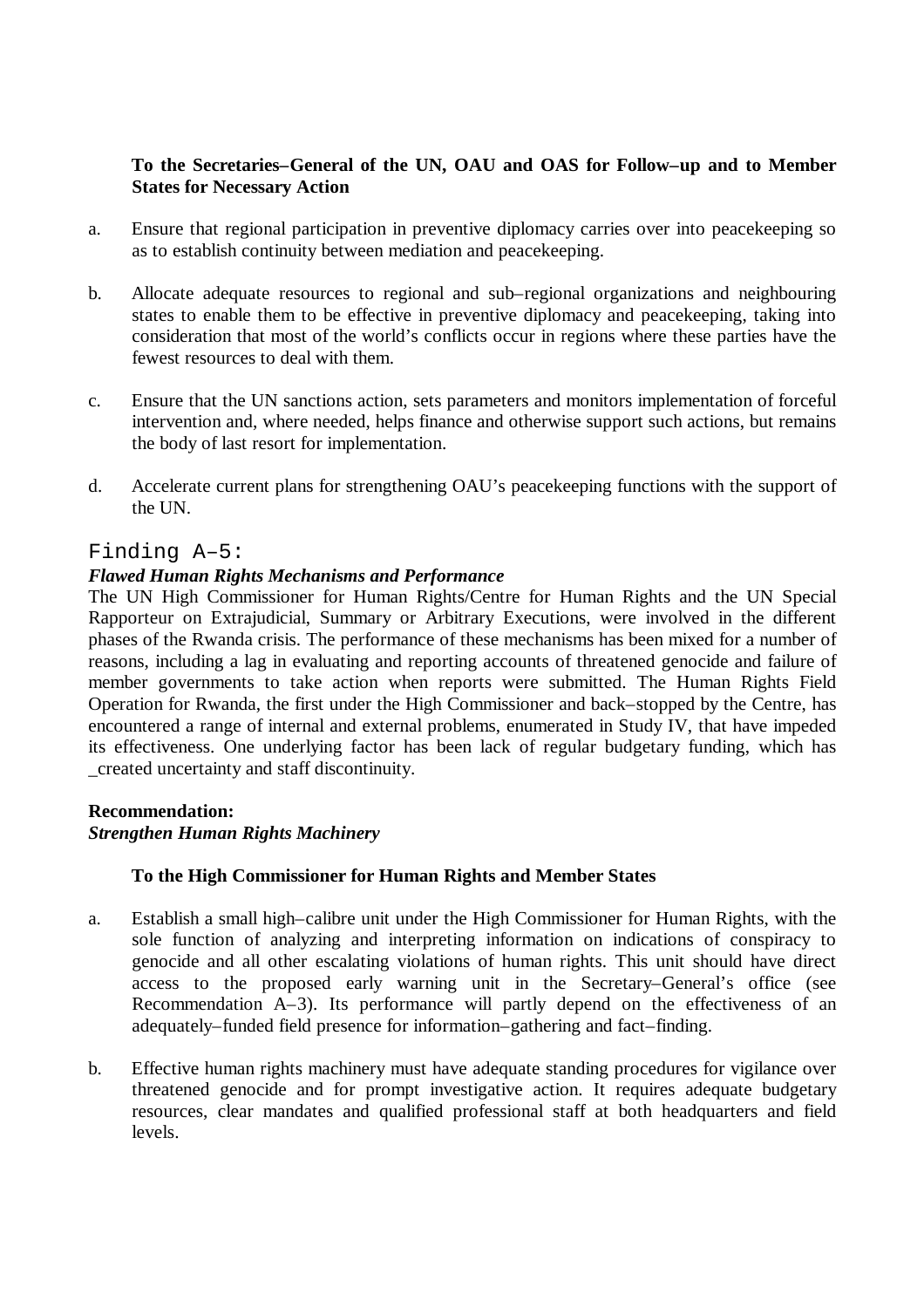**To the Secretaries–General of the UN, OAU and OAS for Follow–up and to Member States for Necessary Action**

a. Ensure that regional participation in preventive diplomacy carries over into peacekeeping so as to establish continuity between mediation and peacekeeping.

b. Allocate adequate resources to regional and sub–regional organizations and neighbouring states to enable them to be effective in preventive diplomacy and peacekeeping, taking into consideration that most of the world's conflicts occur in regions where these parties have the fewest resources to deal with them.

c. Ensure that the UN sanctions action, sets parameters and monitors implementation of forceful intervention and, where needed, helps finance and otherwise support such actions, but remains the body of last resort for implementation.

d. Accelerate current plans for strengthening OAU's peacekeeping functions with the support of the UN.

## Finding A–5:

***Flawed Human Rights Mechanisms and Performance***

The UN High Commissioner for Human Rights/Centre for Human Rights and the UN Special Rapporteur on Extrajudicial, Summary or Arbitrary Executions, were involved in the different phases of the Rwanda crisis. The performance of these mechanisms has been mixed for a number of reasons, including a lag in evaluating and reporting accounts of threatened genocide and failure of member governments to take action when reports were submitted. The Human Rights Field Operation for Rwanda, the first under the High Commissioner and back–stopped by the Centre, has encountered a range of internal and external problems, enumerated in Study IV, that have impeded its effectiveness. One underlying factor has been lack of regular budgetary funding, which has _created uncertainty and staff discontinuity.

**Recommendation:**
***Strengthen Human Rights Machinery***

**To the High Commissioner for Human Rights and Member States**

a. Establish a small high–calibre unit under the High Commissioner for Human Rights, with the sole function of analyzing and interpreting information on indications of conspiracy to genocide and all other escalating violations of human rights. This unit should have direct access to the proposed early warning unit in the Secretary–General's office (see Recommendation A–3). Its performance will partly depend on the effectiveness of an adequately–funded field presence for information–gathering and fact–finding.

b. Effective human rights machinery must have adequate standing procedures for vigilance over threatened genocide and for prompt investigative action. It requires adequate budgetary resources, clear mandates and qualified professional staff at both headquarters and field levels.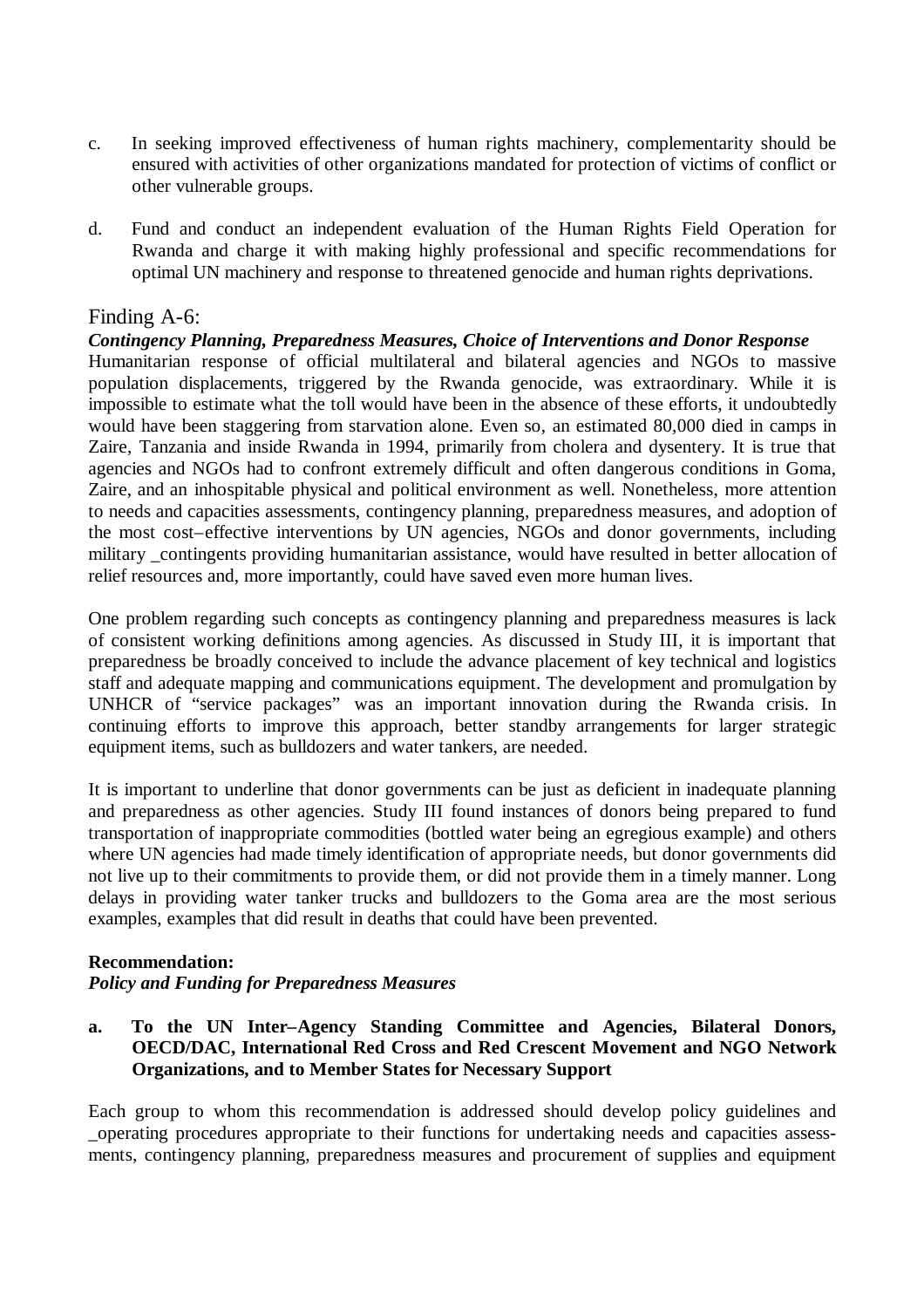c. In seeking improved effectiveness of human rights machinery, complementarity should be ensured with activities of other organizations mandated for protection of victims of conflict or other vulnerable groups.

d. Fund and conduct an independent evaluation of the Human Rights Field Operation for Rwanda and charge it with making highly professional and specific recommendations for optimal UN machinery and response to threatened genocide and human rights deprivations.

## Finding A-6:

***Contingency Planning, Preparedness Measures, Choice of Interventions and Donor Response***

Humanitarian response of official multilateral and bilateral agencies and NGOs to massive population displacements, triggered by the Rwanda genocide, was extraordinary. While it is impossible to estimate what the toll would have been in the absence of these efforts, it undoubtedly would have been staggering from starvation alone. Even so, an estimated 80,000 died in camps in Zaire, Tanzania and inside Rwanda in 1994, primarily from cholera and dysentery. It is true that agencies and NGOs had to confront extremely difficult and often dangerous conditions in Goma, Zaire, and an inhospitable physical and political environment as well. Nonetheless, more attention to needs and capacities assessments, contingency planning, preparedness measures, and adoption of the most cost–effective interventions by UN agencies, NGOs and donor governments, including military _contingents providing humanitarian assistance, would have resulted in better allocation of relief resources and, more importantly, could have saved even more human lives.

One problem regarding such concepts as contingency planning and preparedness measures is lack of consistent working definitions among agencies. As discussed in Study III, it is important that preparedness be broadly conceived to include the advance placement of key technical and logistics staff and adequate mapping and communications equipment. The development and promulgation by UNHCR of "service packages" was an important innovation during the Rwanda crisis. In continuing efforts to improve this approach, better standby arrangements for larger strategic equipment items, such as bulldozers and water tankers, are needed.

It is important to underline that donor governments can be just as deficient in inadequate planning and preparedness as other agencies. Study III found instances of donors being prepared to fund transportation of inappropriate commodities (bottled water being an egregious example) and others where UN agencies had made timely identification of appropriate needs, but donor governments did not live up to their commitments to provide them, or did not provide them in a timely manner. Long delays in providing water tanker trucks and bulldozers to the Goma area are the most serious examples, examples that did result in deaths that could have been prevented.

**Recommendation:**
***Policy and Funding for Preparedness Measures***

**a. To the UN Inter–Agency Standing Committee and Agencies, Bilateral Donors, OECD/DAC, International Red Cross and Red Crescent Movement and NGO Network Organizations, and to Member States for Necessary Support**

Each group to whom this recommendation is addressed should develop policy guidelines and _operating procedures appropriate to their functions for undertaking needs and capacities assessments, contingency planning, preparedness measures and procurement of supplies and equipment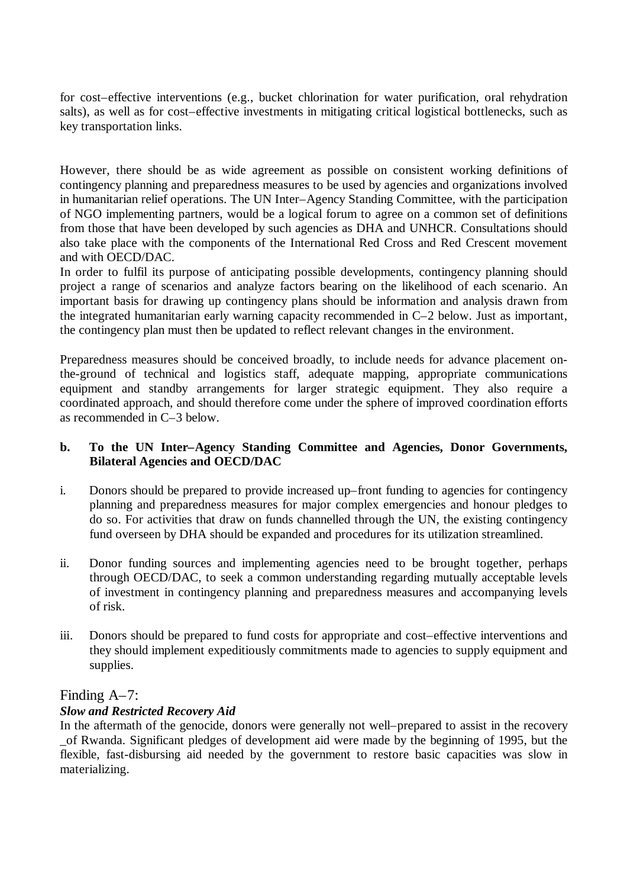for cost–effective interventions (e.g., bucket chlorination for water purification, oral rehydration salts), as well as for cost–effective investments in mitigating critical logistical bottlenecks, such as key transportation links.

However, there should be as wide agreement as possible on consistent working definitions of contingency planning and preparedness measures to be used by agencies and organizations involved in humanitarian relief operations. The UN Inter–Agency Standing Committee, with the participation of NGO implementing partners, would be a logical forum to agree on a common set of definitions from those that have been developed by such agencies as DHA and UNHCR. Consultations should also take place with the components of the International Red Cross and Red Crescent movement and with OECD/DAC.

In order to fulfil its purpose of anticipating possible developments, contingency planning should project a range of scenarios and analyze factors bearing on the likelihood of each scenario. An important basis for drawing up contingency plans should be information and analysis drawn from the integrated humanitarian early warning capacity recommended in C–2 below. Just as important, the contingency plan must then be updated to reflect relevant changes in the environment.

Preparedness measures should be conceived broadly, to include needs for advance placement on-the-ground of technical and logistics staff, adequate mapping, appropriate communications equipment and standby arrangements for larger strategic equipment. They also require a coordinated approach, and should therefore come under the sphere of improved coordination efforts as recommended in C–3 below.

**b. To the UN Inter–Agency Standing Committee and Agencies, Donor Governments, Bilateral Agencies and OECD/DAC**

i. Donors should be prepared to provide increased up–front funding to agencies for contingency planning and preparedness measures for major complex emergencies and honour pledges to do so. For activities that draw on funds channelled through the UN, the existing contingency fund overseen by DHA should be expanded and procedures for its utilization streamlined.

ii. Donor funding sources and implementing agencies need to be brought together, perhaps through OECD/DAC, to seek a common understanding regarding mutually acceptable levels of investment in contingency planning and preparedness measures and accompanying levels of risk.

iii. Donors should be prepared to fund costs for appropriate and cost–effective interventions and they should implement expeditiously commitments made to agencies to supply equipment and supplies.

## Finding A–7:

***Slow and Restricted Recovery Aid***

In the aftermath of the genocide, donors were generally not well–prepared to assist in the recovery _of Rwanda. Significant pledges of development aid were made by the beginning of 1995, but the flexible, fast-disbursing aid needed by the government to restore basic capacities was slow in materializing.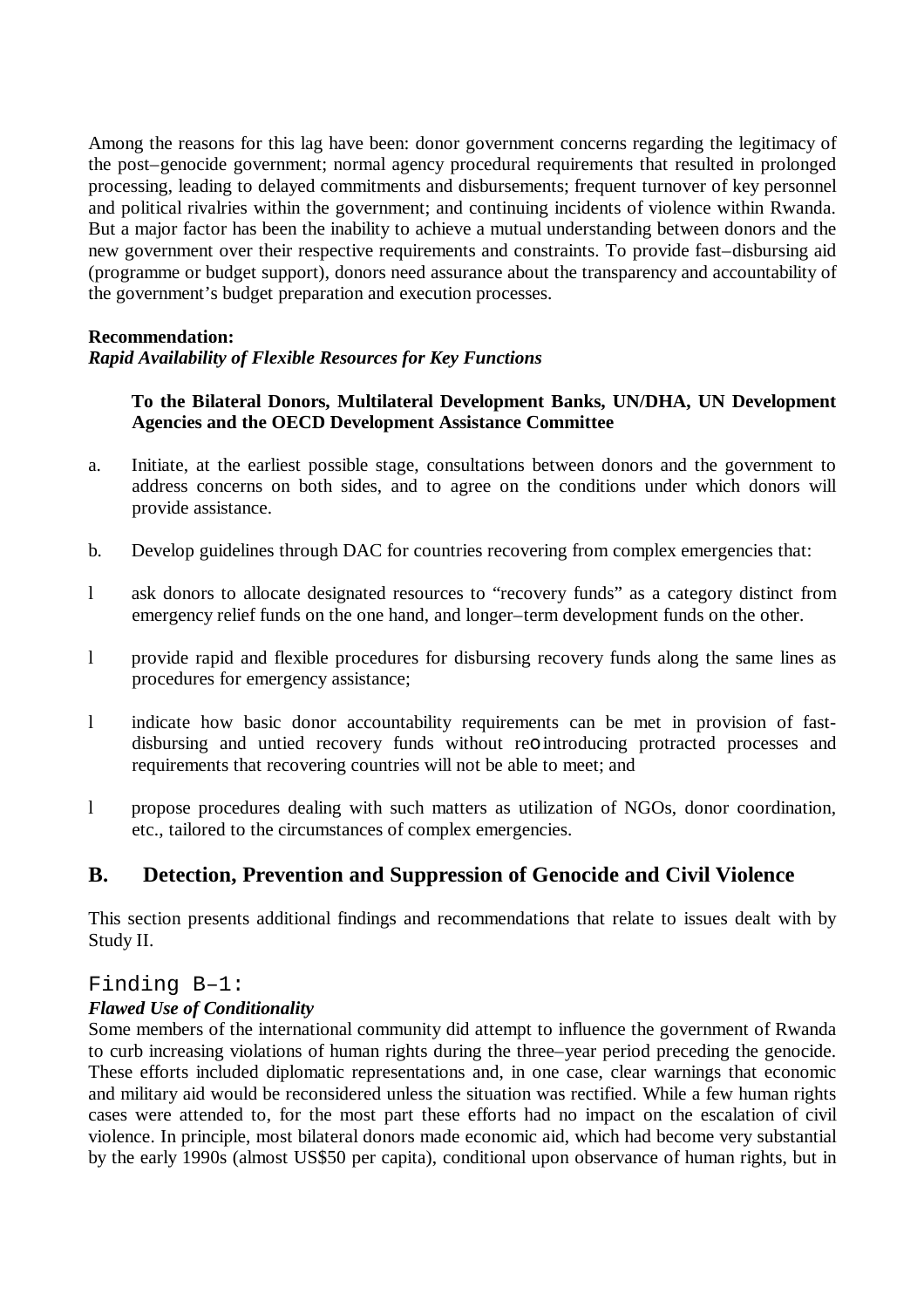Among the reasons for this lag have been: donor government concerns regarding the legitimacy of the post–genocide government; normal agency procedural requirements that resulted in prolonged processing, leading to delayed commitments and disbursements; frequent turnover of key personnel and political rivalries within the government; and continuing incidents of violence within Rwanda. But a major factor has been the inability to achieve a mutual understanding between donors and the new government over their respective requirements and constraints. To provide fast–disbursing aid (programme or budget support), donors need assurance about the transparency and accountability of the government's budget preparation and execution processes.

**Recommendation:**
***Rapid Availability of Flexible Resources for Key Functions***

> **To the Bilateral Donors, Multilateral Development Banks, UN/DHA, UN Development Agencies and the OECD Development Assistance Committee**

a. Initiate, at the earliest possible stage, consultations between donors and the government to address concerns on both sides, and to agree on the conditions under which donors will provide assistance.

b. Develop guidelines through DAC for countries recovering from complex emergencies that:

- ask donors to allocate designated resources to "recovery funds" as a category distinct from emergency relief funds on the one hand, and longer–term development funds on the other.
- provide rapid and flexible procedures for disbursing recovery funds along the same lines as procedures for emergency assistance;
- indicate how basic donor accountability requirements can be met in provision of fast-disbursing and untied recovery funds without re–introducing protracted processes and requirements that recovering countries will not be able to meet; and
- propose procedures dealing with such matters as utilization of NGOs, donor coordination, etc., tailored to the circumstances of complex emergencies.

## B. Detection, Prevention and Suppression of Genocide and Civil Violence

This section presents additional findings and recommendations that relate to issues dealt with by Study II.

### Finding B–1:
***Flawed Use of Conditionality***

Some members of the international community did attempt to influence the government of Rwanda to curb increasing violations of human rights during the three–year period preceding the genocide. These efforts included diplomatic representations and, in one case, clear warnings that economic and military aid would be reconsidered unless the situation was rectified. While a few human rights cases were attended to, for the most part these efforts had no impact on the escalation of civil violence. In principle, most bilateral donors made economic aid, which had become very substantial by the early 1990s (almost US$50 per capita), conditional upon observance of human rights, but in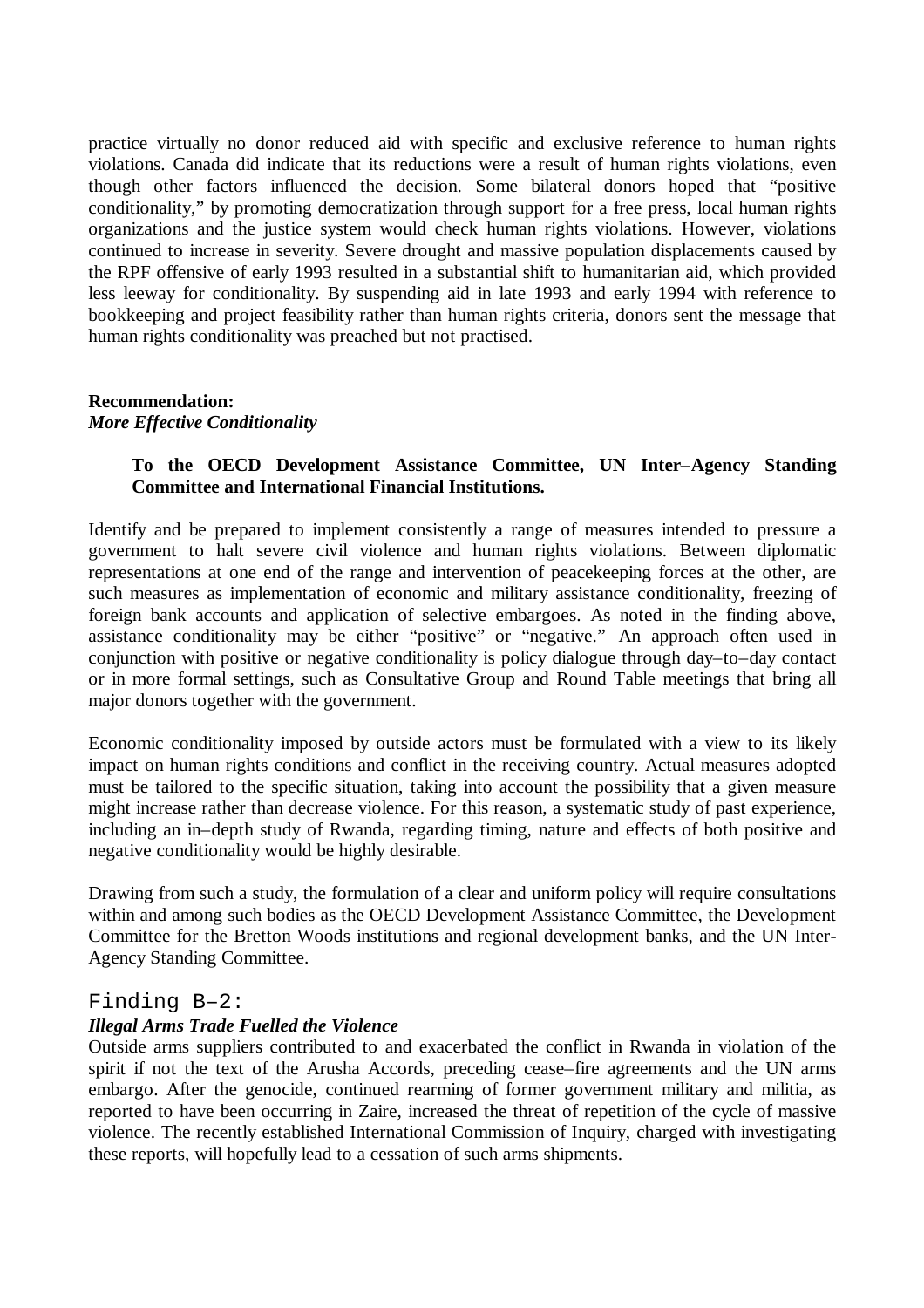practice virtually no donor reduced aid with specific and exclusive reference to human rights violations. Canada did indicate that its reductions were a result of human rights violations, even though other factors influenced the decision. Some bilateral donors hoped that "positive conditionality," by promoting democratization through support for a free press, local human rights organizations and the justice system would check human rights violations. However, violations continued to increase in severity. Severe drought and massive population displacements caused by the RPF offensive of early 1993 resulted in a substantial shift to humanitarian aid, which provided less leeway for conditionality. By suspending aid in late 1993 and early 1994 with reference to bookkeeping and project feasibility rather than human rights criteria, donors sent the message that human rights conditionality was preached but not practised.

**Recommendation:**
***More Effective Conditionality***

> **To the OECD Development Assistance Committee, UN Inter–Agency Standing Committee and International Financial Institutions.**

Identify and be prepared to implement consistently a range of measures intended to pressure a government to halt severe civil violence and human rights violations. Between diplomatic representations at one end of the range and intervention of peacekeeping forces at the other, are such measures as implementation of economic and military assistance conditionality, freezing of foreign bank accounts and application of selective embargoes. As noted in the finding above, assistance conditionality may be either "positive" or "negative." An approach often used in conjunction with positive or negative conditionality is policy dialogue through day–to–day contact or in more formal settings, such as Consultative Group and Round Table meetings that bring all major donors together with the government.

Economic conditionality imposed by outside actors must be formulated with a view to its likely impact on human rights conditions and conflict in the receiving country. Actual measures adopted must be tailored to the specific situation, taking into account the possibility that a given measure might increase rather than decrease violence. For this reason, a systematic study of past experience, including an in–depth study of Rwanda, regarding timing, nature and effects of both positive and negative conditionality would be highly desirable.

Drawing from such a study, the formulation of a clear and uniform policy will require consultations within and among such bodies as the OECD Development Assistance Committee, the Development Committee for the Bretton Woods institutions and regional development banks, and the UN Inter-Agency Standing Committee.

## Finding B–2:

***Illegal Arms Trade Fuelled the Violence***

Outside arms suppliers contributed to and exacerbated the conflict in Rwanda in violation of the spirit if not the text of the Arusha Accords, preceding cease–fire agreements and the UN arms embargo. After the genocide, continued rearming of former government military and militia, as reported to have been occurring in Zaire, increased the threat of repetition of the cycle of massive violence. The recently established International Commission of Inquiry, charged with investigating these reports, will hopefully lead to a cessation of such arms shipments.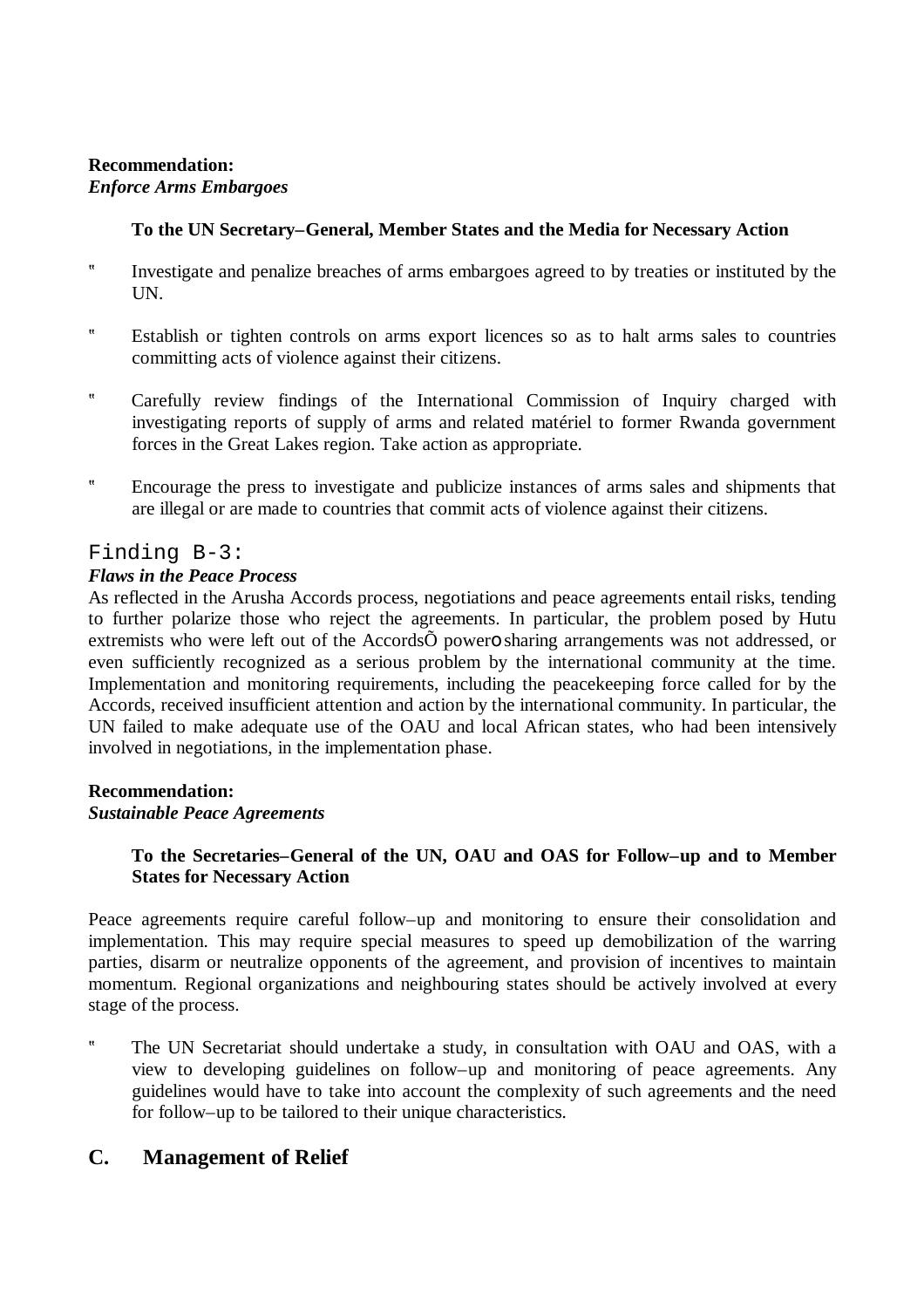**Recommendation:**
***Enforce Arms Embargoes***

**To the UN Secretary–General, Member States and the Media for Necessary Action**

- Investigate and penalize breaches of arms embargoes agreed to by treaties or instituted by the UN.
- Establish or tighten controls on arms export licences so as to halt arms sales to countries committing acts of violence against their citizens.
- Carefully review findings of the International Commission of Inquiry charged with investigating reports of supply of arms and related matériel to former Rwanda government forces in the Great Lakes region. Take action as appropriate.
- Encourage the press to investigate and publicize instances of arms sales and shipments that are illegal or are made to countries that commit acts of violence against their citizens.

## Finding B-3:
***Flaws in the Peace Process***

As reflected in the Arusha Accords process, negotiations and peace agreements entail risks, tending to further polarize those who reject the agreements. In particular, the problem posed by Hutu extremists who were left out of the AccordsÕ powerÐsharing arrangements was not addressed, or even sufficiently recognized as a serious problem by the international community at the time. Implementation and monitoring requirements, including the peacekeeping force called for by the Accords, received insufficient attention and action by the international community. In particular, the UN failed to make adequate use of the OAU and local African states, who had been intensively involved in negotiations, in the implementation phase.

**Recommendation:**
***Sustainable Peace Agreements***

**To the Secretaries–General of the UN, OAU and OAS for Follow–up and to Member States for Necessary Action**

Peace agreements require careful follow–up and monitoring to ensure their consolidation and implementation. This may require special measures to speed up demobilization of the warring parties, disarm or neutralize opponents of the agreement, and provision of incentives to maintain momentum. Regional organizations and neighbouring states should be actively involved at every stage of the process.

- The UN Secretariat should undertake a study, in consultation with OAU and OAS, with a view to developing guidelines on follow–up and monitoring of peace agreements. Any guidelines would have to take into account the complexity of such agreements and the need for follow–up to be tailored to their unique characteristics.

## C. Management of Relief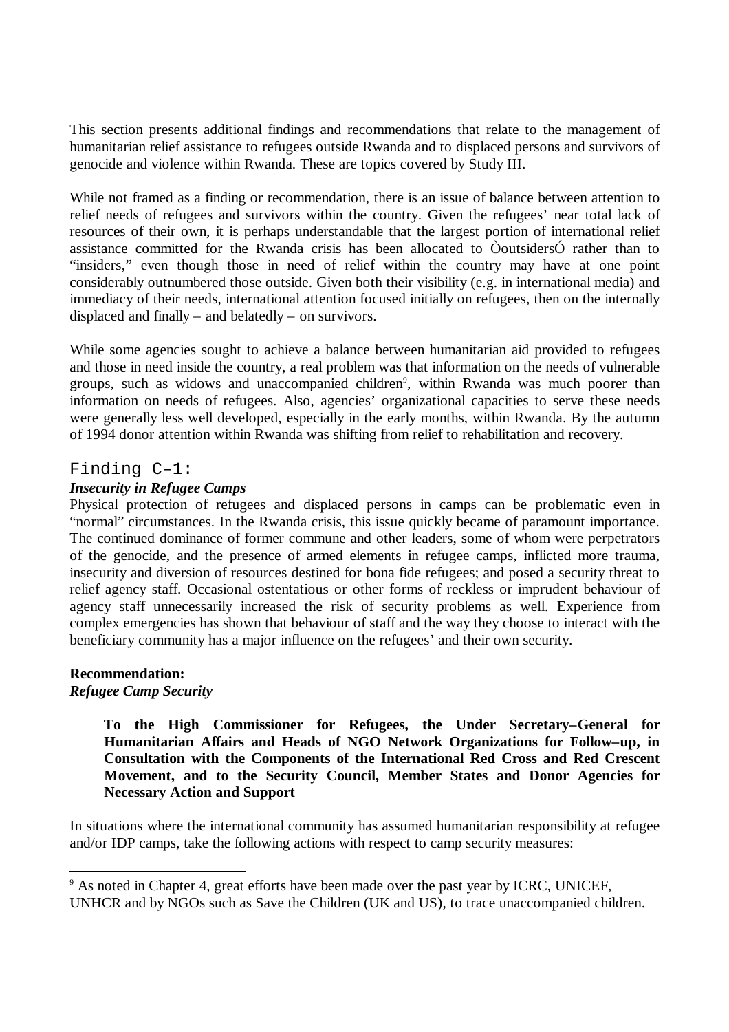This section presents additional findings and recommendations that relate to the management of humanitarian relief assistance to refugees outside Rwanda and to displaced persons and survivors of genocide and violence within Rwanda. These are topics covered by Study III.

While not framed as a finding or recommendation, there is an issue of balance between attention to relief needs of refugees and survivors within the country. Given the refugees' near total lack of resources of their own, it is perhaps understandable that the largest portion of international relief assistance committed for the Rwanda crisis has been allocated to ÒoutsidersÓ rather than to "insiders," even though those in need of relief within the country may have at one point considerably outnumbered those outside. Given both their visibility (e.g. in international media) and immediacy of their needs, international attention focused initially on refugees, then on the internally displaced and finally – and belatedly – on survivors.

While some agencies sought to achieve a balance between humanitarian aid provided to refugees and those in need inside the country, a real problem was that information on the needs of vulnerable groups, such as widows and unaccompanied children[9], within Rwanda was much poorer than information on needs of refugees. Also, agencies' organizational capacities to serve these needs were generally less well developed, especially in the early months, within Rwanda. By the autumn of 1994 donor attention within Rwanda was shifting from relief to rehabilitation and recovery.

## Finding C–1:

### *Insecurity in Refugee Camps*

Physical protection of refugees and displaced persons in camps can be problematic even in "normal" circumstances. In the Rwanda crisis, this issue quickly became of paramount importance. The continued dominance of former commune and other leaders, some of whom were perpetrators of the genocide, and the presence of armed elements in refugee camps, inflicted more trauma, insecurity and diversion of resources destined for bona fide refugees; and posed a security threat to relief agency staff. Occasional ostentatious or other forms of reckless or imprudent behaviour of agency staff unnecessarily increased the risk of security problems as well. Experience from complex emergencies has shown that behaviour of staff and the way they choose to interact with the beneficiary community has a major influence on the refugees' and their own security.

**Recommendation:**
***Refugee Camp Security***

> **To the High Commissioner for Refugees, the Under Secretary–General for Humanitarian Affairs and Heads of NGO Network Organizations for Follow–up, in Consultation with the Components of the International Red Cross and Red Crescent Movement, and to the Security Council, Member States and Donor Agencies for Necessary Action and Support**

In situations where the international community has assumed humanitarian responsibility at refugee and/or IDP camps, take the following actions with respect to camp security measures:

[9] As noted in Chapter 4, great efforts have been made over the past year by ICRC, UNICEF, UNHCR and by NGOs such as Save the Children (UK and US), to trace unaccompanied children.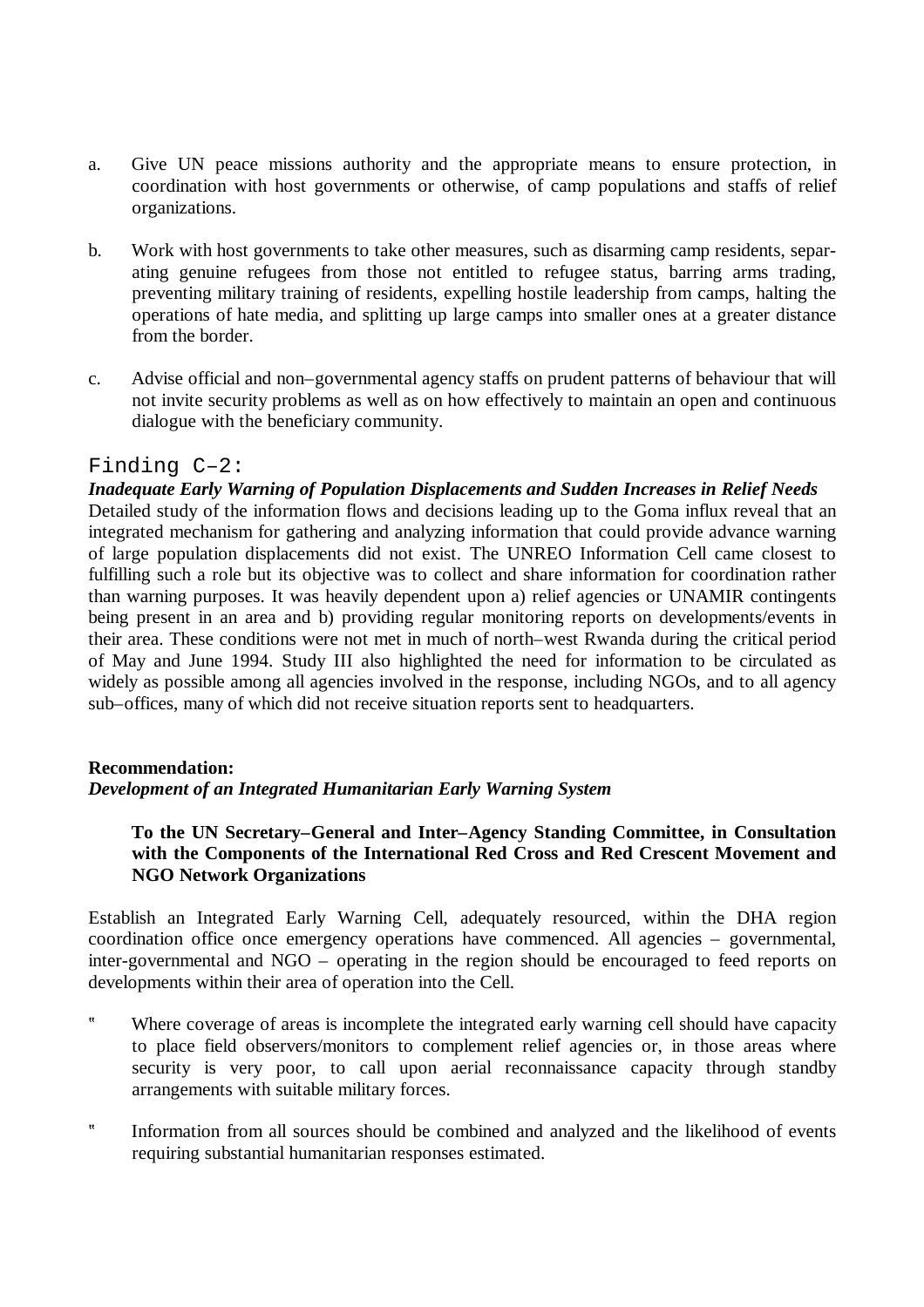a. Give UN peace missions authority and the appropriate means to ensure protection, in coordination with host governments or otherwise, of camp populations and staffs of relief organizations.

b. Work with host governments to take other measures, such as disarming camp residents, separating genuine refugees from those not entitled to refugee status, barring arms trading, preventing military training of residents, expelling hostile leadership from camps, halting the operations of hate media, and splitting up large camps into smaller ones at a greater distance from the border.

c. Advise official and non–governmental agency staffs on prudent patterns of behaviour that will not invite security problems as well as on how effectively to maintain an open and continuous dialogue with the beneficiary community.

## Finding C–2:

***Inadequate Early Warning of Population Displacements and Sudden Increases in Relief Needs***

Detailed study of the information flows and decisions leading up to the Goma influx reveal that an integrated mechanism for gathering and analyzing information that could provide advance warning of large population displacements did not exist. The UNREO Information Cell came closest to fulfilling such a role but its objective was to collect and share information for coordination rather than warning purposes. It was heavily dependent upon a) relief agencies or UNAMIR contingents being present in an area and b) providing regular monitoring reports on developments/events in their area. These conditions were not met in much of north–west Rwanda during the critical period of May and June 1994. Study III also highlighted the need for information to be circulated as widely as possible among all agencies involved in the response, including NGOs, and to all agency sub–offices, many of which did not receive situation reports sent to headquarters.

**Recommendation:**
***Development of an Integrated Humanitarian Early Warning System***

**To the UN Secretary–General and Inter–Agency Standing Committee, in Consultation with the Components of the International Red Cross and Red Crescent Movement and NGO Network Organizations**

Establish an Integrated Early Warning Cell, adequately resourced, within the DHA region coordination office once emergency operations have commenced. All agencies – governmental, inter-governmental and NGO – operating in the region should be encouraged to feed reports on developments within their area of operation into the Cell.

- Where coverage of areas is incomplete the integrated early warning cell should have capacity to place field observers/monitors to complement relief agencies or, in those areas where security is very poor, to call upon aerial reconnaissance capacity through standby arrangements with suitable military forces.

- Information from all sources should be combined and analyzed and the likelihood of events requiring substantial humanitarian responses estimated.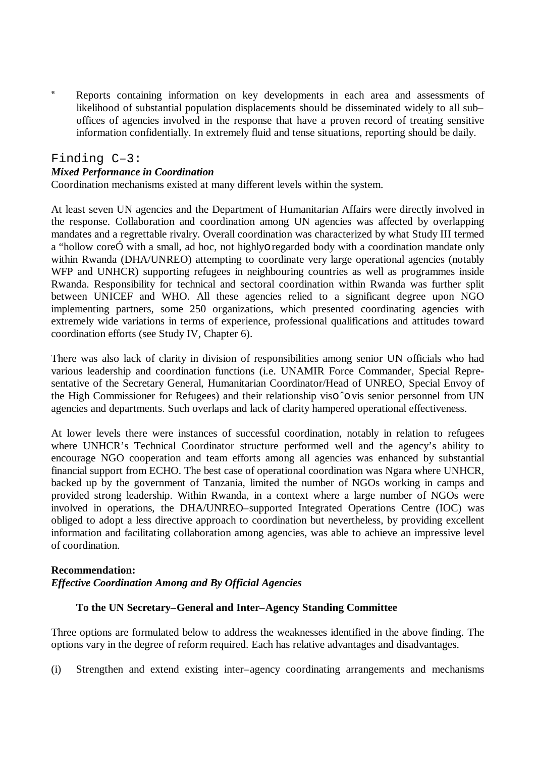- Reports containing information on key developments in each area and assessments of likelihood of substantial population displacements should be disseminated widely to all sub–offices of agencies involved in the response that have a proven record of treating sensitive information confidentially. In extremely fluid and tense situations, reporting should be daily.

## Finding C–3:

### *Mixed Performance in Coordination*

Coordination mechanisms existed at many different levels within the system.

At least seven UN agencies and the Department of Humanitarian Affairs were directly involved in the response. Collaboration and coordination among UN agencies was affected by overlapping mandates and a regrettable rivalry. Overall coordination was characterized by what Study III termed a "hollow coreÓ with a small, ad hoc, not highlyo regarded body with a coordination mandate only within Rwanda (DHA/UNREO) attempting to coordinate very large operational agencies (notably WFP and UNHCR) supporting refugees in neighbouring countries as well as programmes inside Rwanda. Responsibility for technical and sectoral coordination within Rwanda was further split between UNICEF and WHO. All these agencies relied to a significant degree upon NGO implementing partners, some 250 organizations, which presented coordinating agencies with extremely wide variations in terms of experience, professional qualifications and attitudes toward coordination efforts (see Study IV, Chapter 6).

There was also lack of clarity in division of responsibilities among senior UN officials who had various leadership and coordination functions (i.e. UNAMIR Force Commander, Special Representative of the Secretary General, Humanitarian Coordinator/Head of UNREO, Special Envoy of the High Commissioner for Refugees) and their relationship viso ˆo vis senior personnel from UN agencies and departments. Such overlaps and lack of clarity hampered operational effectiveness.

At lower levels there were instances of successful coordination, notably in relation to refugees where UNHCR's Technical Coordinator structure performed well and the agency's ability to encourage NGO cooperation and team efforts among all agencies was enhanced by substantial financial support from ECHO. The best case of operational coordination was Ngara where UNHCR, backed up by the government of Tanzania, limited the number of NGOs working in camps and provided strong leadership. Within Rwanda, in a context where a large number of NGOs were involved in operations, the DHA/UNREO–supported Integrated Operations Centre (IOC) was obliged to adopt a less directive approach to coordination but nevertheless, by providing excellent information and facilitating collaboration among agencies, was able to achieve an impressive level of coordination.

**Recommendation:**
***Effective Coordination Among and By Official Agencies***

**To the UN Secretary–General and Inter–Agency Standing Committee**

Three options are formulated below to address the weaknesses identified in the above finding. The options vary in the degree of reform required. Each has relative advantages and disadvantages.

(i) Strengthen and extend existing inter–agency coordinating arrangements and mechanisms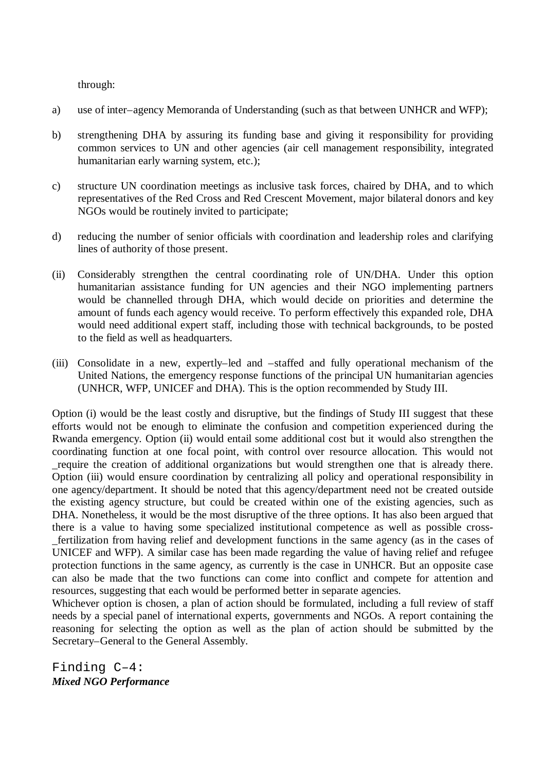through:

a) use of inter–agency Memoranda of Understanding (such as that between UNHCR and WFP);

b) strengthening DHA by assuring its funding base and giving it responsibility for providing common services to UN and other agencies (air cell management responsibility, integrated humanitarian early warning system, etc.);

c) structure UN coordination meetings as inclusive task forces, chaired by DHA, and to which representatives of the Red Cross and Red Crescent Movement, major bilateral donors and key NGOs would be routinely invited to participate;

d) reducing the number of senior officials with coordination and leadership roles and clarifying lines of authority of those present.

(ii) Considerably strengthen the central coordinating role of UN/DHA. Under this option humanitarian assistance funding for UN agencies and their NGO implementing partners would be channelled through DHA, which would decide on priorities and determine the amount of funds each agency would receive. To perform effectively this expanded role, DHA would need additional expert staff, including those with technical backgrounds, to be posted to the field as well as headquarters.

(iii) Consolidate in a new, expertly–led and –staffed and fully operational mechanism of the United Nations, the emergency response functions of the principal UN humanitarian agencies (UNHCR, WFP, UNICEF and DHA). This is the option recommended by Study III.

Option (i) would be the least costly and disruptive, but the findings of Study III suggest that these efforts would not be enough to eliminate the confusion and competition experienced during the Rwanda emergency. Option (ii) would entail some additional cost but it would also strengthen the coordinating function at one focal point, with control over resource allocation. This would not _require the creation of additional organizations but would strengthen one that is already there. Option (iii) would ensure coordination by centralizing all policy and operational responsibility in one agency/department. It should be noted that this agency/department need not be created outside the existing agency structure, but could be created within one of the existing agencies, such as DHA. Nonetheless, it would be the most disruptive of the three options. It has also been argued that there is a value to having some specialized institutional competence as well as possible cross-_fertilization from having relief and development functions in the same agency (as in the cases of UNICEF and WFP). A similar case has been made regarding the value of having relief and refugee protection functions in the same agency, as currently is the case in UNHCR. But an opposite case can also be made that the two functions can come into conflict and compete for attention and resources, suggesting that each would be performed better in separate agencies.

Whichever option is chosen, a plan of action should be formulated, including a full review of staff needs by a special panel of international experts, governments and NGOs. A report containing the reasoning for selecting the option as well as the plan of action should be submitted by the Secretary–General to the General Assembly.

## Finding C–4:
***Mixed NGO Performance***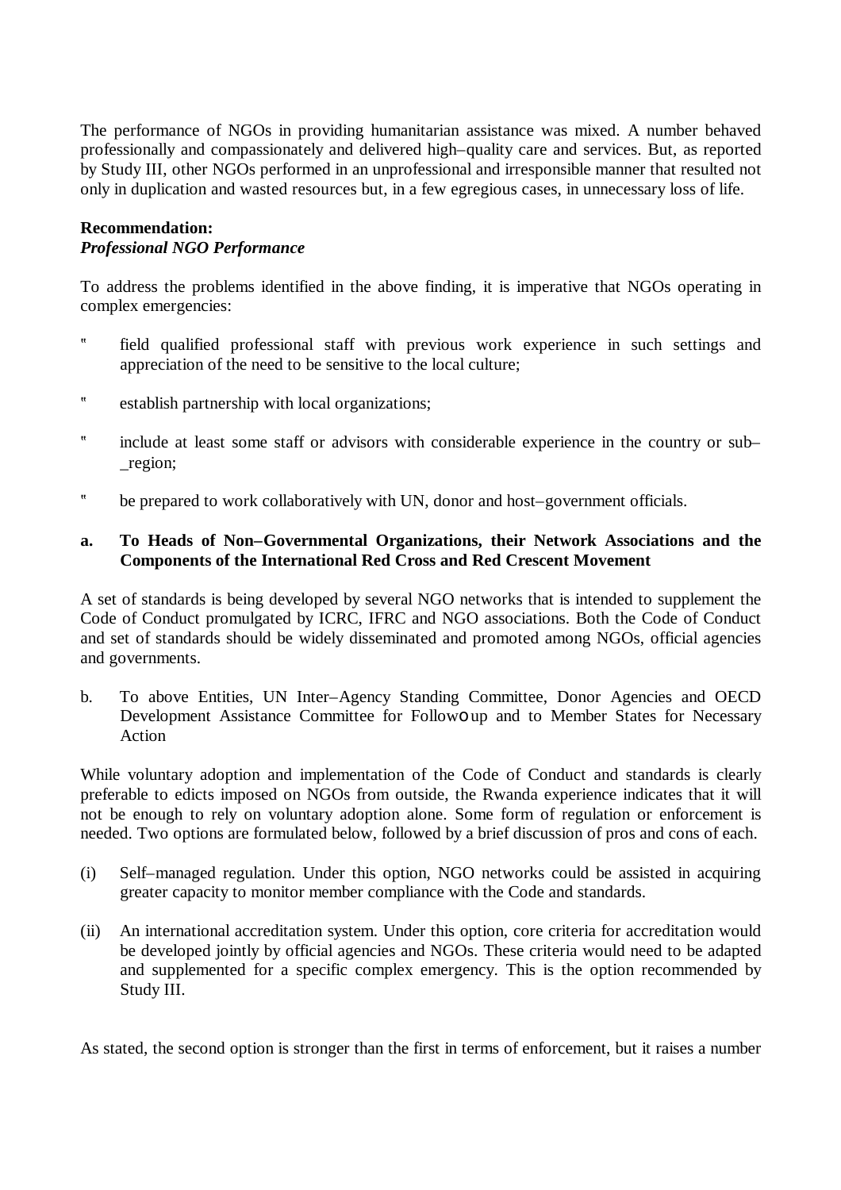The performance of NGOs in providing humanitarian assistance was mixed. A number behaved professionally and compassionately and delivered high–quality care and services. But, as reported by Study III, other NGOs performed in an unprofessional and irresponsible manner that resulted not only in duplication and wasted resources but, in a few egregious cases, in unnecessary loss of life.

**Recommendation:**
***Professional NGO Performance***

To address the problems identified in the above finding, it is imperative that NGOs operating in complex emergencies:

- field qualified professional staff with previous work experience in such settings and appreciation of the need to be sensitive to the local culture;
- establish partnership with local organizations;
- include at least some staff or advisors with considerable experience in the country or sub–_region;
- be prepared to work collaboratively with UN, donor and host–government officials.

**a. To Heads of Non–Governmental Organizations, their Network Associations and the Components of the International Red Cross and Red Crescent Movement**

A set of standards is being developed by several NGO networks that is intended to supplement the Code of Conduct promulgated by ICRC, IFRC and NGO associations. Both the Code of Conduct and set of standards should be widely disseminated and promoted among NGOs, official agencies and governments.

b. To above Entities, UN Inter–Agency Standing Committee, Donor Agencies and OECD Development Assistance Committee for Followoup and to Member States for Necessary Action

While voluntary adoption and implementation of the Code of Conduct and standards is clearly preferable to edicts imposed on NGOs from outside, the Rwanda experience indicates that it will not be enough to rely on voluntary adoption alone. Some form of regulation or enforcement is needed. Two options are formulated below, followed by a brief discussion of pros and cons of each.

(i) Self–managed regulation. Under this option, NGO networks could be assisted in acquiring greater capacity to monitor member compliance with the Code and standards.

(ii) An international accreditation system. Under this option, core criteria for accreditation would be developed jointly by official agencies and NGOs. These criteria would need to be adapted and supplemented for a specific complex emergency. This is the option recommended by Study III.

As stated, the second option is stronger than the first in terms of enforcement, but it raises a number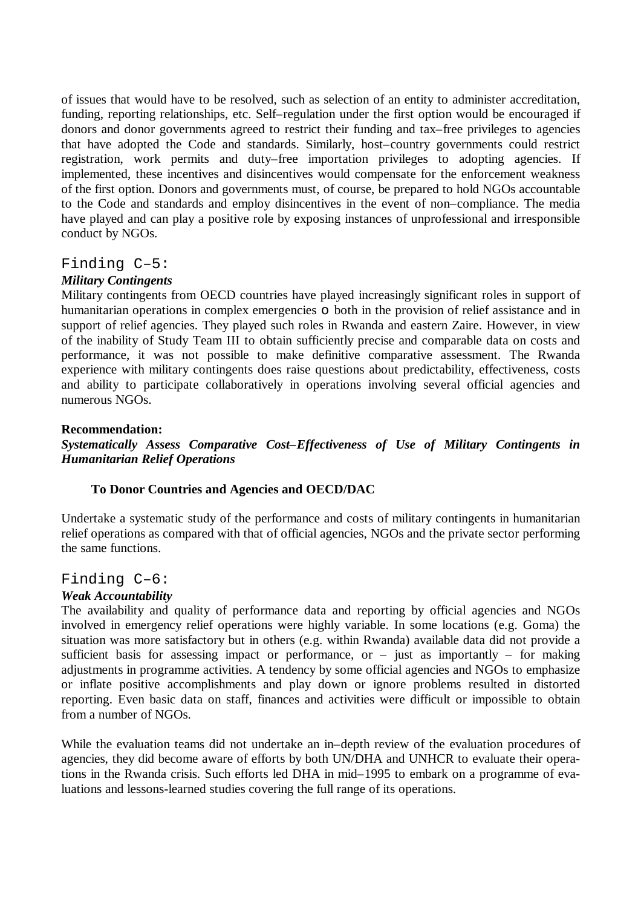of issues that would have to be resolved, such as selection of an entity to administer accreditation, funding, reporting relationships, etc. Self–regulation under the first option would be encouraged if donors and donor governments agreed to restrict their funding and tax–free privileges to agencies that have adopted the Code and standards. Similarly, host–country governments could restrict registration, work permits and duty–free importation privileges to adopting agencies. If implemented, these incentives and disincentives would compensate for the enforcement weakness of the first option. Donors and governments must, of course, be prepared to hold NGOs accountable to the Code and standards and employ disincentives in the event of non–compliance. The media have played and can play a positive role by exposing instances of unprofessional and irresponsible conduct by NGOs.

### Finding C–5:

***Military Contingents***

Military contingents from OECD countries have played increasingly significant roles in support of humanitarian operations in complex emergencies o both in the provision of relief assistance and in support of relief agencies. They played such roles in Rwanda and eastern Zaire. However, in view of the inability of Study Team III to obtain sufficiently precise and comparable data on costs and performance, it was not possible to make definitive comparative assessment. The Rwanda experience with military contingents does raise questions about predictability, effectiveness, costs and ability to participate collaboratively in operations involving several official agencies and numerous NGOs.

**Recommendation:**

***Systematically Assess Comparative Cost–Effectiveness of Use of Military Contingents in Humanitarian Relief Operations***

**To Donor Countries and Agencies and OECD/DAC**

Undertake a systematic study of the performance and costs of military contingents in humanitarian relief operations as compared with that of official agencies, NGOs and the private sector performing the same functions.

### Finding C–6:

***Weak Accountability***

The availability and quality of performance data and reporting by official agencies and NGOs involved in emergency relief operations were highly variable. In some locations (e.g. Goma) the situation was more satisfactory but in others (e.g. within Rwanda) available data did not provide a sufficient basis for assessing impact or performance, or – just as importantly – for making adjustments in programme activities. A tendency by some official agencies and NGOs to emphasize or inflate positive accomplishments and play down or ignore problems resulted in distorted reporting. Even basic data on staff, finances and activities were difficult or impossible to obtain from a number of NGOs.

While the evaluation teams did not undertake an in–depth review of the evaluation procedures of agencies, they did become aware of efforts by both UN/DHA and UNHCR to evaluate their operations in the Rwanda crisis. Such efforts led DHA in mid–1995 to embark on a programme of evaluations and lessons-learned studies covering the full range of its operations.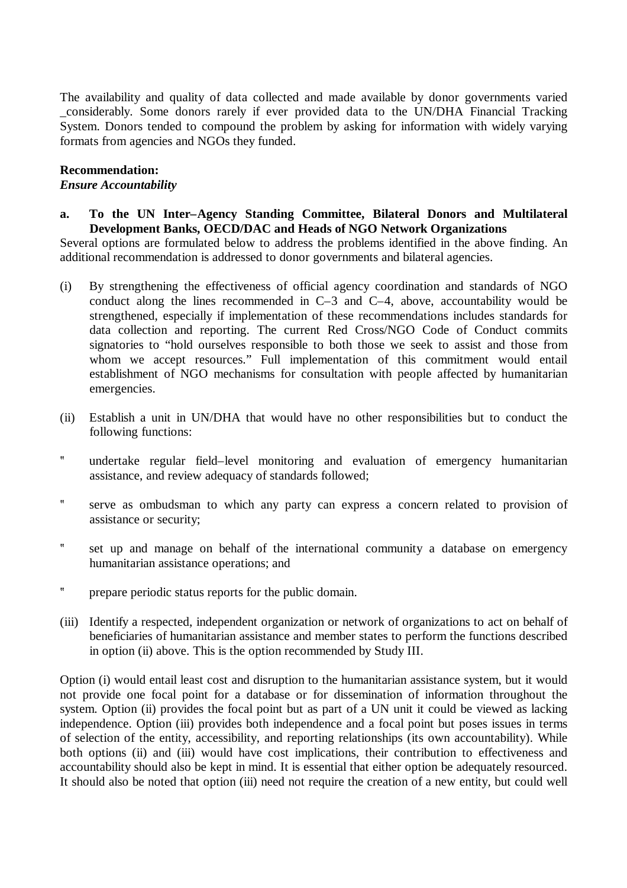The availability and quality of data collected and made available by donor governments varied _considerably. Some donors rarely if ever provided data to the UN/DHA Financial Tracking System. Donors tended to compound the problem by asking for information with widely varying formats from agencies and NGOs they funded.

**Recommendation:**
***Ensure Accountability***

**a. To the UN Inter–Agency Standing Committee, Bilateral Donors and Multilateral Development Banks, OECD/DAC and Heads of NGO Network Organizations**

Several options are formulated below to address the problems identified in the above finding. An additional recommendation is addressed to donor governments and bilateral agencies.

(i) By strengthening the effectiveness of official agency coordination and standards of NGO conduct along the lines recommended in C–3 and C–4, above, accountability would be strengthened, especially if implementation of these recommendations includes standards for data collection and reporting. The current Red Cross/NGO Code of Conduct commits signatories to "hold ourselves responsible to both those we seek to assist and those from whom we accept resources." Full implementation of this commitment would entail establishment of NGO mechanisms for consultation with people affected by humanitarian emergencies.

(ii) Establish a unit in UN/DHA that would have no other responsibilities but to conduct the following functions:

- undertake regular field–level monitoring and evaluation of emergency humanitarian assistance, and review adequacy of standards followed;
- serve as ombudsman to which any party can express a concern related to provision of assistance or security;
- set up and manage on behalf of the international community a database on emergency humanitarian assistance operations; and
- prepare periodic status reports for the public domain.

(iii) Identify a respected, independent organization or network of organizations to act on behalf of beneficiaries of humanitarian assistance and member states to perform the functions described in option (ii) above. This is the option recommended by Study III.

Option (i) would entail least cost and disruption to the humanitarian assistance system, but it would not provide one focal point for a database or for dissemination of information throughout the system. Option (ii) provides the focal point but as part of a UN unit it could be viewed as lacking independence. Option (iii) provides both independence and a focal point but poses issues in terms of selection of the entity, accessibility, and reporting relationships (its own accountability). While both options (ii) and (iii) would have cost implications, their contribution to effectiveness and accountability should also be kept in mind. It is essential that either option be adequately resourced. It should also be noted that option (iii) need not require the creation of a new entity, but could well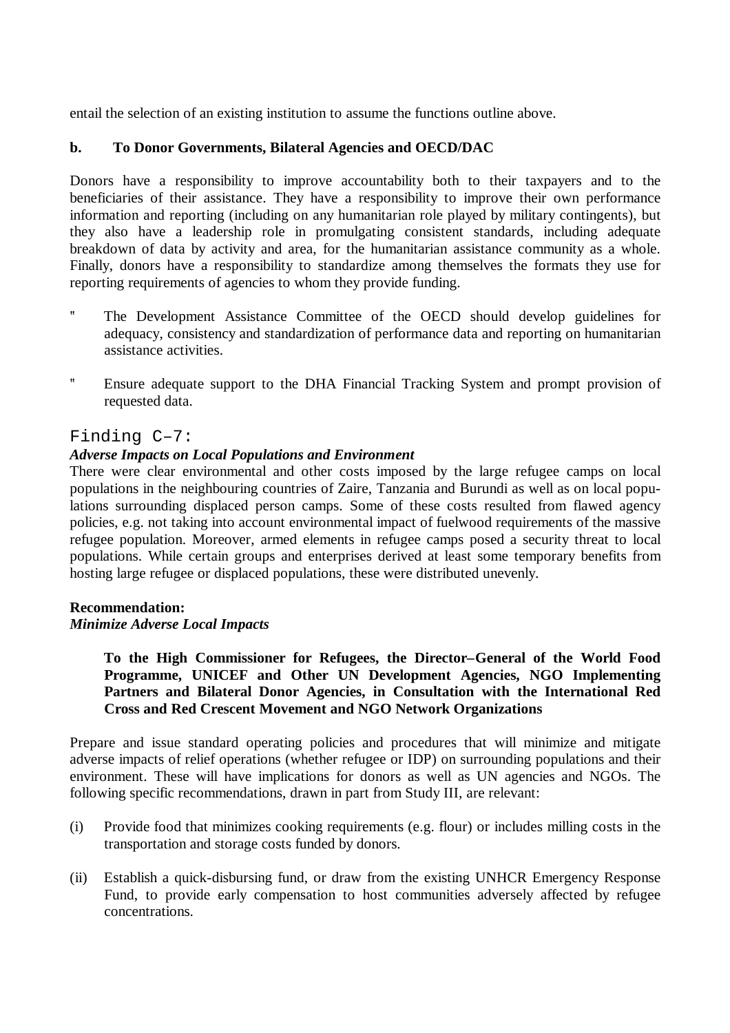entail the selection of an existing institution to assume the functions outline above.

**b. To Donor Governments, Bilateral Agencies and OECD/DAC**

Donors have a responsibility to improve accountability both to their taxpayers and to the beneficiaries of their assistance. They have a responsibility to improve their own performance information and reporting (including on any humanitarian role played by military contingents), but they also have a leadership role in promulgating consistent standards, including adequate breakdown of data by activity and area, for the humanitarian assistance community as a whole. Finally, donors have a responsibility to standardize among themselves the formats they use for reporting requirements of agencies to whom they provide funding.

- The Development Assistance Committee of the OECD should develop guidelines for adequacy, consistency and standardization of performance data and reporting on humanitarian assistance activities.
- Ensure adequate support to the DHA Financial Tracking System and prompt provision of requested data.

## Finding C–7:

***Adverse Impacts on Local Populations and Environment***

There were clear environmental and other costs imposed by the large refugee camps on local populations in the neighbouring countries of Zaire, Tanzania and Burundi as well as on local populations surrounding displaced person camps. Some of these costs resulted from flawed agency policies, e.g. not taking into account environmental impact of fuelwood requirements of the massive refugee population. Moreover, armed elements in refugee camps posed a security threat to local populations. While certain groups and enterprises derived at least some temporary benefits from hosting large refugee or displaced populations, these were distributed unevenly.

**Recommendation:**
***Minimize Adverse Local Impacts***

**To the High Commissioner for Refugees, the Director–General of the World Food Programme, UNICEF and Other UN Development Agencies, NGO Implementing Partners and Bilateral Donor Agencies, in Consultation with the International Red Cross and Red Crescent Movement and NGO Network Organizations**

Prepare and issue standard operating policies and procedures that will minimize and mitigate adverse impacts of relief operations (whether refugee or IDP) on surrounding populations and their environment. These will have implications for donors as well as UN agencies and NGOs. The following specific recommendations, drawn in part from Study III, are relevant:

(i) Provide food that minimizes cooking requirements (e.g. flour) or includes milling costs in the transportation and storage costs funded by donors.

(ii) Establish a quick-disbursing fund, or draw from the existing UNHCR Emergency Response Fund, to provide early compensation to host communities adversely affected by refugee concentrations.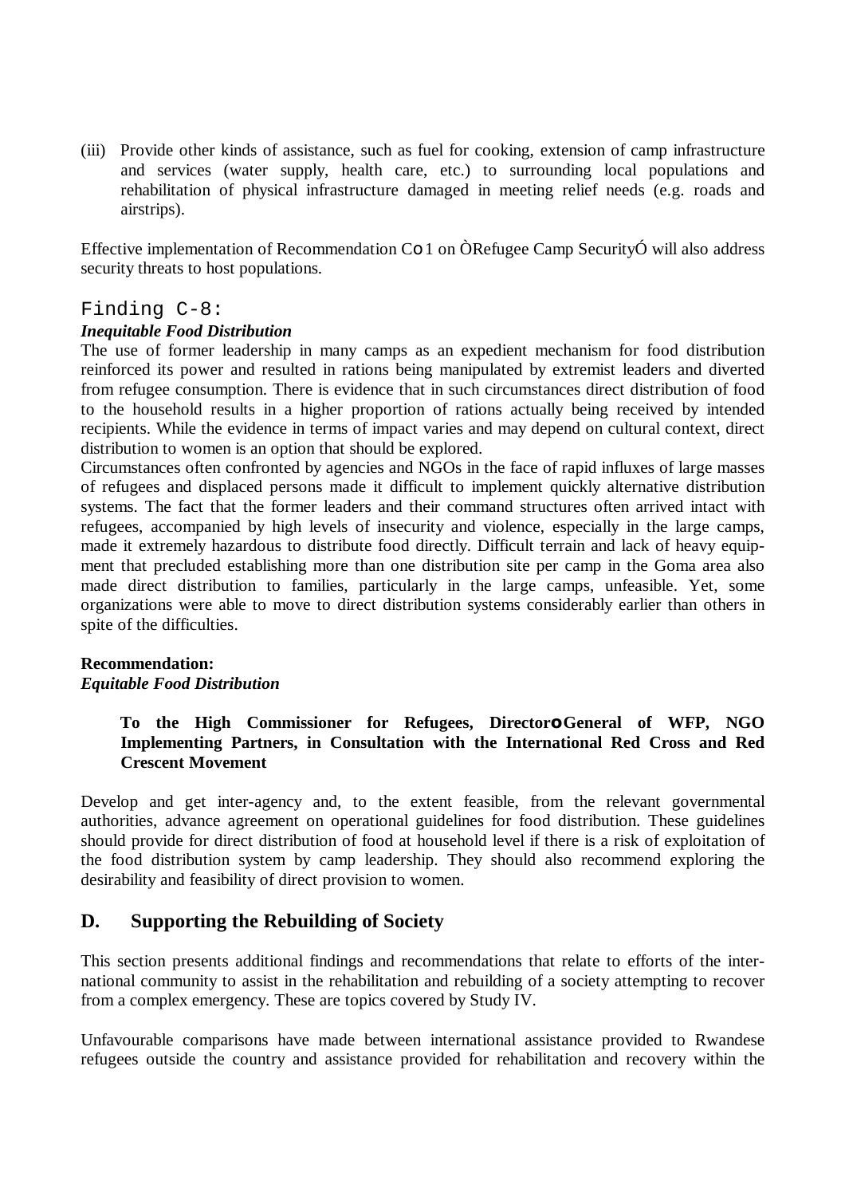(iii) Provide other kinds of assistance, such as fuel for cooking, extension of camp infrastructure and services (water supply, health care, etc.) to surrounding local populations and rehabilitation of physical infrastructure damaged in meeting relief needs (e.g. roads and airstrips).

Effective implementation of Recommendation C‑1 on "Refugee Camp Security" will also address security threats to host populations.

### Finding C-8:

***Inequitable Food Distribution***

The use of former leadership in many camps as an expedient mechanism for food distribution reinforced its power and resulted in rations being manipulated by extremist leaders and diverted from refugee consumption. There is evidence that in such circumstances direct distribution of food to the household results in a higher proportion of rations actually being received by intended recipients. While the evidence in terms of impact varies and may depend on cultural context, direct distribution to women is an option that should be explored.

Circumstances often confronted by agencies and NGOs in the face of rapid influxes of large masses of refugees and displaced persons made it difficult to implement quickly alternative distribution systems. The fact that the former leaders and their command structures often arrived intact with refugees, accompanied by high levels of insecurity and violence, especially in the large camps, made it extremely hazardous to distribute food directly. Difficult terrain and lack of heavy equipment that precluded establishing more than one distribution site per camp in the Goma area also made direct distribution to families, particularly in the large camps, unfeasible. Yet, some organizations were able to move to direct distribution systems considerably earlier than others in spite of the difficulties.

**Recommendation:**
***Equitable Food Distribution***

**To the High Commissioner for Refugees, Director‑General of WFP, NGO Implementing Partners, in Consultation with the International Red Cross and Red Crescent Movement**

Develop and get inter-agency and, to the extent feasible, from the relevant governmental authorities, advance agreement on operational guidelines for food distribution. These guidelines should provide for direct distribution of food at household level if there is a risk of exploitation of the food distribution system by camp leadership. They should also recommend exploring the desirability and feasibility of direct provision to women.

## D. Supporting the Rebuilding of Society

This section presents additional findings and recommendations that relate to efforts of the international community to assist in the rehabilitation and rebuilding of a society attempting to recover from a complex emergency. These are topics covered by Study IV.

Unfavourable comparisons have made between international assistance provided to Rwandese refugees outside the country and assistance provided for rehabilitation and recovery within the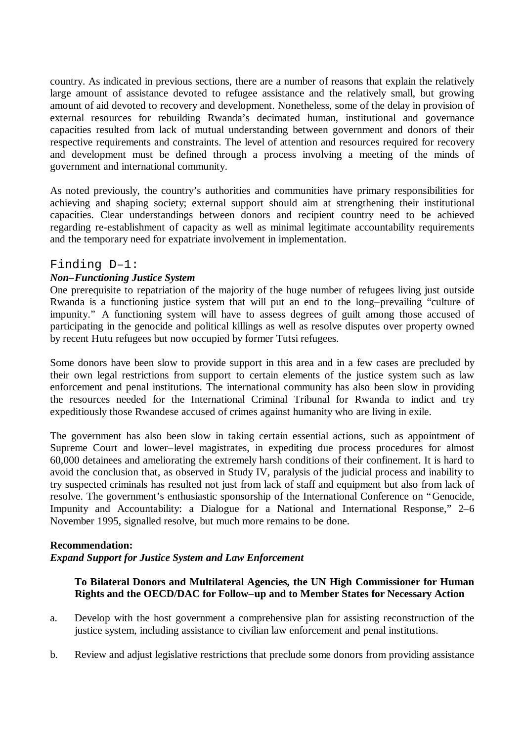country. As indicated in previous sections, there are a number of reasons that explain the relatively large amount of assistance devoted to refugee assistance and the relatively small, but growing amount of aid devoted to recovery and development. Nonetheless, some of the delay in provision of external resources for rebuilding Rwanda's decimated human, institutional and governance capacities resulted from lack of mutual understanding between government and donors of their respective requirements and constraints. The level of attention and resources required for recovery and development must be defined through a process involving a meeting of the minds of government and international community.

As noted previously, the country's authorities and communities have primary responsibilities for achieving and shaping society; external support should aim at strengthening their institutional capacities. Clear understandings between donors and recipient country need to be achieved regarding re-establishment of capacity as well as minimal legitimate accountability requirements and the temporary need for expatriate involvement in implementation.

### Finding D–1:

***Non–Functioning Justice System***

One prerequisite to repatriation of the majority of the huge number of refugees living just outside Rwanda is a functioning justice system that will put an end to the long–prevailing "culture of impunity." A functioning system will have to assess degrees of guilt among those accused of participating in the genocide and political killings as well as resolve disputes over property owned by recent Hutu refugees but now occupied by former Tutsi refugees.

Some donors have been slow to provide support in this area and in a few cases are precluded by their own legal restrictions from support to certain elements of the justice system such as law enforcement and penal institutions. The international community has also been slow in providing the resources needed for the International Criminal Tribunal for Rwanda to indict and try expeditiously those Rwandese accused of crimes against humanity who are living in exile.

The government has also been slow in taking certain essential actions, such as appointment of Supreme Court and lower–level magistrates, in expediting due process procedures for almost 60,000 detainees and ameliorating the extremely harsh conditions of their confinement. It is hard to avoid the conclusion that, as observed in Study IV, paralysis of the judicial process and inability to try suspected criminals has resulted not just from lack of staff and equipment but also from lack of resolve. The government's enthusiastic sponsorship of the International Conference on "Genocide, Impunity and Accountability: a Dialogue for a National and International Response," 2–6 November 1995, signalled resolve, but much more remains to be done.

**Recommendation:**

***Expand Support for Justice System and Law Enforcement***

**To Bilateral Donors and Multilateral Agencies, the UN High Commissioner for Human Rights and the OECD/DAC for Follow–up and to Member States for Necessary Action**

a. Develop with the host government a comprehensive plan for assisting reconstruction of the justice system, including assistance to civilian law enforcement and penal institutions.

b. Review and adjust legislative restrictions that preclude some donors from providing assistance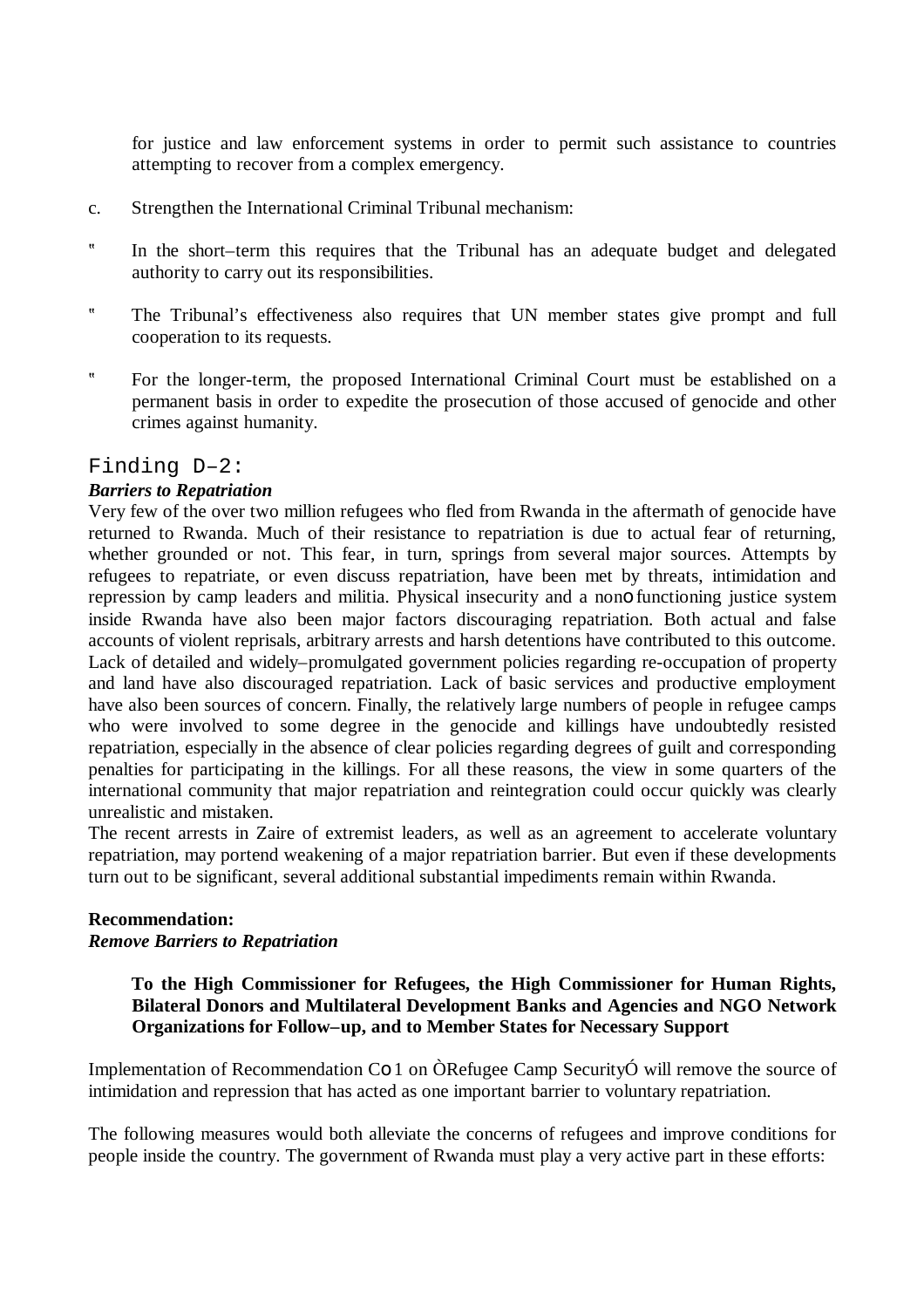for justice and law enforcement systems in order to permit such assistance to countries attempting to recover from a complex emergency.

c. Strengthen the International Criminal Tribunal mechanism:

- In the short–term this requires that the Tribunal has an adequate budget and delegated authority to carry out its responsibilities.
- The Tribunal's effectiveness also requires that UN member states give prompt and full cooperation to its requests.
- For the longer-term, the proposed International Criminal Court must be established on a permanent basis in order to expedite the prosecution of those accused of genocide and other crimes against humanity.

## Finding D–2:

***Barriers to Repatriation***

Very few of the over two million refugees who fled from Rwanda in the aftermath of genocide have returned to Rwanda. Much of their resistance to repatriation is due to actual fear of returning, whether grounded or not. This fear, in turn, springs from several major sources. Attempts by refugees to repatriate, or even discuss repatriation, have been met by threats, intimidation and repression by camp leaders and militia. Physical insecurity and a non–functioning justice system inside Rwanda have also been major factors discouraging repatriation. Both actual and false accounts of violent reprisals, arbitrary arrests and harsh detentions have contributed to this outcome. Lack of detailed and widely–promulgated government policies regarding re-occupation of property and land have also discouraged repatriation. Lack of basic services and productive employment have also been sources of concern. Finally, the relatively large numbers of people in refugee camps who were involved to some degree in the genocide and killings have undoubtedly resisted repatriation, especially in the absence of clear policies regarding degrees of guilt and corresponding penalties for participating in the killings. For all these reasons, the view in some quarters of the international community that major repatriation and reintegration could occur quickly was clearly unrealistic and mistaken.

The recent arrests in Zaire of extremist leaders, as well as an agreement to accelerate voluntary repatriation, may portend weakening of a major repatriation barrier. But even if these developments turn out to be significant, several additional substantial impediments remain within Rwanda.

**Recommendation:**

***Remove Barriers to Repatriation***

**To the High Commissioner for Refugees, the High Commissioner for Human Rights, Bilateral Donors and Multilateral Development Banks and Agencies and NGO Network Organizations for Follow–up, and to Member States for Necessary Support**

Implementation of Recommendation C–1 on "Refugee Camp Security" will remove the source of intimidation and repression that has acted as one important barrier to voluntary repatriation.

The following measures would both alleviate the concerns of refugees and improve conditions for people inside the country. The government of Rwanda must play a very active part in these efforts: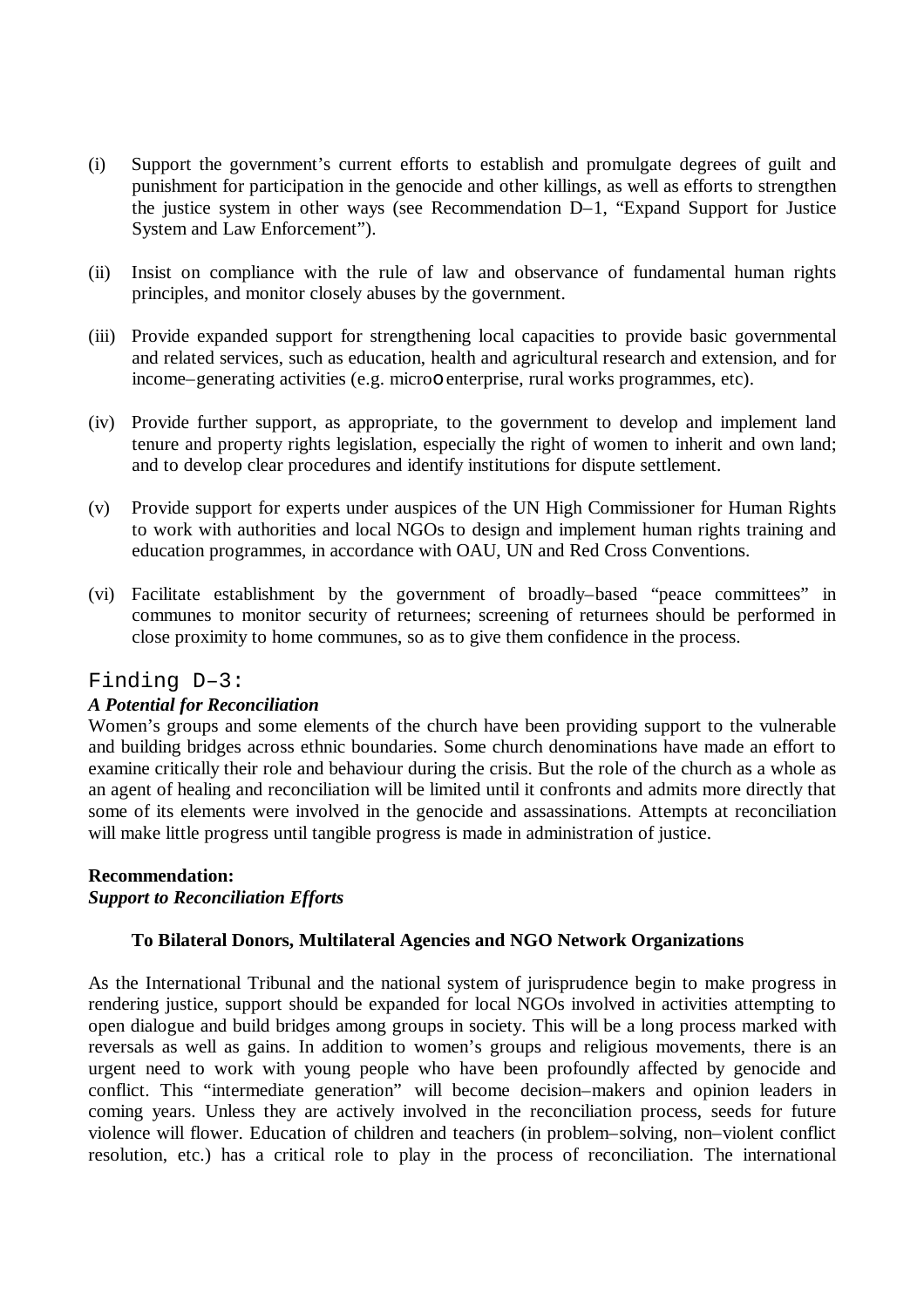(i) Support the government's current efforts to establish and promulgate degrees of guilt and punishment for participation in the genocide and other killings, as well as efforts to strengthen the justice system in other ways (see Recommendation D–1, "Expand Support for Justice System and Law Enforcement").

(ii) Insist on compliance with the rule of law and observance of fundamental human rights principles, and monitor closely abuses by the government.

(iii) Provide expanded support for strengthening local capacities to provide basic governmental and related services, such as education, health and agricultural research and extension, and for income–generating activities (e.g. microo enterprise, rural works programmes, etc).

(iv) Provide further support, as appropriate, to the government to develop and implement land tenure and property rights legislation, especially the right of women to inherit and own land; and to develop clear procedures and identify institutions for dispute settlement.

(v) Provide support for experts under auspices of the UN High Commissioner for Human Rights to work with authorities and local NGOs to design and implement human rights training and education programmes, in accordance with OAU, UN and Red Cross Conventions.

(vi) Facilitate establishment by the government of broadly–based "peace committees" in communes to monitor security of returnees; screening of returnees should be performed in close proximity to home communes, so as to give them confidence in the process.

## Finding D–3:

***A Potential for Reconciliation***

Women's groups and some elements of the church have been providing support to the vulnerable and building bridges across ethnic boundaries. Some church denominations have made an effort to examine critically their role and behaviour during the crisis. But the role of the church as a whole as an agent of healing and reconciliation will be limited until it confronts and admits more directly that some of its elements were involved in the genocide and assassinations. Attempts at reconciliation will make little progress until tangible progress is made in administration of justice.

**Recommendation:**
***Support to Reconciliation Efforts***

**To Bilateral Donors, Multilateral Agencies and NGO Network Organizations**

As the International Tribunal and the national system of jurisprudence begin to make progress in rendering justice, support should be expanded for local NGOs involved in activities attempting to open dialogue and build bridges among groups in society. This will be a long process marked with reversals as well as gains. In addition to women's groups and religious movements, there is an urgent need to work with young people who have been profoundly affected by genocide and conflict. This "intermediate generation" will become decision–makers and opinion leaders in coming years. Unless they are actively involved in the reconciliation process, seeds for future violence will flower. Education of children and teachers (in problem–solving, non–violent conflict resolution, etc.) has a critical role to play in the process of reconciliation. The international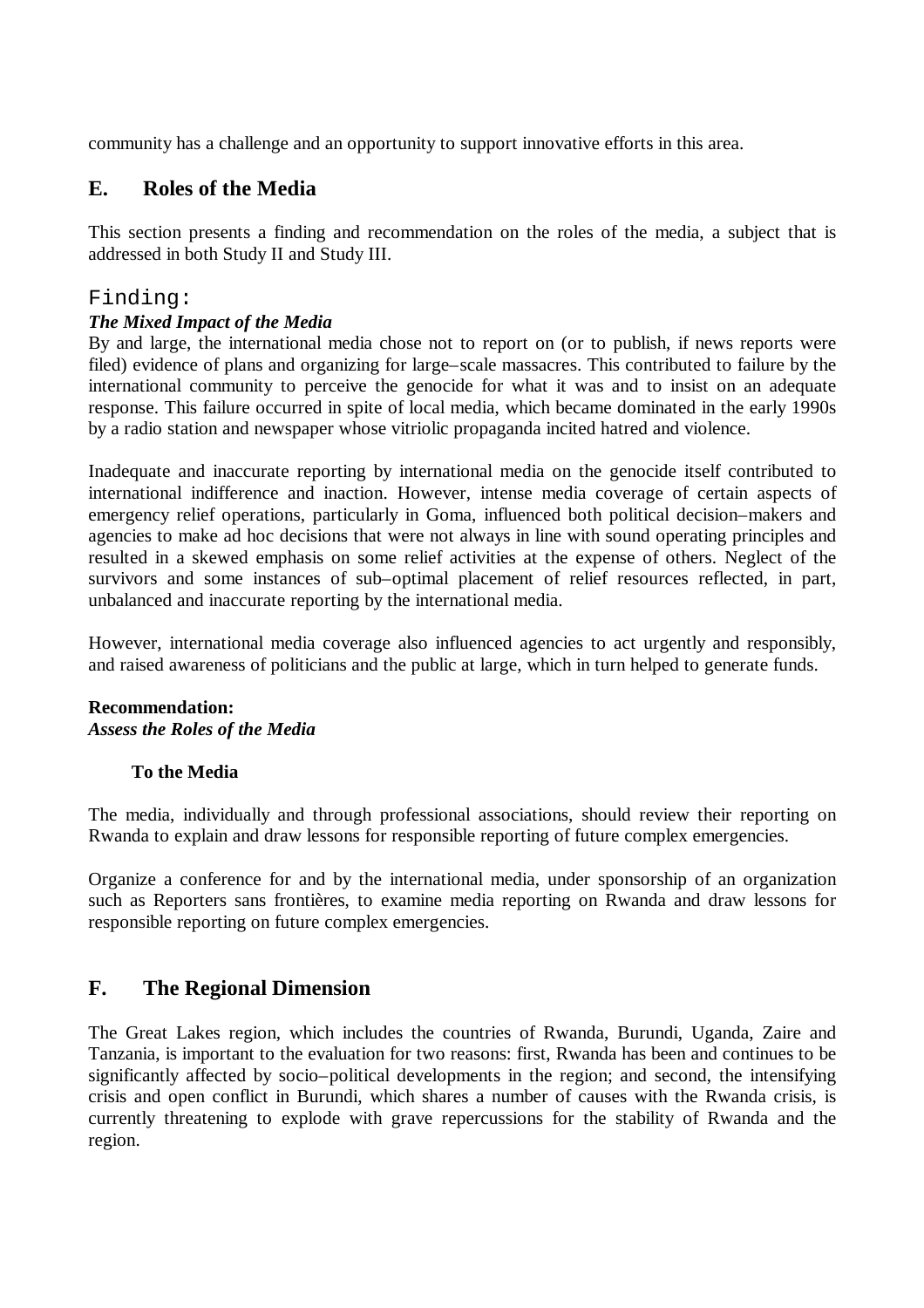community has a challenge and an opportunity to support innovative efforts in this area.

## E. Roles of the Media

This section presents a finding and recommendation on the roles of the media, a subject that is addressed in both Study II and Study III.

### Finding:

***The Mixed Impact of the Media***

By and large, the international media chose not to report on (or to publish, if news reports were filed) evidence of plans and organizing for large–scale massacres. This contributed to failure by the international community to perceive the genocide for what it was and to insist on an adequate response. This failure occurred in spite of local media, which became dominated in the early 1990s by a radio station and newspaper whose vitriolic propaganda incited hatred and violence.

Inadequate and inaccurate reporting by international media on the genocide itself contributed to international indifference and inaction. However, intense media coverage of certain aspects of emergency relief operations, particularly in Goma, influenced both political decision–makers and agencies to make ad hoc decisions that were not always in line with sound operating principles and resulted in a skewed emphasis on some relief activities at the expense of others. Neglect of the survivors and some instances of sub–optimal placement of relief resources reflected, in part, unbalanced and inaccurate reporting by the international media.

However, international media coverage also influenced agencies to act urgently and responsibly, and raised awareness of politicians and the public at large, which in turn helped to generate funds.

**Recommendation:**
***Assess the Roles of the Media***

**To the Media**

The media, individually and through professional associations, should review their reporting on Rwanda to explain and draw lessons for responsible reporting of future complex emergencies.

Organize a conference for and by the international media, under sponsorship of an organization such as Reporters sans frontières, to examine media reporting on Rwanda and draw lessons for responsible reporting on future complex emergencies.

## F. The Regional Dimension

The Great Lakes region, which includes the countries of Rwanda, Burundi, Uganda, Zaire and Tanzania, is important to the evaluation for two reasons: first, Rwanda has been and continues to be significantly affected by socio–political developments in the region; and second, the intensifying crisis and open conflict in Burundi, which shares a number of causes with the Rwanda crisis, is currently threatening to explode with grave repercussions for the stability of Rwanda and the region.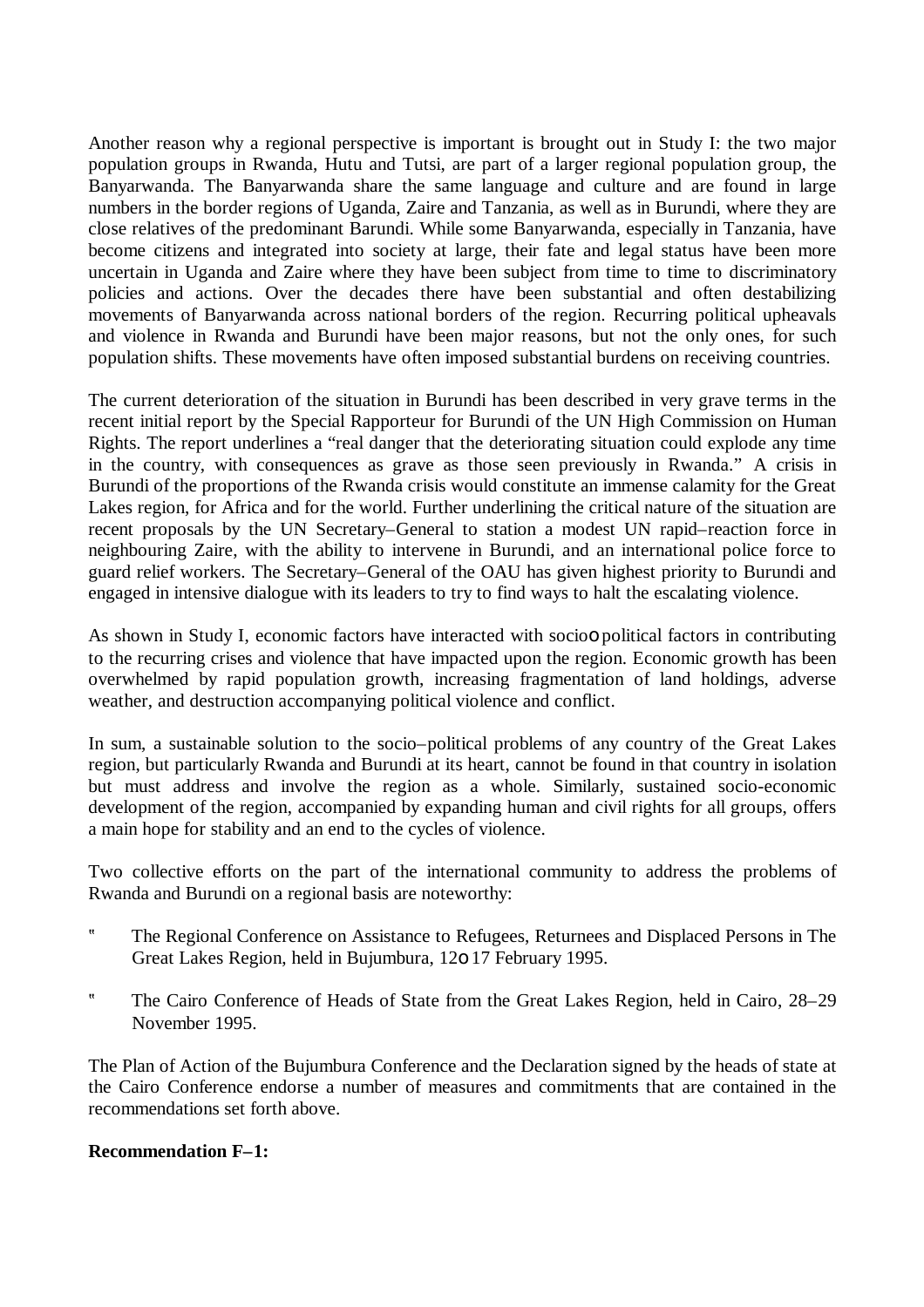Another reason why a regional perspective is important is brought out in Study I: the two major population groups in Rwanda, Hutu and Tutsi, are part of a larger regional population group, the Banyarwanda. The Banyarwanda share the same language and culture and are found in large numbers in the border regions of Uganda, Zaire and Tanzania, as well as in Burundi, where they are close relatives of the predominant Barundi. While some Banyarwanda, especially in Tanzania, have become citizens and integrated into society at large, their fate and legal status have been more uncertain in Uganda and Zaire where they have been subject from time to time to discriminatory policies and actions. Over the decades there have been substantial and often destabilizing movements of Banyarwanda across national borders of the region. Recurring political upheavals and violence in Rwanda and Burundi have been major reasons, but not the only ones, for such population shifts. These movements have often imposed substantial burdens on receiving countries.

The current deterioration of the situation in Burundi has been described in very grave terms in the recent initial report by the Special Rapporteur for Burundi of the UN High Commission on Human Rights. The report underlines a "real danger that the deteriorating situation could explode any time in the country, with consequences as grave as those seen previously in Rwanda." A crisis in Burundi of the proportions of the Rwanda crisis would constitute an immense calamity for the Great Lakes region, for Africa and for the world. Further underlining the critical nature of the situation are recent proposals by the UN Secretary–General to station a modest UN rapid–reaction force in neighbouring Zaire, with the ability to intervene in Burundi, and an international police force to guard relief workers. The Secretary–General of the OAU has given highest priority to Burundi and engaged in intensive dialogue with its leaders to try to find ways to halt the escalating violence.

As shown in Study I, economic factors have interacted with socio–political factors in contributing to the recurring crises and violence that have impacted upon the region. Economic growth has been overwhelmed by rapid population growth, increasing fragmentation of land holdings, adverse weather, and destruction accompanying political violence and conflict.

In sum, a sustainable solution to the socio–political problems of any country of the Great Lakes region, but particularly Rwanda and Burundi at its heart, cannot be found in that country in isolation but must address and involve the region as a whole. Similarly, sustained socio-economic development of the region, accompanied by expanding human and civil rights for all groups, offers a main hope for stability and an end to the cycles of violence.

Two collective efforts on the part of the international community to address the problems of Rwanda and Burundi on a regional basis are noteworthy:

- The Regional Conference on Assistance to Refugees, Returnees and Displaced Persons in The Great Lakes Region, held in Bujumbura, 12–17 February 1995.
- The Cairo Conference of Heads of State from the Great Lakes Region, held in Cairo, 28–29 November 1995.

The Plan of Action of the Bujumbura Conference and the Declaration signed by the heads of state at the Cairo Conference endorse a number of measures and commitments that are contained in the recommendations set forth above.

**Recommendation F–1:**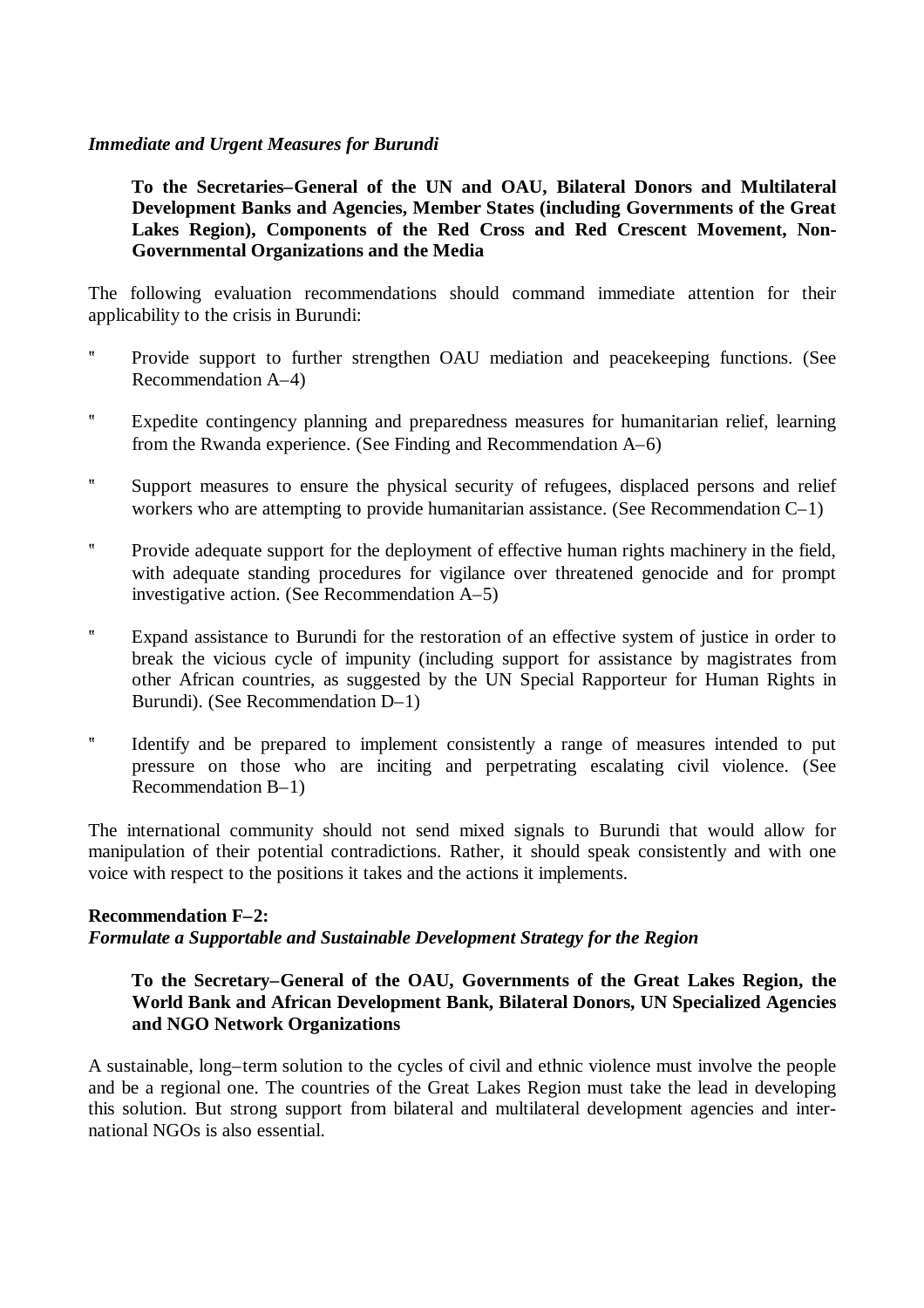*Immediate and Urgent Measures for Burundi*

**To the Secretaries–General of the UN and OAU, Bilateral Donors and Multilateral Development Banks and Agencies, Member States (including Governments of the Great Lakes Region), Components of the Red Cross and Red Crescent Movement, Non-Governmental Organizations and the Media**

The following evaluation recommendations should command immediate attention for their applicability to the crisis in Burundi:

- Provide support to further strengthen OAU mediation and peacekeeping functions. (See Recommendation A–4)
- Expedite contingency planning and preparedness measures for humanitarian relief, learning from the Rwanda experience. (See Finding and Recommendation A–6)
- Support measures to ensure the physical security of refugees, displaced persons and relief workers who are attempting to provide humanitarian assistance. (See Recommendation C–1)
- Provide adequate support for the deployment of effective human rights machinery in the field, with adequate standing procedures for vigilance over threatened genocide and for prompt investigative action. (See Recommendation A–5)
- Expand assistance to Burundi for the restoration of an effective system of justice in order to break the vicious cycle of impunity (including support for assistance by magistrates from other African countries, as suggested by the UN Special Rapporteur for Human Rights in Burundi). (See Recommendation D–1)
- Identify and be prepared to implement consistently a range of measures intended to put pressure on those who are inciting and perpetrating escalating civil violence. (See Recommendation B–1)

The international community should not send mixed signals to Burundi that would allow for manipulation of their potential contradictions. Rather, it should speak consistently and with one voice with respect to the positions it takes and the actions it implements.

**Recommendation F–2:**
***Formulate a Supportable and Sustainable Development Strategy for the Region***

**To the Secretary–General of the OAU, Governments of the Great Lakes Region, the World Bank and African Development Bank, Bilateral Donors, UN Specialized Agencies and NGO Network Organizations**

A sustainable, long–term solution to the cycles of civil and ethnic violence must involve the people and be a regional one. The countries of the Great Lakes Region must take the lead in developing this solution. But strong support from bilateral and multilateral development agencies and international NGOs is also essential.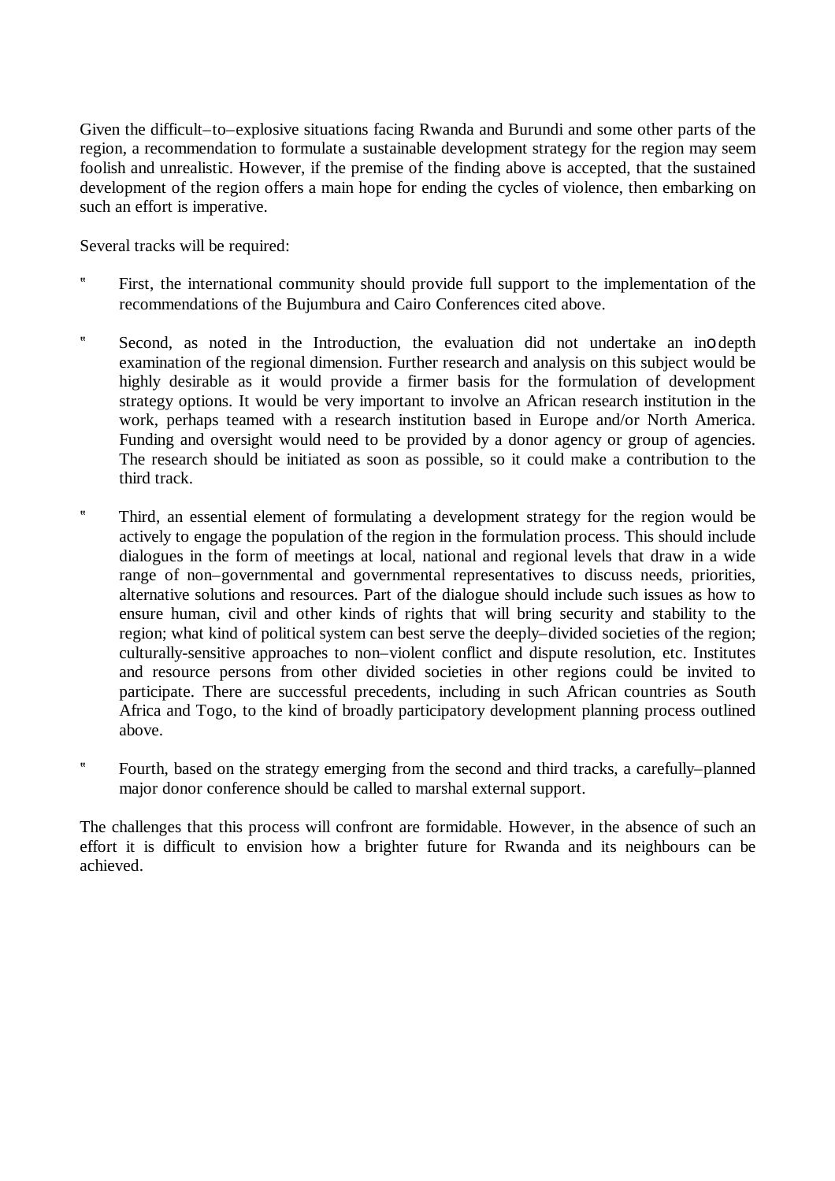Given the difficult–to–explosive situations facing Rwanda and Burundi and some other parts of the region, a recommendation to formulate a sustainable development strategy for the region may seem foolish and unrealistic. However, if the premise of the finding above is accepted, that the sustained development of the region offers a main hope for ending the cycles of violence, then embarking on such an effort is imperative.

Several tracks will be required:

- First, the international community should provide full support to the implementation of the recommendations of the Bujumbura and Cairo Conferences cited above.

- Second, as noted in the Introduction, the evaluation did not undertake an in–depth examination of the regional dimension. Further research and analysis on this subject would be highly desirable as it would provide a firmer basis for the formulation of development strategy options. It would be very important to involve an African research institution in the work, perhaps teamed with a research institution based in Europe and/or North America. Funding and oversight would need to be provided by a donor agency or group of agencies. The research should be initiated as soon as possible, so it could make a contribution to the third track.

- Third, an essential element of formulating a development strategy for the region would be actively to engage the population of the region in the formulation process. This should include dialogues in the form of meetings at local, national and regional levels that draw in a wide range of non–governmental and governmental representatives to discuss needs, priorities, alternative solutions and resources. Part of the dialogue should include such issues as how to ensure human, civil and other kinds of rights that will bring security and stability to the region; what kind of political system can best serve the deeply–divided societies of the region; culturally-sensitive approaches to non–violent conflict and dispute resolution, etc. Institutes and resource persons from other divided societies in other regions could be invited to participate. There are successful precedents, including in such African countries as South Africa and Togo, to the kind of broadly participatory development planning process outlined above.

- Fourth, based on the strategy emerging from the second and third tracks, a carefully–planned major donor conference should be called to marshal external support.

The challenges that this process will confront are formidable. However, in the absence of such an effort it is difficult to envision how a brighter future for Rwanda and its neighbours can be achieved.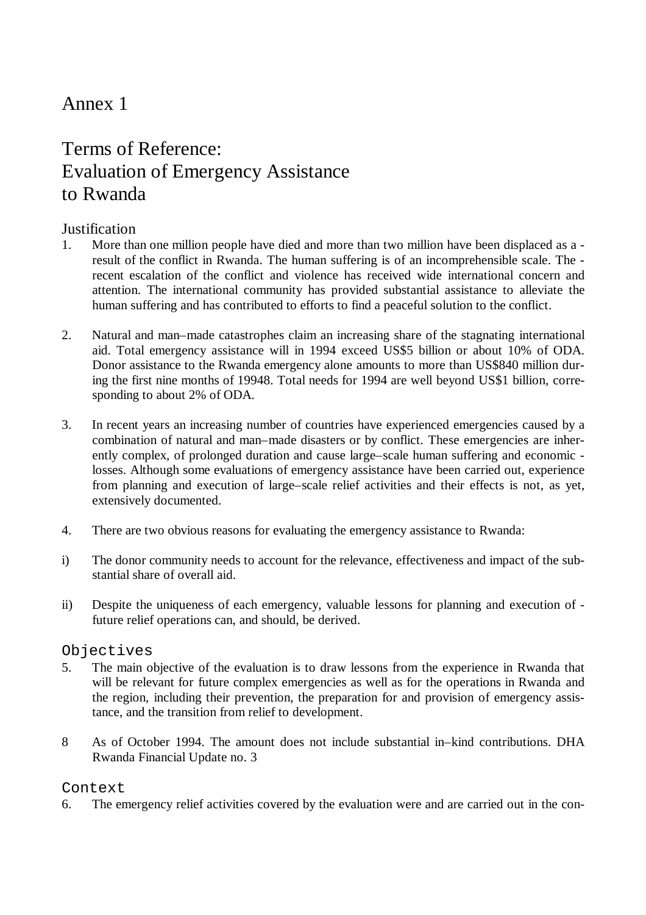# Annex 1

# Terms of Reference: Evaluation of Emergency Assistance to Rwanda

## Justification

1. More than one million people have died and more than two million have been displaced as a result of the conflict in Rwanda. The human suffering is of an incomprehensible scale. The recent escalation of the conflict and violence has received wide international concern and attention. The international community has provided substantial assistance to alleviate the human suffering and has contributed to efforts to find a peaceful solution to the conflict.

2. Natural and man–made catastrophes claim an increasing share of the stagnating international aid. Total emergency assistance will in 1994 exceed US$5 billion or about 10% of ODA. Donor assistance to the Rwanda emergency alone amounts to more than US$840 million during the first nine months of 1994[8]. Total needs for 1994 are well beyond US$1 billion, corresponding to about 2% of ODA.

3. In recent years an increasing number of countries have experienced emergencies caused by a combination of natural and man–made disasters or by conflict. These emergencies are inherently complex, of prolonged duration and cause large–scale human suffering and economic losses. Although some evaluations of emergency assistance have been carried out, experience from planning and execution of large–scale relief activities and their effects is not, as yet, extensively documented.

4. There are two obvious reasons for evaluating the emergency assistance to Rwanda:

i) The donor community needs to account for the relevance, effectiveness and impact of the substantial share of overall aid.

ii) Despite the uniqueness of each emergency, valuable lessons for planning and execution of future relief operations can, and should, be derived.

## Objectives

5. The main objective of the evaluation is to draw lessons from the experience in Rwanda that will be relevant for future complex emergencies as well as for the operations in Rwanda and the region, including their prevention, the preparation for and provision of emergency assistance, and the transition from relief to development.

8 As of October 1994. The amount does not include substantial in–kind contributions. DHA Rwanda Financial Update no. 3

## Context

6. The emergency relief activities covered by the evaluation were and are carried out in the con-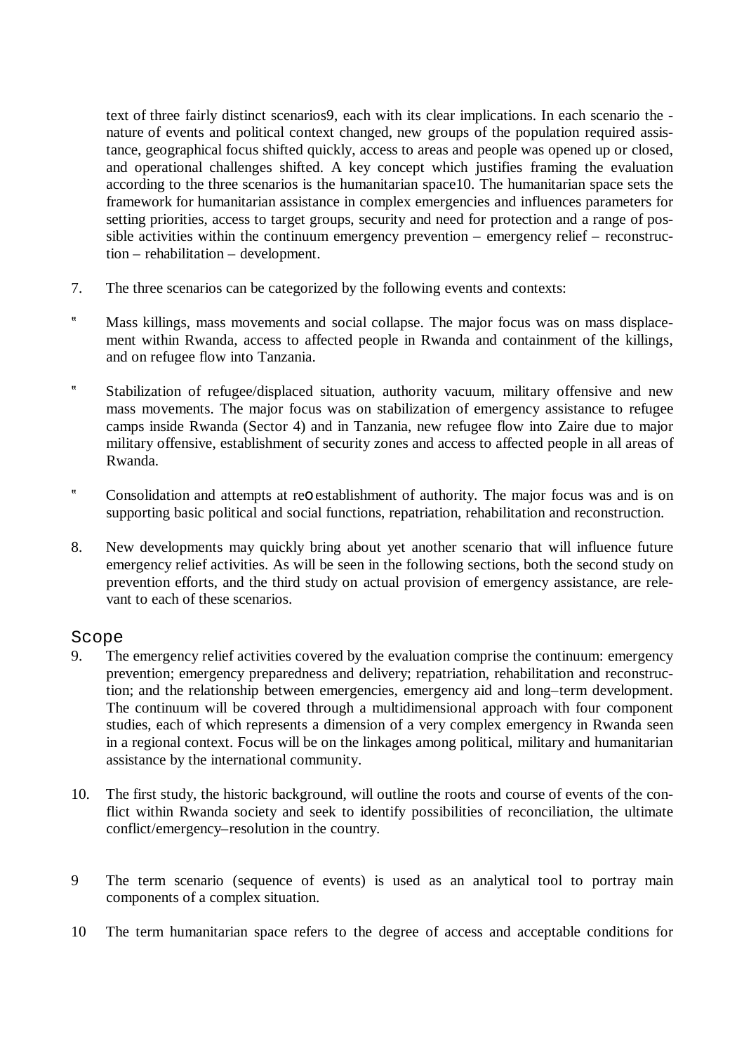text of three fairly distinct scenarios[9], each with its clear implications. In each scenario the nature of events and political context changed, new groups of the population required assistance, geographical focus shifted quickly, access to areas and people was opened up or closed, and operational challenges shifted. A key concept which justifies framing the evaluation according to the three scenarios is the humanitarian space[10]. The humanitarian space sets the framework for humanitarian assistance in complex emergencies and influences parameters for setting priorities, access to target groups, security and need for protection and a range of possible activities within the continuum emergency prevention – emergency relief – reconstruction – rehabilitation – development.

7. The three scenarios can be categorized by the following events and contexts:

- Mass killings, mass movements and social collapse. The major focus was on mass displacement within Rwanda, access to affected people in Rwanda and containment of the killings, and on refugee flow into Tanzania.

- Stabilization of refugee/displaced situation, authority vacuum, military offensive and new mass movements. The major focus was on stabilization of emergency assistance to refugee camps inside Rwanda (Sector 4) and in Tanzania, new refugee flow into Zaire due to major military offensive, establishment of security zones and access to affected people in all areas of Rwanda.

- Consolidation and attempts at re-establishment of authority. The major focus was and is on supporting basic political and social functions, repatriation, rehabilitation and reconstruction.

8. New developments may quickly bring about yet another scenario that will influence future emergency relief activities. As will be seen in the following sections, both the second study on prevention efforts, and the third study on actual provision of emergency assistance, are relevant to each of these scenarios.

## Scope

9. The emergency relief activities covered by the evaluation comprise the continuum: emergency prevention; emergency preparedness and delivery; repatriation, rehabilitation and reconstruction; and the relationship between emergencies, emergency aid and long–term development. The continuum will be covered through a multidimensional approach with four component studies, each of which represents a dimension of a very complex emergency in Rwanda seen in a regional context. Focus will be on the linkages among political, military and humanitarian assistance by the international community.

10. The first study, the historic background, will outline the roots and course of events of the conflict within Rwanda society and seek to identify possibilities of reconciliation, the ultimate conflict/emergency–resolution in the country.

9 The term scenario (sequence of events) is used as an analytical tool to portray main components of a complex situation.

10 The term humanitarian space refers to the degree of access and acceptable conditions for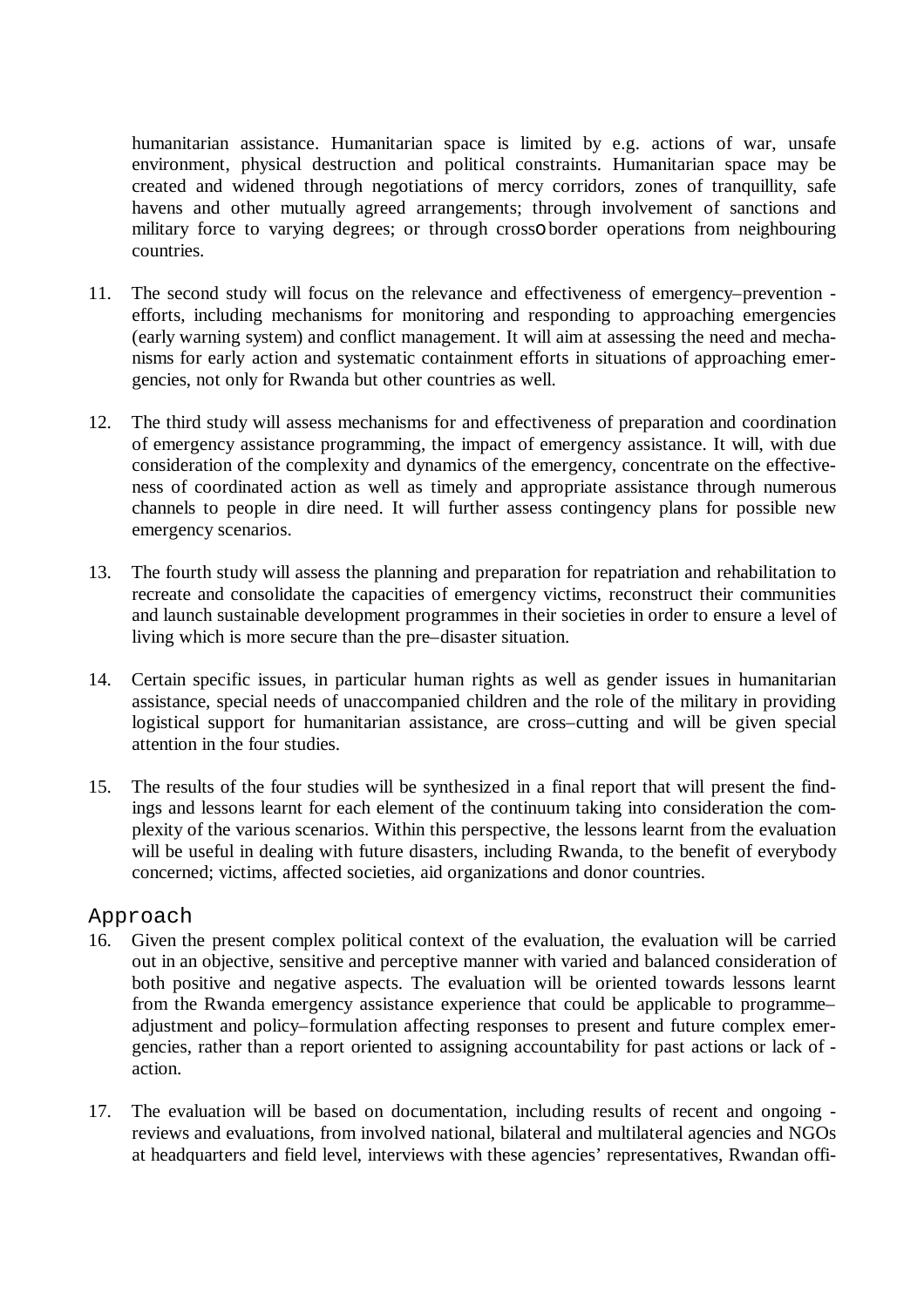humanitarian assistance. Humanitarian space is limited by e.g. actions of war, unsafe environment, physical destruction and political constraints. Humanitarian space may be created and widened through negotiations of mercy corridors, zones of tranquillity, safe havens and other mutually agreed arrangements; through involvement of sanctions and military force to varying degrees; or through crossoborder operations from neighbouring countries.

11. The second study will focus on the relevance and effectiveness of emergency–prevention - efforts, including mechanisms for monitoring and responding to approaching emergencies (early warning system) and conflict management. It will aim at assessing the need and mechanisms for early action and systematic containment efforts in situations of approaching emergencies, not only for Rwanda but other countries as well.

12. The third study will assess mechanisms for and effectiveness of preparation and coordination of emergency assistance programming, the impact of emergency assistance. It will, with due consideration of the complexity and dynamics of the emergency, concentrate on the effectiveness of coordinated action as well as timely and appropriate assistance through numerous channels to people in dire need. It will further assess contingency plans for possible new emergency scenarios.

13. The fourth study will assess the planning and preparation for repatriation and rehabilitation to recreate and consolidate the capacities of emergency victims, reconstruct their communities and launch sustainable development programmes in their societies in order to ensure a level of living which is more secure than the pre–disaster situation.

14. Certain specific issues, in particular human rights as well as gender issues in humanitarian assistance, special needs of unaccompanied children and the role of the military in providing logistical support for humanitarian assistance, are cross–cutting and will be given special attention in the four studies.

15. The results of the four studies will be synthesized in a final report that will present the findings and lessons learnt for each element of the continuum taking into consideration the complexity of the various scenarios. Within this perspective, the lessons learnt from the evaluation will be useful in dealing with future disasters, including Rwanda, to the benefit of everybody concerned; victims, affected societies, aid organizations and donor countries.

## Approach

16. Given the present complex political context of the evaluation, the evaluation will be carried out in an objective, sensitive and perceptive manner with varied and balanced consideration of both positive and negative aspects. The evaluation will be oriented towards lessons learnt from the Rwanda emergency assistance experience that could be applicable to programme–adjustment and policy–formulation affecting responses to present and future complex emergencies, rather than a report oriented to assigning accountability for past actions or lack of - action.

17. The evaluation will be based on documentation, including results of recent and ongoing - reviews and evaluations, from involved national, bilateral and multilateral agencies and NGOs at headquarters and field level, interviews with these agencies' representatives, Rwandan offi-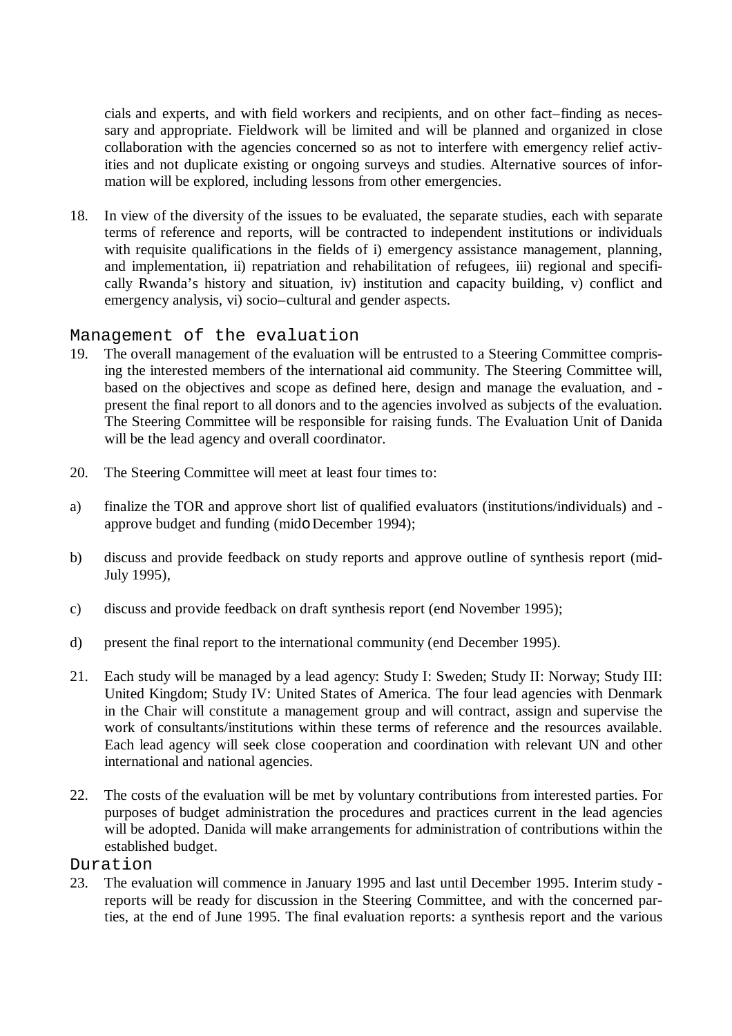cials and experts, and with field workers and recipients, and on other fact–finding as necessary and appropriate. Fieldwork will be limited and will be planned and organized in close collaboration with the agencies concerned so as not to interfere with emergency relief activities and not duplicate existing or ongoing surveys and studies. Alternative sources of information will be explored, including lessons from other emergencies.

18. In view of the diversity of the issues to be evaluated, the separate studies, each with separate terms of reference and reports, will be contracted to independent institutions or individuals with requisite qualifications in the fields of i) emergency assistance management, planning, and implementation, ii) repatriation and rehabilitation of refugees, iii) regional and specifically Rwanda's history and situation, iv) institution and capacity building, v) conflict and emergency analysis, vi) socio–cultural and gender aspects.

## Management of the evaluation

19. The overall management of the evaluation will be entrusted to a Steering Committee comprising the interested members of the international aid community. The Steering Committee will, based on the objectives and scope as defined here, design and manage the evaluation, and present the final report to all donors and to the agencies involved as subjects of the evaluation. The Steering Committee will be responsible for raising funds. The Evaluation Unit of Danida will be the lead agency and overall coordinator.

20. The Steering Committee will meet at least four times to:

a) finalize the TOR and approve short list of qualified evaluators (institutions/individuals) and approve budget and funding (mid December 1994);

b) discuss and provide feedback on study reports and approve outline of synthesis report (mid-July 1995),

c) discuss and provide feedback on draft synthesis report (end November 1995);

d) present the final report to the international community (end December 1995).

21. Each study will be managed by a lead agency: Study I: Sweden; Study II: Norway; Study III: United Kingdom; Study IV: United States of America. The four lead agencies with Denmark in the Chair will constitute a management group and will contract, assign and supervise the work of consultants/institutions within these terms of reference and the resources available. Each lead agency will seek close cooperation and coordination with relevant UN and other international and national agencies.

22. The costs of the evaluation will be met by voluntary contributions from interested parties. For purposes of budget administration the procedures and practices current in the lead agencies will be adopted. Danida will make arrangements for administration of contributions within the established budget.

## Duration

23. The evaluation will commence in January 1995 and last until December 1995. Interim study reports will be ready for discussion in the Steering Committee, and with the concerned parties, at the end of June 1995. The final evaluation reports: a synthesis report and the various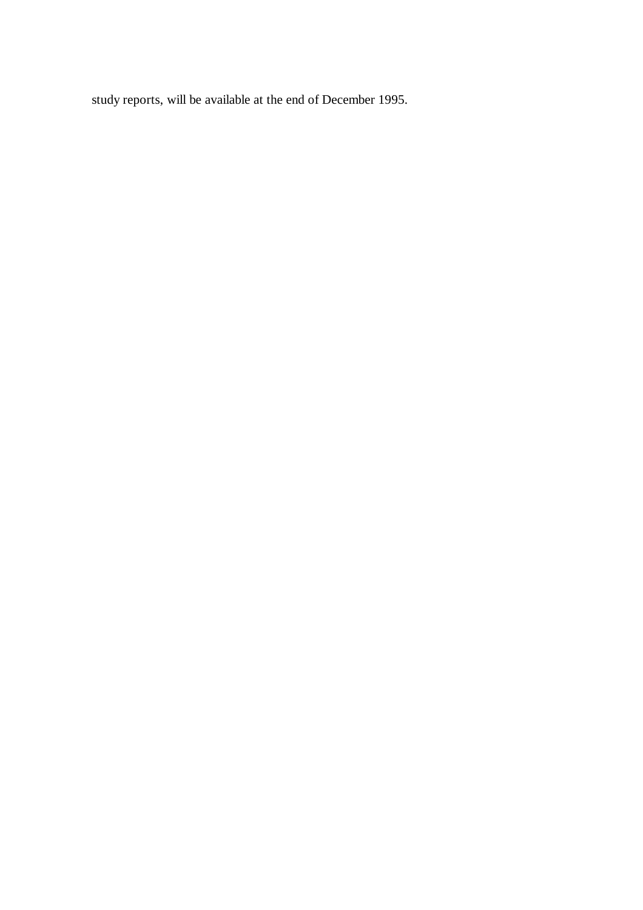study reports, will be available at the end of December 1995.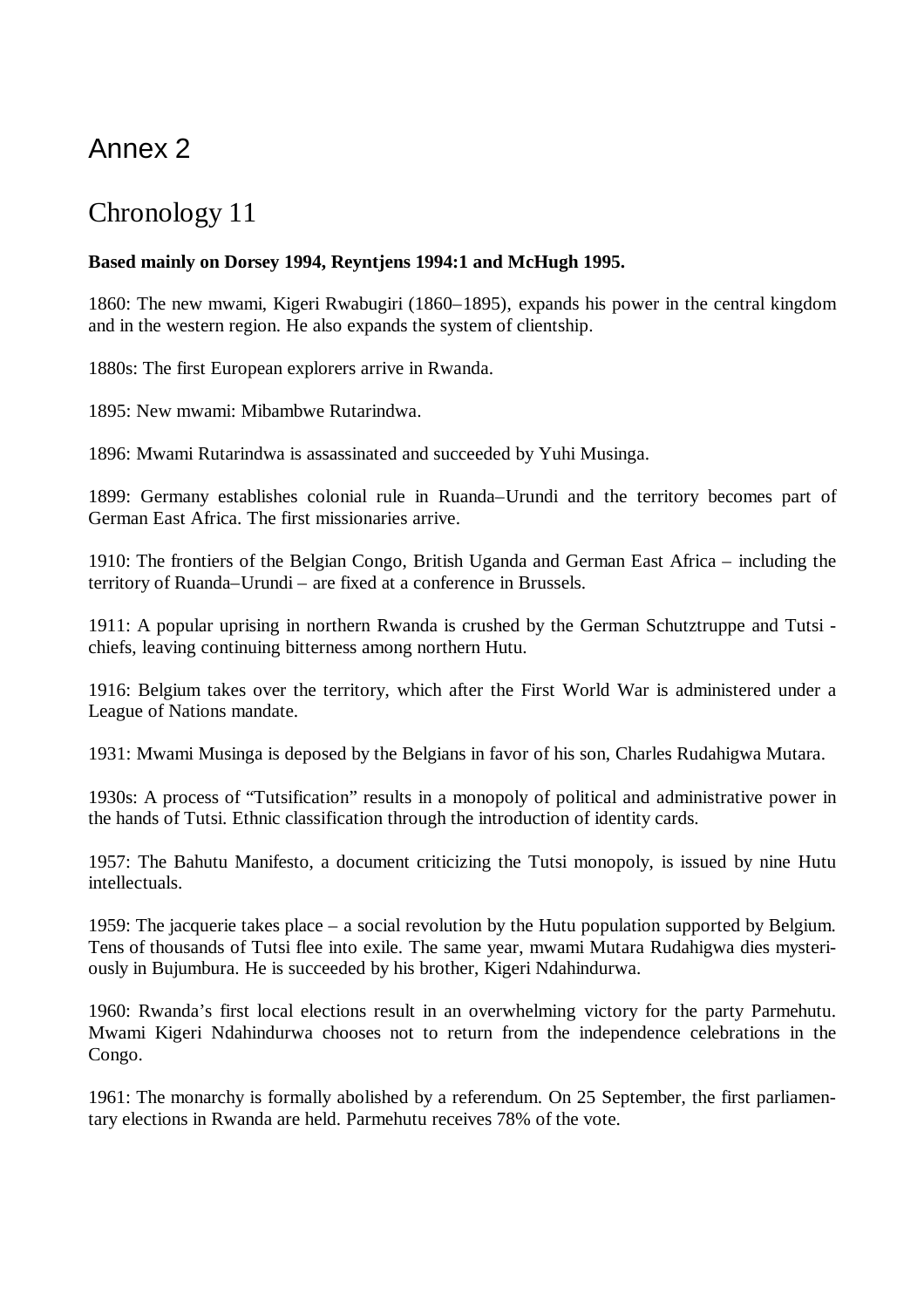# Annex 2

## Chronology 11

**Based mainly on Dorsey 1994, Reyntjens 1994:1 and McHugh 1995.**

1860: The new mwami, Kigeri Rwabugiri (1860–1895), expands his power in the central kingdom and in the western region. He also expands the system of clientship.

1880s: The first European explorers arrive in Rwanda.

1895: New mwami: Mibambwe Rutarindwa.

1896: Mwami Rutarindwa is assassinated and succeeded by Yuhi Musinga.

1899: Germany establishes colonial rule in Ruanda–Urundi and the territory becomes part of German East Africa. The first missionaries arrive.

1910: The frontiers of the Belgian Congo, British Uganda and German East Africa – including the territory of Ruanda–Urundi – are fixed at a conference in Brussels.

1911: A popular uprising in northern Rwanda is crushed by the German Schutztruppe and Tutsi - chiefs, leaving continuing bitterness among northern Hutu.

1916: Belgium takes over the territory, which after the First World War is administered under a League of Nations mandate.

1931: Mwami Musinga is deposed by the Belgians in favor of his son, Charles Rudahigwa Mutara.

1930s: A process of "Tutsification" results in a monopoly of political and administrative power in the hands of Tutsi. Ethnic classification through the introduction of identity cards.

1957: The Bahutu Manifesto, a document criticizing the Tutsi monopoly, is issued by nine Hutu intellectuals.

1959: The jacquerie takes place – a social revolution by the Hutu population supported by Belgium. Tens of thousands of Tutsi flee into exile. The same year, mwami Mutara Rudahigwa dies mysteriously in Bujumbura. He is succeeded by his brother, Kigeri Ndahindurwa.

1960: Rwanda's first local elections result in an overwhelming victory for the party Parmehutu. Mwami Kigeri Ndahindurwa chooses not to return from the independence celebrations in the Congo.

1961: The monarchy is formally abolished by a referendum. On 25 September, the first parliamentary elections in Rwanda are held. Parmehutu receives 78% of the vote.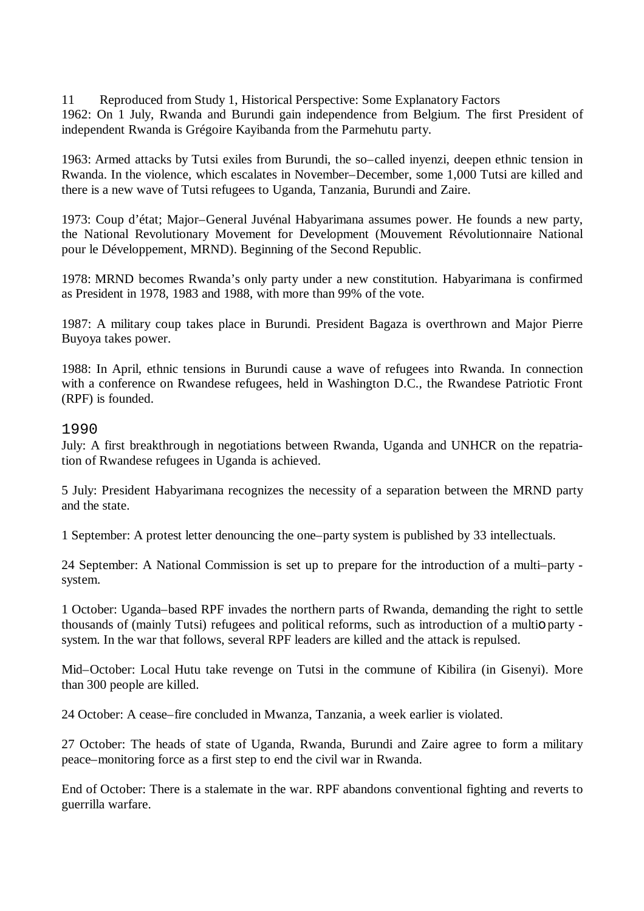11 Reproduced from Study 1, Historical Perspective: Some Explanatory Factors

1962: On 1 July, Rwanda and Burundi gain independence from Belgium. The first President of independent Rwanda is Grégoire Kayibanda from the Parmehutu party.

1963: Armed attacks by Tutsi exiles from Burundi, the so–called inyenzi, deepen ethnic tension in Rwanda. In the violence, which escalates in November–December, some 1,000 Tutsi are killed and there is a new wave of Tutsi refugees to Uganda, Tanzania, Burundi and Zaire.

1973: Coup d'état; Major–General Juvénal Habyarimana assumes power. He founds a new party, the National Revolutionary Movement for Development (Mouvement Révolutionnaire National pour le Développement, MRND). Beginning of the Second Republic.

1978: MRND becomes Rwanda's only party under a new constitution. Habyarimana is confirmed as President in 1978, 1983 and 1988, with more than 99% of the vote.

1987: A military coup takes place in Burundi. President Bagaza is overthrown and Major Pierre Buyoya takes power.

1988: In April, ethnic tensions in Burundi cause a wave of refugees into Rwanda. In connection with a conference on Rwandese refugees, held in Washington D.C., the Rwandese Patriotic Front (RPF) is founded.

## 1990

July: A first breakthrough in negotiations between Rwanda, Uganda and UNHCR on the repatriation of Rwandese refugees in Uganda is achieved.

5 July: President Habyarimana recognizes the necessity of a separation between the MRND party and the state.

1 September: A protest letter denouncing the one–party system is published by 33 intellectuals.

24 September: A National Commission is set up to prepare for the introduction of a multi–party - system.

1 October: Uganda–based RPF invades the northern parts of Rwanda, demanding the right to settle thousands of (mainly Tutsi) refugees and political reforms, such as introduction of a multio party - system. In the war that follows, several RPF leaders are killed and the attack is repulsed.

Mid–October: Local Hutu take revenge on Tutsi in the commune of Kibilira (in Gisenyi). More than 300 people are killed.

24 October: A cease–fire concluded in Mwanza, Tanzania, a week earlier is violated.

27 October: The heads of state of Uganda, Rwanda, Burundi and Zaire agree to form a military peace–monitoring force as a first step to end the civil war in Rwanda.

End of October: There is a stalemate in the war. RPF abandons conventional fighting and reverts to guerrilla warfare.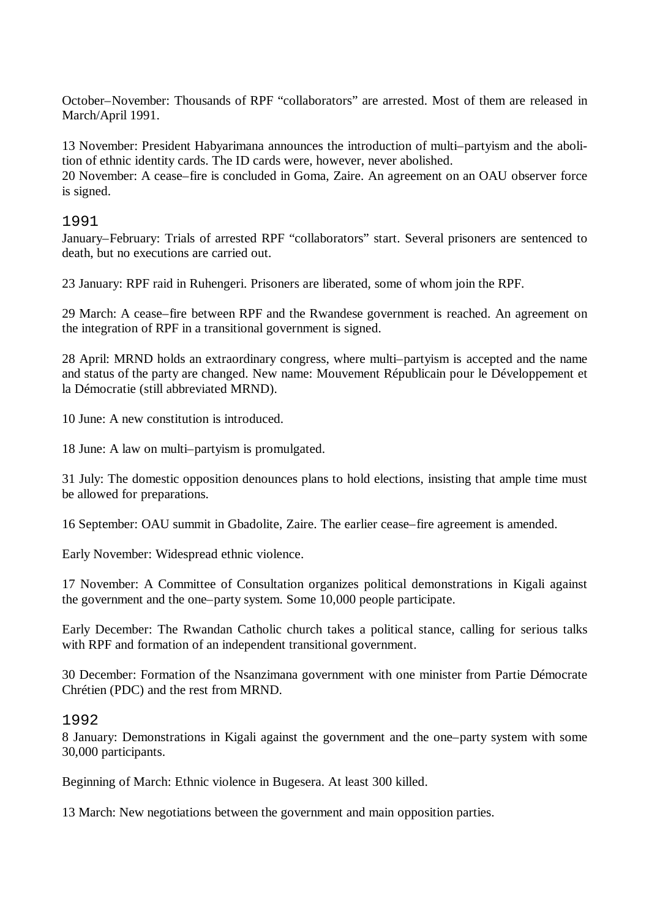October–November: Thousands of RPF “collaborators” are arrested. Most of them are released in March/April 1991.

13 November: President Habyarimana announces the introduction of multi–partyism and the abolition of ethnic identity cards. The ID cards were, however, never abolished.
20 November: A cease–fire is concluded in Goma, Zaire. An agreement on an OAU observer force is signed.

## 1991

January–February: Trials of arrested RPF “collaborators” start. Several prisoners are sentenced to death, but no executions are carried out.

23 January: RPF raid in Ruhengeri. Prisoners are liberated, some of whom join the RPF.

29 March: A cease–fire between RPF and the Rwandese government is reached. An agreement on the integration of RPF in a transitional government is signed.

28 April: MRND holds an extraordinary congress, where multi–partyism is accepted and the name and status of the party are changed. New name: Mouvement Républicain pour le Développement et la Démocratie (still abbreviated MRND).

10 June: A new constitution is introduced.

18 June: A law on multi–partyism is promulgated.

31 July: The domestic opposition denounces plans to hold elections, insisting that ample time must be allowed for preparations.

16 September: OAU summit in Gbadolite, Zaire. The earlier cease–fire agreement is amended.

Early November: Widespread ethnic violence.

17 November: A Committee of Consultation organizes political demonstrations in Kigali against the government and the one–party system. Some 10,000 people participate.

Early December: The Rwandan Catholic church takes a political stance, calling for serious talks with RPF and formation of an independent transitional government.

30 December: Formation of the Nsanzimana government with one minister from Partie Démocrate Chrétien (PDC) and the rest from MRND.

## 1992

8 January: Demonstrations in Kigali against the government and the one–party system with some 30,000 participants.

Beginning of March: Ethnic violence in Bugesera. At least 300 killed.

13 March: New negotiations between the government and main opposition parties.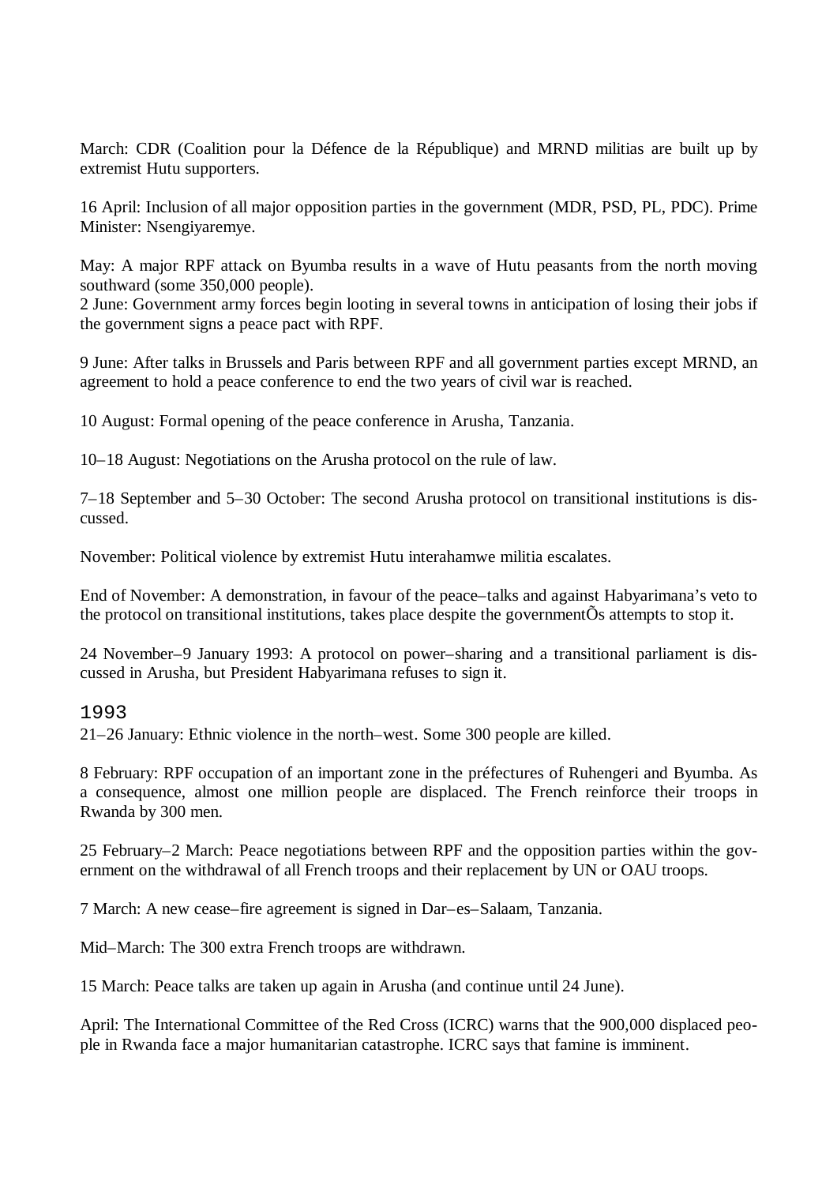March: CDR (Coalition pour la Défence de la République) and MRND militias are built up by extremist Hutu supporters.

16 April: Inclusion of all major opposition parties in the government (MDR, PSD, PL, PDC). Prime Minister: Nsengiyaremye.

May: A major RPF attack on Byumba results in a wave of Hutu peasants from the north moving southward (some 350,000 people).
2 June: Government army forces begin looting in several towns in anticipation of losing their jobs if the government signs a peace pact with RPF.

9 June: After talks in Brussels and Paris between RPF and all government parties except MRND, an agreement to hold a peace conference to end the two years of civil war is reached.

10 August: Formal opening of the peace conference in Arusha, Tanzania.

10–18 August: Negotiations on the Arusha protocol on the rule of law.

7–18 September and 5–30 October: The second Arusha protocol on transitional institutions is discussed.

November: Political violence by extremist Hutu interahamwe militia escalates.

End of November: A demonstration, in favour of the peace–talks and against Habyarimana's veto to the protocol on transitional institutions, takes place despite the governmentÕs attempts to stop it.

24 November–9 January 1993: A protocol on power–sharing and a transitional parliament is discussed in Arusha, but President Habyarimana refuses to sign it.

## 1993

21–26 January: Ethnic violence in the north–west. Some 300 people are killed.

8 February: RPF occupation of an important zone in the préfectures of Ruhengeri and Byumba. As a consequence, almost one million people are displaced. The French reinforce their troops in Rwanda by 300 men.

25 February–2 March: Peace negotiations between RPF and the opposition parties within the government on the withdrawal of all French troops and their replacement by UN or OAU troops.

7 March: A new cease–fire agreement is signed in Dar–es–Salaam, Tanzania.

Mid–March: The 300 extra French troops are withdrawn.

15 March: Peace talks are taken up again in Arusha (and continue until 24 June).

April: The International Committee of the Red Cross (ICRC) warns that the 900,000 displaced people in Rwanda face a major humanitarian catastrophe. ICRC says that famine is imminent.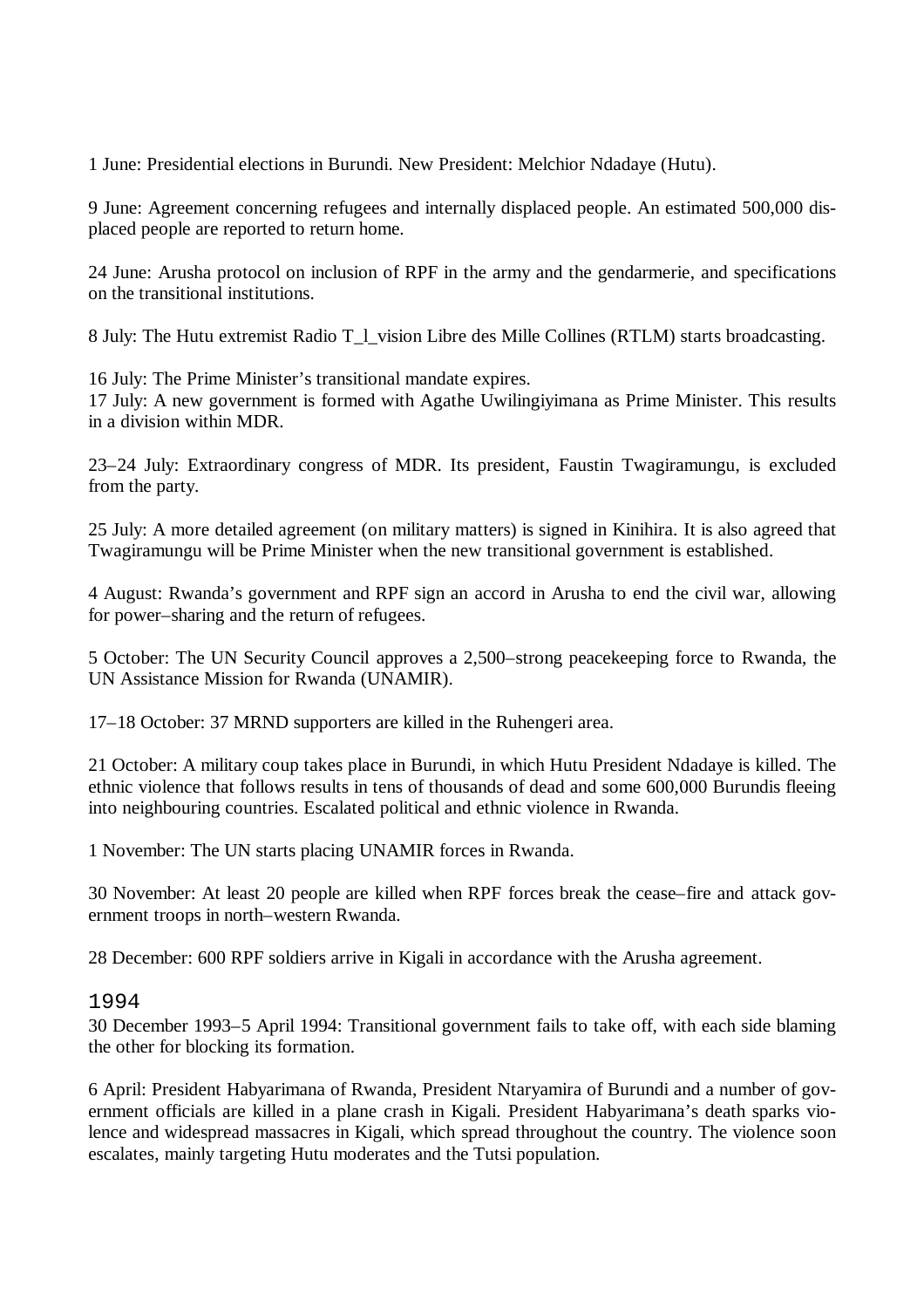1 June: Presidential elections in Burundi. New President: Melchior Ndadaye (Hutu).

9 June: Agreement concerning refugees and internally displaced people. An estimated 500,000 displaced people are reported to return home.

24 June: Arusha protocol on inclusion of RPF in the army and the gendarmerie, and specifications on the transitional institutions.

8 July: The Hutu extremist Radio T_l_vision Libre des Mille Collines (RTLM) starts broadcasting.

16 July: The Prime Minister's transitional mandate expires.
17 July: A new government is formed with Agathe Uwilingiyimana as Prime Minister. This results in a division within MDR.

23–24 July: Extraordinary congress of MDR. Its president, Faustin Twagiramungu, is excluded from the party.

25 July: A more detailed agreement (on military matters) is signed in Kinihira. It is also agreed that Twagiramungu will be Prime Minister when the new transitional government is established.

4 August: Rwanda's government and RPF sign an accord in Arusha to end the civil war, allowing for power–sharing and the return of refugees.

5 October: The UN Security Council approves a 2,500–strong peacekeeping force to Rwanda, the UN Assistance Mission for Rwanda (UNAMIR).

17–18 October: 37 MRND supporters are killed in the Ruhengeri area.

21 October: A military coup takes place in Burundi, in which Hutu President Ndadaye is killed. The ethnic violence that follows results in tens of thousands of dead and some 600,000 Burundis fleeing into neighbouring countries. Escalated political and ethnic violence in Rwanda.

1 November: The UN starts placing UNAMIR forces in Rwanda.

30 November: At least 20 people are killed when RPF forces break the cease–fire and attack government troops in north–western Rwanda.

28 December: 600 RPF soldiers arrive in Kigali in accordance with the Arusha agreement.

## 1994

30 December 1993–5 April 1994: Transitional government fails to take off, with each side blaming the other for blocking its formation.

6 April: President Habyarimana of Rwanda, President Ntaryamira of Burundi and a number of government officials are killed in a plane crash in Kigali. President Habyarimana's death sparks violence and widespread massacres in Kigali, which spread throughout the country. The violence soon escalates, mainly targeting Hutu moderates and the Tutsi population.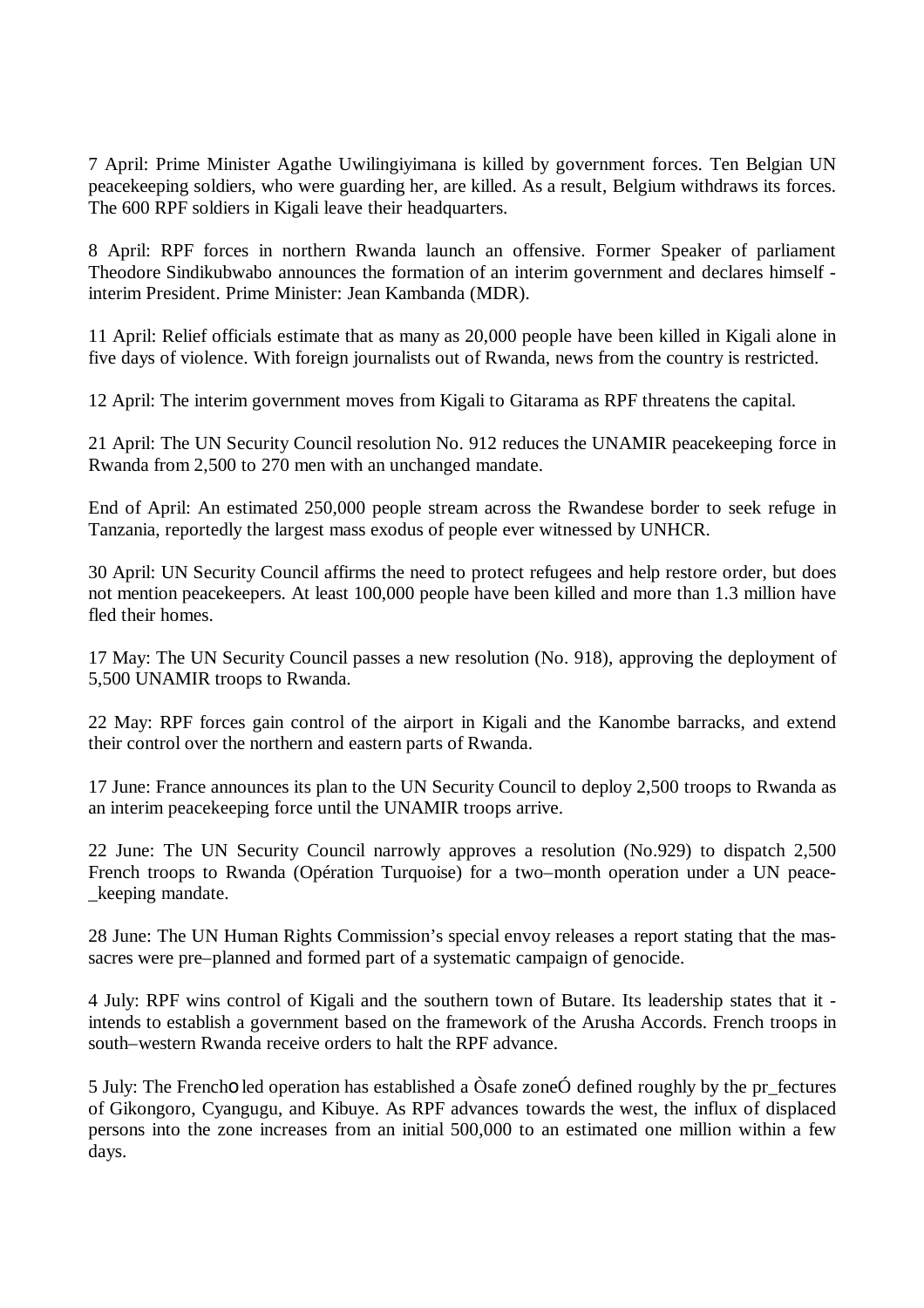7 April: Prime Minister Agathe Uwilingiyimana is killed by government forces. Ten Belgian UN peacekeeping soldiers, who were guarding her, are killed. As a result, Belgium withdraws its forces. The 600 RPF soldiers in Kigali leave their headquarters.

8 April: RPF forces in northern Rwanda launch an offensive. Former Speaker of parliament Theodore Sindikubwabo announces the formation of an interim government and declares himself - interim President. Prime Minister: Jean Kambanda (MDR).

11 April: Relief officials estimate that as many as 20,000 people have been killed in Kigali alone in five days of violence. With foreign journalists out of Rwanda, news from the country is restricted.

12 April: The interim government moves from Kigali to Gitarama as RPF threatens the capital.

21 April: The UN Security Council resolution No. 912 reduces the UNAMIR peacekeeping force in Rwanda from 2,500 to 270 men with an unchanged mandate.

End of April: An estimated 250,000 people stream across the Rwandese border to seek refuge in Tanzania, reportedly the largest mass exodus of people ever witnessed by UNHCR.

30 April: UN Security Council affirms the need to protect refugees and help restore order, but does not mention peacekeepers. At least 100,000 people have been killed and more than 1.3 million have fled their homes.

17 May: The UN Security Council passes a new resolution (No. 918), approving the deployment of 5,500 UNAMIR troops to Rwanda.

22 May: RPF forces gain control of the airport in Kigali and the Kanombe barracks, and extend their control over the northern and eastern parts of Rwanda.

17 June: France announces its plan to the UN Security Council to deploy 2,500 troops to Rwanda as an interim peacekeeping force until the UNAMIR troops arrive.

22 June: The UN Security Council narrowly approves a resolution (No.929) to dispatch 2,500 French troops to Rwanda (Opération Turquoise) for a two–month operation under a UN peace-_keeping mandate.

28 June: The UN Human Rights Commission's special envoy releases a report stating that the massacres were pre–planned and formed part of a systematic campaign of genocide.

4 July: RPF wins control of Kigali and the southern town of Butare. Its leadership states that it - intends to establish a government based on the framework of the Arusha Accords. French troops in south–western Rwanda receive orders to halt the RPF advance.

5 July: The Frencho led operation has established a Òsafe zoneÓ defined roughly by the pr_fectures of Gikongoro, Cyangugu, and Kibuye. As RPF advances towards the west, the influx of displaced persons into the zone increases from an initial 500,000 to an estimated one million within a few days.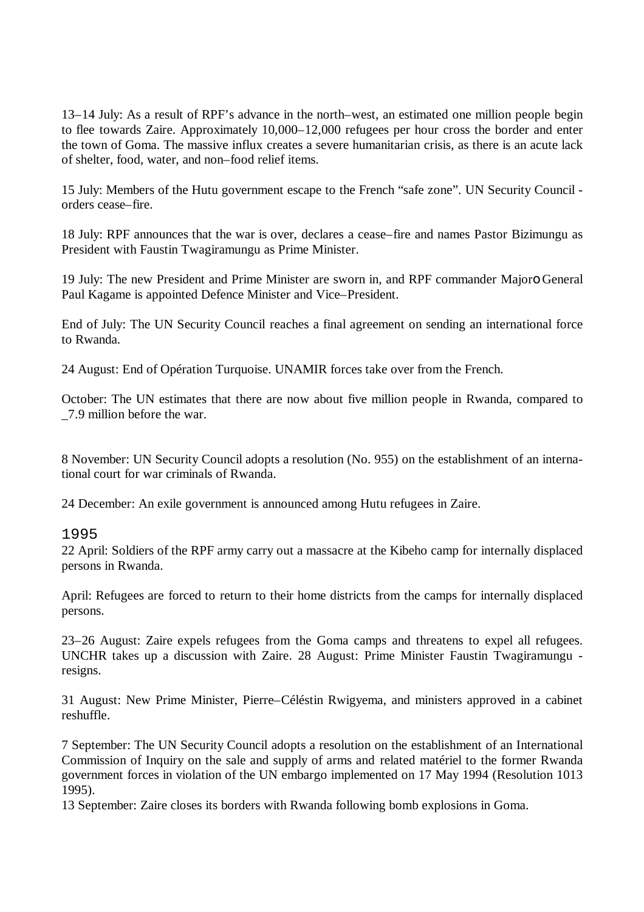13–14 July: As a result of RPF's advance in the north–west, an estimated one million people begin to flee towards Zaire. Approximately 10,000–12,000 refugees per hour cross the border and enter the town of Goma. The massive influx creates a severe humanitarian crisis, as there is an acute lack of shelter, food, water, and non–food relief items.

15 July: Members of the Hutu government escape to the French "safe zone". UN Security Council - orders cease–fire.

18 July: RPF announces that the war is over, declares a cease–fire and names Pastor Bizimungu as President with Faustin Twagiramungu as Prime Minister.

19 July: The new President and Prime Minister are sworn in, and RPF commander Majoro General Paul Kagame is appointed Defence Minister and Vice–President.

End of July: The UN Security Council reaches a final agreement on sending an international force to Rwanda.

24 August: End of Opération Turquoise. UNAMIR forces take over from the French.

October: The UN estimates that there are now about five million people in Rwanda, compared to _7.9 million before the war.

8 November: UN Security Council adopts a resolution (No. 955) on the establishment of an international court for war criminals of Rwanda.

24 December: An exile government is announced among Hutu refugees in Zaire.

## 1995

22 April: Soldiers of the RPF army carry out a massacre at the Kibeho camp for internally displaced persons in Rwanda.

April: Refugees are forced to return to their home districts from the camps for internally displaced persons.

23–26 August: Zaire expels refugees from the Goma camps and threatens to expel all refugees. UNCHR takes up a discussion with Zaire. 28 August: Prime Minister Faustin Twagiramungu - resigns.

31 August: New Prime Minister, Pierre–Céléstin Rwigyema, and ministers approved in a cabinet reshuffle.

7 September: The UN Security Council adopts a resolution on the establishment of an International Commission of Inquiry on the sale and supply of arms and related matériel to the former Rwanda government forces in violation of the UN embargo implemented on 17 May 1994 (Resolution 1013 1995).

13 September: Zaire closes its borders with Rwanda following bomb explosions in Goma.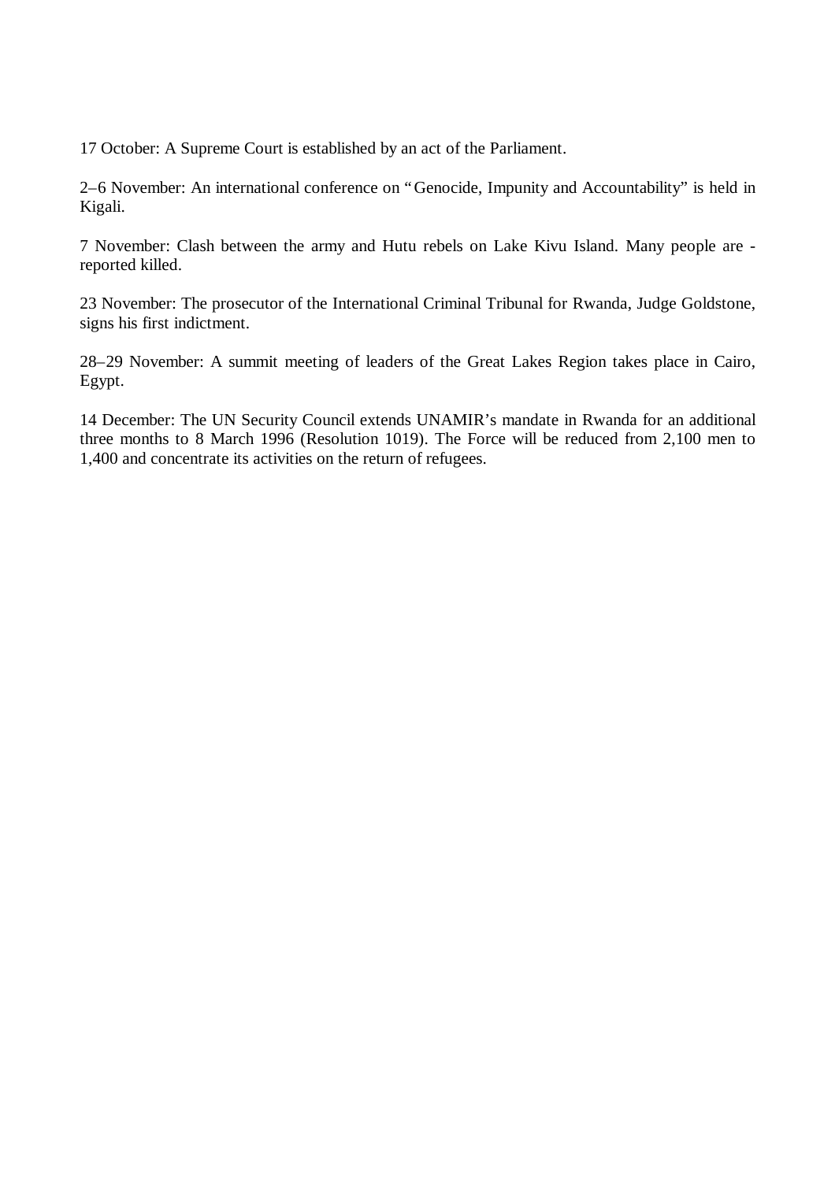17 October: A Supreme Court is established by an act of the Parliament.

2–6 November: An international conference on "Genocide, Impunity and Accountability" is held in Kigali.

7 November: Clash between the army and Hutu rebels on Lake Kivu Island. Many people are -reported killed.

23 November: The prosecutor of the International Criminal Tribunal for Rwanda, Judge Goldstone, signs his first indictment.

28–29 November: A summit meeting of leaders of the Great Lakes Region takes place in Cairo, Egypt.

14 December: The UN Security Council extends UNAMIR's mandate in Rwanda for an additional three months to 8 March 1996 (Resolution 1019). The Force will be reduced from 2,100 men to 1,400 and concentrate its activities on the return of refugees.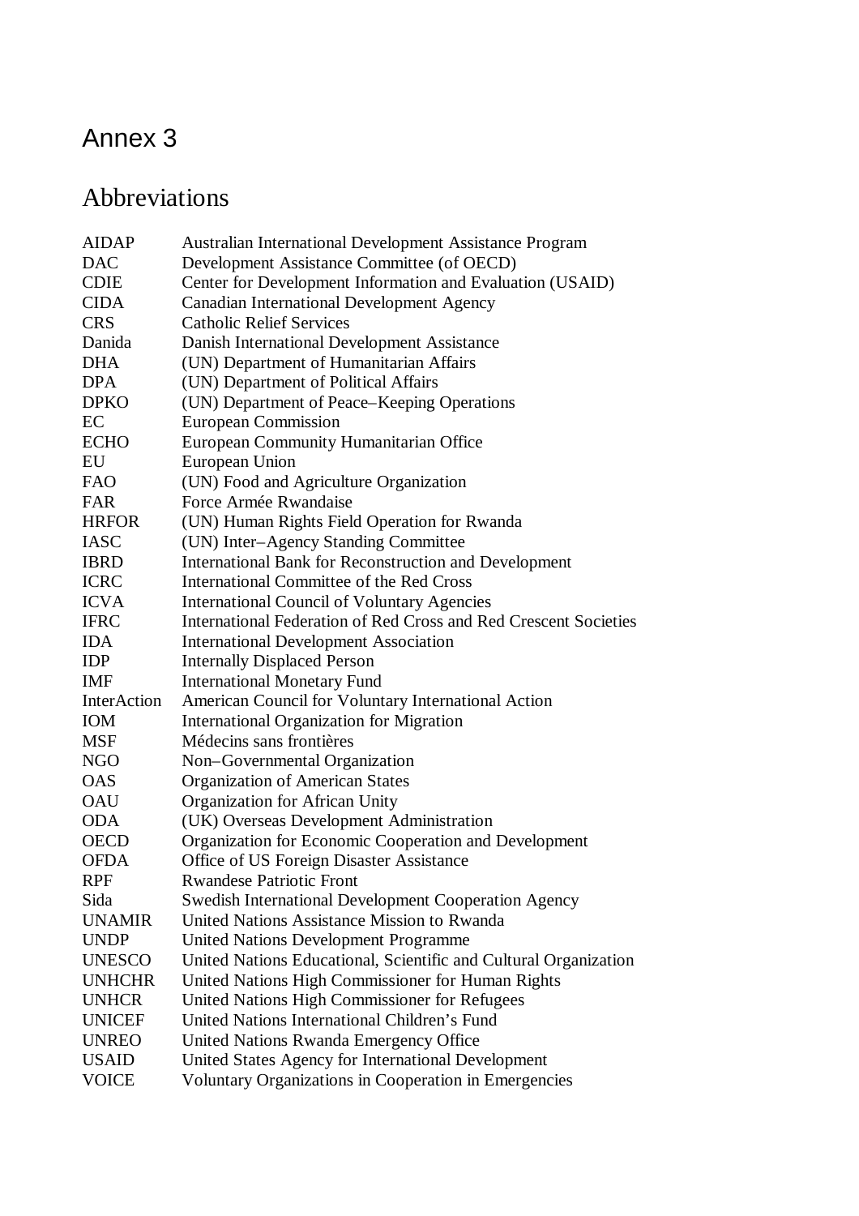# Annex 3

## Abbreviations

| | |
|---|---|
| AIDAP | Australian International Development Assistance Program |
| DAC | Development Assistance Committee (of OECD) |
| CDIE | Center for Development Information and Evaluation (USAID) |
| CIDA | Canadian International Development Agency |
| CRS | Catholic Relief Services |
| Danida | Danish International Development Assistance |
| DHA | (UN) Department of Humanitarian Affairs |
| DPA | (UN) Department of Political Affairs |
| DPKO | (UN) Department of Peace–Keeping Operations |
| EC | European Commission |
| ECHO | European Community Humanitarian Office |
| EU | European Union |
| FAO | (UN) Food and Agriculture Organization |
| FAR | Force Armée Rwandaise |
| HRFOR | (UN) Human Rights Field Operation for Rwanda |
| IASC | (UN) Inter–Agency Standing Committee |
| IBRD | International Bank for Reconstruction and Development |
| ICRC | International Committee of the Red Cross |
| ICVA | International Council of Voluntary Agencies |
| IFRC | International Federation of Red Cross and Red Crescent Societies |
| IDA | International Development Association |
| IDP | Internally Displaced Person |
| IMF | International Monetary Fund |
| InterAction | American Council for Voluntary International Action |
| IOM | International Organization for Migration |
| MSF | Médecins sans frontières |
| NGO | Non–Governmental Organization |
| OAS | Organization of American States |
| OAU | Organization for African Unity |
| ODA | (UK) Overseas Development Administration |
| OECD | Organization for Economic Cooperation and Development |
| OFDA | Office of US Foreign Disaster Assistance |
| RPF | Rwandese Patriotic Front |
| Sida | Swedish International Development Cooperation Agency |
| UNAMIR | United Nations Assistance Mission to Rwanda |
| UNDP | United Nations Development Programme |
| UNESCO | United Nations Educational, Scientific and Cultural Organization |
| UNHCHR | United Nations High Commissioner for Human Rights |
| UNHCR | United Nations High Commissioner for Refugees |
| UNICEF | United Nations International Children's Fund |
| UNREO | United Nations Rwanda Emergency Office |
| USAID | United States Agency for International Development |
| VOICE | Voluntary Organizations in Cooperation in Emergencies |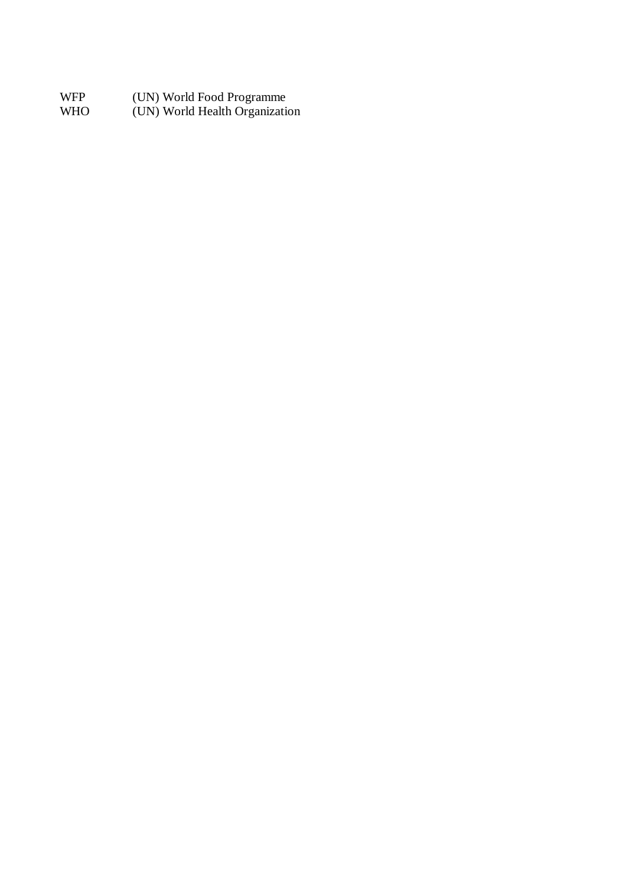| | |
|---|---|
| WFP | (UN) World Food Programme |
| WHO | (UN) World Health Organization |